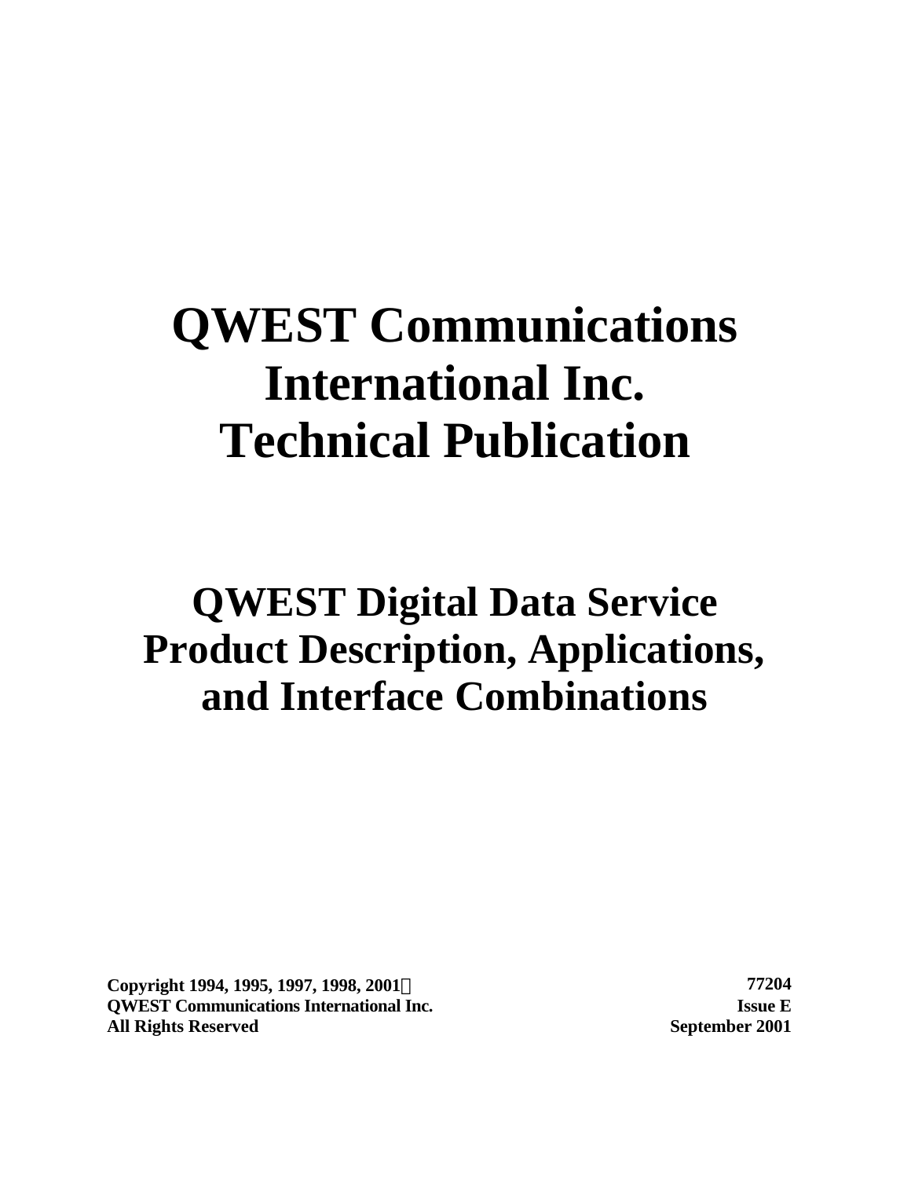# QWEST Communications International Inc. Technical Publication

## QWEST Digital Data Service Product Description, Applications, and Interface Combinations

**Copyright 1994, 1995, 1997, 1998, 2001©**
**QWEST Communications International Inc.**
**All Rights Reserved**

**77204**
**Issue E**
**September 2001**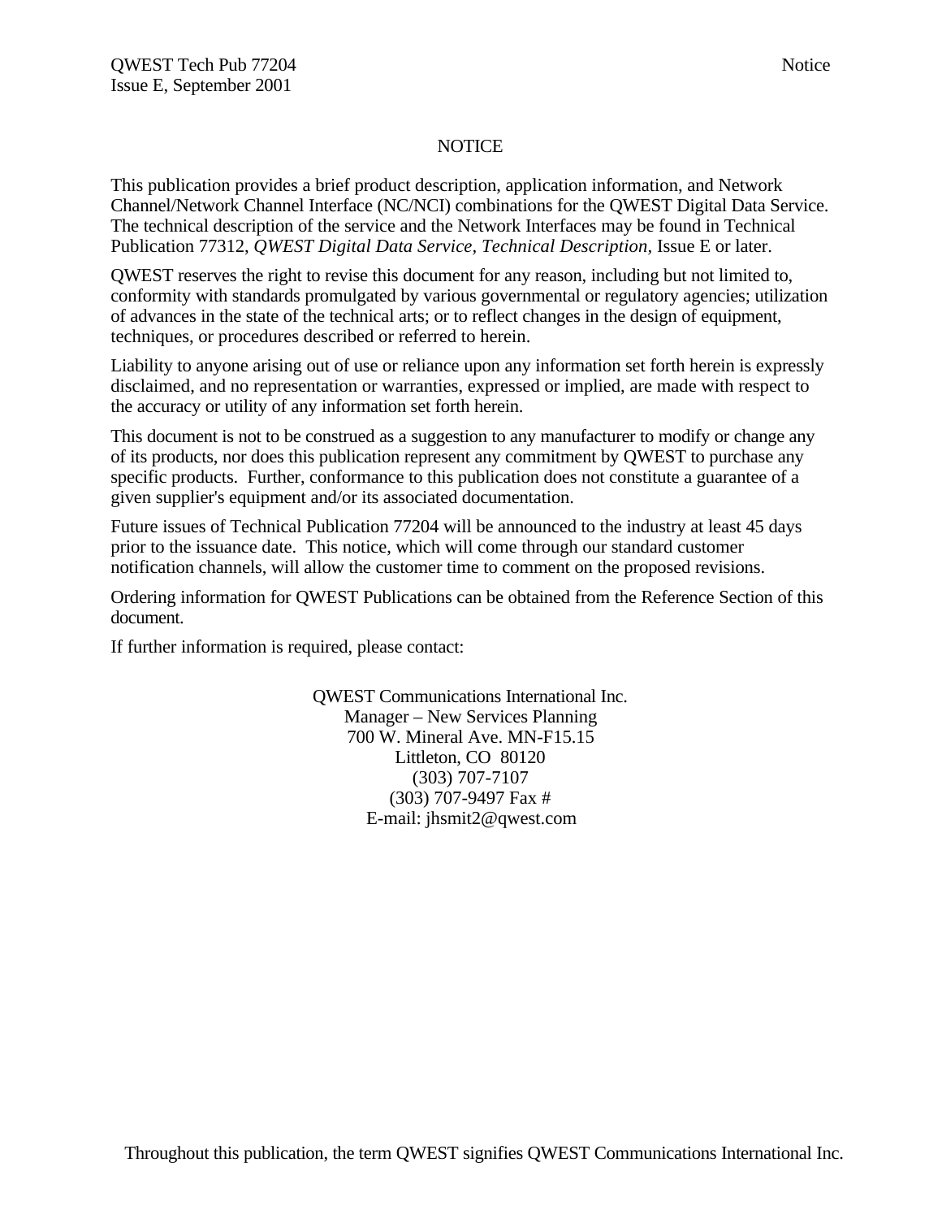# NOTICE

This publication provides a brief product description, application information, and Network Channel/Network Channel Interface (NC/NCI) combinations for the QWEST Digital Data Service. The technical description of the service and the Network Interfaces may be found in Technical Publication 77312, *QWEST Digital Data Service, Technical Description*, Issue E or later.

QWEST reserves the right to revise this document for any reason, including but not limited to, conformity with standards promulgated by various governmental or regulatory agencies; utilization of advances in the state of the technical arts; or to reflect changes in the design of equipment, techniques, or procedures described or referred to herein.

Liability to anyone arising out of use or reliance upon any information set forth herein is expressly disclaimed, and no representation or warranties, expressed or implied, are made with respect to the accuracy or utility of any information set forth herein.

This document is not to be construed as a suggestion to any manufacturer to modify or change any of its products, nor does this publication represent any commitment by QWEST to purchase any specific products. Further, conformance to this publication does not constitute a guarantee of a given supplier's equipment and/or its associated documentation.

Future issues of Technical Publication 77204 will be announced to the industry at least 45 days prior to the issuance date. This notice, which will come through our standard customer notification channels, will allow the customer time to comment on the proposed revisions.

Ordering information for QWEST Publications can be obtained from the Reference Section of this document.

If further information is required, please contact:

QWEST Communications International Inc.
Manager – New Services Planning
700 W. Mineral Ave. MN-F15.15
Littleton, CO 80120
(303) 707-7107
(303) 707-9497 Fax #
E-mail: jhsmit2@qwest.com

Throughout this publication, the term QWEST signifies QWEST Communications International Inc.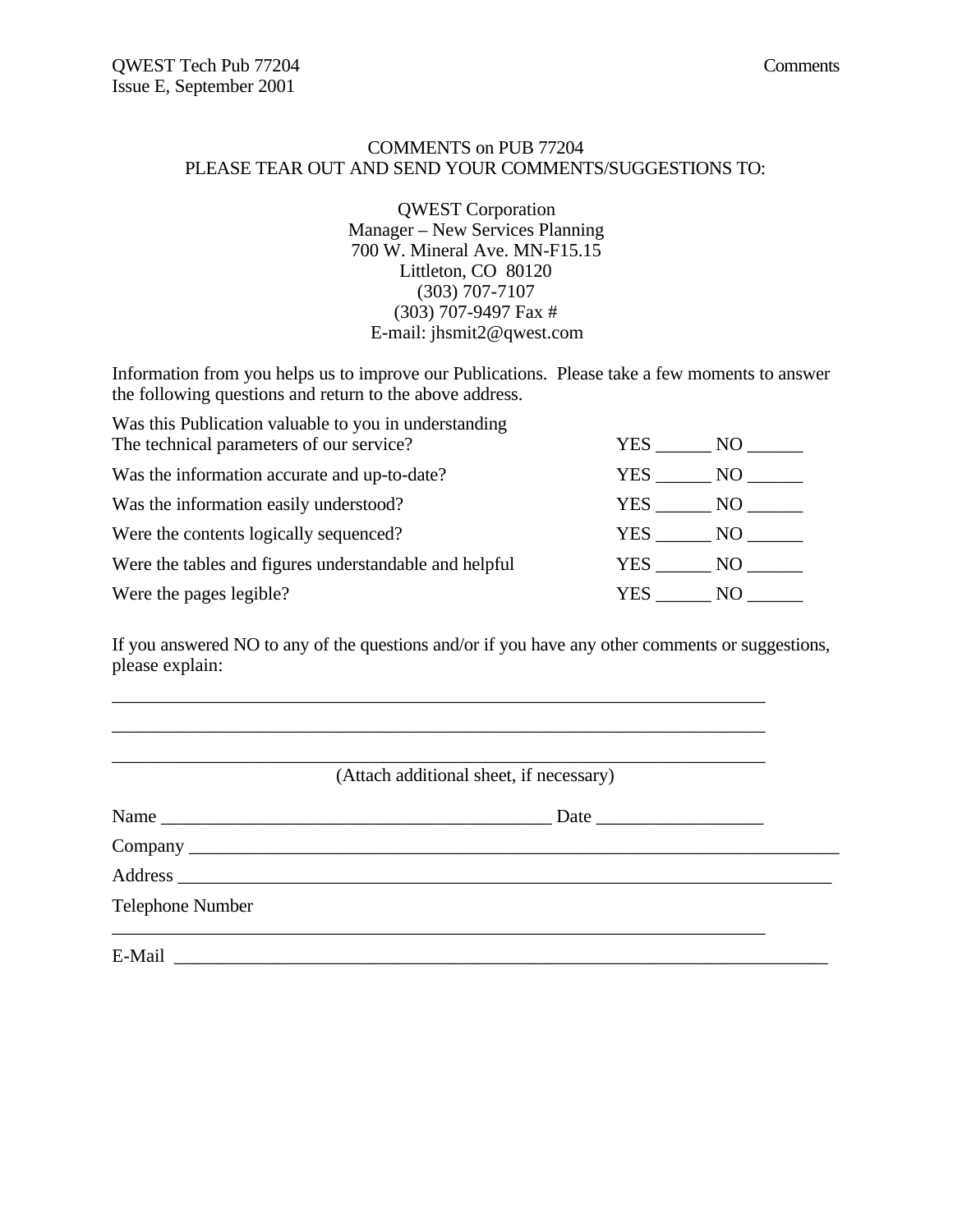COMMENTS on PUB 77204
PLEASE TEAR OUT AND SEND YOUR COMMENTS/SUGGESTIONS TO:

QWEST Corporation
Manager – New Services Planning
700 W. Mineral Ave. MN-F15.15
Littleton, CO 80120
(303) 707-7107
(303) 707-9497 Fax #
E-mail: jhsmit2@qwest.com

Information from you helps us to improve our Publications. Please take a few moments to answer the following questions and return to the above address.

| | |
|---|---|
| Was this Publication valuable to you in understanding The technical parameters of our service? | YES ______ NO ______ |
| Was the information accurate and up-to-date? | YES ______ NO ______ |
| Was the information easily understood? | YES ______ NO ______ |
| Were the contents logically sequenced? | YES ______ NO ______ |
| Were the tables and figures understandable and helpful | YES ______ NO ______ |
| Were the pages legible? | YES ______ NO ______ |

If you answered NO to any of the questions and/or if you have any other comments or suggestions, please explain:

_______________________________________________________________________

_______________________________________________________________________

_______________________________________________________________________

(Attach additional sheet, if necessary)

Name ________________________________________ Date _________________

Company ________________________________________________________________

Address ________________________________________________________________

Telephone Number

_______________________________________________________________________

E-Mail _________________________________________________________________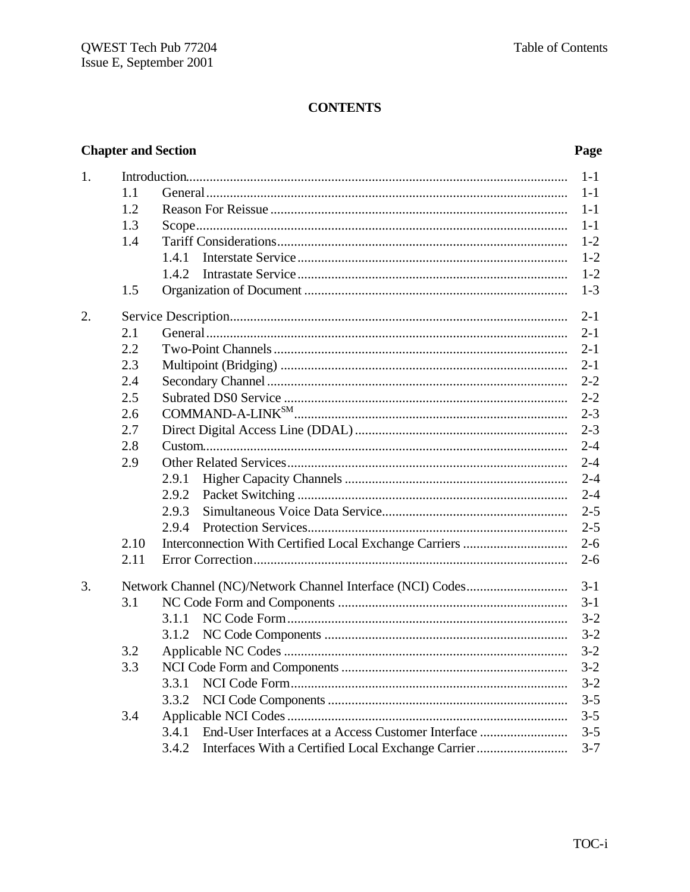**CONTENTS**

| Chapter and Section | | | Page |
|---|---|---|---|
| 1. | Introduction | | 1-1 |
| | 1.1 | General | 1-1 |
| | 1.2 | Reason For Reissue | 1-1 |
| | 1.3 | Scope | 1-1 |
| | 1.4 | Tariff Considerations | 1-2 |
| | | 1.4.1 Interstate Service | 1-2 |
| | | 1.4.2 Intrastate Service | 1-2 |
| | 1.5 | Organization of Document | 1-3 |
| 2. | Service Description | | 2-1 |
| | 2.1 | General | 2-1 |
| | 2.2 | Two-Point Channels | 2-1 |
| | 2.3 | Multipoint (Bridging) | 2-1 |
| | 2.4 | Secondary Channel | 2-2 |
| | 2.5 | Subrated DS0 Service | 2-2 |
| | 2.6 | COMMAND-A-LINK[SM] | 2-3 |
| | 2.7 | Direct Digital Access Line (DDAL) | 2-3 |
| | 2.8 | Custom | 2-4 |
| | 2.9 | Other Related Services | 2-4 |
| | | 2.9.1 Higher Capacity Channels | 2-4 |
| | | 2.9.2 Packet Switching | 2-4 |
| | | 2.9.3 Simultaneous Voice Data Service | 2-5 |
| | | 2.9.4 Protection Services | 2-5 |
| | 2.10 | Interconnection With Certified Local Exchange Carriers | 2-6 |
| | 2.11 | Error Correction | 2-6 |
| 3. | Network Channel (NC)/Network Channel Interface (NCI) Codes | | 3-1 |
| | 3.1 | NC Code Form and Components | 3-1 |
| | | 3.1.1 NC Code Form | 3-2 |
| | | 3.1.2 NC Code Components | 3-2 |
| | 3.2 | Applicable NC Codes | 3-2 |
| | 3.3 | NCI Code Form and Components | 3-2 |
| | | 3.3.1 NCI Code Form | 3-2 |
| | | 3.3.2 NCI Code Components | 3-5 |
| | 3.4 | Applicable NCI Codes | 3-5 |
| | | 3.4.1 End-User Interfaces at a Access Customer Interface | 3-5 |
| | | 3.4.2 Interfaces With a Certified Local Exchange Carrier | 3-7 |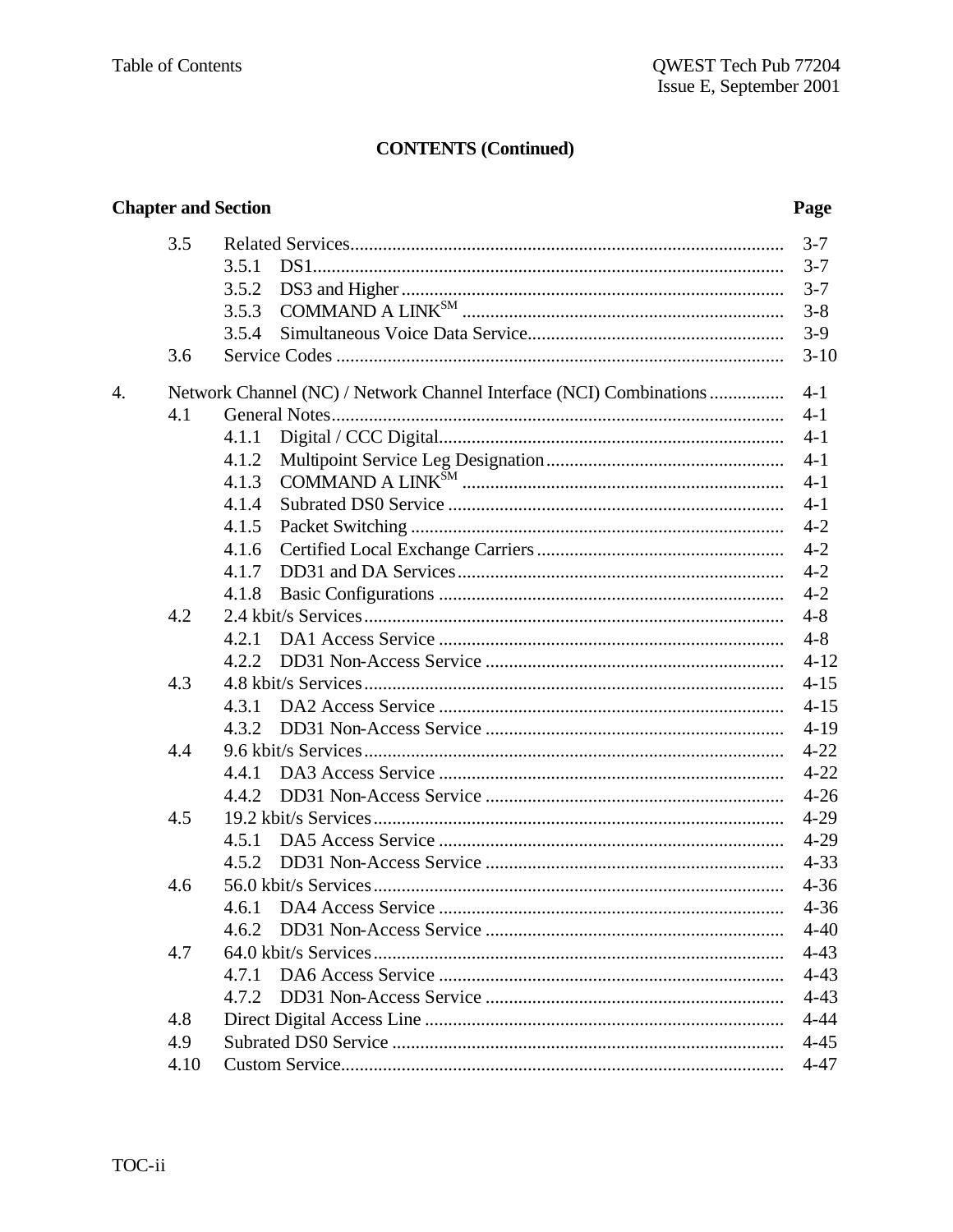# CONTENTS (Continued)

| Chapter and Section | | | Page |
|---|---|---|---|
| | 3.5 | Related Services | 3-7 |
| | | 3.5.1 DS1 | 3-7 |
| | | 3.5.2 DS3 and Higher | 3-7 |
| | | 3.5.3 COMMAND A LINK[SM] | 3-8 |
| | | 3.5.4 Simultaneous Voice Data Service | 3-9 |
| | 3.6 | Service Codes | 3-10 |
| 4. | Network Channel (NC) / Network Channel Interface (NCI) Combinations | | 4-1 |
| | 4.1 | General Notes | 4-1 |
| | | 4.1.1 Digital / CCC Digital | 4-1 |
| | | 4.1.2 Multipoint Service Leg Designation | 4-1 |
| | | 4.1.3 COMMAND A LINK[SM] | 4-1 |
| | | 4.1.4 Subrated DS0 Service | 4-1 |
| | | 4.1.5 Packet Switching | 4-2 |
| | | 4.1.6 Certified Local Exchange Carriers | 4-2 |
| | | 4.1.7 DD31 and DA Services | 4-2 |
| | | 4.1.8 Basic Configurations | 4-2 |
| | 4.2 | 2.4 kbit/s Services | 4-8 |
| | | 4.2.1 DA1 Access Service | 4-8 |
| | | 4.2.2 DD31 Non-Access Service | 4-12 |
| | 4.3 | 4.8 kbit/s Services | 4-15 |
| | | 4.3.1 DA2 Access Service | 4-15 |
| | | 4.3.2 DD31 Non-Access Service | 4-19 |
| | 4.4 | 9.6 kbit/s Services | 4-22 |
| | | 4.4.1 DA3 Access Service | 4-22 |
| | | 4.4.2 DD31 Non-Access Service | 4-26 |
| | 4.5 | 19.2 kbit/s Services | 4-29 |
| | | 4.5.1 DA5 Access Service | 4-29 |
| | | 4.5.2 DD31 Non-Access Service | 4-33 |
| | 4.6 | 56.0 kbit/s Services | 4-36 |
| | | 4.6.1 DA4 Access Service | 4-36 |
| | | 4.6.2 DD31 Non-Access Service | 4-40 |
| | 4.7 | 64.0 kbit/s Services | 4-43 |
| | | 4.7.1 DA6 Access Service | 4-43 |
| | | 4.7.2 DD31 Non-Access Service | 4-43 |
| | 4.8 | Direct Digital Access Line | 4-44 |
| | 4.9 | Subrated DS0 Service | 4-45 |
| | 4.10 | Custom Service | 4-47 |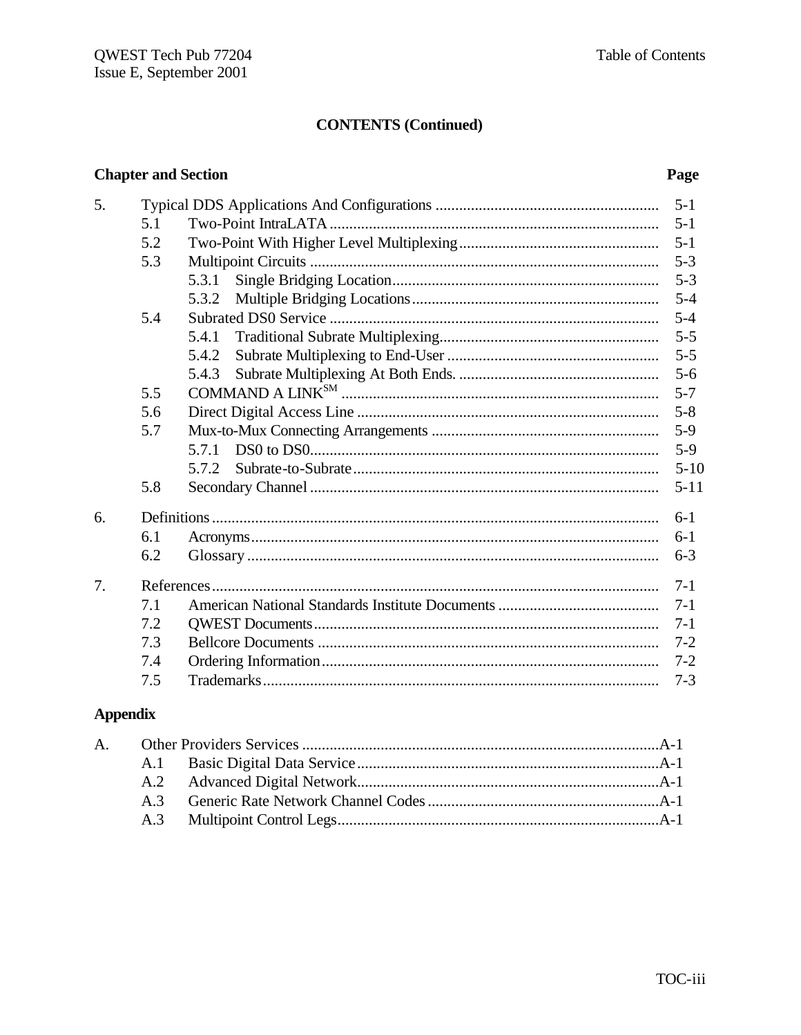**CONTENTS (Continued)**

| Chapter and Section | | | Page |
|---|---|---|---|
| 5. | Typical DDS Applications And Configurations | | 5-1 |
| | 5.1 | Two-Point IntraLATA | 5-1 |
| | 5.2 | Two-Point With Higher Level Multiplexing | 5-1 |
| | 5.3 | Multipoint Circuits | 5-3 |
| | | 5.3.1 Single Bridging Location | 5-3 |
| | | 5.3.2 Multiple Bridging Locations | 5-4 |
| | 5.4 | Subrated DS0 Service | 5-4 |
| | | 5.4.1 Traditional Subrate Multiplexing | 5-5 |
| | | 5.4.2 Subrate Multiplexing to End-User | 5-5 |
| | | 5.4.3 Subrate Multiplexing At Both Ends. | 5-6 |
| | 5.5 | COMMAND A LINK[SM] | 5-7 |
| | 5.6 | Direct Digital Access Line | 5-8 |
| | 5.7 | Mux-to-Mux Connecting Arrangements | 5-9 |
| | | 5.7.1 DS0 to DS0 | 5-9 |
| | | 5.7.2 Subrate-to-Subrate | 5-10 |
| | 5.8 | Secondary Channel | 5-11 |
| 6. | Definitions | | 6-1 |
| | 6.1 | Acronyms | 6-1 |
| | 6.2 | Glossary | 6-3 |
| 7. | References | | 7-1 |
| | 7.1 | American National Standards Institute Documents | 7-1 |
| | 7.2 | QWEST Documents | 7-1 |
| | 7.3 | Bellcore Documents | 7-2 |
| | 7.4 | Ordering Information | 7-2 |
| | 7.5 | Trademarks | 7-3 |

**Appendix**

| | | | |
|---|---|---|---|
| A. | Other Providers Services | | A-1 |
| | A.1 | Basic Digital Data Service | A-1 |
| | A.2 | Advanced Digital Network | A-1 |
| | A.3 | Generic Rate Network Channel Codes | A-1 |
| | A.3 | Multipoint Control Legs | A-1 |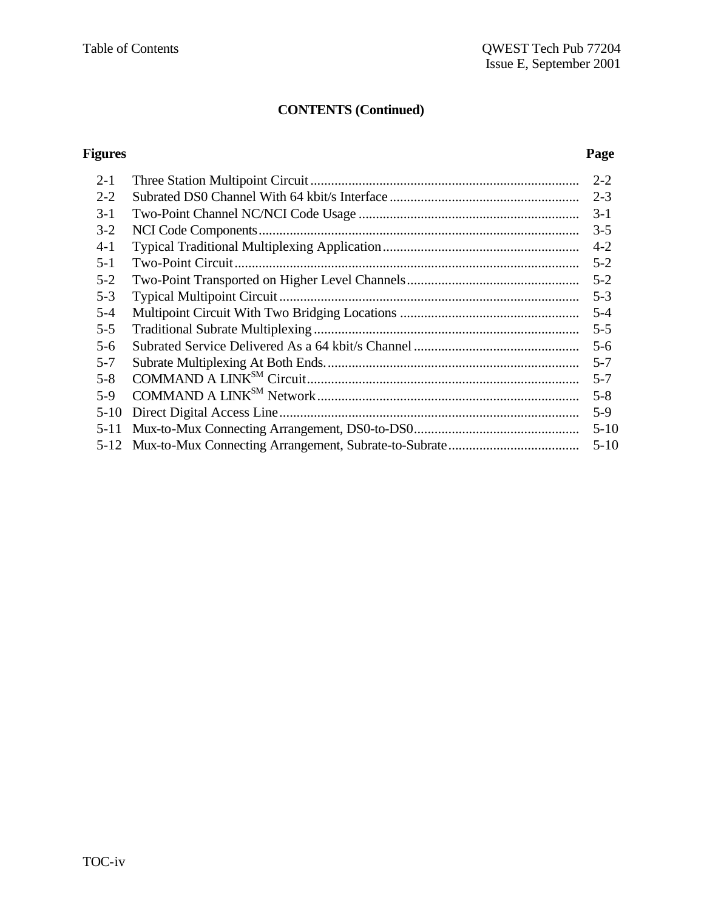## CONTENTS (Continued)

| Figures | | Page |
|---|---|---|
| 2-1 | Three Station Multipoint Circuit | 2-2 |
| 2-2 | Subrated DS0 Channel With 64 kbit/s Interface | 2-3 |
| 3-1 | Two-Point Channel NC/NCI Code Usage | 3-1 |
| 3-2 | NCI Code Components | 3-5 |
| 4-1 | Typical Traditional Multiplexing Application | 4-2 |
| 5-1 | Two-Point Circuit | 5-2 |
| 5-2 | Two-Point Transported on Higher Level Channels | 5-2 |
| 5-3 | Typical Multipoint Circuit | 5-3 |
| 5-4 | Multipoint Circuit With Two Bridging Locations | 5-4 |
| 5-5 | Traditional Subrate Multiplexing | 5-5 |
| 5-6 | Subrated Service Delivered As a 64 kbit/s Channel | 5-6 |
| 5-7 | Subrate Multiplexing At Both Ends. | 5-7 |
| 5-8 | COMMAND A LINK[SM] Circuit | 5-7 |
| 5-9 | COMMAND A LINK[SM] Network | 5-8 |
| 5-10 | Direct Digital Access Line | 5-9 |
| 5-11 | Mux-to-Mux Connecting Arrangement, DS0-to-DS0 | 5-10 |
| 5-12 | Mux-to-Mux Connecting Arrangement, Subrate-to-Subrate | 5-10 |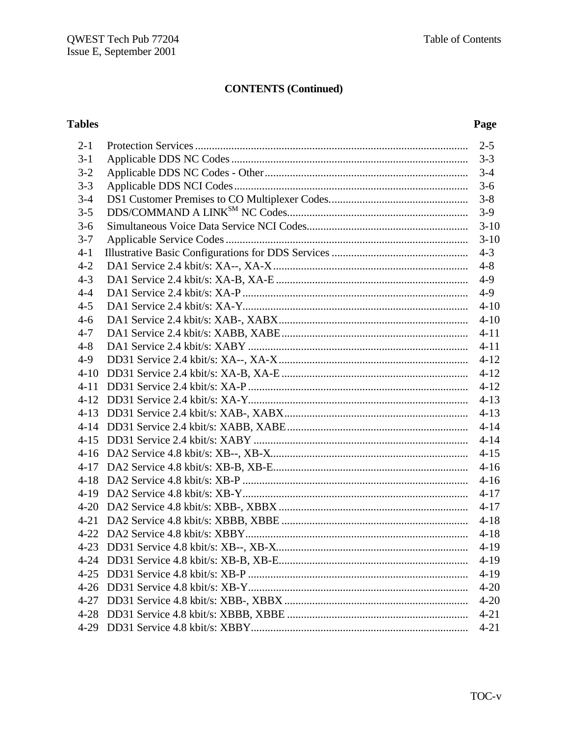## CONTENTS (Continued)

| Tables | | Page |
|---|---|---|
| 2-1 | Protection Services | 2-5 |
| 3-1 | Applicable DDS NC Codes | 3-3 |
| 3-2 | Applicable DDS NC Codes - Other | 3-4 |
| 3-3 | Applicable DDS NCI Codes | 3-6 |
| 3-4 | DS1 Customer Premises to CO Multiplexer Codes. | 3-8 |
| 3-5 | DDS/COMMAND A LINK[SM] NC Codes | 3-9 |
| 3-6 | Simultaneous Voice Data Service NCI Codes | 3-10 |
| 3-7 | Applicable Service Codes | 3-10 |
| 4-1 | Illustrative Basic Configurations for DDS Services | 4-3 |
| 4-2 | DA1 Service 2.4 kbit/s: XA--, XA-X | 4-8 |
| 4-3 | DA1 Service 2.4 kbit/s: XA-B, XA-E | 4-9 |
| 4-4 | DA1 Service 2.4 kbit/s: XA-P | 4-9 |
| 4-5 | DA1 Service 2.4 kbit/s: XA-Y | 4-10 |
| 4-6 | DA1 Service 2.4 kbit/s: XAB-, XABX | 4-10 |
| 4-7 | DA1 Service 2.4 kbit/s: XABB, XABE | 4-11 |
| 4-8 | DA1 Service 2.4 kbit/s: XABY | 4-11 |
| 4-9 | DD31 Service 2.4 kbit/s: XA--, XA-X | 4-12 |
| 4-10 | DD31 Service 2.4 kbit/s: XA-B, XA-E | 4-12 |
| 4-11 | DD31 Service 2.4 kbit/s: XA-P | 4-12 |
| 4-12 | DD31 Service 2.4 kbit/s: XA-Y | 4-13 |
| 4-13 | DD31 Service 2.4 kbit/s: XAB-, XABX | 4-13 |
| 4-14 | DD31 Service 2.4 kbit/s: XABB, XABE | 4-14 |
| 4-15 | DD31 Service 2.4 kbit/s: XABY | 4-14 |
| 4-16 | DA2 Service 4.8 kbit/s: XB--, XB-X | 4-15 |
| 4-17 | DA2 Service 4.8 kbit/s: XB-B, XB-E | 4-16 |
| 4-18 | DA2 Service 4.8 kbit/s: XB-P | 4-16 |
| 4-19 | DA2 Service 4.8 kbit/s: XB-Y | 4-17 |
| 4-20 | DA2 Service 4.8 kbit/s: XBB-, XBBX | 4-17 |
| 4-21 | DA2 Service 4.8 kbit/s: XBBB, XBBE | 4-18 |
| 4-22 | DA2 Service 4.8 kbit/s: XBBY | 4-18 |
| 4-23 | DD31 Service 4.8 kbit/s: XB--, XB-X | 4-19 |
| 4-24 | DD31 Service 4.8 kbit/s: XB-B, XB-E | 4-19 |
| 4-25 | DD31 Service 4.8 kbit/s: XB-P | 4-19 |
| 4-26 | DD31 Service 4.8 kbit/s: XB-Y | 4-20 |
| 4-27 | DD31 Service 4.8 kbit/s: XBB-, XBBX | 4-20 |
| 4-28 | DD31 Service 4.8 kbit/s: XBBB, XBBE | 4-21 |
| 4-29 | DD31 Service 4.8 kbit/s: XBBY | 4-21 |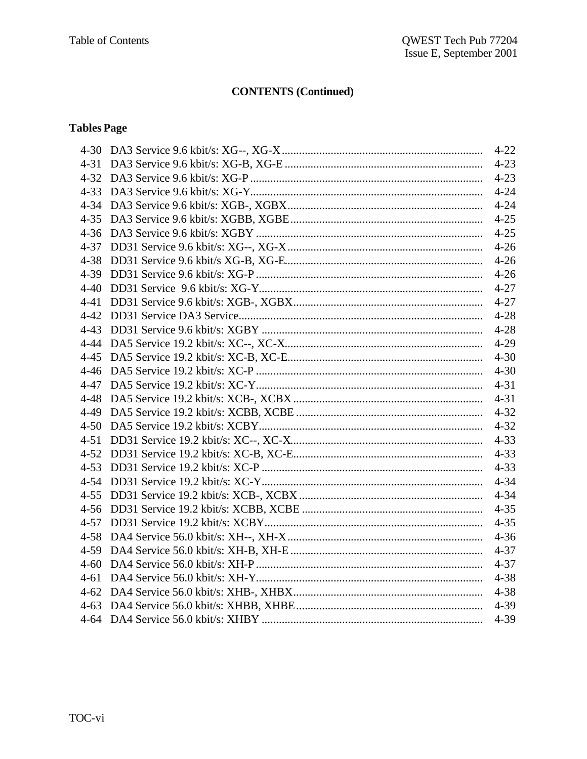## CONTENTS (Continued)

**Tables Page**

| | | |
|---|---|---|
| 4-30 | DA3 Service 9.6 kbit/s: XG--, XG-X | 4-22 |
| 4-31 | DA3 Service 9.6 kbit/s: XG-B, XG-E | 4-23 |
| 4-32 | DA3 Service 9.6 kbit/s: XG-P | 4-23 |
| 4-33 | DA3 Service 9.6 kbit/s: XG-Y | 4-24 |
| 4-34 | DA3 Service 9.6 kbit/s: XGB-, XGBX | 4-24 |
| 4-35 | DA3 Service 9.6 kbit/s: XGBB, XGBE | 4-25 |
| 4-36 | DA3 Service 9.6 kbit/s: XGBY | 4-25 |
| 4-37 | DD31 Service 9.6 kbit/s: XG--, XG-X | 4-26 |
| 4-38 | DD31 Service 9.6 kbit/s XG-B, XG-E | 4-26 |
| 4-39 | DD31 Service 9.6 kbit/s: XG-P | 4-26 |
| 4-40 | DD31 Service 9.6 kbit/s: XG-Y | 4-27 |
| 4-41 | DD31 Service 9.6 kbit/s: XGB-, XGBX | 4-27 |
| 4-42 | DD31 Service DA3 Service | 4-28 |
| 4-43 | DD31 Service 9.6 kbit/s: XGBY | 4-28 |
| 4-44 | DA5 Service 19.2 kbit/s: XC--, XC-X | 4-29 |
| 4-45 | DA5 Service 19.2 kbit/s: XC-B, XC-E | 4-30 |
| 4-46 | DA5 Service 19.2 kbit/s: XC-P | 4-30 |
| 4-47 | DA5 Service 19.2 kbit/s: XC-Y | 4-31 |
| 4-48 | DA5 Service 19.2 kbit/s: XCB-, XCBX | 4-31 |
| 4-49 | DA5 Service 19.2 kbit/s: XCBB, XCBE | 4-32 |
| 4-50 | DA5 Service 19.2 kbit/s: XCBY | 4-32 |
| 4-51 | DD31 Service 19.2 kbit/s: XC--, XC-X | 4-33 |
| 4-52 | DD31 Service 19.2 kbit/s: XC-B, XC-E | 4-33 |
| 4-53 | DD31 Service 19.2 kbit/s: XC-P | 4-33 |
| 4-54 | DD31 Service 19.2 kbit/s: XC-Y | 4-34 |
| 4-55 | DD31 Service 19.2 kbit/s: XCB-, XCBX | 4-34 |
| 4-56 | DD31 Service 19.2 kbit/s: XCBB, XCBE | 4-35 |
| 4-57 | DD31 Service 19.2 kbit/s: XCBY | 4-35 |
| 4-58 | DA4 Service 56.0 kbit/s: XH--, XH-X | 4-36 |
| 4-59 | DA4 Service 56.0 kbit/s: XH-B, XH-E | 4-37 |
| 4-60 | DA4 Service 56.0 kbit/s: XH-P | 4-37 |
| 4-61 | DA4 Service 56.0 kbit/s: XH-Y | 4-38 |
| 4-62 | DA4 Service 56.0 kbit/s: XHB-, XHBX | 4-38 |
| 4-63 | DA4 Service 56.0 kbit/s: XHBB, XHBE | 4-39 |
| 4-64 | DA4 Service 56.0 kbit/s: XHBY | 4-39 |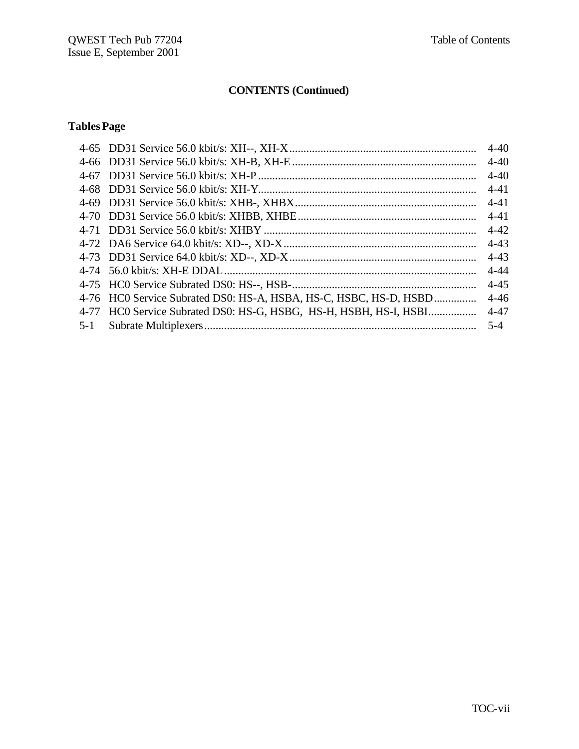## CONTENTS (Continued)

| Tables | | Page |
|---|---|---|
| 4-65 | DD31 Service 56.0 kbit/s: XH--, XH-X | 4-40 |
| 4-66 | DD31 Service 56.0 kbit/s: XH-B, XH-E | 4-40 |
| 4-67 | DD31 Service 56.0 kbit/s: XH-P | 4-40 |
| 4-68 | DD31 Service 56.0 kbit/s: XH-Y | 4-41 |
| 4-69 | DD31 Service 56.0 kbit/s: XHB-, XHBX | 4-41 |
| 4-70 | DD31 Service 56.0 kbit/s: XHBB, XHBE | 4-41 |
| 4-71 | DD31 Service 56.0 kbit/s: XHBY | 4-42 |
| 4-72 | DA6 Service 64.0 kbit/s: XD--, XD-X | 4-43 |
| 4-73 | DD31 Service 64.0 kbit/s: XD--, XD-X | 4-43 |
| 4-74 | 56.0 kbit/s: XH-E DDAL | 4-44 |
| 4-75 | HC0 Service Subrated DS0: HS--, HSB- | 4-45 |
| 4-76 | HC0 Service Subrated DS0: HS-A, HSBA, HS-C, HSBC, HS-D, HSBD | 4-46 |
| 4-77 | HC0 Service Subrated DS0: HS-G, HSBG, HS-H, HSBH, HS-I, HSBI | 4-47 |
| 5-1 | Subrate Multiplexers | 5-4 |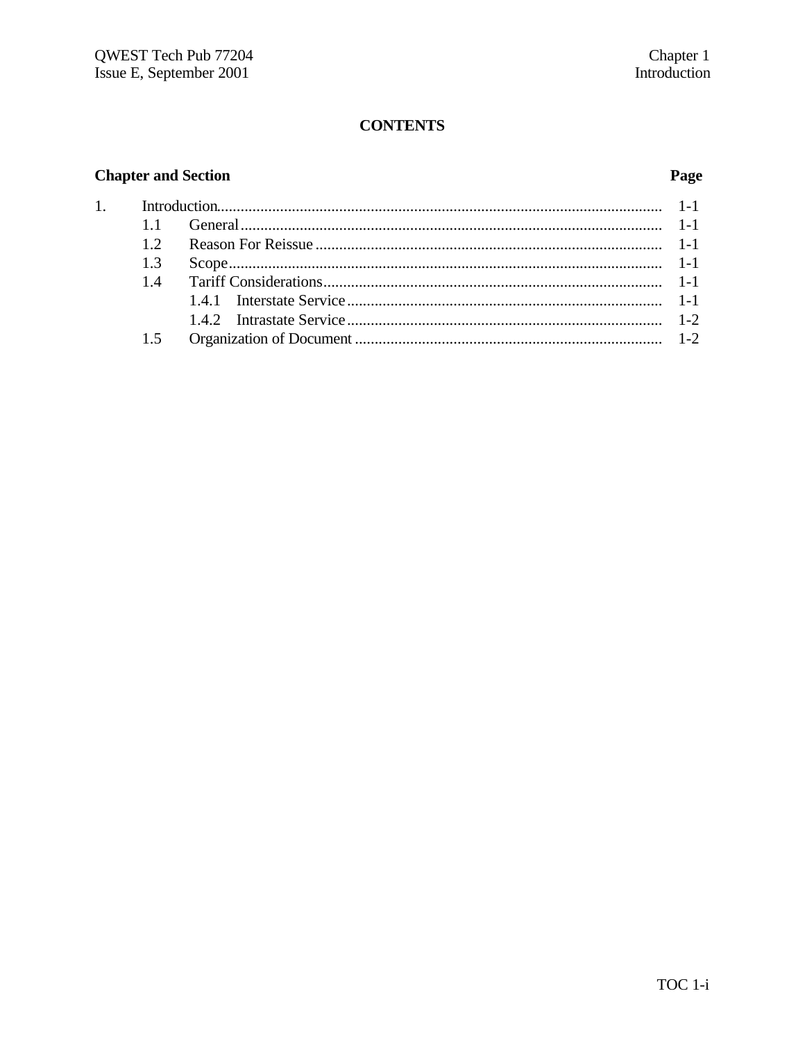# CONTENTS

| Chapter and Section | | | Page |
|---|---|---|---|
| 1. | Introduction | | 1-1 |
| | 1.1 | General | 1-1 |
| | 1.2 | Reason For Reissue | 1-1 |
| | 1.3 | Scope | 1-1 |
| | 1.4 | Tariff Considerations | 1-1 |
| | | 1.4.1 Interstate Service | 1-1 |
| | | 1.4.2 Intrastate Service | 1-2 |
| | 1.5 | Organization of Document | 1-2 |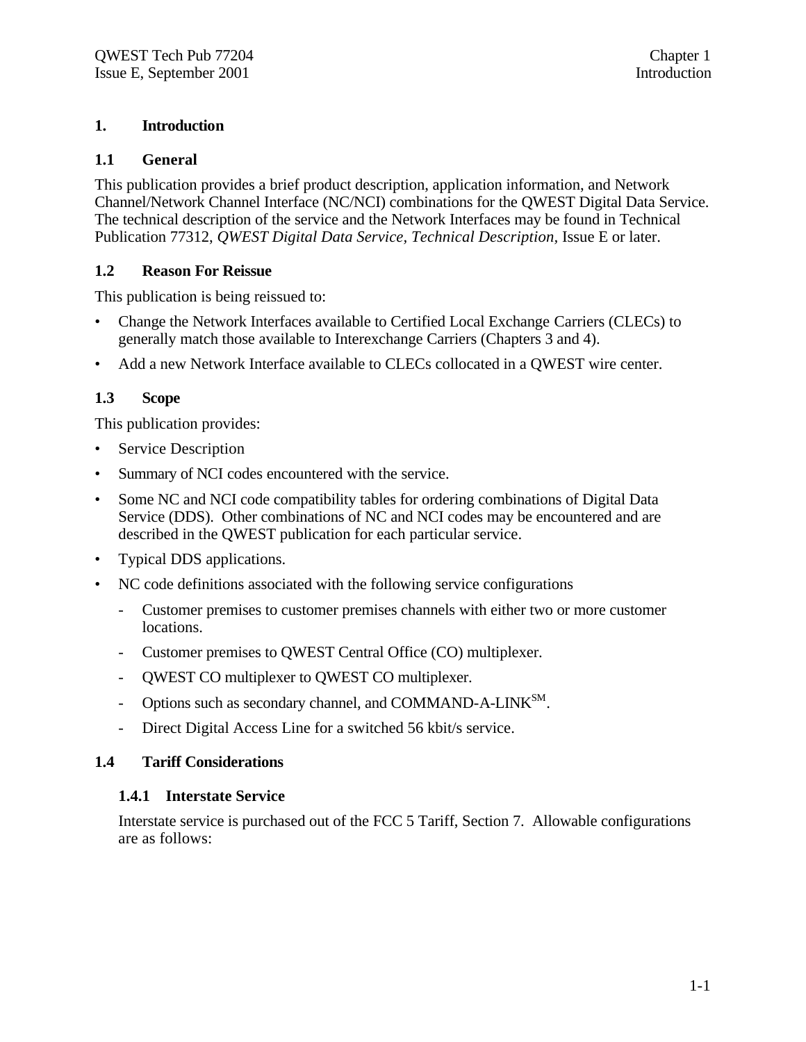# 1. Introduction

## 1.1 General

This publication provides a brief product description, application information, and Network Channel/Network Channel Interface (NC/NCI) combinations for the QWEST Digital Data Service. The technical description of the service and the Network Interfaces may be found in Technical Publication 77312, *QWEST Digital Data Service, Technical Description*, Issue E or later.

## 1.2 Reason For Reissue

This publication is being reissued to:

- Change the Network Interfaces available to Certified Local Exchange Carriers (CLECs) to generally match those available to Interexchange Carriers (Chapters 3 and 4).
- Add a new Network Interface available to CLECs collocated in a QWEST wire center.

## 1.3 Scope

This publication provides:

- Service Description
- Summary of NCI codes encountered with the service.
- Some NC and NCI code compatibility tables for ordering combinations of Digital Data Service (DDS). Other combinations of NC and NCI codes may be encountered and are described in the QWEST publication for each particular service.
- Typical DDS applications.
- NC code definitions associated with the following service configurations
  - Customer premises to customer premises channels with either two or more customer locations.
  - Customer premises to QWEST Central Office (CO) multiplexer.
  - QWEST CO multiplexer to QWEST CO multiplexer.
  - Options such as secondary channel, and COMMAND-A-LINK[SM].
  - Direct Digital Access Line for a switched 56 kbit/s service.

## 1.4 Tariff Considerations

### 1.4.1 Interstate Service

Interstate service is purchased out of the FCC 5 Tariff, Section 7. Allowable configurations are as follows: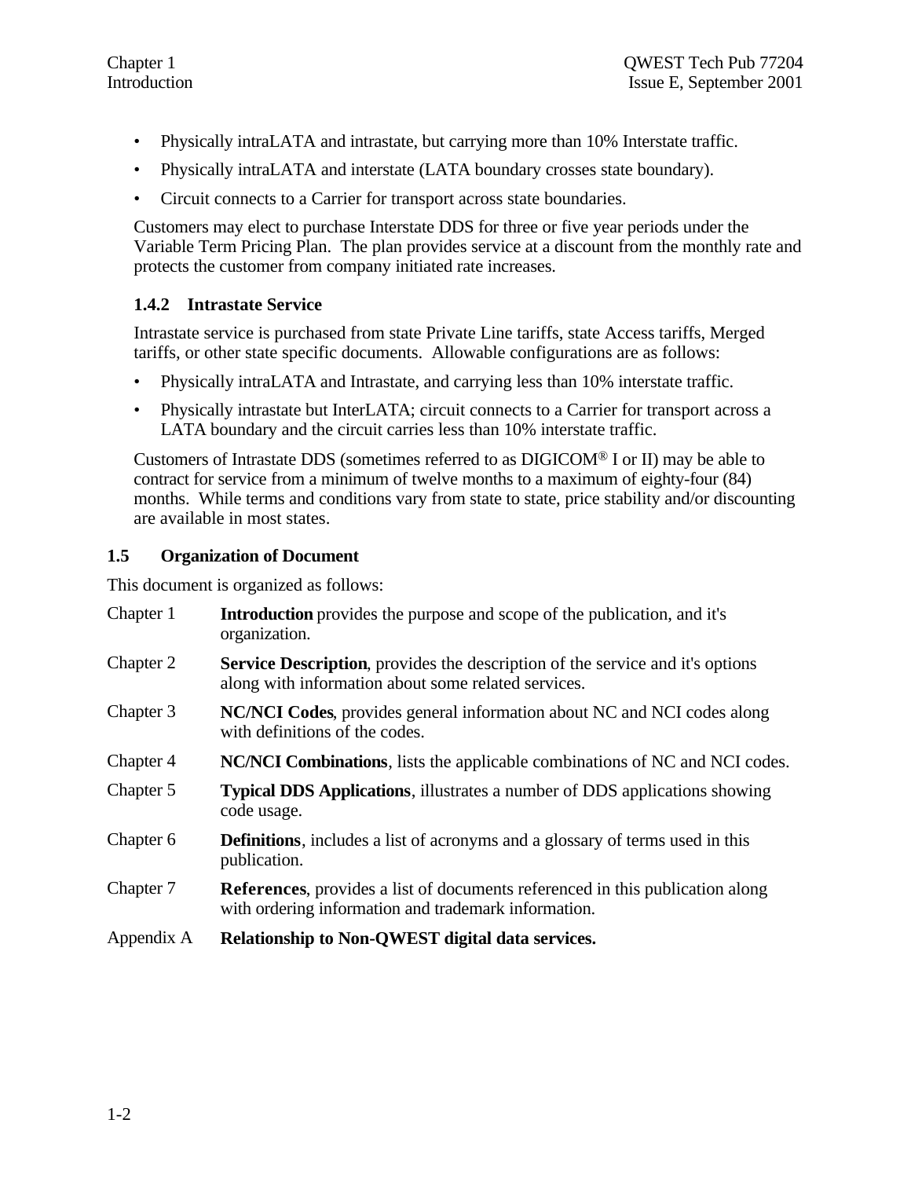- Physically intraLATA and intrastate, but carrying more than 10% Interstate traffic.
- Physically intraLATA and interstate (LATA boundary crosses state boundary).
- Circuit connects to a Carrier for transport across state boundaries.

Customers may elect to purchase Interstate DDS for three or five year periods under the Variable Term Pricing Plan. The plan provides service at a discount from the monthly rate and protects the customer from company initiated rate increases.

### 1.4.2 Intrastate Service

Intrastate service is purchased from state Private Line tariffs, state Access tariffs, Merged tariffs, or other state specific documents. Allowable configurations are as follows:

- Physically intraLATA and Intrastate, and carrying less than 10% interstate traffic.
- Physically intrastate but InterLATA; circuit connects to a Carrier for transport across a LATA boundary and the circuit carries less than 10% interstate traffic.

Customers of Intrastate DDS (sometimes referred to as DIGICOM® I or II) may be able to contract for service from a minimum of twelve months to a maximum of eighty-four (84) months. While terms and conditions vary from state to state, price stability and/or discounting are available in most states.

## 1.5 Organization of Document

This document is organized as follows:

| | |
|---|---|
| Chapter 1 | **Introduction** provides the purpose and scope of the publication, and it's organization. |
| Chapter 2 | **Service Description**, provides the description of the service and it's options along with information about some related services. |
| Chapter 3 | **NC/NCI Codes**, provides general information about NC and NCI codes along with definitions of the codes. |
| Chapter 4 | **NC/NCI Combinations**, lists the applicable combinations of NC and NCI codes. |
| Chapter 5 | **Typical DDS Applications**, illustrates a number of DDS applications showing code usage. |
| Chapter 6 | **Definitions**, includes a list of acronyms and a glossary of terms used in this publication. |
| Chapter 7 | **References**, provides a list of documents referenced in this publication along with ordering information and trademark information. |
| Appendix A | **Relationship to Non-QWEST digital data services.** |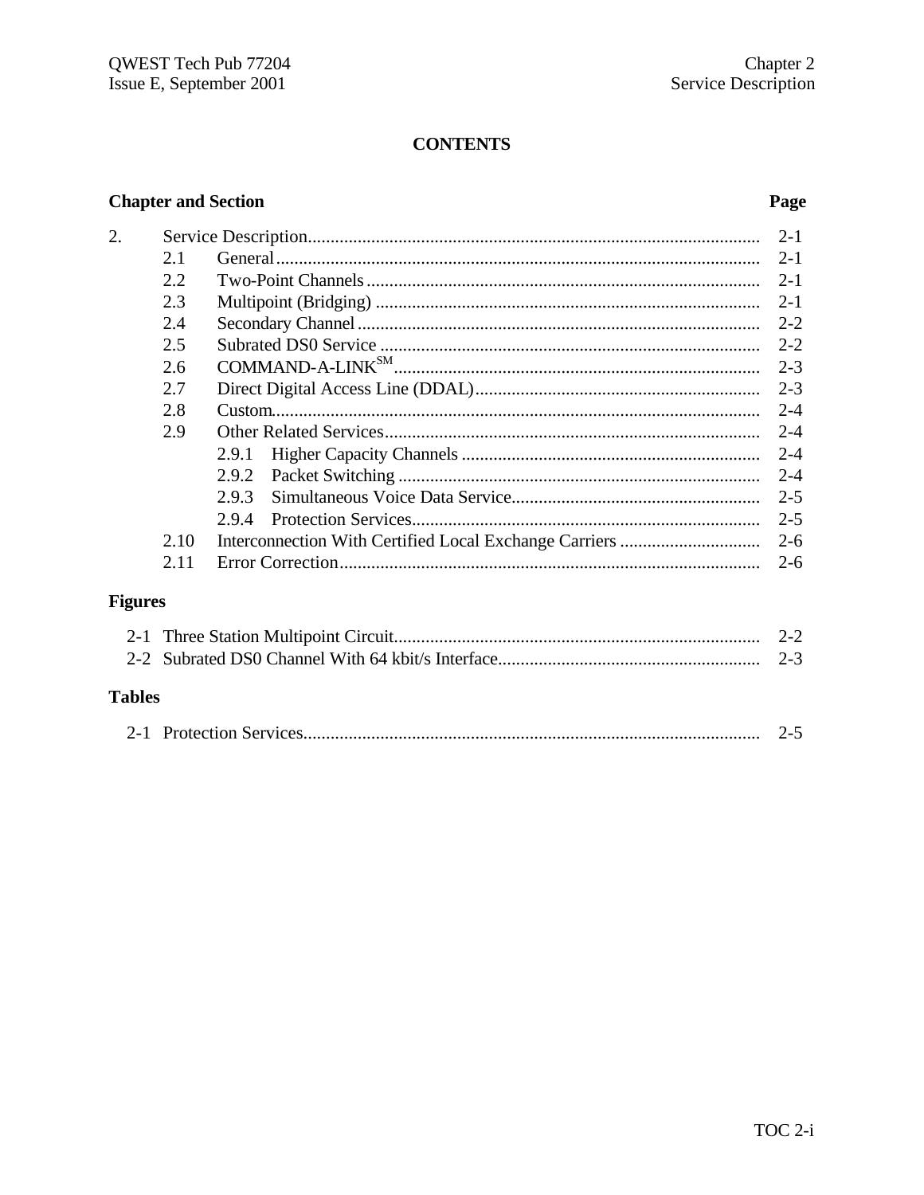# CONTENTS

| Chapter and Section | | | Page |
|---|---|---|---|
| 2. | Service Description | | 2-1 |
| | 2.1 | General | 2-1 |
| | 2.2 | Two-Point Channels | 2-1 |
| | 2.3 | Multipoint (Bridging) | 2-1 |
| | 2.4 | Secondary Channel | 2-2 |
| | 2.5 | Subrated DS0 Service | 2-2 |
| | 2.6 | COMMAND-A-LINK[SM] | 2-3 |
| | 2.7 | Direct Digital Access Line (DDAL) | 2-3 |
| | 2.8 | Custom | 2-4 |
| | 2.9 | Other Related Services | 2-4 |
| | | 2.9.1 Higher Capacity Channels | 2-4 |
| | | 2.9.2 Packet Switching | 2-4 |
| | | 2.9.3 Simultaneous Voice Data Service | 2-5 |
| | | 2.9.4 Protection Services | 2-5 |
| | 2.10 | Interconnection With Certified Local Exchange Carriers | 2-6 |
| | 2.11 | Error Correction | 2-6 |

## Figures

| | | |
|---|---|---|
| 2-1 | Three Station Multipoint Circuit | 2-2 |
| 2-2 | Subrated DS0 Channel With 64 kbit/s Interface | 2-3 |

## Tables

| | | |
|---|---|---|
| 2-1 | Protection Services | 2-5 |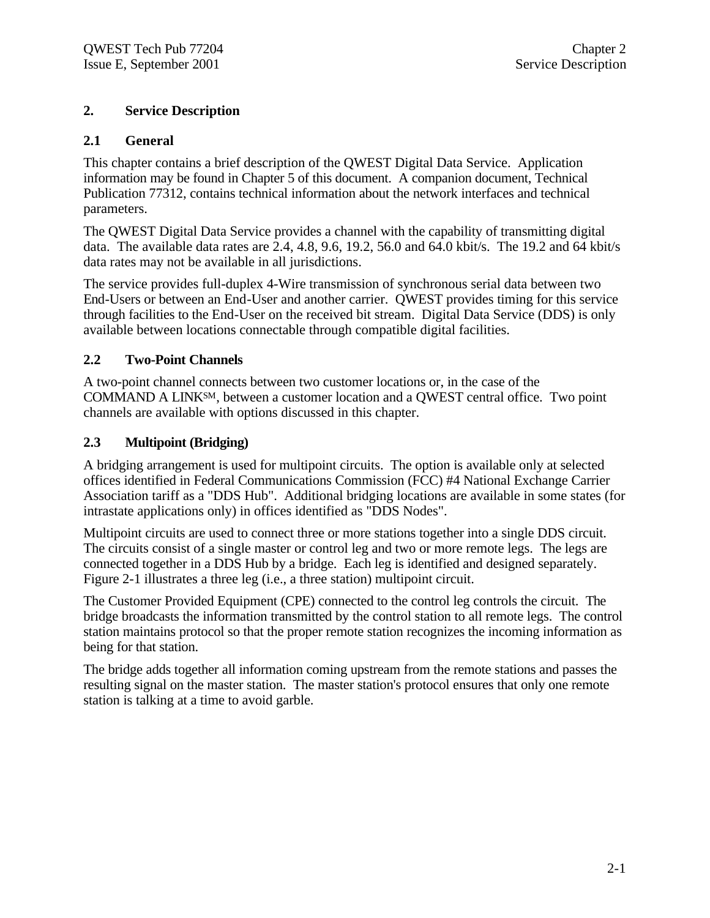# 2. Service Description

## 2.1 General

This chapter contains a brief description of the QWEST Digital Data Service. Application information may be found in Chapter 5 of this document. A companion document, Technical Publication 77312, contains technical information about the network interfaces and technical parameters.

The QWEST Digital Data Service provides a channel with the capability of transmitting digital data. The available data rates are 2.4, 4.8, 9.6, 19.2, 56.0 and 64.0 kbit/s. The 19.2 and 64 kbit/s data rates may not be available in all jurisdictions.

The service provides full-duplex 4-Wire transmission of synchronous serial data between two End-Users or between an End-User and another carrier. QWEST provides timing for this service through facilities to the End-User on the received bit stream. Digital Data Service (DDS) is only available between locations connectable through compatible digital facilities.

## 2.2 Two-Point Channels

A two-point channel connects between two customer locations or, in the case of the COMMAND A LINK[SM], between a customer location and a QWEST central office. Two point channels are available with options discussed in this chapter.

## 2.3 Multipoint (Bridging)

A bridging arrangement is used for multipoint circuits. The option is available only at selected offices identified in Federal Communications Commission (FCC) #4 National Exchange Carrier Association tariff as a "DDS Hub". Additional bridging locations are available in some states (for intrastate applications only) in offices identified as "DDS Nodes".

Multipoint circuits are used to connect three or more stations together into a single DDS circuit. The circuits consist of a single master or control leg and two or more remote legs. The legs are connected together in a DDS Hub by a bridge. Each leg is identified and designed separately. Figure 2-1 illustrates a three leg (i.e., a three station) multipoint circuit.

The Customer Provided Equipment (CPE) connected to the control leg controls the circuit. The bridge broadcasts the information transmitted by the control station to all remote legs. The control station maintains protocol so that the proper remote station recognizes the incoming information as being for that station.

The bridge adds together all information coming upstream from the remote stations and passes the resulting signal on the master station. The master station's protocol ensures that only one remote station is talking at a time to avoid garble.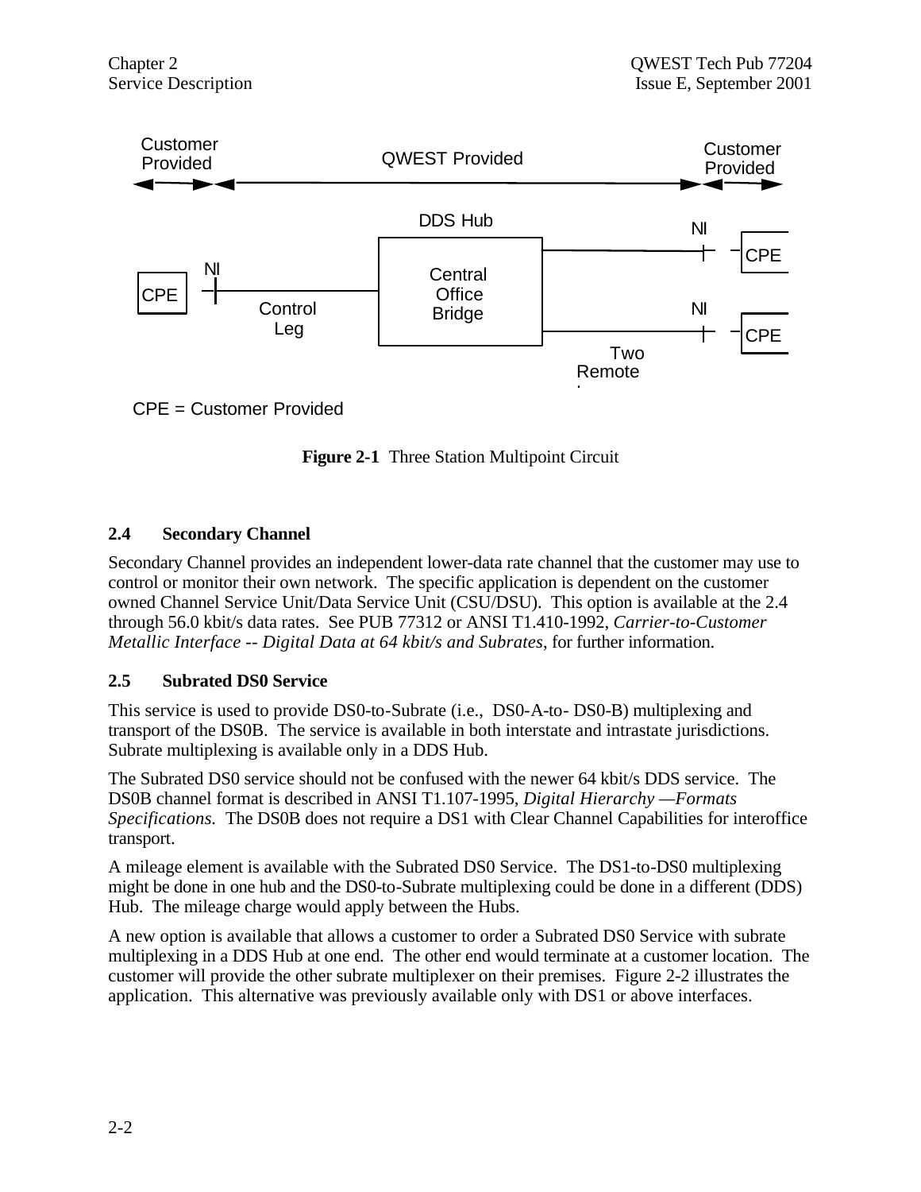Customer Provided | QWEST Provided | Customer Provided

DDS Hub

CPE — NI — Control Leg — Central Office Bridge — NI — CPE

NI — CPE

Two Remote

CPE = Customer Provided

**Figure 2-1** Three Station Multipoint Circuit

## 2.4 Secondary Channel

Secondary Channel provides an independent lower-data rate channel that the customer may use to control or monitor their own network. The specific application is dependent on the customer owned Channel Service Unit/Data Service Unit (CSU/DSU). This option is available at the 2.4 through 56.0 kbit/s data rates. See PUB 77312 or ANSI T1.410-1992, *Carrier-to-Customer Metallic Interface -- Digital Data at 64 kbit/s and Subrates*, for further information.

## 2.5 Subrated DS0 Service

This service is used to provide DS0-to-Subrate (i.e., DS0-A-to- DS0-B) multiplexing and transport of the DS0B. The service is available in both interstate and intrastate jurisdictions. Subrate multiplexing is available only in a DDS Hub.

The Subrated DS0 service should not be confused with the newer 64 kbit/s DDS service. The DS0B channel format is described in ANSI T1.107-1995, *Digital Hierarchy —Formats Specifications.* The DS0B does not require a DS1 with Clear Channel Capabilities for interoffice transport.

A mileage element is available with the Subrated DS0 Service. The DS1-to-DS0 multiplexing might be done in one hub and the DS0-to-Subrate multiplexing could be done in a different (DDS) Hub. The mileage charge would apply between the Hubs.

A new option is available that allows a customer to order a Subrated DS0 Service with subrate multiplexing in a DDS Hub at one end. The other end would terminate at a customer location. The customer will provide the other subrate multiplexer on their premises. Figure 2-2 illustrates the application. This alternative was previously available only with DS1 or above interfaces.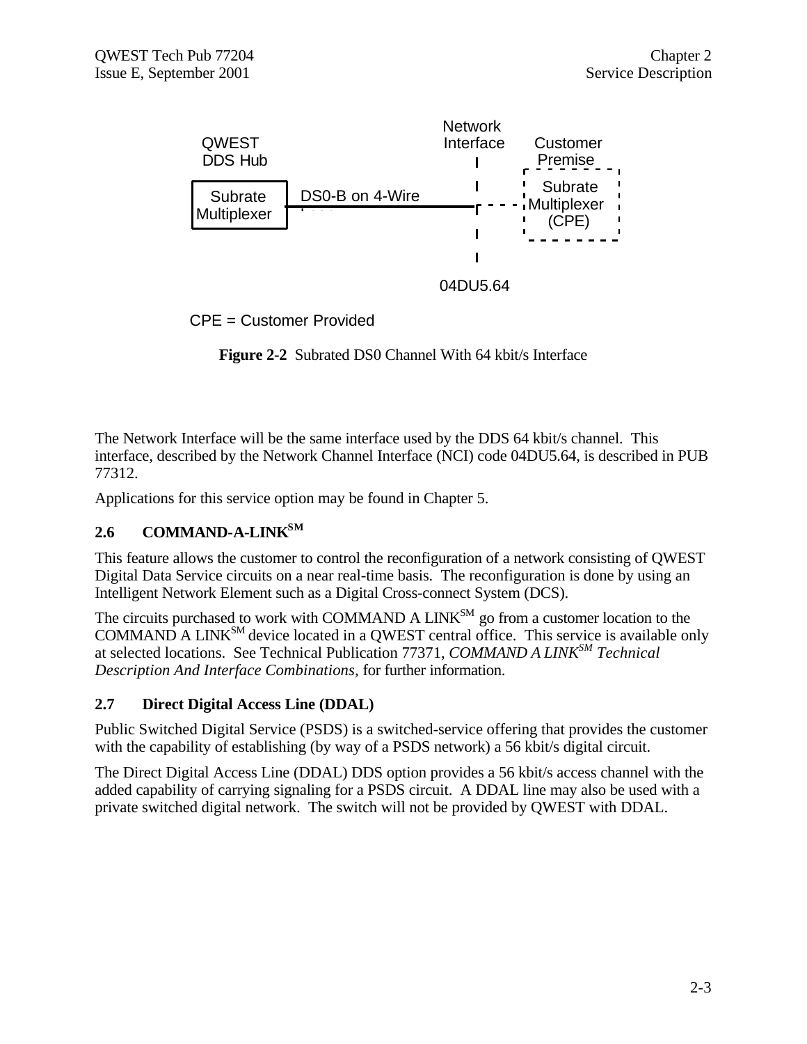QWEST DDS Hub

Subrate Multiplexer — DS0-B on 4-Wire — Network Interface — Customer Premise: Subrate Multiplexer (CPE)

04DU5.64

CPE = Customer Provided

**Figure 2-2** Subrated DS0 Channel With 64 kbit/s Interface

The Network Interface will be the same interface used by the DDS 64 kbit/s channel. This interface, described by the Network Channel Interface (NCI) code 04DU5.64, is described in PUB 77312.

Applications for this service option may be found in Chapter 5.

## 2.6 COMMAND-A-LINK[SM]

This feature allows the customer to control the reconfiguration of a network consisting of QWEST Digital Data Service circuits on a near real-time basis. The reconfiguration is done by using an Intelligent Network Element such as a Digital Cross-connect System (DCS).

The circuits purchased to work with COMMAND A LINK[SM] go from a customer location to the COMMAND A LINK[SM] device located in a QWEST central office. This service is available only at selected locations. See Technical Publication 77371, *COMMAND A LINK[SM] Technical Description And Interface Combinations*, for further information.

## 2.7 Direct Digital Access Line (DDAL)

Public Switched Digital Service (PSDS) is a switched-service offering that provides the customer with the capability of establishing (by way of a PSDS network) a 56 kbit/s digital circuit.

The Direct Digital Access Line (DDAL) DDS option provides a 56 kbit/s access channel with the added capability of carrying signaling for a PSDS circuit. A DDAL line may also be used with a private switched digital network. The switch will not be provided by QWEST with DDAL.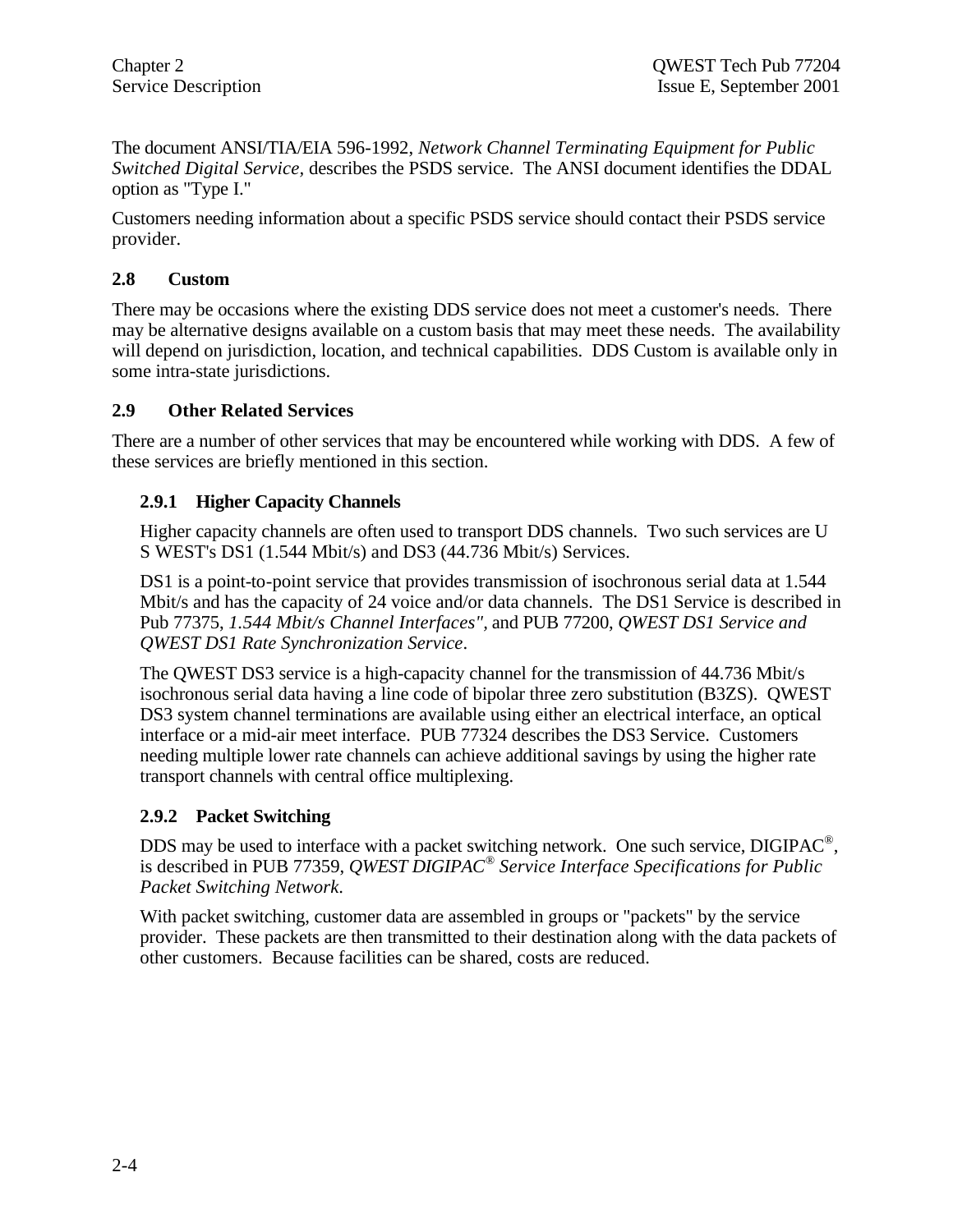The document ANSI/TIA/EIA 596-1992, *Network Channel Terminating Equipment for Public Switched Digital Service,* describes the PSDS service. The ANSI document identifies the DDAL option as "Type I."

Customers needing information about a specific PSDS service should contact their PSDS service provider.

## 2.8 Custom

There may be occasions where the existing DDS service does not meet a customer's needs. There may be alternative designs available on a custom basis that may meet these needs. The availability will depend on jurisdiction, location, and technical capabilities. DDS Custom is available only in some intra-state jurisdictions.

## 2.9 Other Related Services

There are a number of other services that may be encountered while working with DDS. A few of these services are briefly mentioned in this section.

### 2.9.1 Higher Capacity Channels

Higher capacity channels are often used to transport DDS channels. Two such services are U S WEST's DS1 (1.544 Mbit/s) and DS3 (44.736 Mbit/s) Services.

DS1 is a point-to-point service that provides transmission of isochronous serial data at 1.544 Mbit/s and has the capacity of 24 voice and/or data channels. The DS1 Service is described in Pub 77375, *1.544 Mbit/s Channel Interfaces"*, and PUB 77200, *QWEST DS1 Service and QWEST DS1 Rate Synchronization Service*.

The QWEST DS3 service is a high-capacity channel for the transmission of 44.736 Mbit/s isochronous serial data having a line code of bipolar three zero substitution (B3ZS). QWEST DS3 system channel terminations are available using either an electrical interface, an optical interface or a mid-air meet interface. PUB 77324 describes the DS3 Service. Customers needing multiple lower rate channels can achieve additional savings by using the higher rate transport channels with central office multiplexing.

### 2.9.2 Packet Switching

DDS may be used to interface with a packet switching network. One such service, DIGIPAC®, is described in PUB 77359, *QWEST DIGIPAC® Service Interface Specifications for Public Packet Switching Network*.

With packet switching, customer data are assembled in groups or "packets" by the service provider. These packets are then transmitted to their destination along with the data packets of other customers. Because facilities can be shared, costs are reduced.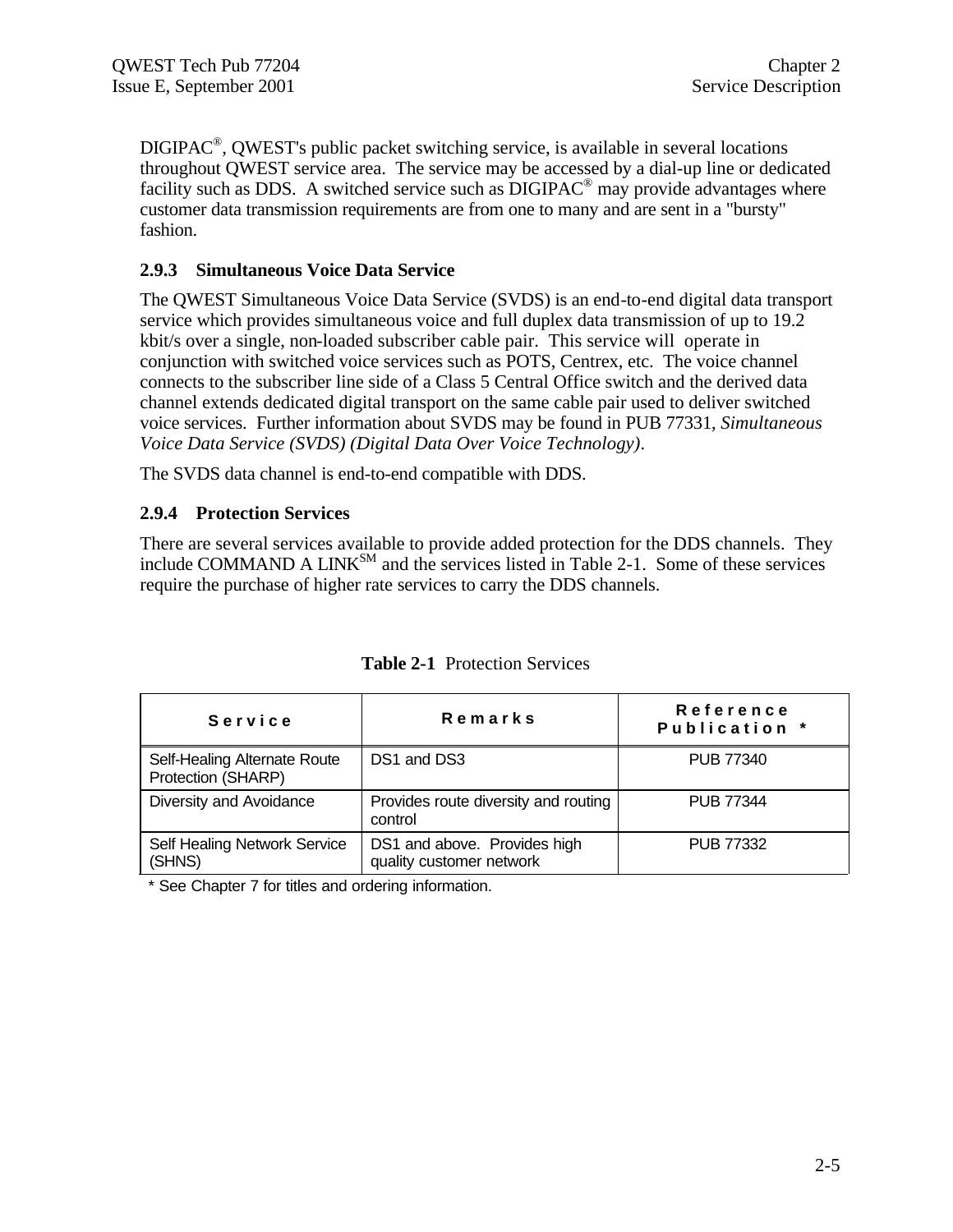DIGIPAC®, QWEST's public packet switching service, is available in several locations throughout QWEST service area. The service may be accessed by a dial-up line or dedicated facility such as DDS. A switched service such as DIGIPAC® may provide advantages where customer data transmission requirements are from one to many and are sent in a "bursty" fashion.

### 2.9.3 Simultaneous Voice Data Service

The QWEST Simultaneous Voice Data Service (SVDS) is an end-to-end digital data transport service which provides simultaneous voice and full duplex data transmission of up to 19.2 kbit/s over a single, non-loaded subscriber cable pair. This service will operate in conjunction with switched voice services such as POTS, Centrex, etc. The voice channel connects to the subscriber line side of a Class 5 Central Office switch and the derived data channel extends dedicated digital transport on the same cable pair used to deliver switched voice services. Further information about SVDS may be found in PUB 77331, *Simultaneous Voice Data Service (SVDS) (Digital Data Over Voice Technology)*.

The SVDS data channel is end-to-end compatible with DDS.

### 2.9.4 Protection Services

There are several services available to provide added protection for the DDS channels. They include COMMAND A LINK℠ and the services listed in Table 2-1. Some of these services require the purchase of higher rate services to carry the DDS channels.

**Table 2-1** Protection Services

| Service | Remarks | Reference Publication * |
|---|---|---|
| Self-Healing Alternate Route Protection (SHARP) | DS1 and DS3 | PUB 77340 |
| Diversity and Avoidance | Provides route diversity and routing control | PUB 77344 |
| Self Healing Network Service (SHNS) | DS1 and above. Provides high quality customer network | PUB 77332 |

\* See Chapter 7 for titles and ordering information.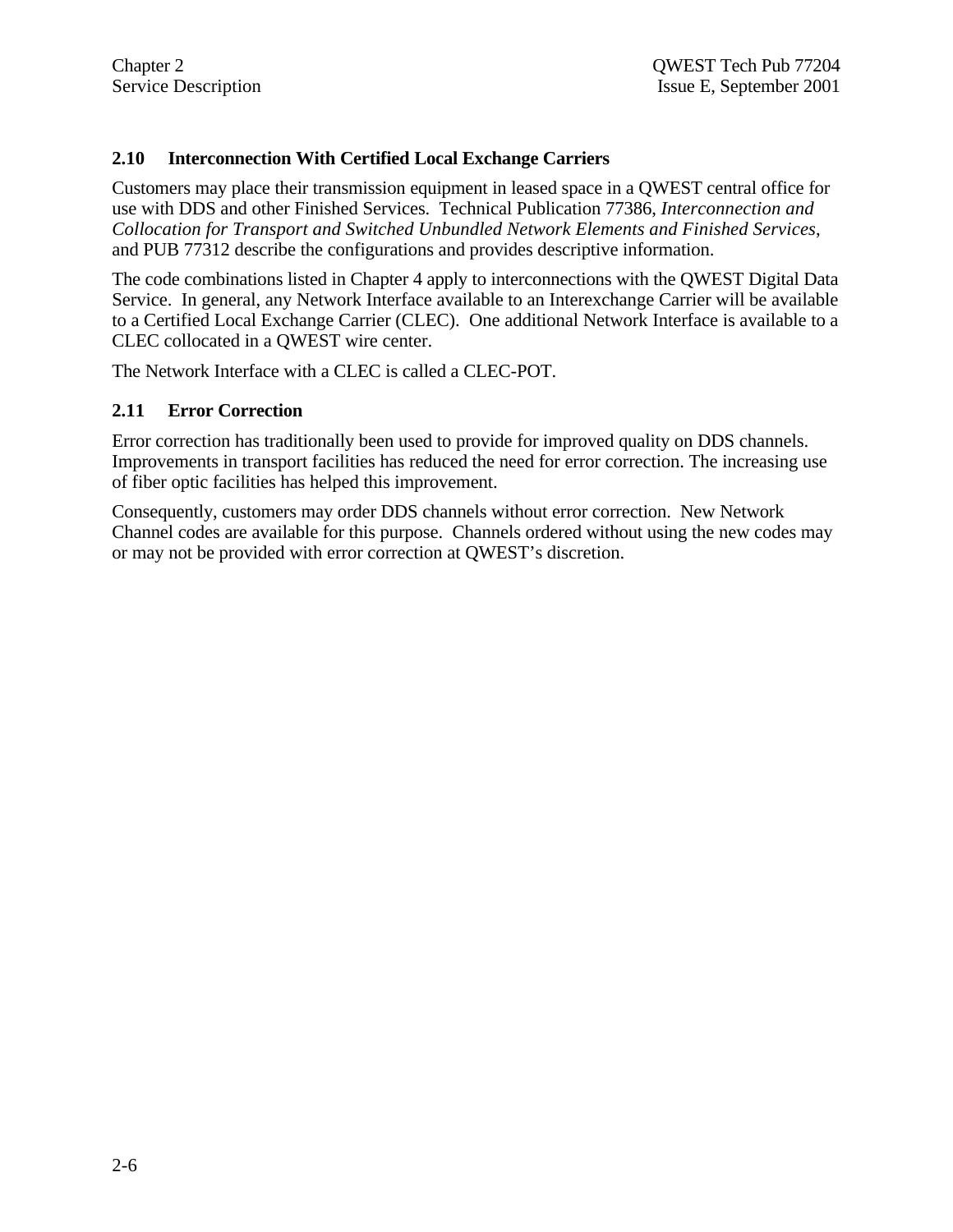## 2.10 Interconnection With Certified Local Exchange Carriers

Customers may place their transmission equipment in leased space in a QWEST central office for use with DDS and other Finished Services. Technical Publication 77386, *Interconnection and Collocation for Transport and Switched Unbundled Network Elements and Finished Services*, and PUB 77312 describe the configurations and provides descriptive information.

The code combinations listed in Chapter 4 apply to interconnections with the QWEST Digital Data Service. In general, any Network Interface available to an Interexchange Carrier will be available to a Certified Local Exchange Carrier (CLEC). One additional Network Interface is available to a CLEC collocated in a QWEST wire center.

The Network Interface with a CLEC is called a CLEC-POT.

## 2.11 Error Correction

Error correction has traditionally been used to provide for improved quality on DDS channels. Improvements in transport facilities has reduced the need for error correction. The increasing use of fiber optic facilities has helped this improvement.

Consequently, customers may order DDS channels without error correction. New Network Channel codes are available for this purpose. Channels ordered without using the new codes may or may not be provided with error correction at QWEST's discretion.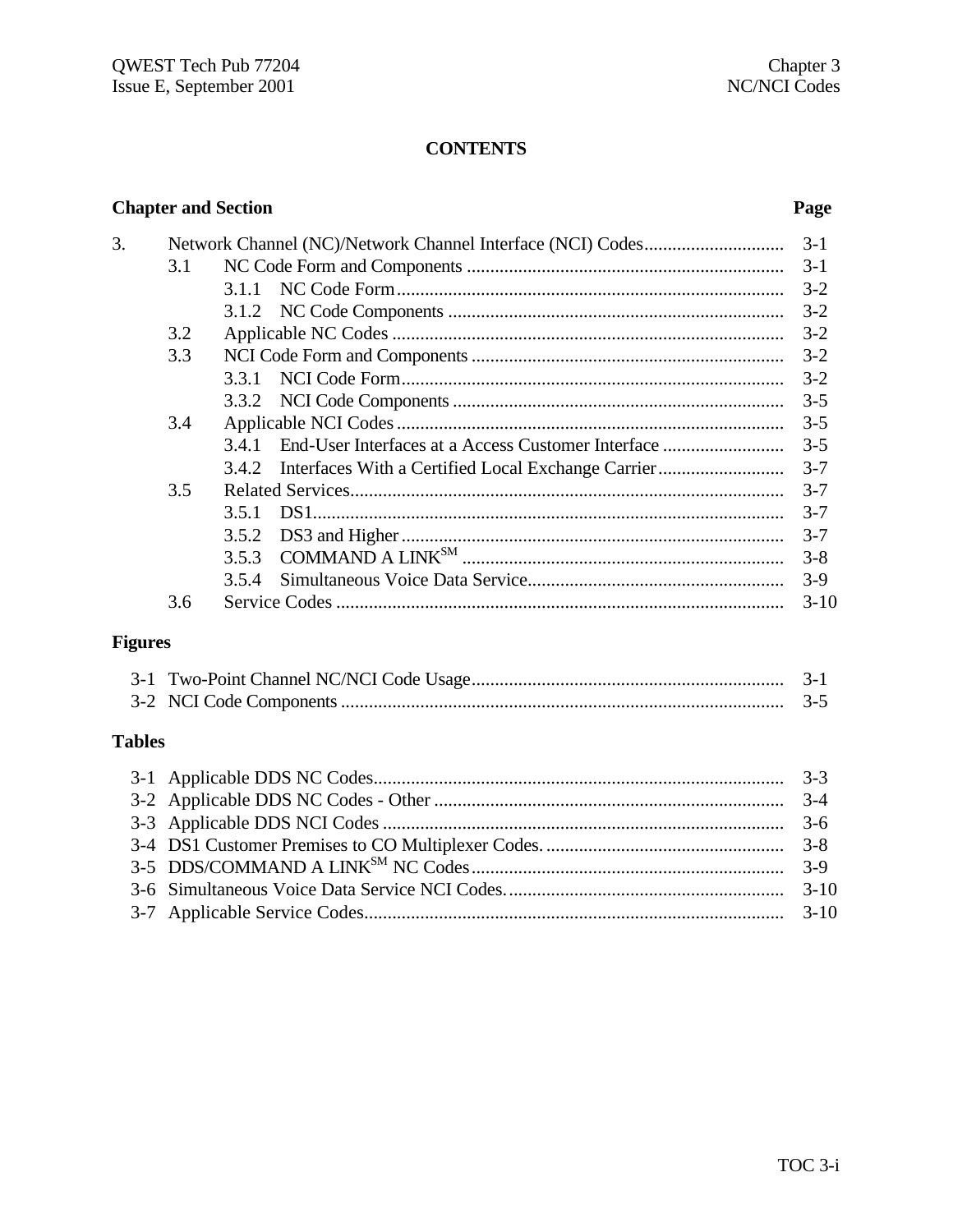# CONTENTS

| Chapter and Section | | | Page |
|---|---|---|---|
| 3. | Network Channel (NC)/Network Channel Interface (NCI) Codes | | 3-1 |
| | 3.1 | NC Code Form and Components | 3-1 |
| | | 3.1.1 NC Code Form | 3-2 |
| | | 3.1.2 NC Code Components | 3-2 |
| | 3.2 | Applicable NC Codes | 3-2 |
| | 3.3 | NCI Code Form and Components | 3-2 |
| | | 3.3.1 NCI Code Form | 3-2 |
| | | 3.3.2 NCI Code Components | 3-5 |
| | 3.4 | Applicable NCI Codes | 3-5 |
| | | 3.4.1 End-User Interfaces at a Access Customer Interface | 3-5 |
| | | 3.4.2 Interfaces With a Certified Local Exchange Carrier | 3-7 |
| | 3.5 | Related Services | 3-7 |
| | | 3.5.1 DS1 | 3-7 |
| | | 3.5.2 DS3 and Higher | 3-7 |
| | | 3.5.3 COMMAND A LINK[SM] | 3-8 |
| | | 3.5.4 Simultaneous Voice Data Service | 3-9 |
| | 3.6 | Service Codes | 3-10 |

## Figures

| | | |
|---|---|---|
| 3-1 | Two-Point Channel NC/NCI Code Usage | 3-1 |
| 3-2 | NCI Code Components | 3-5 |

## Tables

| | | |
|---|---|---|
| 3-1 | Applicable DDS NC Codes | 3-3 |
| 3-2 | Applicable DDS NC Codes - Other | 3-4 |
| 3-3 | Applicable DDS NCI Codes | 3-6 |
| 3-4 | DS1 Customer Premises to CO Multiplexer Codes. | 3-8 |
| 3-5 | DDS/COMMAND A LINK[SM] NC Codes | 3-9 |
| 3-6 | Simultaneous Voice Data Service NCI Codes. | 3-10 |
| 3-7 | Applicable Service Codes | 3-10 |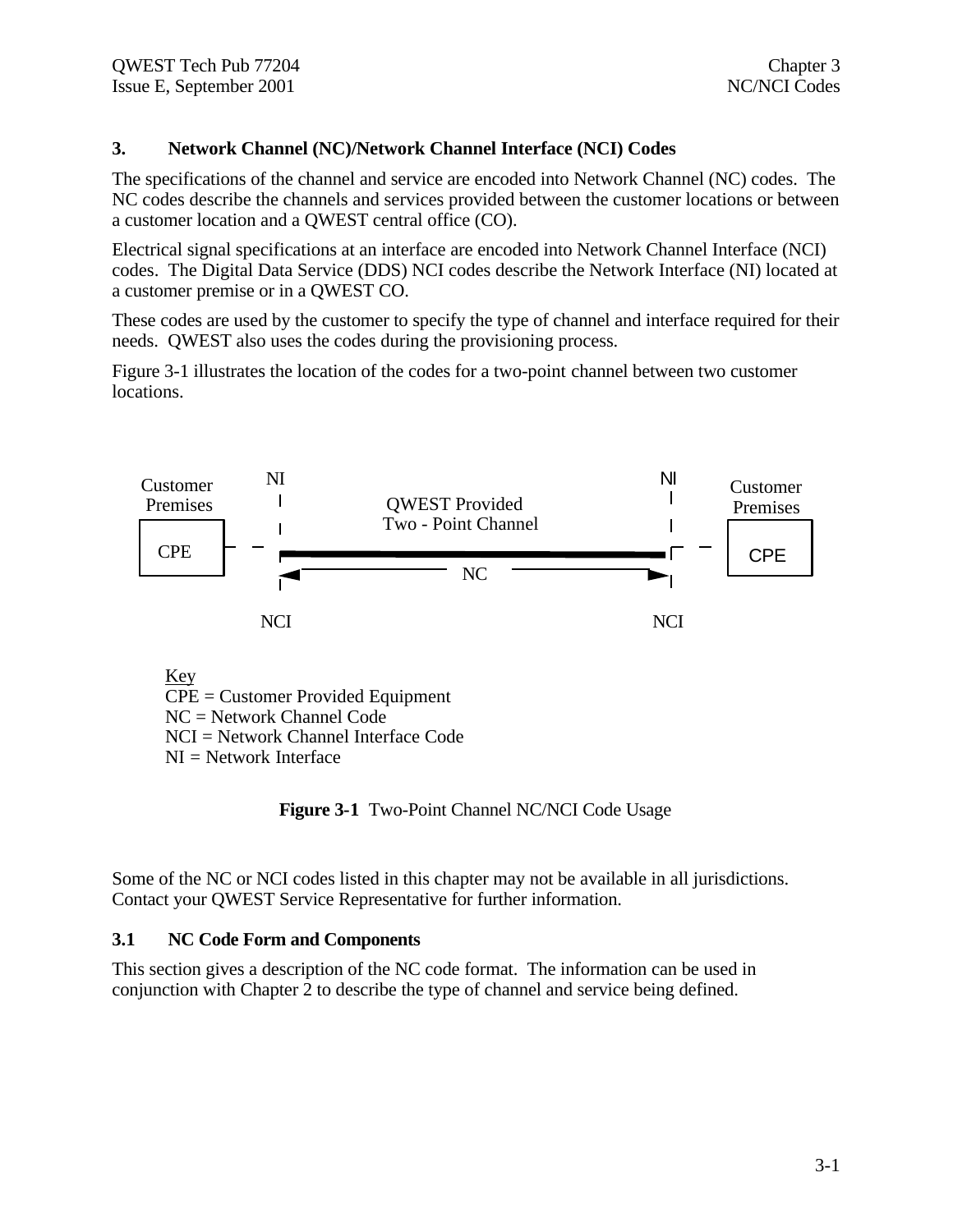# 3. Network Channel (NC)/Network Channel Interface (NCI) Codes

The specifications of the channel and service are encoded into Network Channel (NC) codes. The NC codes describe the channels and services provided between the customer locations or between a customer location and a QWEST central office (CO).

Electrical signal specifications at an interface are encoded into Network Channel Interface (NCI) codes. The Digital Data Service (DDS) NCI codes describe the Network Interface (NI) located at a customer premise or in a QWEST CO.

These codes are used by the customer to specify the type of channel and interface required for their needs. QWEST also uses the codes during the provisioning process.

Figure 3-1 illustrates the location of the codes for a two-point channel between two customer locations.

Customer Premises | NI | QWEST Provided Two - Point Channel | NI | Customer Premises

CPE | NC | CPE

NCI | NCI

Key
CPE = Customer Provided Equipment
NC = Network Channel Code
NCI = Network Channel Interface Code
NI = Network Interface

**Figure 3-1** Two-Point Channel NC/NCI Code Usage

Some of the NC or NCI codes listed in this chapter may not be available in all jurisdictions. Contact your QWEST Service Representative for further information.

## 3.1 NC Code Form and Components

This section gives a description of the NC code format. The information can be used in conjunction with Chapter 2 to describe the type of channel and service being defined.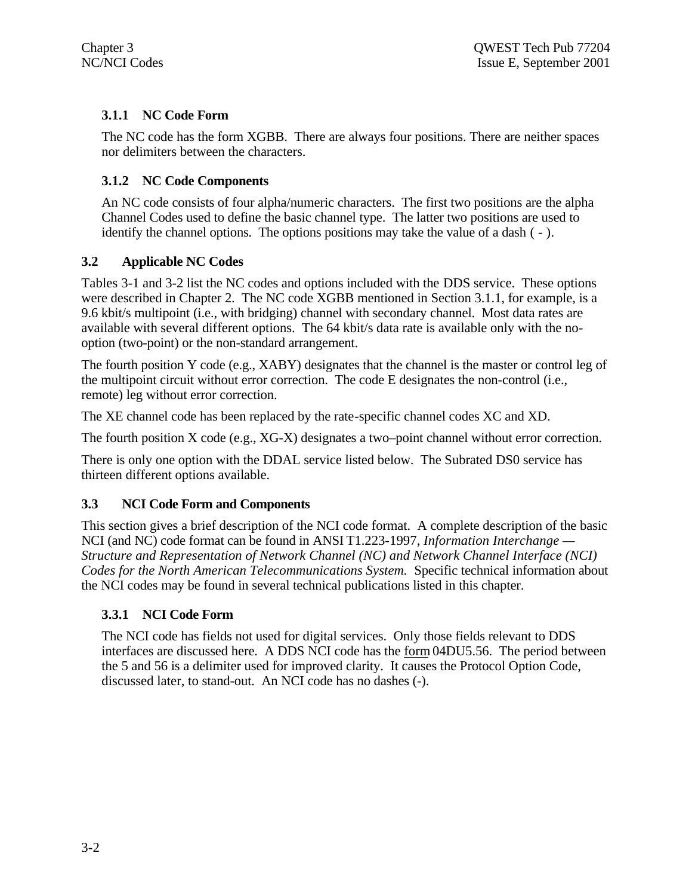### 3.1.1 NC Code Form

The NC code has the form XGBB. There are always four positions. There are neither spaces nor delimiters between the characters.

### 3.1.2 NC Code Components

An NC code consists of four alpha/numeric characters. The first two positions are the alpha Channel Codes used to define the basic channel type. The latter two positions are used to identify the channel options. The options positions may take the value of a dash ( - ).

## 3.2 Applicable NC Codes

Tables 3-1 and 3-2 list the NC codes and options included with the DDS service. These options were described in Chapter 2. The NC code XGBB mentioned in Section 3.1.1, for example, is a 9.6 kbit/s multipoint (i.e., with bridging) channel with secondary channel. Most data rates are available with several different options. The 64 kbit/s data rate is available only with the no-option (two-point) or the non-standard arrangement.

The fourth position Y code (e.g., XABY) designates that the channel is the master or control leg of the multipoint circuit without error correction. The code E designates the non-control (i.e., remote) leg without error correction.

The XE channel code has been replaced by the rate-specific channel codes XC and XD.

The fourth position X code (e.g., XG-X) designates a two–point channel without error correction.

There is only one option with the DDAL service listed below. The Subrated DS0 service has thirteen different options available.

## 3.3 NCI Code Form and Components

This section gives a brief description of the NCI code format. A complete description of the basic NCI (and NC) code format can be found in ANSI T1.223-1997, *Information Interchange — Structure and Representation of Network Channel (NC) and Network Channel Interface (NCI) Codes for the North American Telecommunications System.* Specific technical information about the NCI codes may be found in several technical publications listed in this chapter.

### 3.3.1 NCI Code Form

The NCI code has fields not used for digital services. Only those fields relevant to DDS interfaces are discussed here. A DDS NCI code has the form 04DU5.56. The period between the 5 and 56 is a delimiter used for improved clarity. It causes the Protocol Option Code, discussed later, to stand-out. An NCI code has no dashes (-).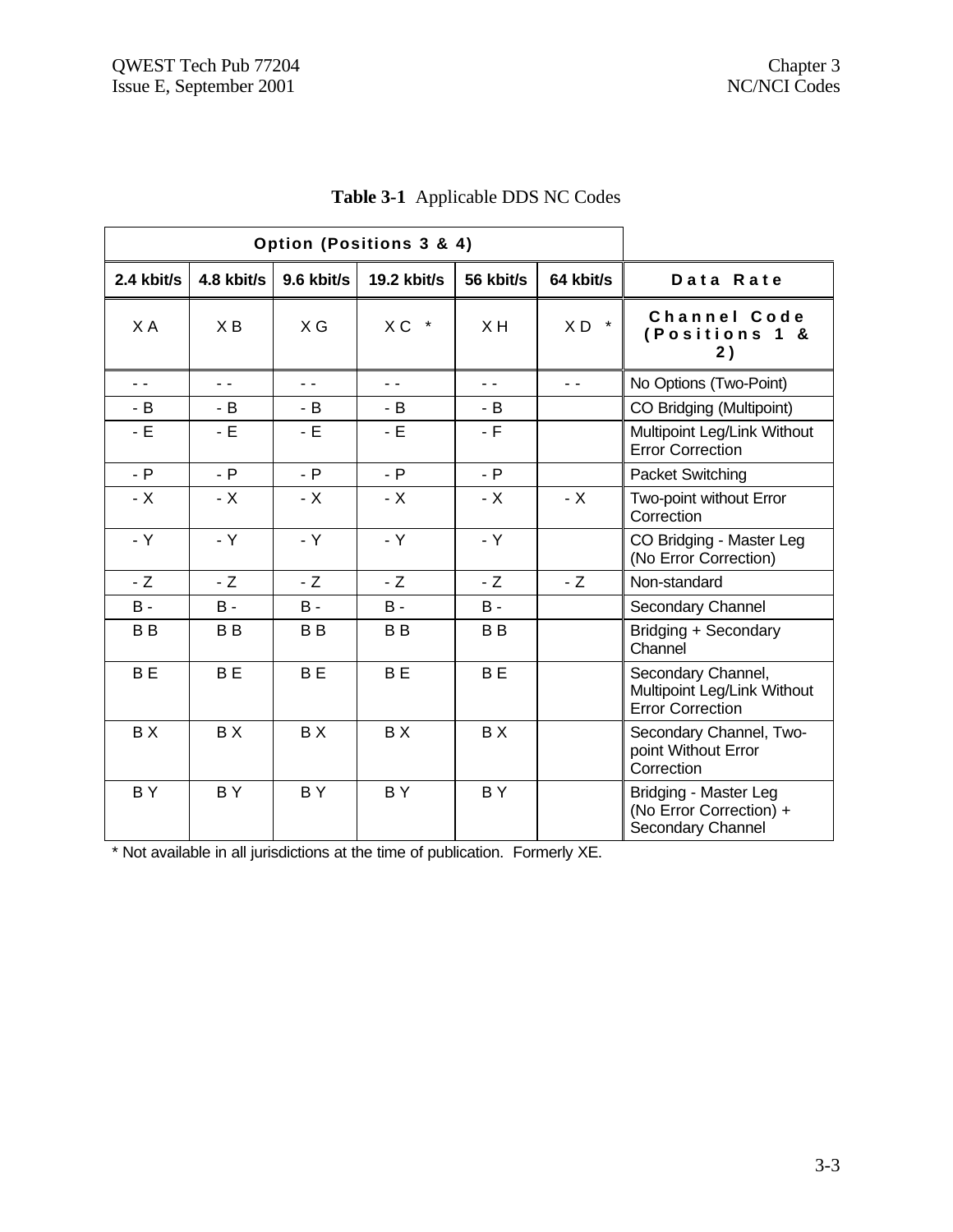**Table 3-1** Applicable DDS NC Codes

| Option (Positions 3 & 4) | | | | | | |
|---|---|---|---|---|---|---|
| 2.4 kbit/s | 4.8 kbit/s | 9.6 kbit/s | 19.2 kbit/s | 56 kbit/s | 64 kbit/s | Data Rate |
| X A | X B | X G | X C * | X H | X D * | Channel Code (Positions 1 & 2) |
| - - | - - | - - | - - | - - | - - | No Options (Two-Point) |
| - B | - B | - B | - B | - B | | CO Bridging (Multipoint) |
| - E | - E | - E | - E | - F | | Multipoint Leg/Link Without Error Correction |
| - P | - P | - P | - P | - P | | Packet Switching |
| - X | - X | - X | - X | - X | - X | Two-point without Error Correction |
| - Y | - Y | - Y | - Y | - Y | | CO Bridging - Master Leg (No Error Correction) |
| - Z | - Z | - Z | - Z | - Z | - Z | Non-standard |
| B - | B - | B - | B - | B - | | Secondary Channel |
| B B | B B | B B | B B | B B | | Bridging + Secondary Channel |
| B E | B E | B E | B E | B E | | Secondary Channel, Multipoint Leg/Link Without Error Correction |
| B X | B X | B X | B X | B X | | Secondary Channel, Two-point Without Error Correction |
| B Y | B Y | B Y | B Y | B Y | | Bridging - Master Leg (No Error Correction) + Secondary Channel |

\* Not available in all jurisdictions at the time of publication. Formerly XE.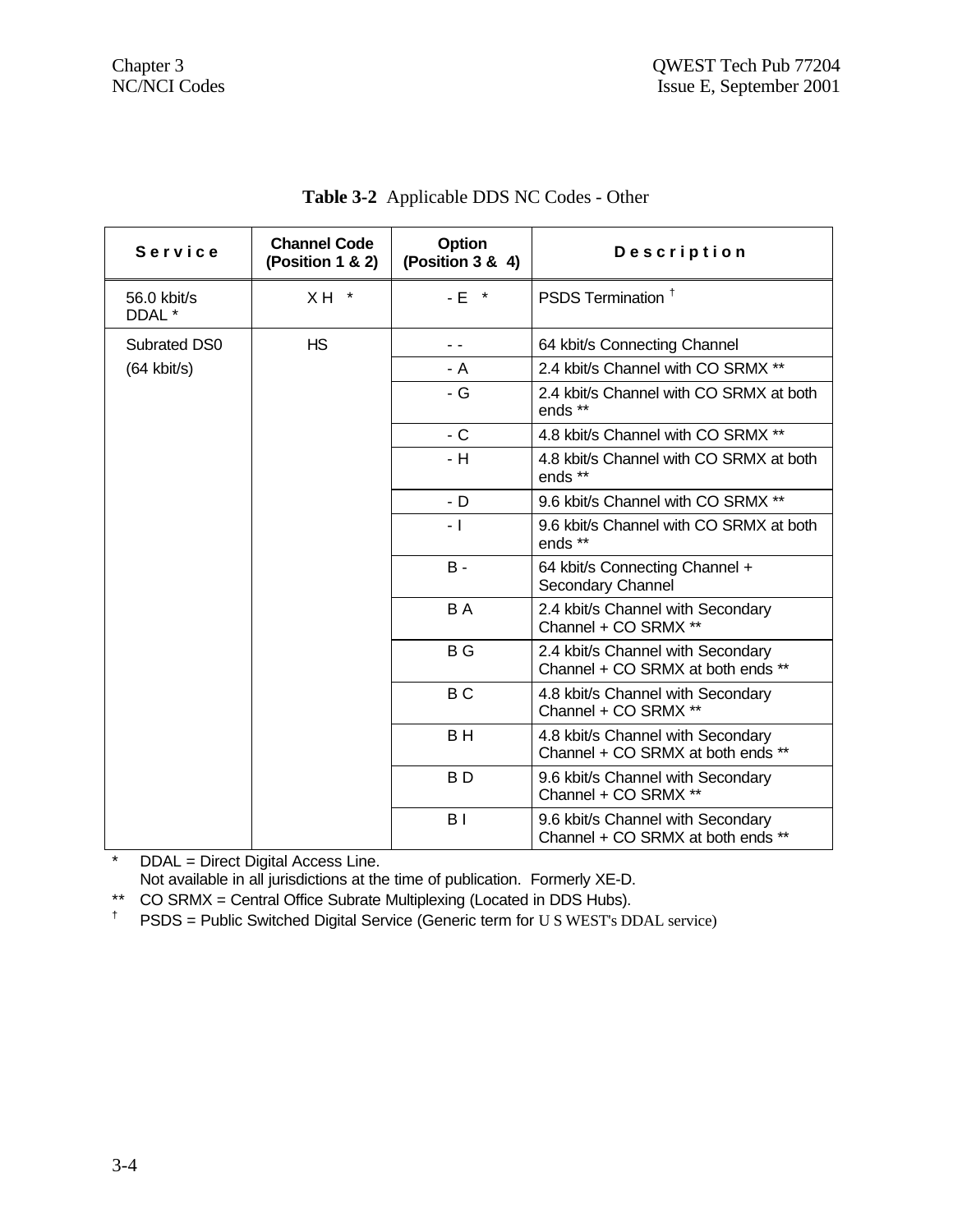**Table 3-2** Applicable DDS NC Codes - Other

| Service | Channel Code (Position 1 & 2) | Option (Position 3 & 4) | Description |
|---|---|---|---|
| 56.0 kbit/s DDAL * | X H * | - E * | PSDS Termination † |
| Subrated DS0 (64 kbit/s) | HS | - - | 64 kbit/s Connecting Channel |
| | | - A | 2.4 kbit/s Channel with CO SRMX ** |
| | | - G | 2.4 kbit/s Channel with CO SRMX at both ends ** |
| | | - C | 4.8 kbit/s Channel with CO SRMX ** |
| | | - H | 4.8 kbit/s Channel with CO SRMX at both ends ** |
| | | - D | 9.6 kbit/s Channel with CO SRMX ** |
| | | - I | 9.6 kbit/s Channel with CO SRMX at both ends ** |
| | | B - | 64 kbit/s Connecting Channel + Secondary Channel |
| | | B A | 2.4 kbit/s Channel with Secondary Channel + CO SRMX ** |
| | | B G | 2.4 kbit/s Channel with Secondary Channel + CO SRMX at both ends ** |
| | | B C | 4.8 kbit/s Channel with Secondary Channel + CO SRMX ** |
| | | B H | 4.8 kbit/s Channel with Secondary Channel + CO SRMX at both ends ** |
| | | B D | 9.6 kbit/s Channel with Secondary Channel + CO SRMX ** |
| | | B I | 9.6 kbit/s Channel with Secondary Channel + CO SRMX at both ends ** |

\* DDAL = Direct Digital Access Line. Not available in all jurisdictions at the time of publication. Formerly XE-D.

** CO SRMX = Central Office Subrate Multiplexing (Located in DDS Hubs).

† PSDS = Public Switched Digital Service (Generic term for U S WEST's DDAL service)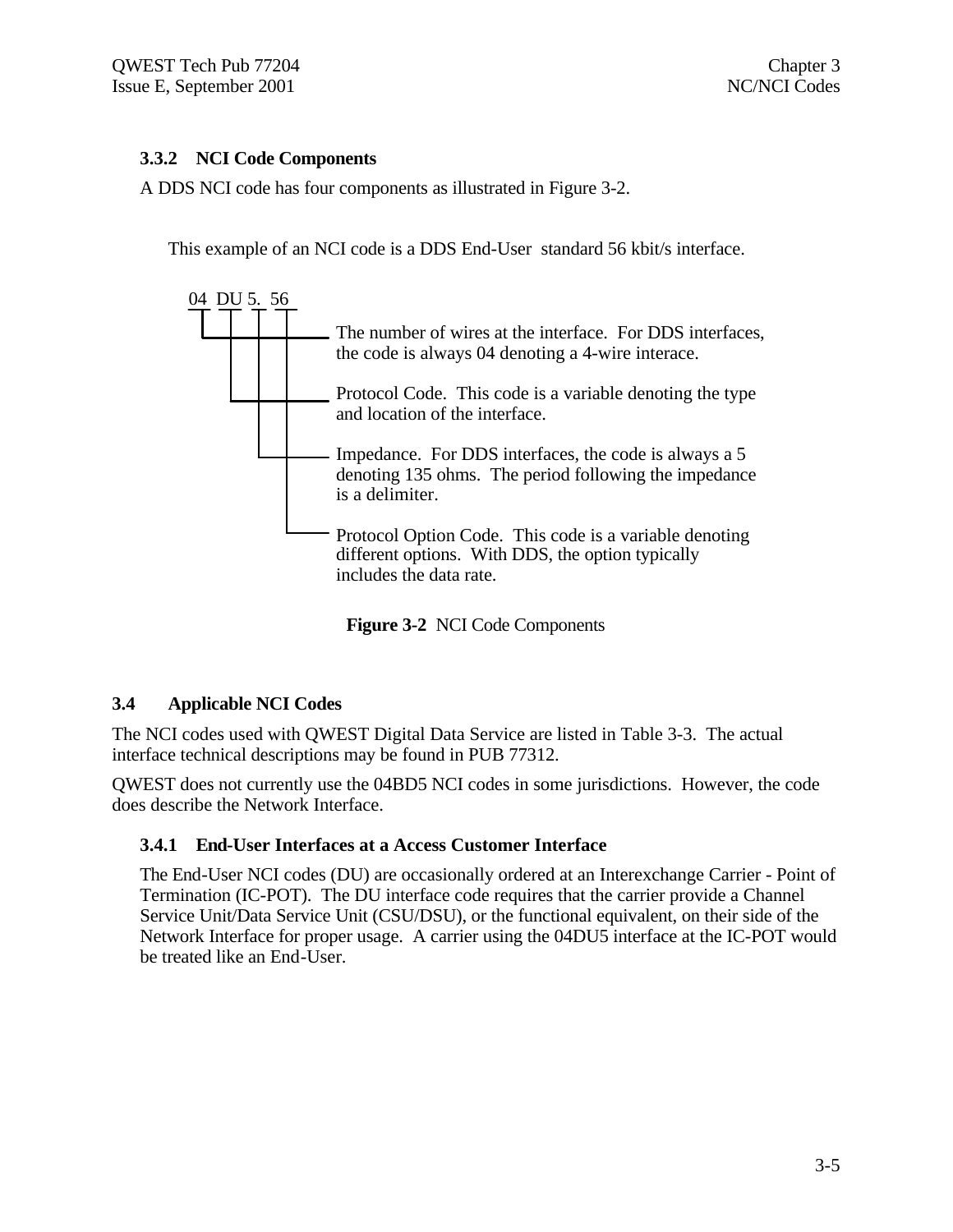### 3.3.2 NCI Code Components

A DDS NCI code has four components as illustrated in Figure 3-2.

This example of an NCI code is a DDS End-User standard 56 kbit/s interface.

```
04  DU 5.  56
```

- **04** — The number of wires at the interface. For DDS interfaces, the code is always 04 denoting a 4-wire interace.
- **DU** — Protocol Code. This code is a variable denoting the type and location of the interface.
- **5.** — Impedance. For DDS interfaces, the code is always a 5 denoting 135 ohms. The period following the impedance is a delimiter.
- **56** — Protocol Option Code. This code is a variable denoting different options. With DDS, the option typically includes the data rate.

**Figure 3-2** NCI Code Components

## 3.4 Applicable NCI Codes

The NCI codes used with QWEST Digital Data Service are listed in Table 3-3. The actual interface technical descriptions may be found in PUB 77312.

QWEST does not currently use the 04BD5 NCI codes in some jurisdictions. However, the code does describe the Network Interface.

### 3.4.1 End-User Interfaces at a Access Customer Interface

The End-User NCI codes (DU) are occasionally ordered at an Interexchange Carrier - Point of Termination (IC-POT). The DU interface code requires that the carrier provide a Channel Service Unit/Data Service Unit (CSU/DSU), or the functional equivalent, on their side of the Network Interface for proper usage. A carrier using the 04DU5 interface at the IC-POT would be treated like an End-User.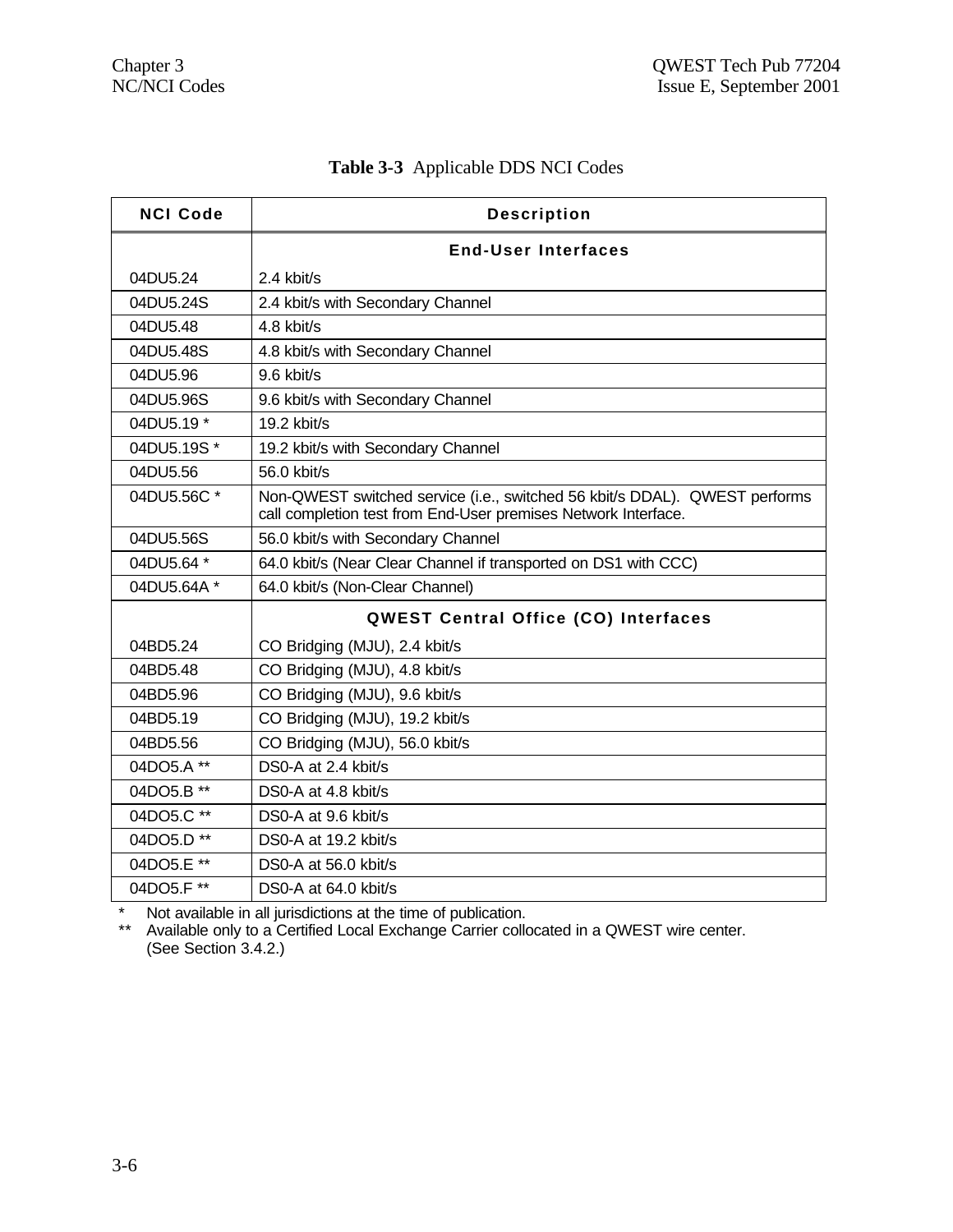**Table 3-3** Applicable DDS NCI Codes

| NCI Code | Description |
|---|---|
| | **End-User Interfaces** |
| 04DU5.24 | 2.4 kbit/s |
| 04DU5.24S | 2.4 kbit/s with Secondary Channel |
| 04DU5.48 | 4.8 kbit/s |
| 04DU5.48S | 4.8 kbit/s with Secondary Channel |
| 04DU5.96 | 9.6 kbit/s |
| 04DU5.96S | 9.6 kbit/s with Secondary Channel |
| 04DU5.19 * | 19.2 kbit/s |
| 04DU5.19S * | 19.2 kbit/s with Secondary Channel |
| 04DU5.56 | 56.0 kbit/s |
| 04DU5.56C * | Non-QWEST switched service (i.e., switched 56 kbit/s DDAL). QWEST performs call completion test from End-User premises Network Interface. |
| 04DU5.56S | 56.0 kbit/s with Secondary Channel |
| 04DU5.64 * | 64.0 kbit/s (Near Clear Channel if transported on DS1 with CCC) |
| 04DU5.64A * | 64.0 kbit/s (Non-Clear Channel) |
| | **QWEST Central Office (CO) Interfaces** |
| 04BD5.24 | CO Bridging (MJU), 2.4 kbit/s |
| 04BD5.48 | CO Bridging (MJU), 4.8 kbit/s |
| 04BD5.96 | CO Bridging (MJU), 9.6 kbit/s |
| 04BD5.19 | CO Bridging (MJU), 19.2 kbit/s |
| 04BD5.56 | CO Bridging (MJU), 56.0 kbit/s |
| 04DO5.A ** | DS0-A at 2.4 kbit/s |
| 04DO5.B ** | DS0-A at 4.8 kbit/s |
| 04DO5.C ** | DS0-A at 9.6 kbit/s |
| 04DO5.D ** | DS0-A at 19.2 kbit/s |
| 04DO5.E ** | DS0-A at 56.0 kbit/s |
| 04DO5.F ** | DS0-A at 64.0 kbit/s |

\* Not available in all jurisdictions at the time of publication.

\*\* Available only to a Certified Local Exchange Carrier collocated in a QWEST wire center. (See Section 3.4.2.)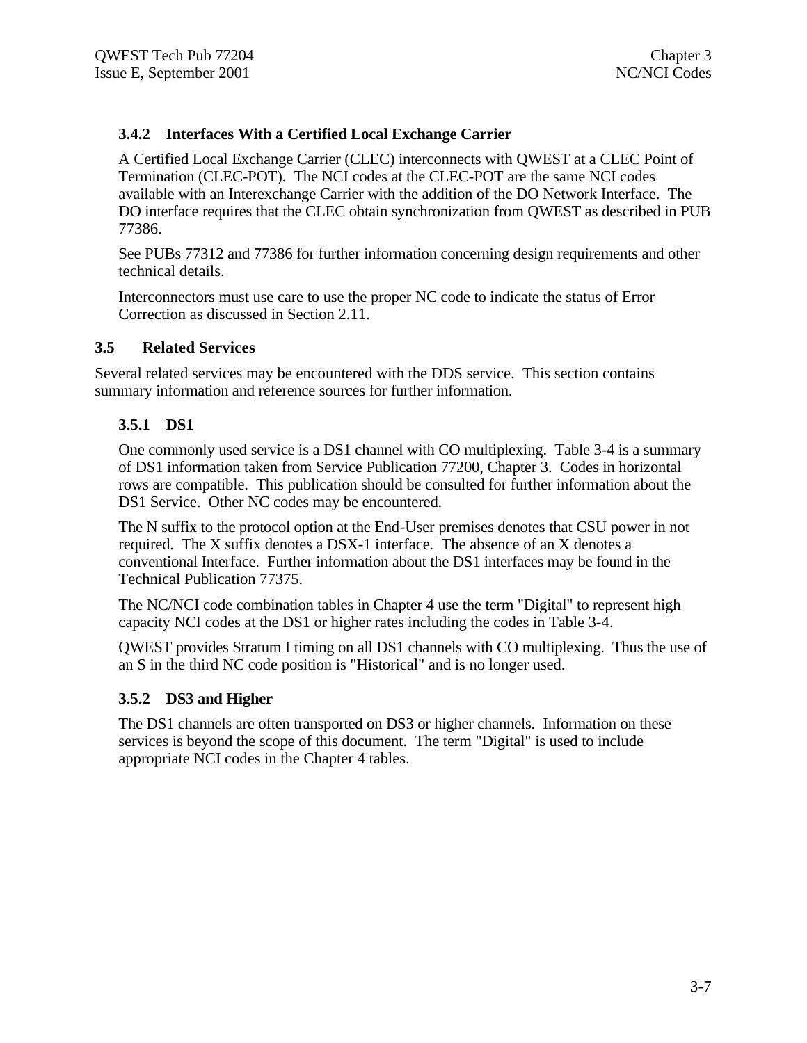### 3.4.2 Interfaces With a Certified Local Exchange Carrier

A Certified Local Exchange Carrier (CLEC) interconnects with QWEST at a CLEC Point of Termination (CLEC-POT). The NCI codes at the CLEC-POT are the same NCI codes available with an Interexchange Carrier with the addition of the DO Network Interface. The DO interface requires that the CLEC obtain synchronization from QWEST as described in PUB 77386.

See PUBs 77312 and 77386 for further information concerning design requirements and other technical details.

Interconnectors must use care to use the proper NC code to indicate the status of Error Correction as discussed in Section 2.11.

## 3.5 Related Services

Several related services may be encountered with the DDS service. This section contains summary information and reference sources for further information.

### 3.5.1 DS1

One commonly used service is a DS1 channel with CO multiplexing. Table 3-4 is a summary of DS1 information taken from Service Publication 77200, Chapter 3. Codes in horizontal rows are compatible. This publication should be consulted for further information about the DS1 Service. Other NC codes may be encountered.

The N suffix to the protocol option at the End-User premises denotes that CSU power in not required. The X suffix denotes a DSX-1 interface. The absence of an X denotes a conventional Interface. Further information about the DS1 interfaces may be found in the Technical Publication 77375.

The NC/NCI code combination tables in Chapter 4 use the term "Digital" to represent high capacity NCI codes at the DS1 or higher rates including the codes in Table 3-4.

QWEST provides Stratum I timing on all DS1 channels with CO multiplexing. Thus the use of an S in the third NC code position is "Historical" and is no longer used.

### 3.5.2 DS3 and Higher

The DS1 channels are often transported on DS3 or higher channels. Information on these services is beyond the scope of this document. The term "Digital" is used to include appropriate NCI codes in the Chapter 4 tables.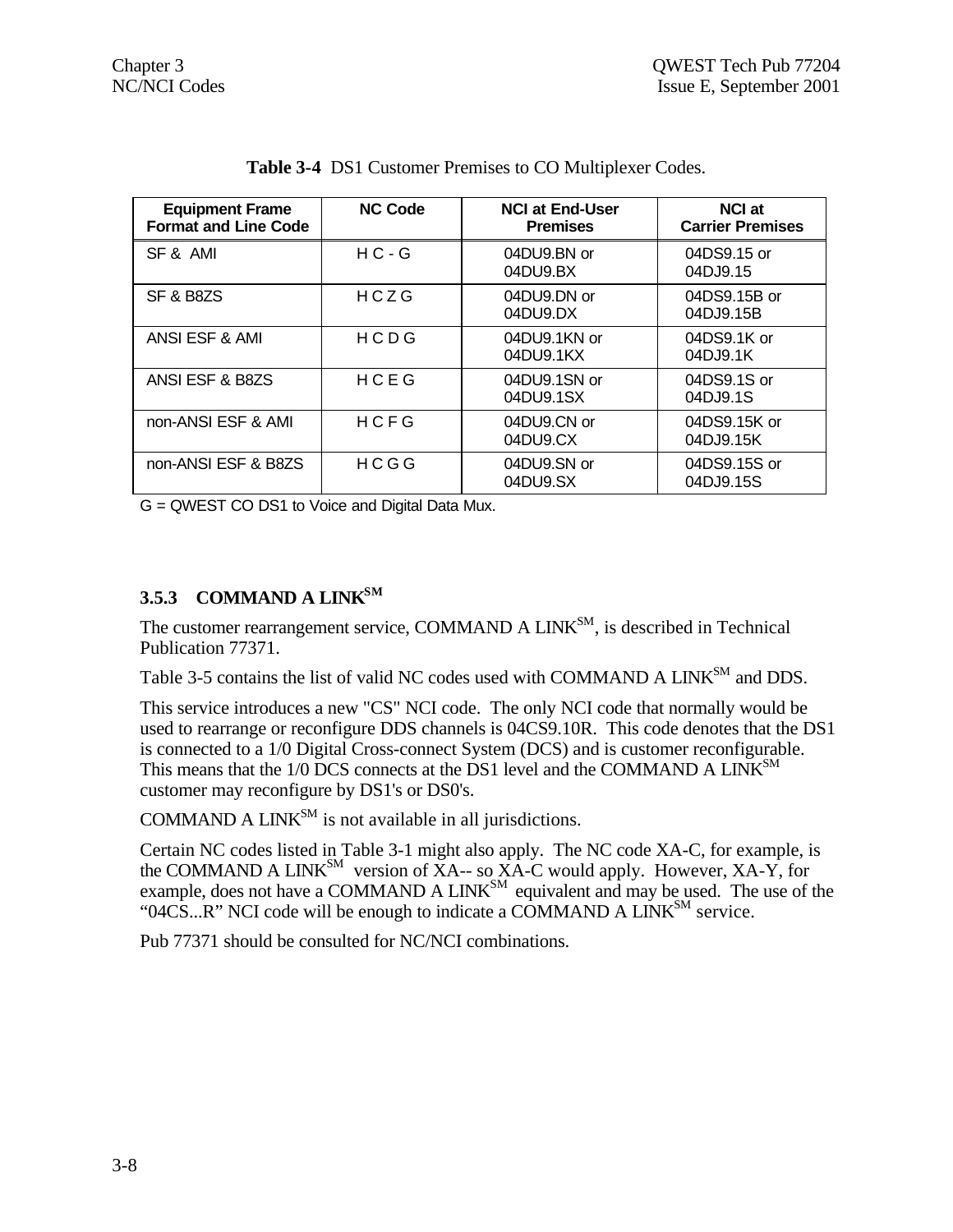**Table 3-4** DS1 Customer Premises to CO Multiplexer Codes.

| Equipment Frame Format and Line Code | NC Code | NCI at End-User Premises | NCI at Carrier Premises |
|---|---|---|---|
| SF & AMI | H C - G | 04DU9.BN or 04DU9.BX | 04DS9.15 or 04DJ9.15 |
| SF & B8ZS | H C Z G | 04DU9.DN or 04DU9.DX | 04DS9.15B or 04DJ9.15B |
| ANSI ESF & AMI | H C D G | 04DU9.1KN or 04DU9.1KX | 04DS9.1K or 04DJ9.1K |
| ANSI ESF & B8ZS | H C E G | 04DU9.1SN or 04DU9.1SX | 04DS9.1S or 04DJ9.1S |
| non-ANSI ESF & AMI | H C F G | 04DU9.CN or 04DU9.CX | 04DS9.15K or 04DJ9.15K |
| non-ANSI ESF & B8ZS | H C G G | 04DU9.SN or 04DU9.SX | 04DS9.15S or 04DJ9.15S |

G = QWEST CO DS1 to Voice and Digital Data Mux.

### 3.5.3 COMMAND A LINK[SM]

The customer rearrangement service, COMMAND A LINK[SM], is described in Technical Publication 77371.

Table 3-5 contains the list of valid NC codes used with COMMAND A LINK[SM] and DDS.

This service introduces a new "CS" NCI code. The only NCI code that normally would be used to rearrange or reconfigure DDS channels is 04CS9.10R. This code denotes that the DS1 is connected to a 1/0 Digital Cross-connect System (DCS) and is customer reconfigurable. This means that the 1/0 DCS connects at the DS1 level and the COMMAND A LINK[SM] customer may reconfigure by DS1's or DS0's.

COMMAND A LINK[SM] is not available in all jurisdictions.

Certain NC codes listed in Table 3-1 might also apply. The NC code XA-C, for example, is the COMMAND A LINK[SM] version of XA-- so XA-C would apply. However, XA-Y, for example, does not have a COMMAND A LINK[SM] equivalent and may be used. The use of the "04CS...R" NCI code will be enough to indicate a COMMAND A LINK[SM] service.

Pub 77371 should be consulted for NC/NCI combinations.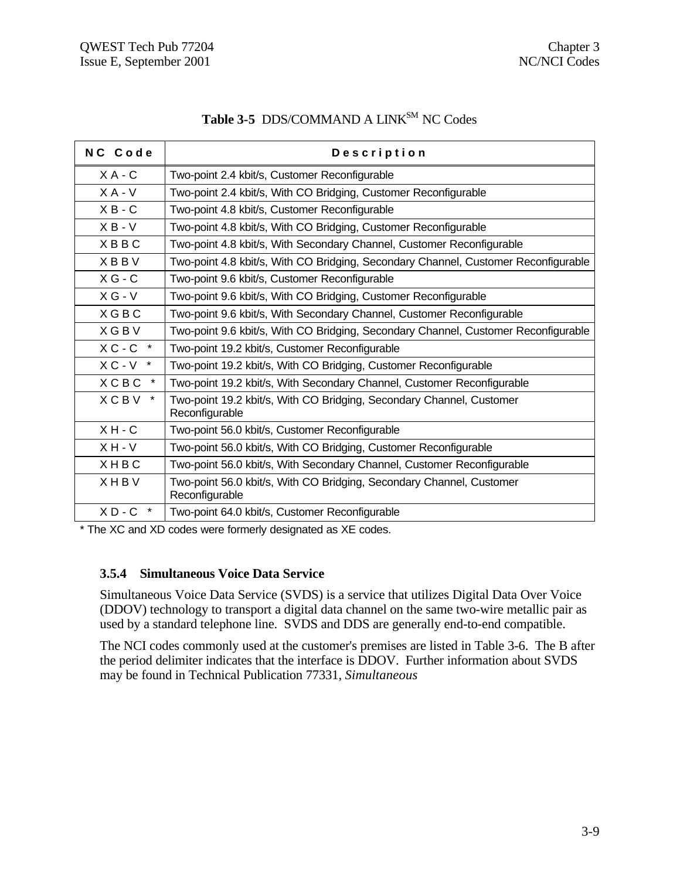**Table 3-5** DDS/COMMAND A LINK[SM] NC Codes

| NC Code | Description |
|---|---|
| X A - C | Two-point 2.4 kbit/s, Customer Reconfigurable |
| X A - V | Two-point 2.4 kbit/s, With CO Bridging, Customer Reconfigurable |
| X B - C | Two-point 4.8 kbit/s, Customer Reconfigurable |
| X B - V | Two-point 4.8 kbit/s, With CO Bridging, Customer Reconfigurable |
| X B B C | Two-point 4.8 kbit/s, With Secondary Channel, Customer Reconfigurable |
| X B B V | Two-point 4.8 kbit/s, With CO Bridging, Secondary Channel, Customer Reconfigurable |
| X G - C | Two-point 9.6 kbit/s, Customer Reconfigurable |
| X G - V | Two-point 9.6 kbit/s, With CO Bridging, Customer Reconfigurable |
| X G B C | Two-point 9.6 kbit/s, With Secondary Channel, Customer Reconfigurable |
| X G B V | Two-point 9.6 kbit/s, With CO Bridging, Secondary Channel, Customer Reconfigurable |
| X C - C * | Two-point 19.2 kbit/s, Customer Reconfigurable |
| X C - V * | Two-point 19.2 kbit/s, With CO Bridging, Customer Reconfigurable |
| X C B C * | Two-point 19.2 kbit/s, With Secondary Channel, Customer Reconfigurable |
| X C B V * | Two-point 19.2 kbit/s, With CO Bridging, Secondary Channel, Customer Reconfigurable |
| X H - C | Two-point 56.0 kbit/s, Customer Reconfigurable |
| X H - V | Two-point 56.0 kbit/s, With CO Bridging, Customer Reconfigurable |
| X H B C | Two-point 56.0 kbit/s, With Secondary Channel, Customer Reconfigurable |
| X H B V | Two-point 56.0 kbit/s, With CO Bridging, Secondary Channel, Customer Reconfigurable |
| X D - C * | Two-point 64.0 kbit/s, Customer Reconfigurable |

* The XC and XD codes were formerly designated as XE codes.

### 3.5.4 Simultaneous Voice Data Service

Simultaneous Voice Data Service (SVDS) is a service that utilizes Digital Data Over Voice (DDOV) technology to transport a digital data channel on the same two-wire metallic pair as used by a standard telephone line. SVDS and DDS are generally end-to-end compatible.

The NCI codes commonly used at the customer's premises are listed in Table 3-6. The B after the period delimiter indicates that the interface is DDOV. Further information about SVDS may be found in Technical Publication 77331, *Simultaneous*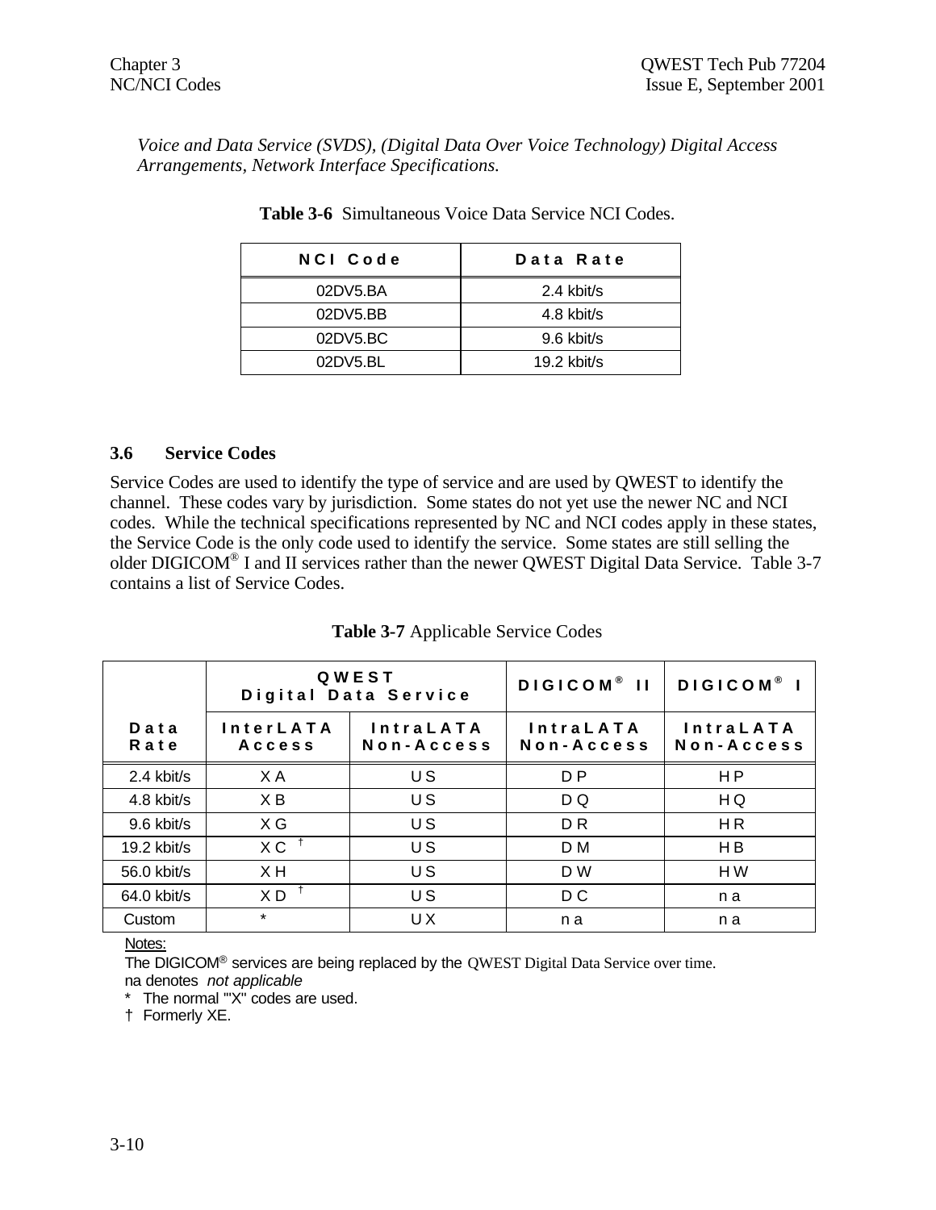*Voice and Data Service (SVDS), (Digital Data Over Voice Technology) Digital Access Arrangements, Network Interface Specifications.*

**Table 3-6** Simultaneous Voice Data Service NCI Codes.

| NCI Code | Data Rate |
|---|---|
| 02DV5.BA | 2.4 kbit/s |
| 02DV5.BB | 4.8 kbit/s |
| 02DV5.BC | 9.6 kbit/s |
| 02DV5.BL | 19.2 kbit/s |

### 3.6 Service Codes

Service Codes are used to identify the type of service and are used by QWEST to identify the channel. These codes vary by jurisdiction. Some states do not yet use the newer NC and NCI codes. While the technical specifications represented by NC and NCI codes apply in these states, the Service Code is the only code used to identify the service. Some states are still selling the older DIGICOM® I and II services rather than the newer QWEST Digital Data Service. Table 3-7 contains a list of Service Codes.

**Table 3-7** Applicable Service Codes

| | QWEST Digital Data Service | | DIGICOM® II | DIGICOM® I |
|---|---|---|---|---|
| Data Rate | InterLATA Access | IntraLATA Non-Access | IntraLATA Non-Access | IntraLATA Non-Access |
| 2.4 kbit/s | XA | US | DP | HP |
| 4.8 kbit/s | XB | US | DQ | HQ |
| 9.6 kbit/s | XG | US | DR | HR |
| 19.2 kbit/s | XC † | US | DM | HB |
| 56.0 kbit/s | XH | US | DW | HW |
| 64.0 kbit/s | XD † | US | DC | na |
| Custom | * | UX | na | na |

Notes:

The DIGICOM® services are being replaced by the QWEST Digital Data Service over time.

na denotes *not applicable*

\* The normal "X" codes are used.

† Formerly XE.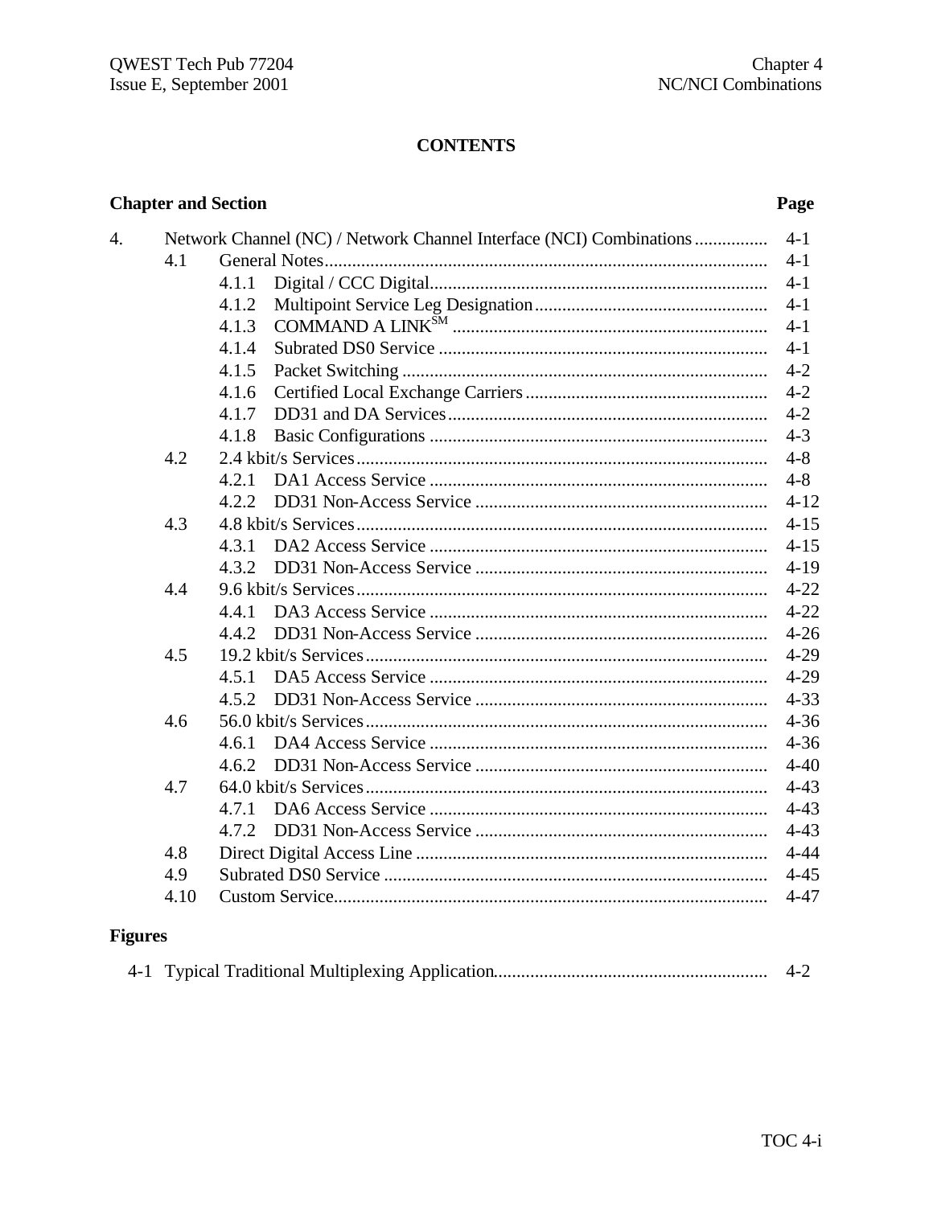# CONTENTS

| Chapter and Section | | | Page |
|---|---|---|---|
| 4. | Network Channel (NC) / Network Channel Interface (NCI) Combinations | | 4-1 |
| | 4.1 | General Notes | 4-1 |
| | | 4.1.1 Digital / CCC Digital | 4-1 |
| | | 4.1.2 Multipoint Service Leg Designation | 4-1 |
| | | 4.1.3 COMMAND A LINK[SM] | 4-1 |
| | | 4.1.4 Subrated DS0 Service | 4-1 |
| | | 4.1.5 Packet Switching | 4-2 |
| | | 4.1.6 Certified Local Exchange Carriers | 4-2 |
| | | 4.1.7 DD31 and DA Services | 4-2 |
| | | 4.1.8 Basic Configurations | 4-3 |
| | 4.2 | 2.4 kbit/s Services | 4-8 |
| | | 4.2.1 DA1 Access Service | 4-8 |
| | | 4.2.2 DD31 Non-Access Service | 4-12 |
| | 4.3 | 4.8 kbit/s Services | 4-15 |
| | | 4.3.1 DA2 Access Service | 4-15 |
| | | 4.3.2 DD31 Non-Access Service | 4-19 |
| | 4.4 | 9.6 kbit/s Services | 4-22 |
| | | 4.4.1 DA3 Access Service | 4-22 |
| | | 4.4.2 DD31 Non-Access Service | 4-26 |
| | 4.5 | 19.2 kbit/s Services | 4-29 |
| | | 4.5.1 DA5 Access Service | 4-29 |
| | | 4.5.2 DD31 Non-Access Service | 4-33 |
| | 4.6 | 56.0 kbit/s Services | 4-36 |
| | | 4.6.1 DA4 Access Service | 4-36 |
| | | 4.6.2 DD31 Non-Access Service | 4-40 |
| | 4.7 | 64.0 kbit/s Services | 4-43 |
| | | 4.7.1 DA6 Access Service | 4-43 |
| | | 4.7.2 DD31 Non-Access Service | 4-43 |
| | 4.8 | Direct Digital Access Line | 4-44 |
| | 4.9 | Subrated DS0 Service | 4-45 |
| | 4.10 | Custom Service | 4-47 |

**Figures**

| | | |
|---|---|---|
| 4-1 | Typical Traditional Multiplexing Application | 4-2 |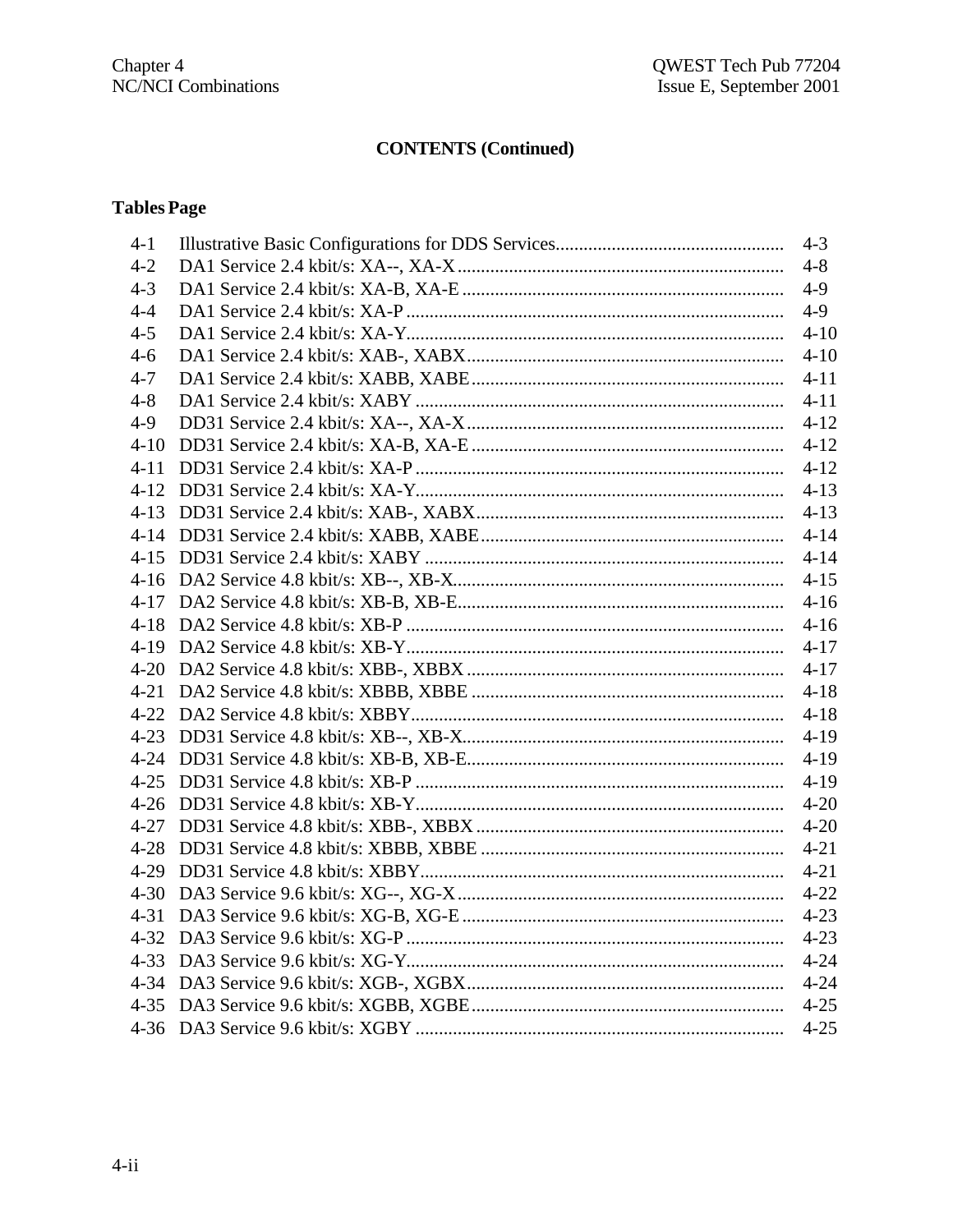**CONTENTS (Continued)**

**Tables Page**

| | | |
|---|---|---|
| 4-1 | Illustrative Basic Configurations for DDS Services | 4-3 |
| 4-2 | DA1 Service 2.4 kbit/s: XA--, XA-X | 4-8 |
| 4-3 | DA1 Service 2.4 kbit/s: XA-B, XA-E | 4-9 |
| 4-4 | DA1 Service 2.4 kbit/s: XA-P | 4-9 |
| 4-5 | DA1 Service 2.4 kbit/s: XA-Y | 4-10 |
| 4-6 | DA1 Service 2.4 kbit/s: XAB-, XABX | 4-10 |
| 4-7 | DA1 Service 2.4 kbit/s: XABB, XABE | 4-11 |
| 4-8 | DA1 Service 2.4 kbit/s: XABY | 4-11 |
| 4-9 | DD31 Service 2.4 kbit/s: XA--, XA-X | 4-12 |
| 4-10 | DD31 Service 2.4 kbit/s: XA-B, XA-E | 4-12 |
| 4-11 | DD31 Service 2.4 kbit/s: XA-P | 4-12 |
| 4-12 | DD31 Service 2.4 kbit/s: XA-Y | 4-13 |
| 4-13 | DD31 Service 2.4 kbit/s: XAB-, XABX | 4-13 |
| 4-14 | DD31 Service 2.4 kbit/s: XABB, XABE | 4-14 |
| 4-15 | DD31 Service 2.4 kbit/s: XABY | 4-14 |
| 4-16 | DA2 Service 4.8 kbit/s: XB--, XB-X | 4-15 |
| 4-17 | DA2 Service 4.8 kbit/s: XB-B, XB-E | 4-16 |
| 4-18 | DA2 Service 4.8 kbit/s: XB-P | 4-16 |
| 4-19 | DA2 Service 4.8 kbit/s: XB-Y | 4-17 |
| 4-20 | DA2 Service 4.8 kbit/s: XBB-, XBBX | 4-17 |
| 4-21 | DA2 Service 4.8 kbit/s: XBBB, XBBE | 4-18 |
| 4-22 | DA2 Service 4.8 kbit/s: XBBY | 4-18 |
| 4-23 | DD31 Service 4.8 kbit/s: XB--, XB-X | 4-19 |
| 4-24 | DD31 Service 4.8 kbit/s: XB-B, XB-E | 4-19 |
| 4-25 | DD31 Service 4.8 kbit/s: XB-P | 4-19 |
| 4-26 | DD31 Service 4.8 kbit/s: XB-Y | 4-20 |
| 4-27 | DD31 Service 4.8 kbit/s: XBB-, XBBX | 4-20 |
| 4-28 | DD31 Service 4.8 kbit/s: XBBB, XBBE | 4-21 |
| 4-29 | DD31 Service 4.8 kbit/s: XBBY | 4-21 |
| 4-30 | DA3 Service 9.6 kbit/s: XG--, XG-X | 4-22 |
| 4-31 | DA3 Service 9.6 kbit/s: XG-B, XG-E | 4-23 |
| 4-32 | DA3 Service 9.6 kbit/s: XG-P | 4-23 |
| 4-33 | DA3 Service 9.6 kbit/s: XG-Y | 4-24 |
| 4-34 | DA3 Service 9.6 kbit/s: XGB-, XGBX | 4-24 |
| 4-35 | DA3 Service 9.6 kbit/s: XGBB, XGBE | 4-25 |
| 4-36 | DA3 Service 9.6 kbit/s: XGBY | 4-25 |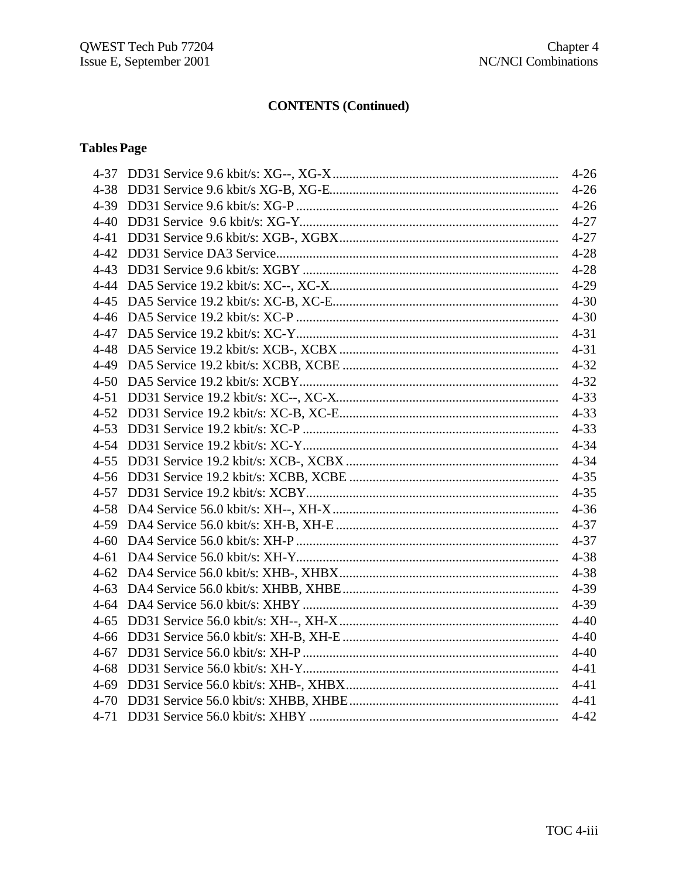## CONTENTS (Continued)

**Tables Page**

| | | |
|---|---|---|
| 4-37 | DD31 Service 9.6 kbit/s: XG--, XG-X | 4-26 |
| 4-38 | DD31 Service 9.6 kbit/s XG-B, XG-E | 4-26 |
| 4-39 | DD31 Service 9.6 kbit/s: XG-P | 4-26 |
| 4-40 | DD31 Service 9.6 kbit/s: XG-Y | 4-27 |
| 4-41 | DD31 Service 9.6 kbit/s: XGB-, XGBX | 4-27 |
| 4-42 | DD31 Service DA3 Service | 4-28 |
| 4-43 | DD31 Service 9.6 kbit/s: XGBY | 4-28 |
| 4-44 | DA5 Service 19.2 kbit/s: XC--, XC-X | 4-29 |
| 4-45 | DA5 Service 19.2 kbit/s: XC-B, XC-E | 4-30 |
| 4-46 | DA5 Service 19.2 kbit/s: XC-P | 4-30 |
| 4-47 | DA5 Service 19.2 kbit/s: XC-Y | 4-31 |
| 4-48 | DA5 Service 19.2 kbit/s: XCB-, XCBX | 4-31 |
| 4-49 | DA5 Service 19.2 kbit/s: XCBB, XCBE | 4-32 |
| 4-50 | DA5 Service 19.2 kbit/s: XCBY | 4-32 |
| 4-51 | DD31 Service 19.2 kbit/s: XC--, XC-X | 4-33 |
| 4-52 | DD31 Service 19.2 kbit/s: XC-B, XC-E | 4-33 |
| 4-53 | DD31 Service 19.2 kbit/s: XC-P | 4-33 |
| 4-54 | DD31 Service 19.2 kbit/s: XC-Y | 4-34 |
| 4-55 | DD31 Service 19.2 kbit/s: XCB-, XCBX | 4-34 |
| 4-56 | DD31 Service 19.2 kbit/s: XCBB, XCBE | 4-35 |
| 4-57 | DD31 Service 19.2 kbit/s: XCBY | 4-35 |
| 4-58 | DA4 Service 56.0 kbit/s: XH--, XH-X | 4-36 |
| 4-59 | DA4 Service 56.0 kbit/s: XH-B, XH-E | 4-37 |
| 4-60 | DA4 Service 56.0 kbit/s: XH-P | 4-37 |
| 4-61 | DA4 Service 56.0 kbit/s: XH-Y | 4-38 |
| 4-62 | DA4 Service 56.0 kbit/s: XHB-, XHBX | 4-38 |
| 4-63 | DA4 Service 56.0 kbit/s: XHBB, XHBE | 4-39 |
| 4-64 | DA4 Service 56.0 kbit/s: XHBY | 4-39 |
| 4-65 | DD31 Service 56.0 kbit/s: XH--, XH-X | 4-40 |
| 4-66 | DD31 Service 56.0 kbit/s: XH-B, XH-E | 4-40 |
| 4-67 | DD31 Service 56.0 kbit/s: XH-P | 4-40 |
| 4-68 | DD31 Service 56.0 kbit/s: XH-Y | 4-41 |
| 4-69 | DD31 Service 56.0 kbit/s: XHB-, XHBX | 4-41 |
| 4-70 | DD31 Service 56.0 kbit/s: XHBB, XHBE | 4-41 |
| 4-71 | DD31 Service 56.0 kbit/s: XHBY | 4-42 |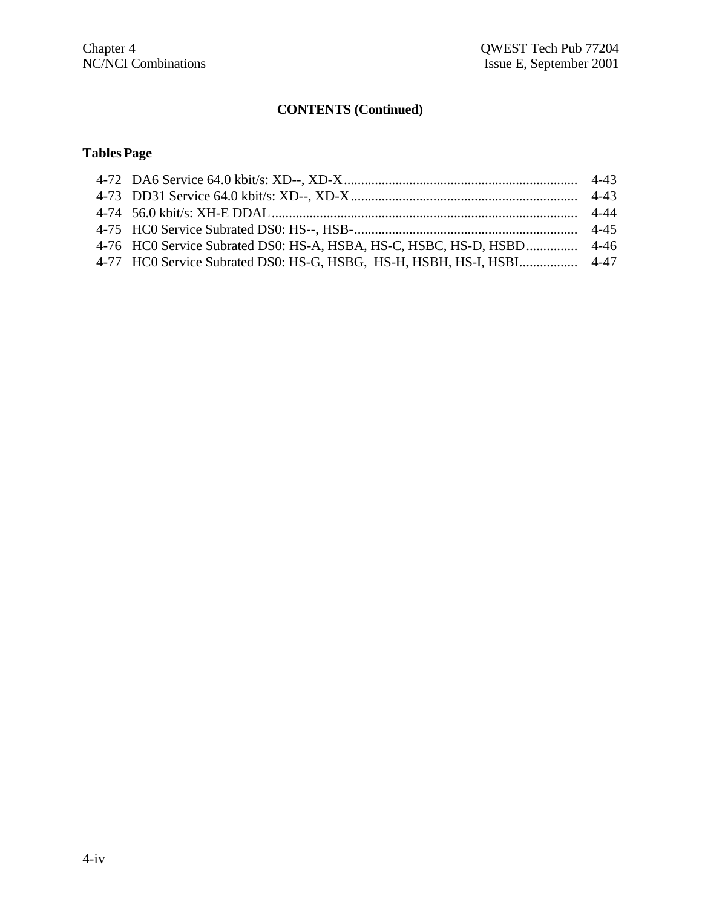## CONTENTS (Continued)

| Tables | | Page |
|---|---|---|
| 4-72 | DA6 Service 64.0 kbit/s: XD--, XD-X | 4-43 |
| 4-73 | DD31 Service 64.0 kbit/s: XD--, XD-X | 4-43 |
| 4-74 | 56.0 kbit/s: XH-E DDAL | 4-44 |
| 4-75 | HC0 Service Subrated DS0: HS--, HSB- | 4-45 |
| 4-76 | HC0 Service Subrated DS0: HS-A, HSBA, HS-C, HSBC, HS-D, HSBD | 4-46 |
| 4-77 | HC0 Service Subrated DS0: HS-G, HSBG, HS-H, HSBH, HS-I, HSBI | 4-47 |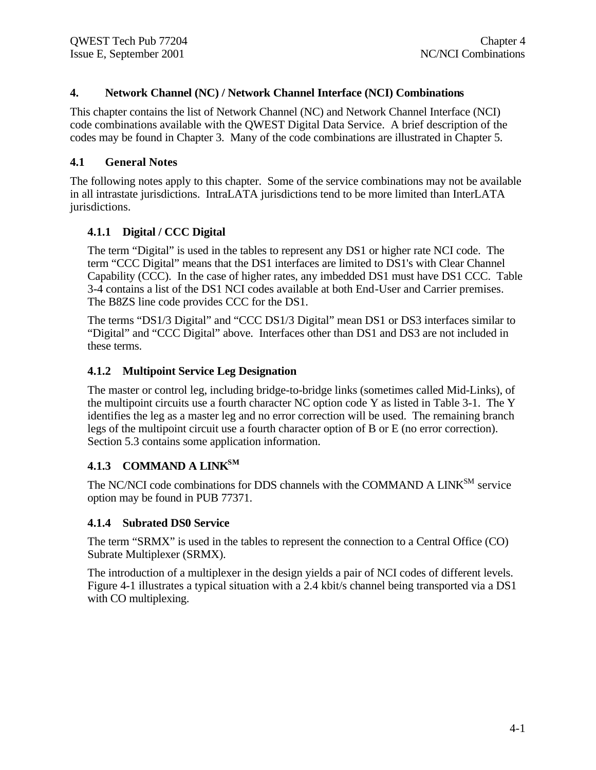# 4. Network Channel (NC) / Network Channel Interface (NCI) Combinations

This chapter contains the list of Network Channel (NC) and Network Channel Interface (NCI) code combinations available with the QWEST Digital Data Service. A brief description of the codes may be found in Chapter 3. Many of the code combinations are illustrated in Chapter 5.

## 4.1 General Notes

The following notes apply to this chapter. Some of the service combinations may not be available in all intrastate jurisdictions. IntraLATA jurisdictions tend to be more limited than InterLATA jurisdictions.

### 4.1.1 Digital / CCC Digital

The term "Digital" is used in the tables to represent any DS1 or higher rate NCI code. The term "CCC Digital" means that the DS1 interfaces are limited to DS1's with Clear Channel Capability (CCC). In the case of higher rates, any imbedded DS1 must have DS1 CCC. Table 3-4 contains a list of the DS1 NCI codes available at both End-User and Carrier premises. The B8ZS line code provides CCC for the DS1.

The terms "DS1/3 Digital" and "CCC DS1/3 Digital" mean DS1 or DS3 interfaces similar to "Digital" and "CCC Digital" above. Interfaces other than DS1 and DS3 are not included in these terms.

### 4.1.2 Multipoint Service Leg Designation

The master or control leg, including bridge-to-bridge links (sometimes called Mid-Links), of the multipoint circuits use a fourth character NC option code Y as listed in Table 3-1. The Y identifies the leg as a master leg and no error correction will be used. The remaining branch legs of the multipoint circuit use a fourth character option of B or E (no error correction). Section 5.3 contains some application information.

### 4.1.3 COMMAND A LINK[SM]

The NC/NCI code combinations for DDS channels with the COMMAND A LINK[SM] service option may be found in PUB 77371.

### 4.1.4 Subrated DS0 Service

The term "SRMX" is used in the tables to represent the connection to a Central Office (CO) Subrate Multiplexer (SRMX).

The introduction of a multiplexer in the design yields a pair of NCI codes of different levels. Figure 4-1 illustrates a typical situation with a 2.4 kbit/s channel being transported via a DS1 with CO multiplexing.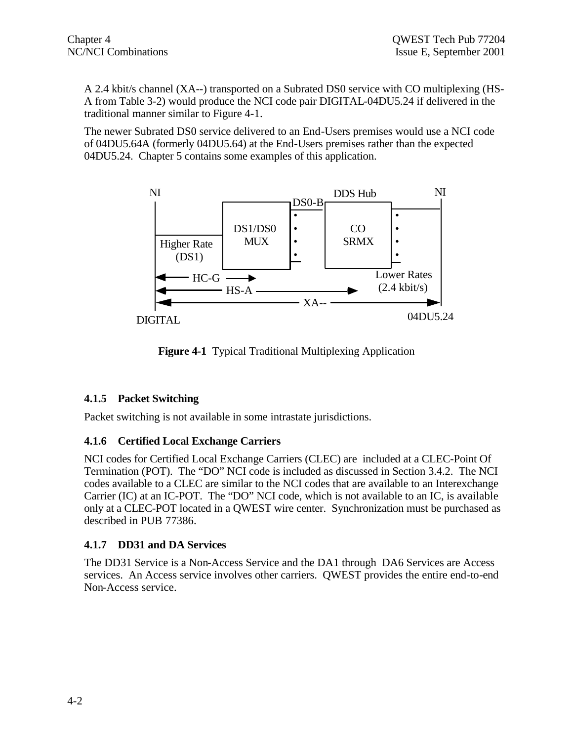A 2.4 kbit/s channel (XA--) transported on a Subrated DS0 service with CO multiplexing (HS-A from Table 3-2) would produce the NCI code pair DIGITAL-04DU5.24 if delivered in the traditional manner similar to Figure 4-1.

The newer Subrated DS0 service delivered to an End-Users premises would use a NCI code of 04DU5.64A (formerly 04DU5.64) at the End-Users premises rather than the expected 04DU5.24. Chapter 5 contains some examples of this application.

NI | DS0-B | DDS Hub | NI

DS1/DS0 MUX | CO SRMX

Higher Rate (DS1) | Lower Rates (2.4 kbit/s)

HC-G | HS-A | XA--

DIGITAL | 04DU5.24

**Figure 4-1** Typical Traditional Multiplexing Application

### 4.1.5 Packet Switching

Packet switching is not available in some intrastate jurisdictions.

### 4.1.6 Certified Local Exchange Carriers

NCI codes for Certified Local Exchange Carriers (CLEC) are included at a CLEC-Point Of Termination (POT). The "DO" NCI code is included as discussed in Section 3.4.2. The NCI codes available to a CLEC are similar to the NCI codes that are available to an Interexchange Carrier (IC) at an IC-POT. The "DO" NCI code, which is not available to an IC, is available only at a CLEC-POT located in a QWEST wire center. Synchronization must be purchased as described in PUB 77386.

### 4.1.7 DD31 and DA Services

The DD31 Service is a Non-Access Service and the DA1 through DA6 Services are Access services. An Access service involves other carriers. QWEST provides the entire end-to-end Non-Access service.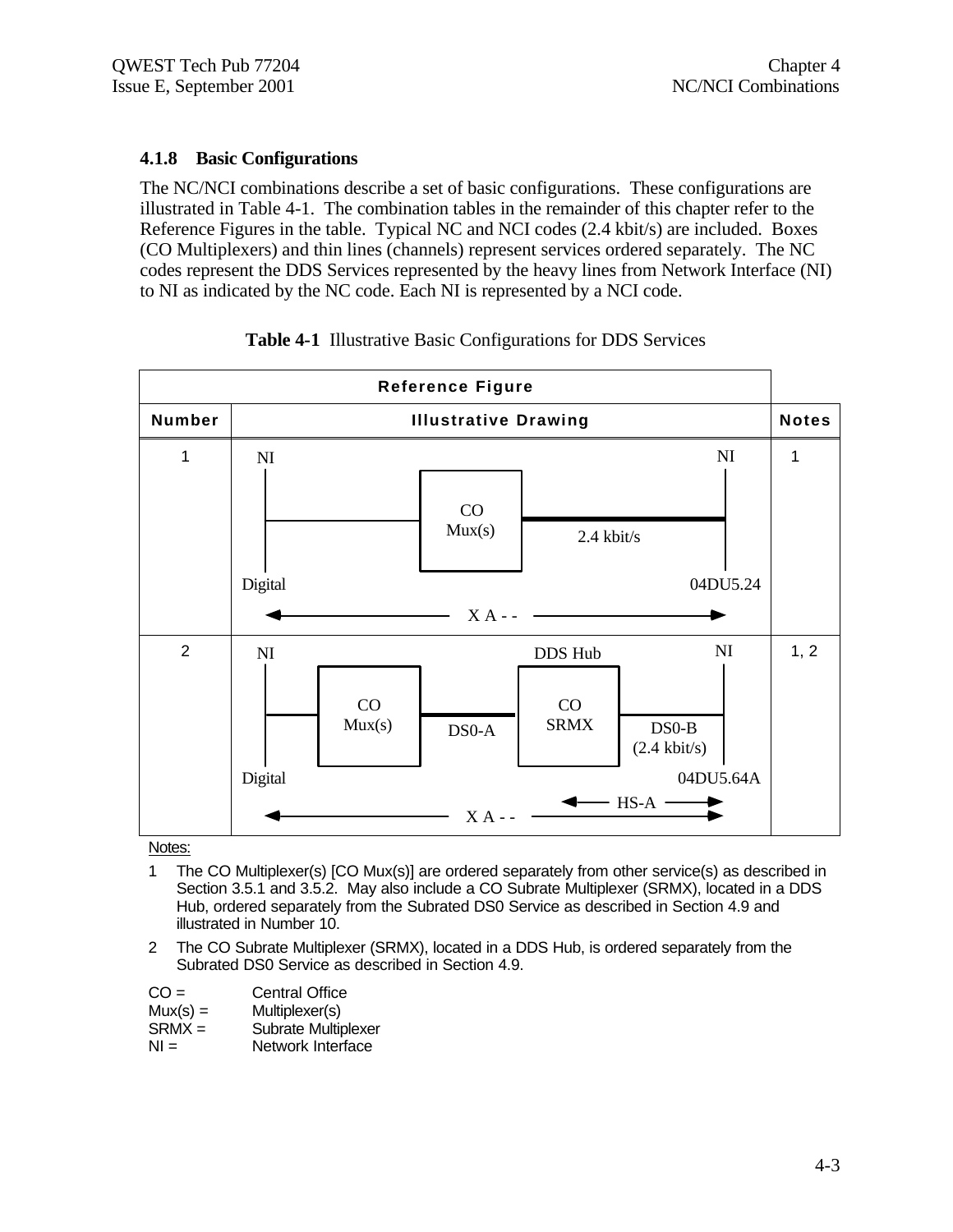### 4.1.8 Basic Configurations

The NC/NCI combinations describe a set of basic configurations. These configurations are illustrated in Table 4-1. The combination tables in the remainder of this chapter refer to the Reference Figures in the table. Typical NC and NCI codes (2.4 kbit/s) are included. Boxes (CO Multiplexers) and thin lines (channels) represent services ordered separately. The NC codes represent the DDS Services represented by the heavy lines from Network Interface (NI) to NI as indicated by the NC code. Each NI is represented by a NCI code.

**Table 4-1** Illustrative Basic Configurations for DDS Services

| Reference Figure | | |
|---|---|---|
| **Number** | **Illustrative Drawing** | **Notes** |
| 1 | NI — CO Mux(s) — 2.4 kbit/s — NI; Digital ... 04DU5.24; X A - - | 1 |
| 2 | NI — CO Mux(s) — DS0-A — DDS Hub CO SRMX — DS0-B (2.4 kbit/s) — NI; Digital ... 04DU5.64A; HS-A; X A - - | 1, 2 |

Notes:

1. The CO Multiplexer(s) [CO Mux(s)] are ordered separately from other service(s) as described in Section 3.5.1 and 3.5.2. May also include a CO Subrate Multiplexer (SRMX), located in a DDS Hub, ordered separately from the Subrated DS0 Service as described in Section 4.9 and illustrated in Number 10.
2. The CO Subrate Multiplexer (SRMX), located in a DDS Hub, is ordered separately from the Subrated DS0 Service as described in Section 4.9.

CO = Central Office
Mux(s) = Multiplexer(s)
SRMX = Subrate Multiplexer
NI = Network Interface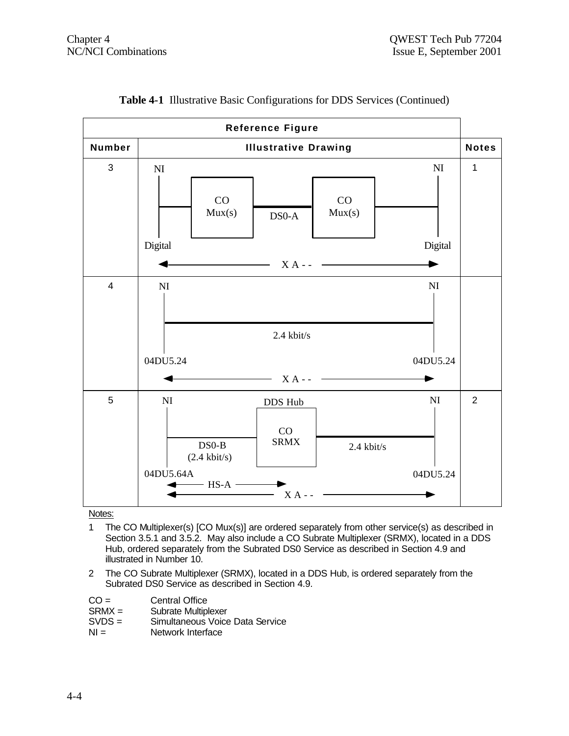**Table 4-1** Illustrative Basic Configurations for DDS Services (Continued)

| Reference Figure | | |
|---|---|---|
| **Number** | **Illustrative Drawing** | **Notes** |
| 3 | NI — CO Mux(s) — DS0-A — CO Mux(s) — NI<br>Digital … Digital<br>← X A - - → | 1 |
| 4 | NI — 2.4 kbit/s — NI<br>04DU5.24 … 04DU5.24<br>← X A - - → | |
| 5 | NI — DS0-B (2.4 kbit/s) — DDS Hub CO SRMX — 2.4 kbit/s — NI<br>04DU5.64A … 04DU5.24<br>← HS-A →<br>← X A - - → | 2 |

Notes:

1. The CO Multiplexer(s) [CO Mux(s)] are ordered separately from other service(s) as described in Section 3.5.1 and 3.5.2. May also include a CO Subrate Multiplexer (SRMX), located in a DDS Hub, ordered separately from the Subrated DS0 Service as described in Section 4.9 and illustrated in Number 10.
2. The CO Subrate Multiplexer (SRMX), located in a DDS Hub, is ordered separately from the Subrated DS0 Service as described in Section 4.9.

CO = Central Office
SRMX = Subrate Multiplexer
SVDS = Simultaneous Voice Data Service
NI = Network Interface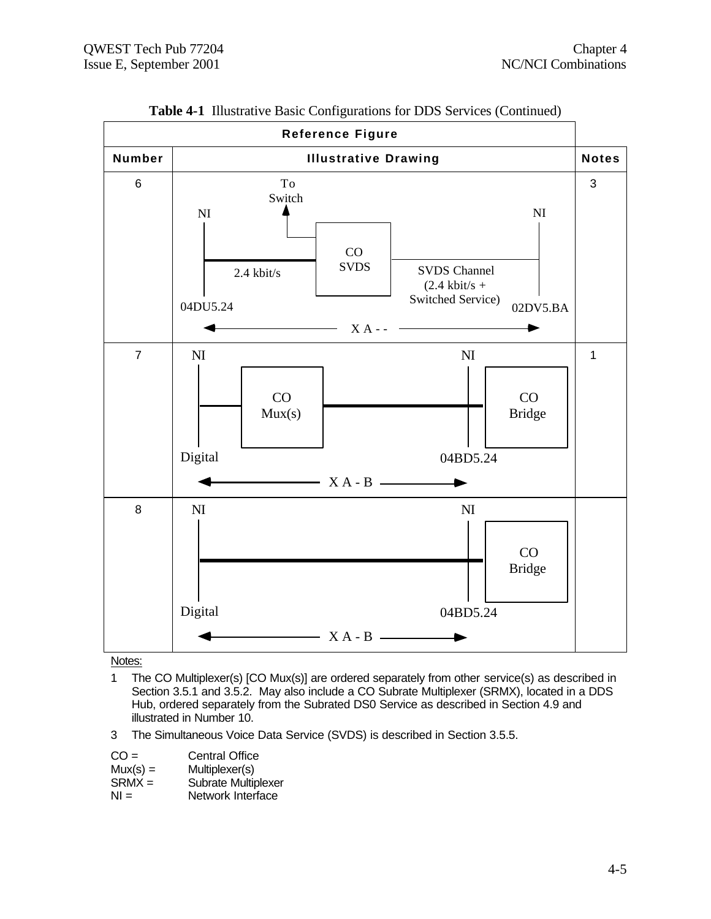**Table 4-1** Illustrative Basic Configurations for DDS Services (Continued)

| Reference Figure | | |
|---|---|---|
| **Number** | **Illustrative Drawing** | **Notes** |
| 6 | To Switch; NI; NI; CO SVDS; 2.4 kbit/s; SVDS Channel (2.4 kbit/s + Switched Service); 04DU5.24; 02DV5.BA; X A - - | 3 |
| 7 | NI; NI; CO Mux(s); CO Bridge; Digital; 04BD5.24; X A - B | 1 |
| 8 | NI; NI; CO Bridge; Digital; 04BD5.24; X A - B | |

Notes:

1 The CO Multiplexer(s) [CO Mux(s)] are ordered separately from other service(s) as described in Section 3.5.1 and 3.5.2. May also include a CO Subrate Multiplexer (SRMX), located in a DDS Hub, ordered separately from the Subrated DS0 Service as described in Section 4.9 and illustrated in Number 10.

3 The Simultaneous Voice Data Service (SVDS) is described in Section 3.5.5.

CO = Central Office
Mux(s) = Multiplexer(s)
SRMX = Subrate Multiplexer
NI = Network Interface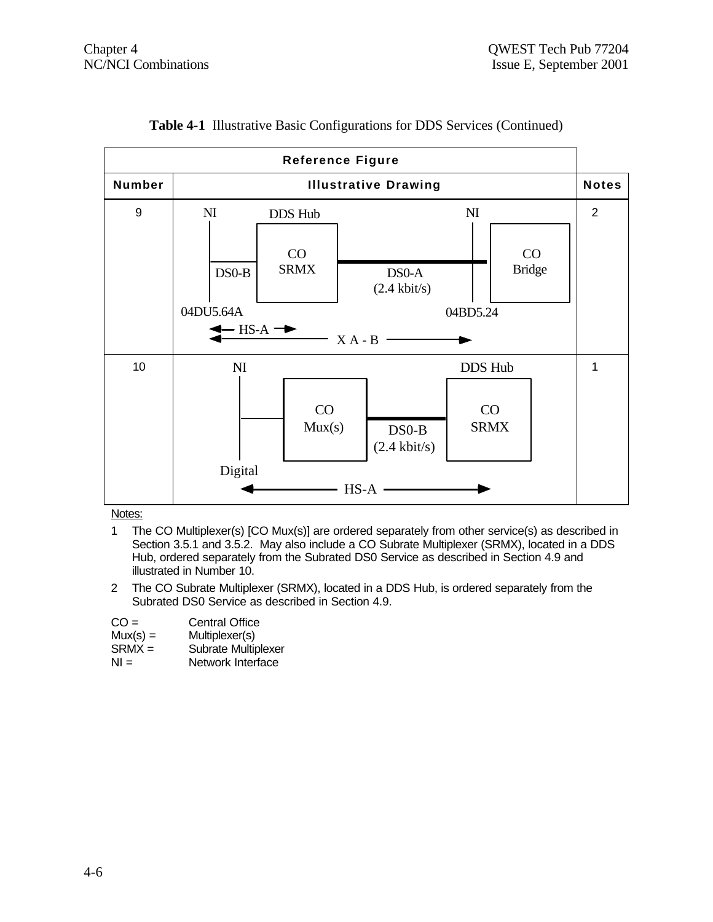**Table 4-1** Illustrative Basic Configurations for DDS Services (Continued)

| Reference Figure | | |
|---|---|---|
| **Number** | **Illustrative Drawing** | **Notes** |
| 9 | NI — DS0-B — DDS Hub: CO SRMX — DS0-A (2.4 kbit/s) — NI — CO Bridge; 04DU5.64A; 04BD5.24; HS-A; X A - B | 2 |
| 10 | NI — CO Mux(s) — DS0-B (2.4 kbit/s) — DDS Hub: CO SRMX; Digital; HS-A | 1 |

Notes:

1. The CO Multiplexer(s) [CO Mux(s)] are ordered separately from other service(s) as described in Section 3.5.1 and 3.5.2. May also include a CO Subrate Multiplexer (SRMX), located in a DDS Hub, ordered separately from the Subrated DS0 Service as described in Section 4.9 and illustrated in Number 10.
2. The CO Subrate Multiplexer (SRMX), located in a DDS Hub, is ordered separately from the Subrated DS0 Service as described in Section 4.9.

CO = Central Office
Mux(s) = Multiplexer(s)
SRMX = Subrate Multiplexer
NI = Network Interface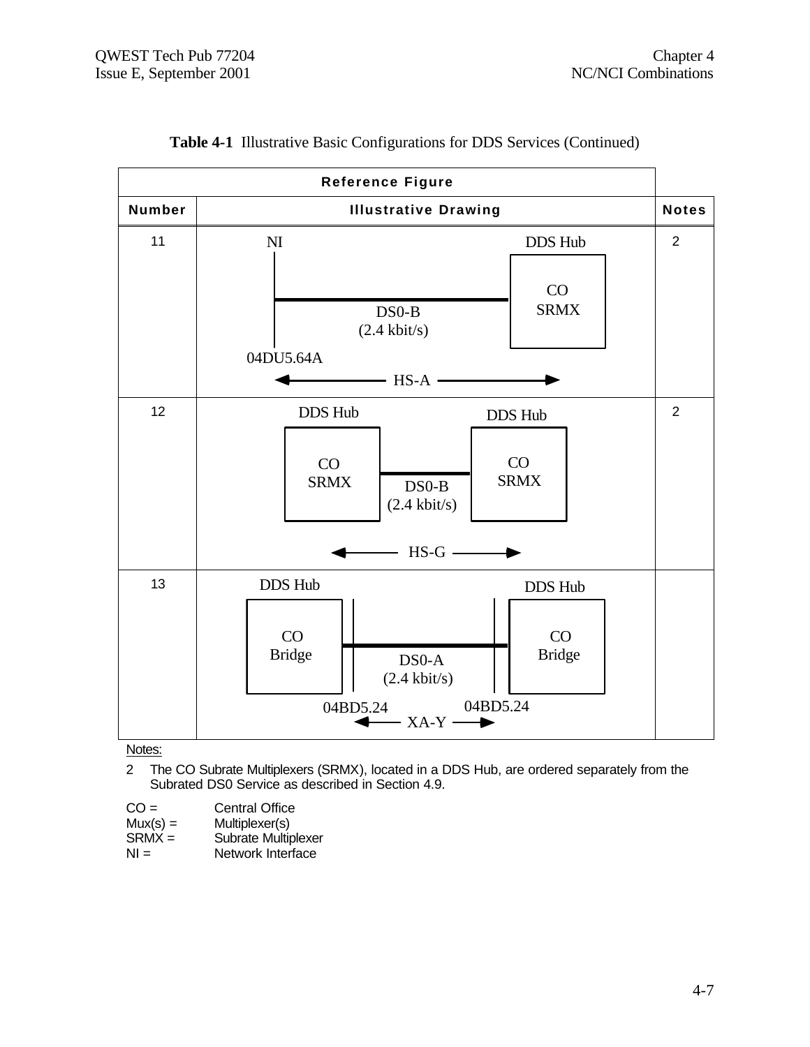**Table 4-1** Illustrative Basic Configurations for DDS Services (Continued)

| Reference Figure | | |
|---|---|---|
| **Number** | **Illustrative Drawing** | **Notes** |
| 11 | NI — DS0-B (2.4 kbit/s) — DDS Hub (CO SRMX); 04DU5.64A; ← HS-A → | 2 |
| 12 | DDS Hub (CO SRMX) — DS0-B (2.4 kbit/s) — DDS Hub (CO SRMX); ← HS-G → | 2 |
| 13 | DDS Hub (CO Bridge) — DS0-A (2.4 kbit/s) — DDS Hub (CO Bridge); 04BD5.24 04BD5.24; ← XA-Y → | |

Notes:

2 The CO Subrate Multiplexers (SRMX), located in a DDS Hub, are ordered separately from the Subrated DS0 Service as described in Section 4.9.

CO = Central Office
Mux(s) = Multiplexer(s)
SRMX = Subrate Multiplexer
NI = Network Interface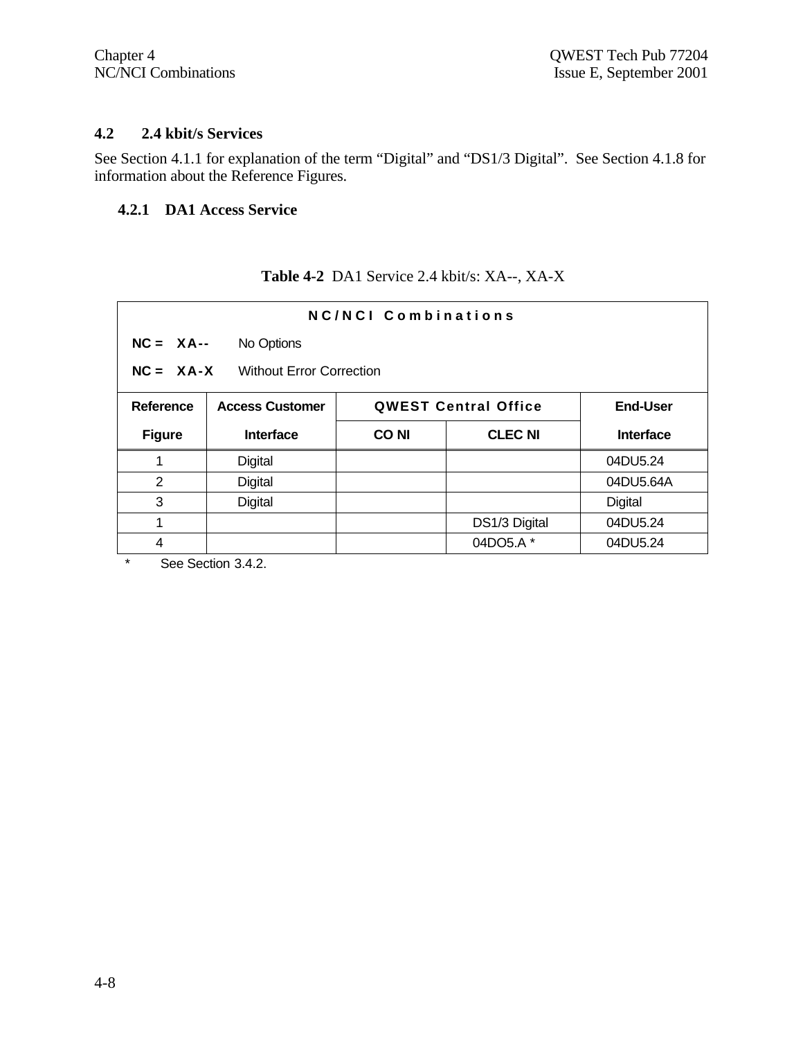## 4.2 2.4 kbit/s Services

See Section 4.1.1 for explanation of the term "Digital" and "DS1/3 Digital". See Section 4.1.8 for information about the Reference Figures.

### 4.2.1 DA1 Access Service

**Table 4-2** DA1 Service 2.4 kbit/s: XA--, XA-X

**NC/NCI Combinations**

**NC = XA--** No Options

**NC = XA-X** Without Error Correction

| Reference Figure | Access Customer Interface | QWEST Central Office | | End-User Interface |
|---|---|---|---|---|
| | | CO NI | CLEC NI | |
| 1 | Digital | | | 04DU5.24 |
| 2 | Digital | | | 04DU5.64A |
| 3 | Digital | | | Digital |
| 1 | | | DS1/3 Digital | 04DU5.24 |
| 4 | | | 04DO5.A * | 04DU5.24 |

\* See Section 3.4.2.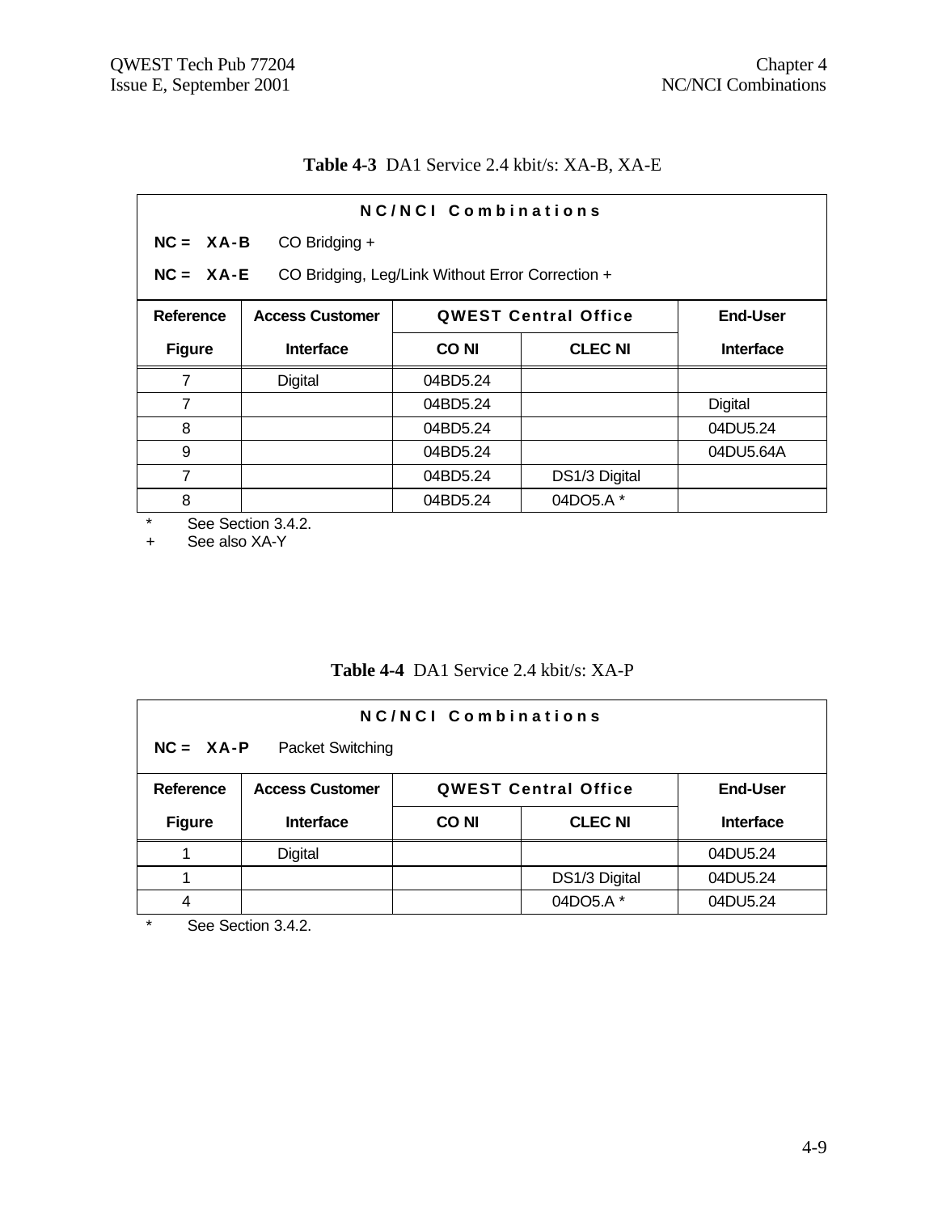**Table 4-3** DA1 Service 2.4 kbit/s: XA-B, XA-E

| NC/NCI Combinations | | | | |
|---|---|---|---|---|
| NC = **XA-B** CO Bridging + | | | | |
| NC = **XA-E** CO Bridging, Leg/Link Without Error Correction + | | | | |
| **Reference Figure** | **Access Customer Interface** | **QWEST Central Office** | | **End-User Interface** |
| | | **CO NI** | **CLEC NI** | |
| 7 | Digital | 04BD5.24 | | |
| 7 | | 04BD5.24 | | Digital |
| 8 | | 04BD5.24 | | 04DU5.24 |
| 9 | | 04BD5.24 | | 04DU5.64A |
| 7 | | 04BD5.24 | DS1/3 Digital | |
| 8 | | 04BD5.24 | 04DO5.A * | |

\* See Section 3.4.2.
\+ See also XA-Y

**Table 4-4** DA1 Service 2.4 kbit/s: XA-P

| NC/NCI Combinations | | | | |
|---|---|---|---|---|
| NC = **XA-P** Packet Switching | | | | |
| **Reference Figure** | **Access Customer Interface** | **QWEST Central Office** | | **End-User Interface** |
| | | **CO NI** | **CLEC NI** | |
| 1 | Digital | | | 04DU5.24 |
| 1 | | | DS1/3 Digital | 04DU5.24 |
| 4 | | | 04DO5.A * | 04DU5.24 |

\* See Section 3.4.2.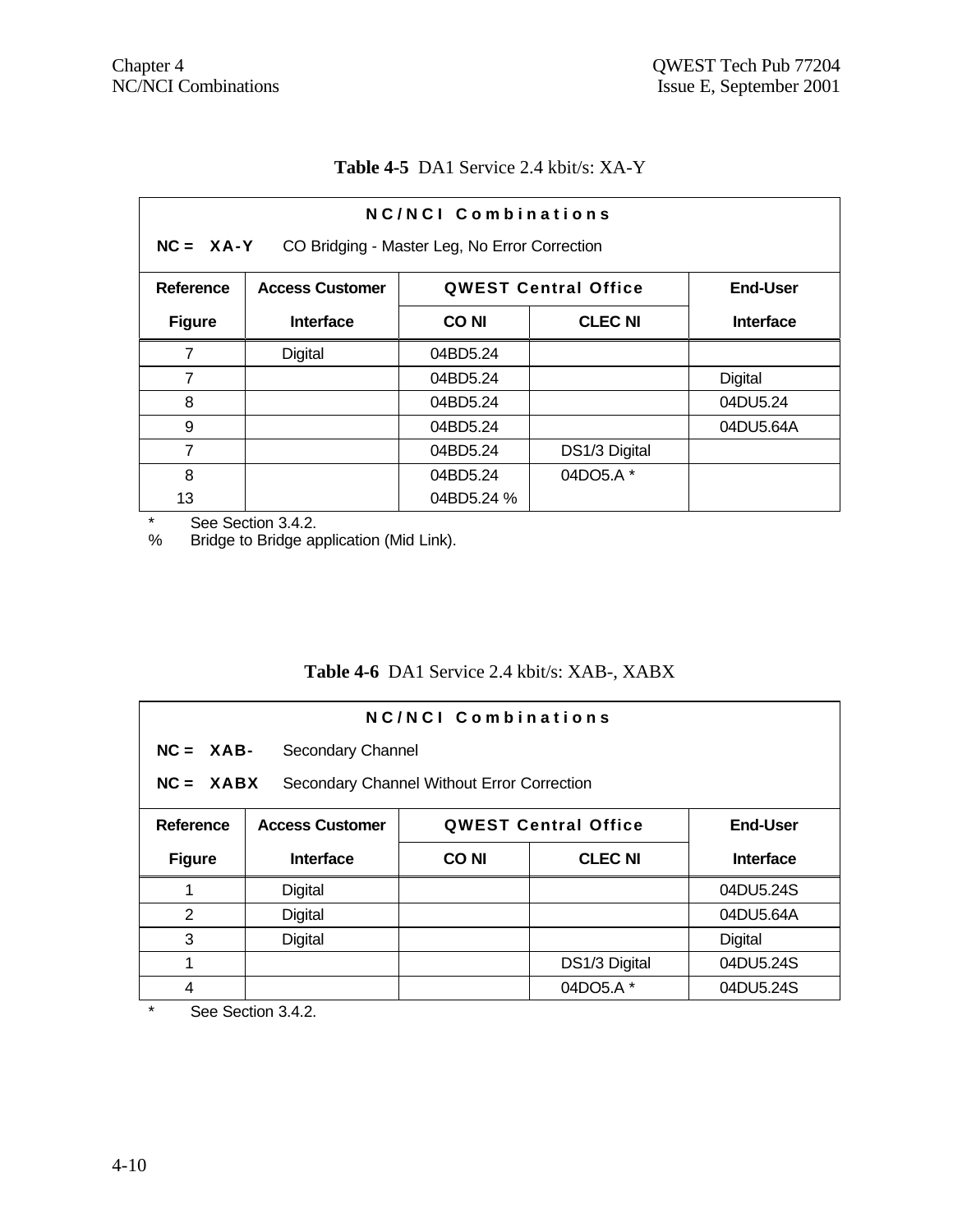**Table 4-5** DA1 Service 2.4 kbit/s: XA-Y

| **N C / N C I   C o m b i n a t i o n s** | | | | |
|---|---|---|---|---|
| **NC = XA-Y** CO Bridging - Master Leg, No Error Correction | | | | |
| **Reference Figure** | **Access Customer Interface** | **QWEST Central Office CO NI** | **QWEST Central Office CLEC NI** | **End-User Interface** |
| 7 | Digital | 04BD5.24 | | |
| 7 | | 04BD5.24 | | Digital |
| 8 | | 04BD5.24 | | 04DU5.24 |
| 9 | | 04BD5.24 | | 04DU5.64A |
| 7 | | 04BD5.24 | DS1/3 Digital | |
| 8 | | 04BD5.24 | 04DO5.A * | |
| 13 | | 04BD5.24 % | | |

\* See Section 3.4.2.
% Bridge to Bridge application (Mid Link).

**Table 4-6** DA1 Service 2.4 kbit/s: XAB-, XABX

| **N C / N C I   C o m b i n a t i o n s** | | | | |
|---|---|---|---|---|
| **NC = XAB-** Secondary Channel | | | | |
| **NC = XABX** Secondary Channel Without Error Correction | | | | |
| **Reference Figure** | **Access Customer Interface** | **QWEST Central Office CO NI** | **QWEST Central Office CLEC NI** | **End-User Interface** |
| 1 | Digital | | | 04DU5.24S |
| 2 | Digital | | | 04DU5.64A |
| 3 | Digital | | | Digital |
| 1 | | | DS1/3 Digital | 04DU5.24S |
| 4 | | | 04DO5.A * | 04DU5.24S |

\* See Section 3.4.2.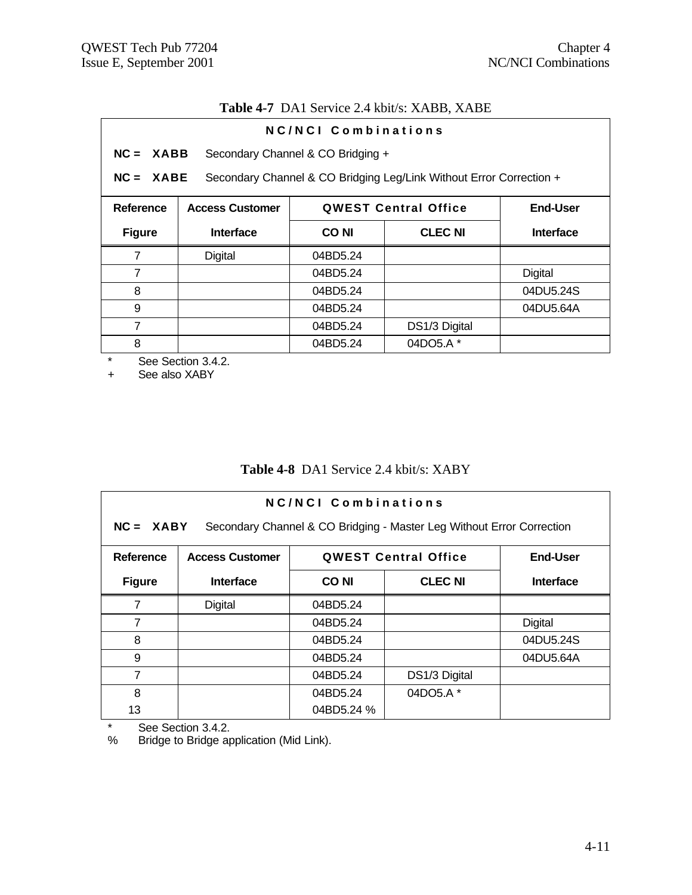**Table 4-7** DA1 Service 2.4 kbit/s: XABB, XABE

**NC/NCI Combinations**

**NC = XABB** Secondary Channel & CO Bridging +

**NC = XABE** Secondary Channel & CO Bridging Leg/Link Without Error Correction +

| Reference Figure | Access Customer Interface | QWEST Central Office CO NI | QWEST Central Office CLEC NI | End-User Interface |
|---|---|---|---|---|
| 7 | Digital | 04BD5.24 | | |
| 7 | | 04BD5.24 | | Digital |
| 8 | | 04BD5.24 | | 04DU5.24S |
| 9 | | 04BD5.24 | | 04DU5.64A |
| 7 | | 04BD5.24 | DS1/3 Digital | |
| 8 | | 04BD5.24 | 04DO5.A * | |

\* See Section 3.4.2.
\+ See also XABY

**Table 4-8** DA1 Service 2.4 kbit/s: XABY

**NC/NCI Combinations**

**NC = XABY** Secondary Channel & CO Bridging - Master Leg Without Error Correction

| Reference Figure | Access Customer Interface | QWEST Central Office CO NI | QWEST Central Office CLEC NI | End-User Interface |
|---|---|---|---|---|
| 7 | Digital | 04BD5.24 | | |
| 7 | | 04BD5.24 | | Digital |
| 8 | | 04BD5.24 | | 04DU5.24S |
| 9 | | 04BD5.24 | | 04DU5.64A |
| 7 | | 04BD5.24 | DS1/3 Digital | |
| 8 | | 04BD5.24 | 04DO5.A * | |
| 13 | | 04BD5.24 % | | |

\* See Section 3.4.2.
% Bridge to Bridge application (Mid Link).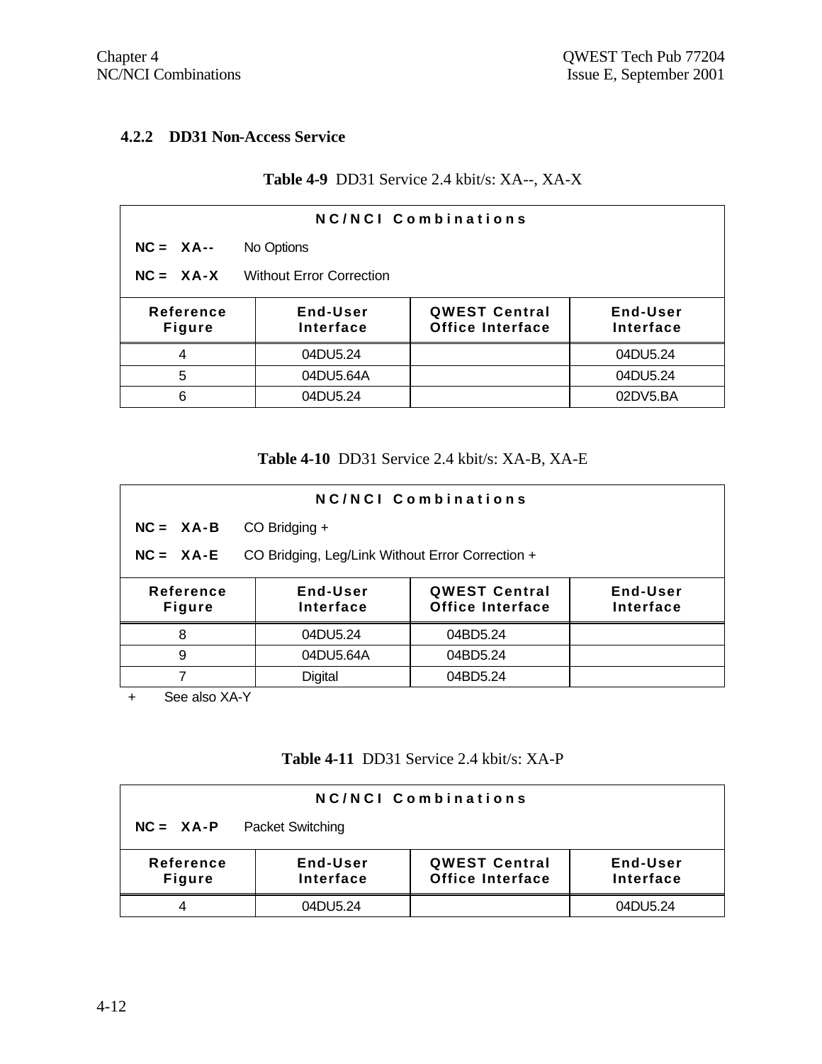### 4.2.2 DD31 Non-Access Service

**Table 4-9** DD31 Service 2.4 kbit/s: XA--, XA-X

| NC/NCI Combinations | | | |
|---|---|---|---|
| **NC = XA--** No Options | | | |
| **NC = XA-X** Without Error Correction | | | |
| **Reference Figure** | **End-User Interface** | **QWEST Central Office Interface** | **End-User Interface** |
| 4 | 04DU5.24 | | 04DU5.24 |
| 5 | 04DU5.64A | | 04DU5.24 |
| 6 | 04DU5.24 | | 02DV5.BA |

**Table 4-10** DD31 Service 2.4 kbit/s: XA-B, XA-E

| NC/NCI Combinations | | | |
|---|---|---|---|
| **NC = XA-B** CO Bridging + | | | |
| **NC = XA-E** CO Bridging, Leg/Link Without Error Correction + | | | |
| **Reference Figure** | **End-User Interface** | **QWEST Central Office Interface** | **End-User Interface** |
| 8 | 04DU5.24 | 04BD5.24 | |
| 9 | 04DU5.64A | 04BD5.24 | |
| 7 | Digital | 04BD5.24 | |

+ See also XA-Y

**Table 4-11** DD31 Service 2.4 kbit/s: XA-P

| NC/NCI Combinations | | | |
|---|---|---|---|
| **NC = XA-P** Packet Switching | | | |
| **Reference Figure** | **End-User Interface** | **QWEST Central Office Interface** | **End-User Interface** |
| 4 | 04DU5.24 | | 04DU5.24 |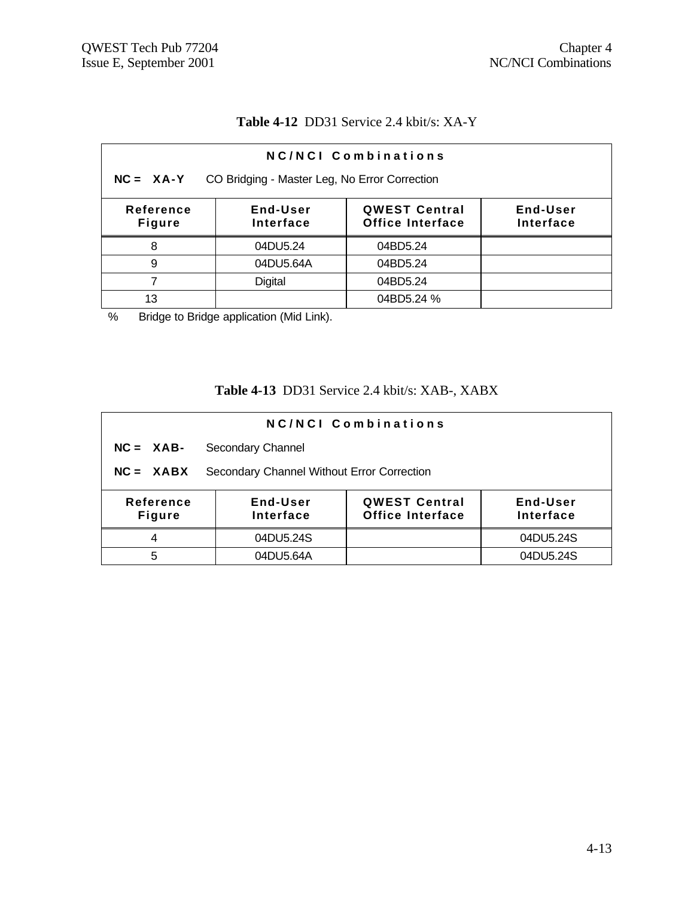**Table 4-12** DD31 Service 2.4 kbit/s: XA-Y

| NC/NCI Combinations | | | |
|---|---|---|---|
| **NC = XA-Y** CO Bridging - Master Leg, No Error Correction | | | |
| **Reference Figure** | **End-User Interface** | **QWEST Central Office Interface** | **End-User Interface** |
| 8 | 04DU5.24 | 04BD5.24 | |
| 9 | 04DU5.64A | 04BD5.24 | |
| 7 | Digital | 04BD5.24 | |
| 13 | | 04BD5.24 % | |

% Bridge to Bridge application (Mid Link).

**Table 4-13** DD31 Service 2.4 kbit/s: XAB-, XABX

| NC/NCI Combinations | | | |
|---|---|---|---|
| **NC = XAB-** Secondary Channel | | | |
| **NC = XABX** Secondary Channel Without Error Correction | | | |
| **Reference Figure** | **End-User Interface** | **QWEST Central Office Interface** | **End-User Interface** |
| 4 | 04DU5.24S | | 04DU5.24S |
| 5 | 04DU5.64A | | 04DU5.24S |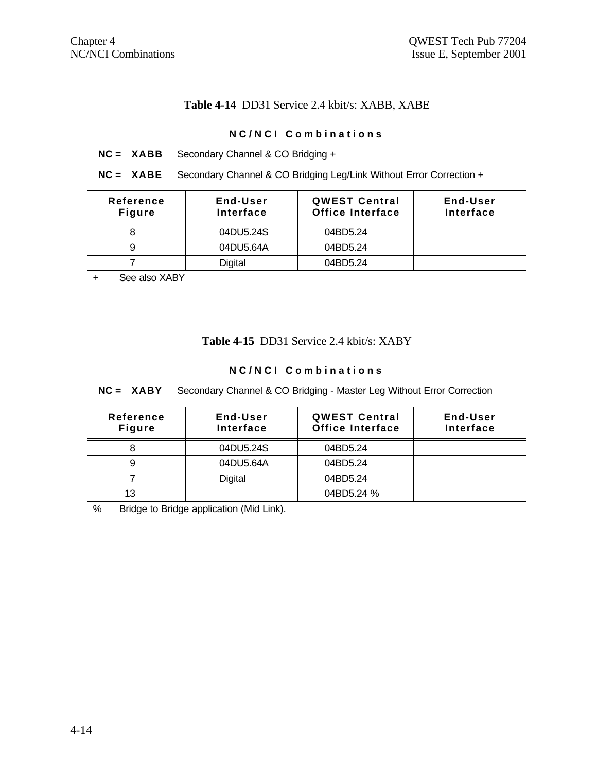**Table 4-14** DD31 Service 2.4 kbit/s: XABB, XABE

| NC/NCI Combinations | | | |
|---|---|---|---|
| **NC = XABB** Secondary Channel & CO Bridging + | | | |
| **NC = XABE** Secondary Channel & CO Bridging Leg/Link Without Error Correction + | | | |
| **Reference Figure** | **End-User Interface** | **QWEST Central Office Interface** | **End-User Interface** |
| 8 | 04DU5.24S | 04BD5.24 | |
| 9 | 04DU5.64A | 04BD5.24 | |
| 7 | Digital | 04BD5.24 | |

\+ See also XABY

**Table 4-15** DD31 Service 2.4 kbit/s: XABY

| NC/NCI Combinations | | | |
|---|---|---|---|
| **NC = XABY** Secondary Channel & CO Bridging - Master Leg Without Error Correction | | | |
| **Reference Figure** | **End-User Interface** | **QWEST Central Office Interface** | **End-User Interface** |
| 8 | 04DU5.24S | 04BD5.24 | |
| 9 | 04DU5.64A | 04BD5.24 | |
| 7 | Digital | 04BD5.24 | |
| 13 | | 04BD5.24 % | |

% Bridge to Bridge application (Mid Link).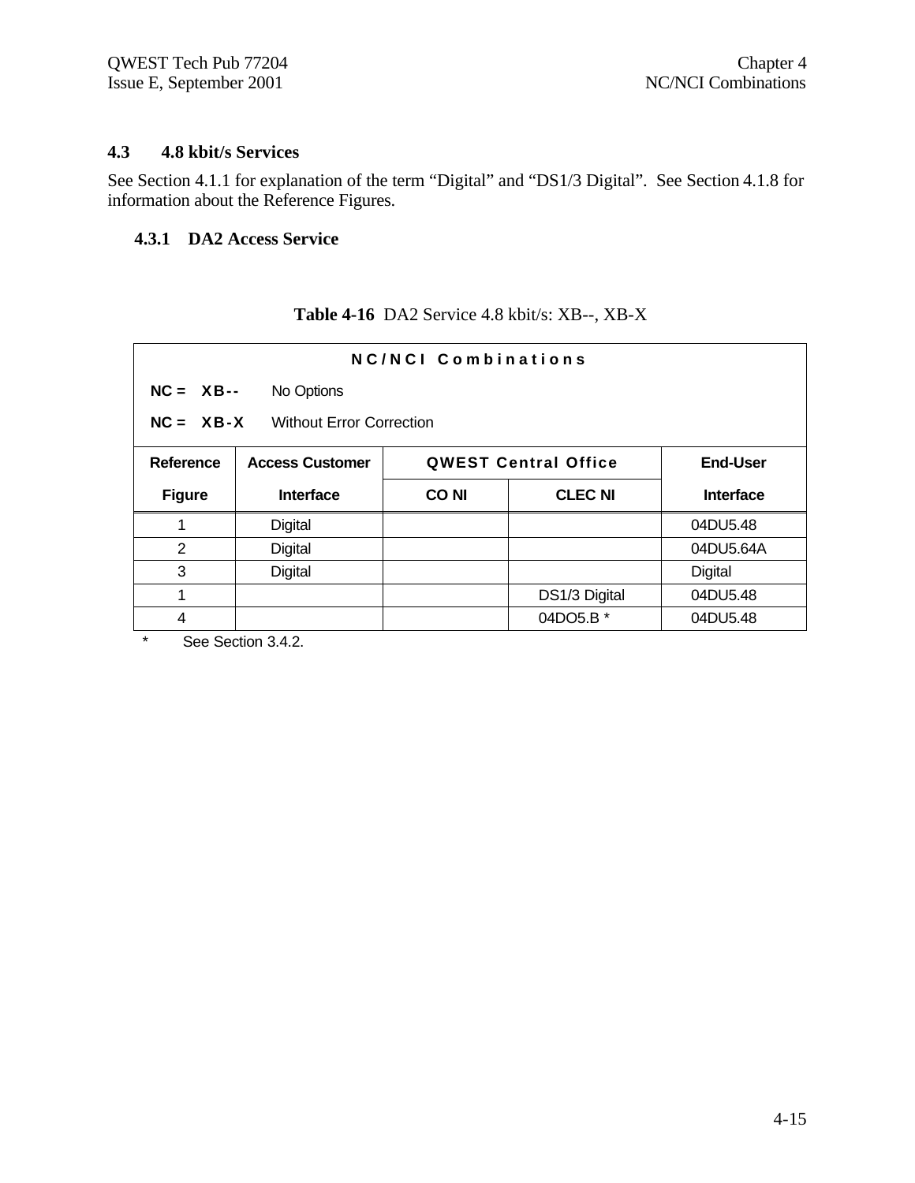## 4.3 4.8 kbit/s Services

See Section 4.1.1 for explanation of the term "Digital" and "DS1/3 Digital". See Section 4.1.8 for information about the Reference Figures.

### 4.3.1 DA2 Access Service

**Table 4-16** DA2 Service 4.8 kbit/s: XB--, XB-X

**NC/NCI Combinations**

**NC = XB--** No Options

**NC = XB-X** Without Error Correction

| Reference | Access Customer | QWEST Central Office | | End-User |
|---|---|---|---|---|
| Figure | Interface | CO NI | CLEC NI | Interface |
| 1 | Digital | | | 04DU5.48 |
| 2 | Digital | | | 04DU5.64A |
| 3 | Digital | | | Digital |
| 1 | | | DS1/3 Digital | 04DU5.48 |
| 4 | | | 04DO5.B * | 04DU5.48 |

\* See Section 3.4.2.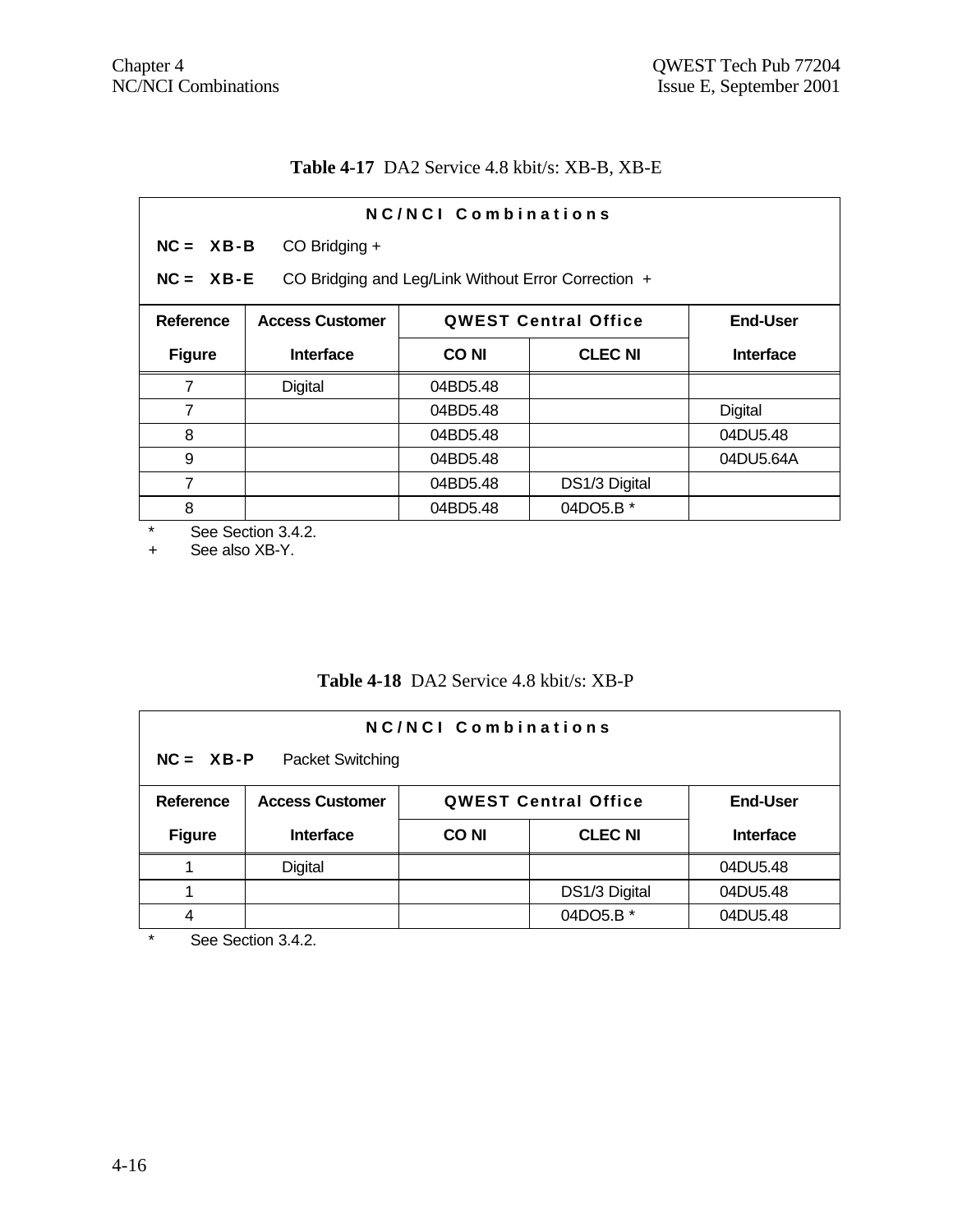**Table 4-17** DA2 Service 4.8 kbit/s: XB-B, XB-E

| NC/NCI Combinations | | | | |
|---|---|---|---|---|
| **NC = XB-B** CO Bridging + | | | | |
| **NC = XB-E** CO Bridging and Leg/Link Without Error Correction + | | | | |
| **Reference Figure** | **Access Customer Interface** | **QWEST Central Office** | | **End-User Interface** |
| | | **CO NI** | **CLEC NI** | |
| 7 | Digital | 04BD5.48 | | |
| 7 | | 04BD5.48 | | Digital |
| 8 | | 04BD5.48 | | 04DU5.48 |
| 9 | | 04BD5.48 | | 04DU5.64A |
| 7 | | 04BD5.48 | DS1/3 Digital | |
| 8 | | 04BD5.48 | 04DO5.B * | |

\* See Section 3.4.2.
\+ See also XB-Y.

**Table 4-18** DA2 Service 4.8 kbit/s: XB-P

| NC/NCI Combinations | | | | |
|---|---|---|---|---|
| **NC = XB-P** Packet Switching | | | | |
| **Reference Figure** | **Access Customer Interface** | **QWEST Central Office** | | **End-User Interface** |
| | | **CO NI** | **CLEC NI** | |
| 1 | Digital | | | 04DU5.48 |
| 1 | | | DS1/3 Digital | 04DU5.48 |
| 4 | | | 04DO5.B * | 04DU5.48 |

\* See Section 3.4.2.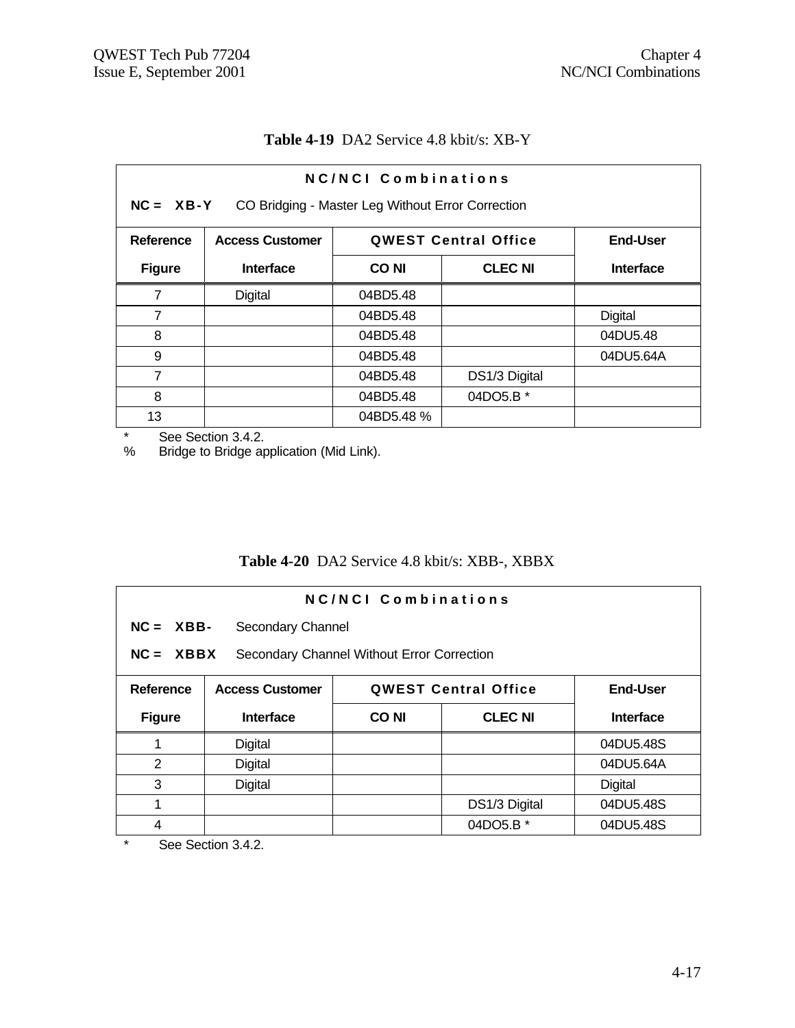**Table 4-19** DA2 Service 4.8 kbit/s: XB-Y

| N C / N C I Combinations | | | | |
|---|---|---|---|---|
| **NC = XB-Y** CO Bridging - Master Leg Without Error Correction | | | | |
| **Reference Figure** | **Access Customer Interface** | **QWEST Central Office** | | **End-User Interface** |
| | | **CO NI** | **CLEC NI** | |
| 7 | Digital | 04BD5.48 | | |
| 7 | | 04BD5.48 | | Digital |
| 8 | | 04BD5.48 | | 04DU5.48 |
| 9 | | 04BD5.48 | | 04DU5.64A |
| 7 | | 04BD5.48 | DS1/3 Digital | |
| 8 | | 04BD5.48 | 04DO5.B * | |
| 13 | | 04BD5.48 % | | |

\* See Section 3.4.2.
% Bridge to Bridge application (Mid Link).

**Table 4-20** DA2 Service 4.8 kbit/s: XBB-, XBBX

| N C / N C I Combinations | | | | |
|---|---|---|---|---|
| **NC = XBB-** Secondary Channel | | | | |
| **NC = XBBX** Secondary Channel Without Error Correction | | | | |
| **Reference Figure** | **Access Customer Interface** | **QWEST Central Office** | | **End-User Interface** |
| | | **CO NI** | **CLEC NI** | |
| 1 | Digital | | | 04DU5.48S |
| 2 | Digital | | | 04DU5.64A |
| 3 | Digital | | | Digital |
| 1 | | | DS1/3 Digital | 04DU5.48S |
| 4 | | | 04DO5.B * | 04DU5.48S |

\* See Section 3.4.2.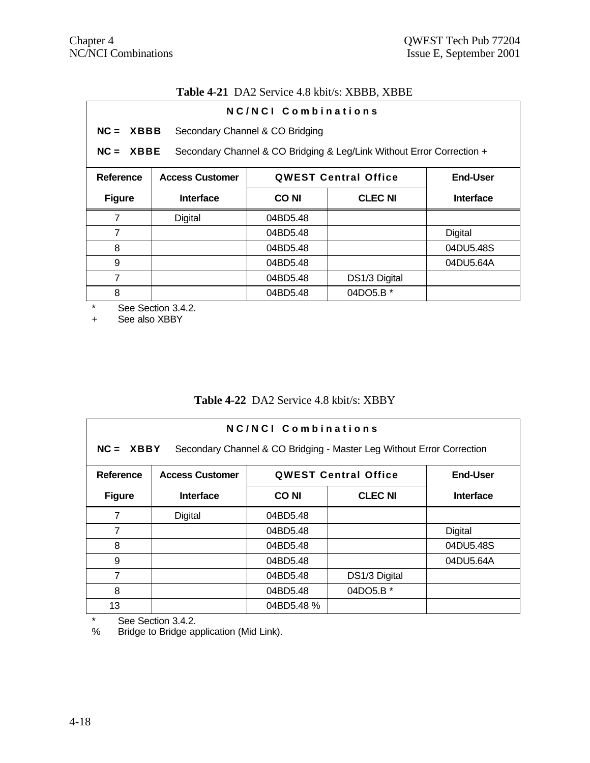**Table 4-21** DA2 Service 4.8 kbit/s: XBBB, XBBE

| NC/NCI Combinations | | | | |
|---|---|---|---|---|
| NC = **XBBB** Secondary Channel & CO Bridging | | | | |
| NC = **XBBE** Secondary Channel & CO Bridging & Leg/Link Without Error Correction + | | | | |
| **Reference** | **Access Customer** | **QWEST Central Office** | | **End-User** |
| **Figure** | **Interface** | **CO NI** | **CLEC NI** | **Interface** |
| 7 | Digital | 04BD5.48 | | |
| 7 | | 04BD5.48 | | Digital |
| 8 | | 04BD5.48 | | 04DU5.48S |
| 9 | | 04BD5.48 | | 04DU5.64A |
| 7 | | 04BD5.48 | DS1/3 Digital | |
| 8 | | 04BD5.48 | 04DO5.B * | |

\* See Section 3.4.2.

\+ See also XBBY

**Table 4-22** DA2 Service 4.8 kbit/s: XBBY

| NC/NCI Combinations | | | | |
|---|---|---|---|---|
| NC = **XBBY** Secondary Channel & CO Bridging - Master Leg Without Error Correction | | | | |
| **Reference** | **Access Customer** | **QWEST Central Office** | | **End-User** |
| **Figure** | **Interface** | **CO NI** | **CLEC NI** | **Interface** |
| 7 | Digital | 04BD5.48 | | |
| 7 | | 04BD5.48 | | Digital |
| 8 | | 04BD5.48 | | 04DU5.48S |
| 9 | | 04BD5.48 | | 04DU5.64A |
| 7 | | 04BD5.48 | DS1/3 Digital | |
| 8 | | 04BD5.48 | 04DO5.B * | |
| 13 | | 04BD5.48 % | | |

\* See Section 3.4.2.

% Bridge to Bridge application (Mid Link).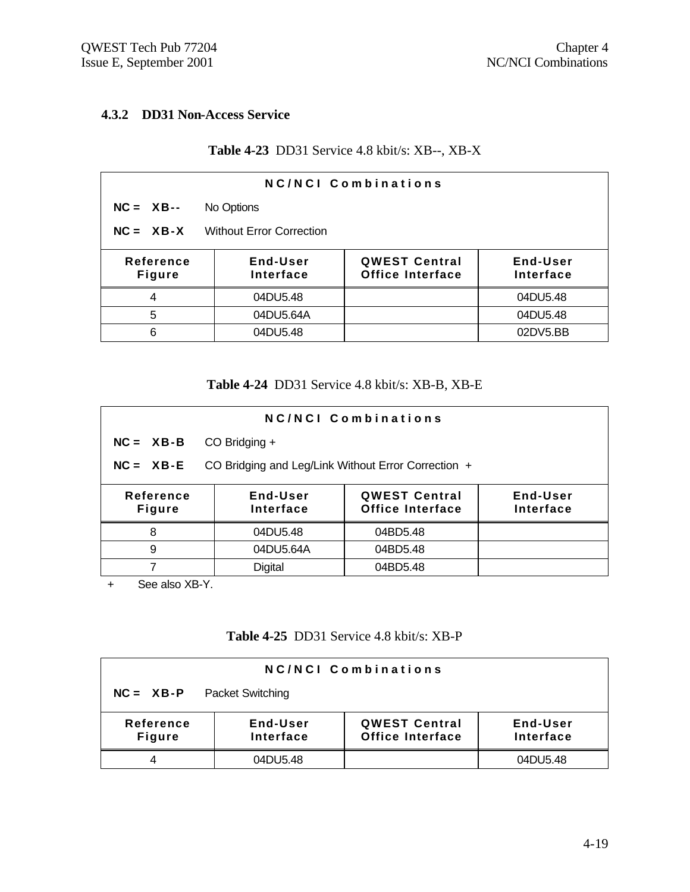### 4.3.2 DD31 Non-Access Service

**Table 4-23** DD31 Service 4.8 kbit/s: XB--, XB-X

**N C / N C I   C o m b i n a t i o n s**

**NC = XB--** No Options

**NC = XB-X** Without Error Correction

| Reference Figure | End-User Interface | QWEST Central Office Interface | End-User Interface |
|---|---|---|---|
| 4 | 04DU5.48 | | 04DU5.48 |
| 5 | 04DU5.64A | | 04DU5.48 |
| 6 | 04DU5.48 | | 02DV5.BB |

**Table 4-24** DD31 Service 4.8 kbit/s: XB-B, XB-E

**N C / N C I   C o m b i n a t i o n s**

**NC = XB-B** CO Bridging +

**NC = XB-E** CO Bridging and Leg/Link Without Error Correction +

| Reference Figure | End-User Interface | QWEST Central Office Interface | End-User Interface |
|---|---|---|---|
| 8 | 04DU5.48 | 04BD5.48 | |
| 9 | 04DU5.64A | 04BD5.48 | |
| 7 | Digital | 04BD5.48 | |

\+ See also XB-Y.

**Table 4-25** DD31 Service 4.8 kbit/s: XB-P

**N C / N C I   C o m b i n a t i o n s**

**NC = XB-P** Packet Switching

| Reference Figure | End-User Interface | QWEST Central Office Interface | End-User Interface |
|---|---|---|---|
| 4 | 04DU5.48 | | 04DU5.48 |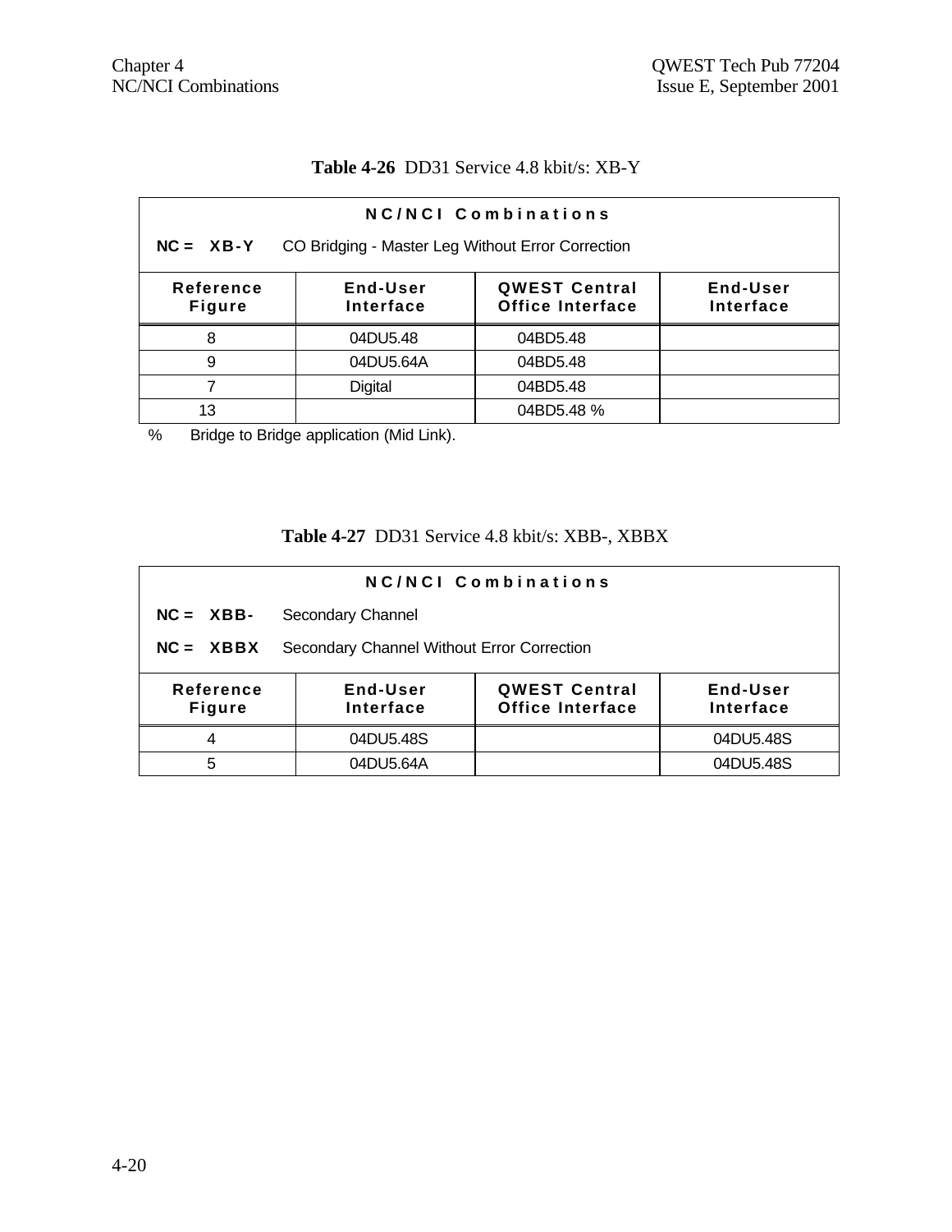**Table 4-26** DD31 Service 4.8 kbit/s: XB-Y

| NC/NCI Combinations | | | |
|---|---|---|---|
| NC = XB-Y   CO Bridging - Master Leg Without Error Correction | | | |
| Reference Figure | End-User Interface | QWEST Central Office Interface | End-User Interface |
| 8 | 04DU5.48 | 04BD5.48 | |
| 9 | 04DU5.64A | 04BD5.48 | |
| 7 | Digital | 04BD5.48 | |
| 13 | | 04BD5.48 % | |

% Bridge to Bridge application (Mid Link).

**Table 4-27** DD31 Service 4.8 kbit/s: XBB-, XBBX

| NC/NCI Combinations | | | |
|---|---|---|---|
| NC = XBB-   Secondary Channel | | | |
| NC = XBBX   Secondary Channel Without Error Correction | | | |
| Reference Figure | End-User Interface | QWEST Central Office Interface | End-User Interface |
| 4 | 04DU5.48S | | 04DU5.48S |
| 5 | 04DU5.64A | | 04DU5.48S |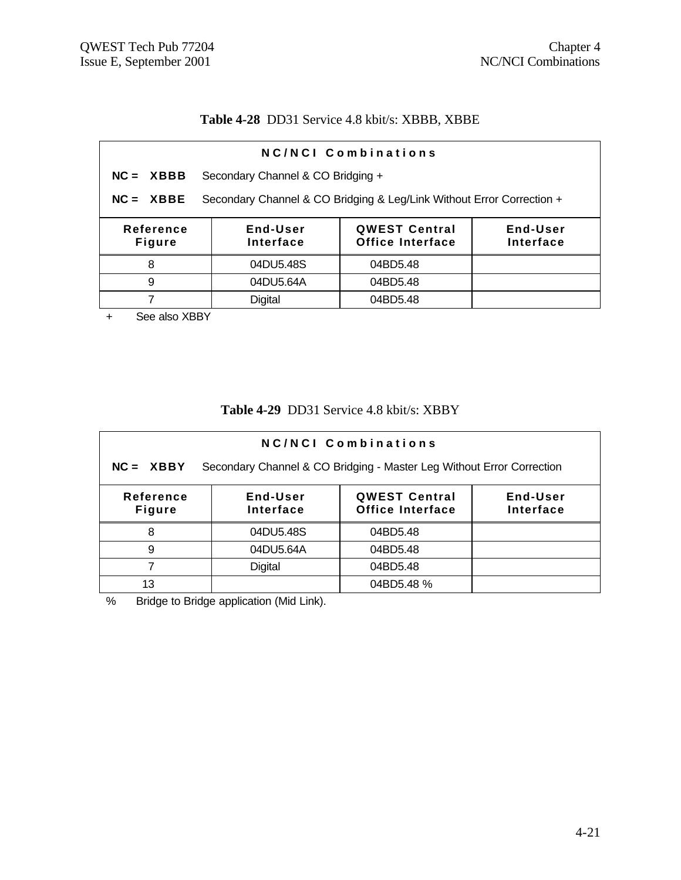**Table 4-28** DD31 Service 4.8 kbit/s: XBBB, XBBE

| NC/NCI Combinations | | | |
|---|---|---|---|
| NC = XBBB Secondary Channel & CO Bridging + | | | |
| NC = XBBE Secondary Channel & CO Bridging & Leg/Link Without Error Correction + | | | |
| **Reference Figure** | **End-User Interface** | **QWEST Central Office Interface** | **End-User Interface** |
| 8 | 04DU5.48S | 04BD5.48 | |
| 9 | 04DU5.64A | 04BD5.48 | |
| 7 | Digital | 04BD5.48 | |

\+ See also XBBY

**Table 4-29** DD31 Service 4.8 kbit/s: XBBY

| NC/NCI Combinations | | | |
|---|---|---|---|
| NC = XBBY Secondary Channel & CO Bridging - Master Leg Without Error Correction | | | |
| **Reference Figure** | **End-User Interface** | **QWEST Central Office Interface** | **End-User Interface** |
| 8 | 04DU5.48S | 04BD5.48 | |
| 9 | 04DU5.64A | 04BD5.48 | |
| 7 | Digital | 04BD5.48 | |
| 13 | | 04BD5.48 % | |

% Bridge to Bridge application (Mid Link).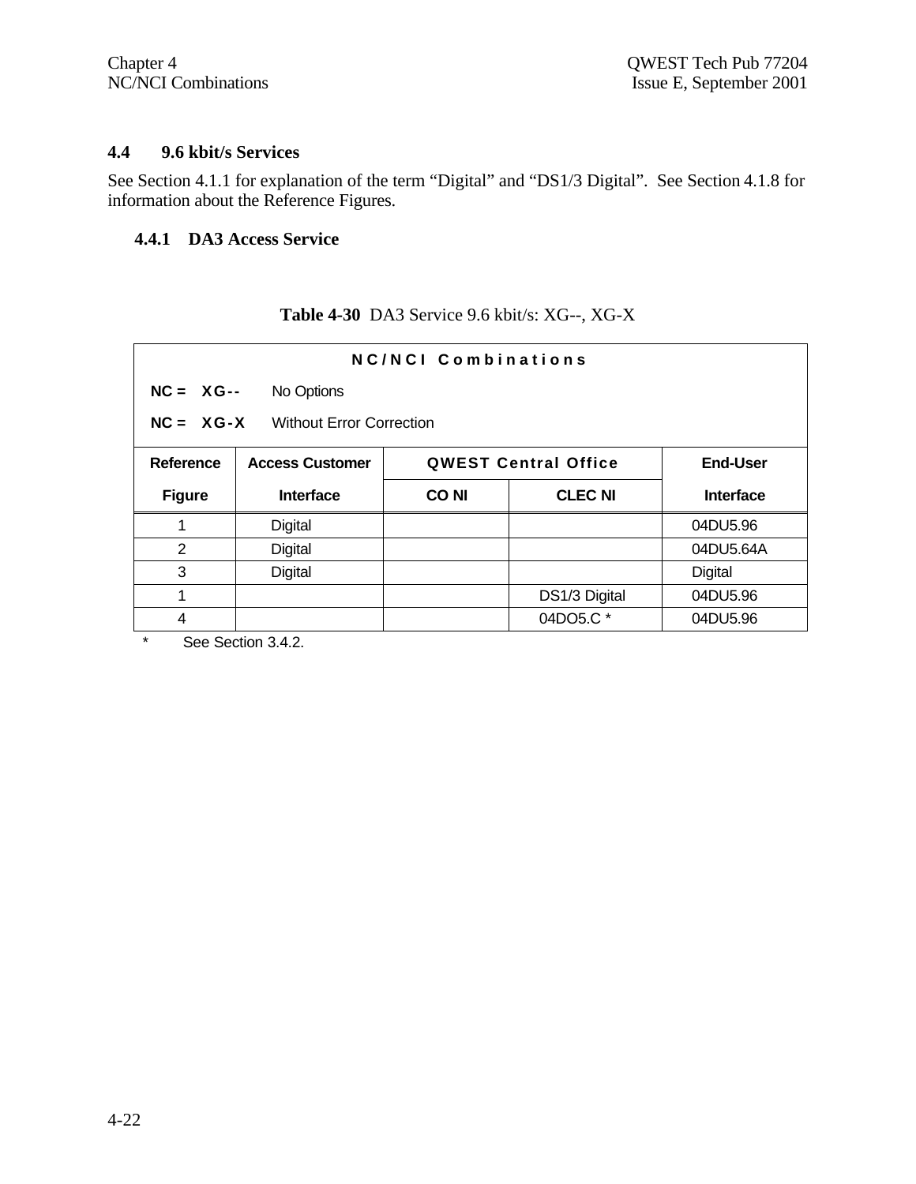## 4.4 9.6 kbit/s Services

See Section 4.1.1 for explanation of the term "Digital" and "DS1/3 Digital". See Section 4.1.8 for information about the Reference Figures.

### 4.4.1 DA3 Access Service

**Table 4-30** DA3 Service 9.6 kbit/s: XG--, XG-X

**NC/NCI Combinations**

**NC = XG--** No Options

**NC = XG-X** Without Error Correction

| Reference Figure | Access Customer Interface | QWEST Central Office | | End-User Interface |
|---|---|---|---|---|
| | | CO NI | CLEC NI | |
| 1 | Digital | | | 04DU5.96 |
| 2 | Digital | | | 04DU5.64A |
| 3 | Digital | | | Digital |
| 1 | | | DS1/3 Digital | 04DU5.96 |
| 4 | | | 04DO5.C * | 04DU5.96 |

\* See Section 3.4.2.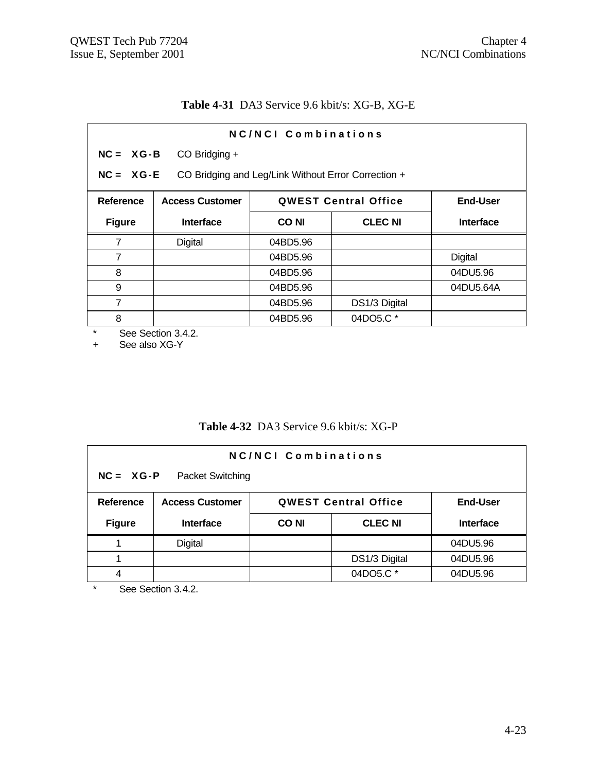**Table 4-31** DA3 Service 9.6 kbit/s: XG-B, XG-E

| **N C / N C I   C o m b i n a t i o n s** | | | | |
|---|---|---|---|---|
| **NC = XG-B** CO Bridging + | | | | |
| **NC = XG-E** CO Bridging and Leg/Link Without Error Correction + | | | | |
| **Reference Figure** | **Access Customer Interface** | **QWEST Central Office** | | **End-User Interface** |
| | | **CO NI** | **CLEC NI** | |
| 7 | Digital | 04BD5.96 | | |
| 7 | | 04BD5.96 | | Digital |
| 8 | | 04BD5.96 | | 04DU5.96 |
| 9 | | 04BD5.96 | | 04DU5.64A |
| 7 | | 04BD5.96 | DS1/3 Digital | |
| 8 | | 04BD5.96 | 04DO5.C * | |

\* See Section 3.4.2.
\+ See also XG-Y

**Table 4-32** DA3 Service 9.6 kbit/s: XG-P

| **N C / N C I   C o m b i n a t i o n s** | | | | |
|---|---|---|---|---|
| **NC = XG-P** Packet Switching | | | | |
| **Reference Figure** | **Access Customer Interface** | **QWEST Central Office** | | **End-User Interface** |
| | | **CO NI** | **CLEC NI** | |
| 1 | Digital | | | 04DU5.96 |
| 1 | | | DS1/3 Digital | 04DU5.96 |
| 4 | | | 04DO5.C * | 04DU5.96 |

\* See Section 3.4.2.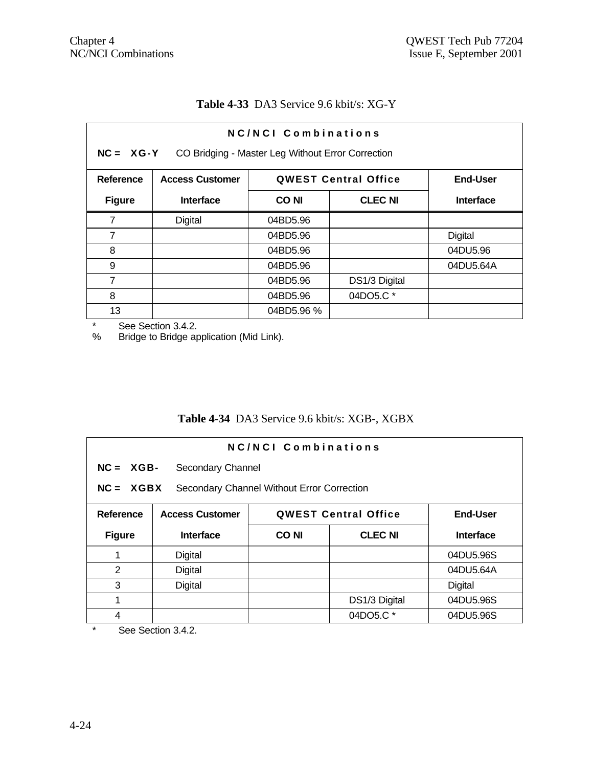**Table 4-33** DA3 Service 9.6 kbit/s: XG-Y

| N C / N C I Combinations | | | | |
|---|---|---|---|---|
| **NC = XG-Y** CO Bridging - Master Leg Without Error Correction | | | | |
| **Reference Figure** | **Access Customer Interface** | **QWEST Central Office** | | **End-User Interface** |
| | | **CO NI** | **CLEC NI** | |
| 7 | Digital | 04BD5.96 | | |
| 7 | | 04BD5.96 | | Digital |
| 8 | | 04BD5.96 | | 04DU5.96 |
| 9 | | 04BD5.96 | | 04DU5.64A |
| 7 | | 04BD5.96 | DS1/3 Digital | |
| 8 | | 04BD5.96 | 04DO5.C * | |
| 13 | | 04BD5.96 % | | |

\* See Section 3.4.2.
% Bridge to Bridge application (Mid Link).

**Table 4-34** DA3 Service 9.6 kbit/s: XGB-, XGBX

| N C / N C I Combinations | | | | |
|---|---|---|---|---|
| **NC = XGB-** Secondary Channel | | | | |
| **NC = XGBX** Secondary Channel Without Error Correction | | | | |
| **Reference Figure** | **Access Customer Interface** | **QWEST Central Office** | | **End-User Interface** |
| | | **CO NI** | **CLEC NI** | |
| 1 | Digital | | | 04DU5.96S |
| 2 | Digital | | | 04DU5.64A |
| 3 | Digital | | | Digital |
| 1 | | | DS1/3 Digital | 04DU5.96S |
| 4 | | | 04DO5.C * | 04DU5.96S |

\* See Section 3.4.2.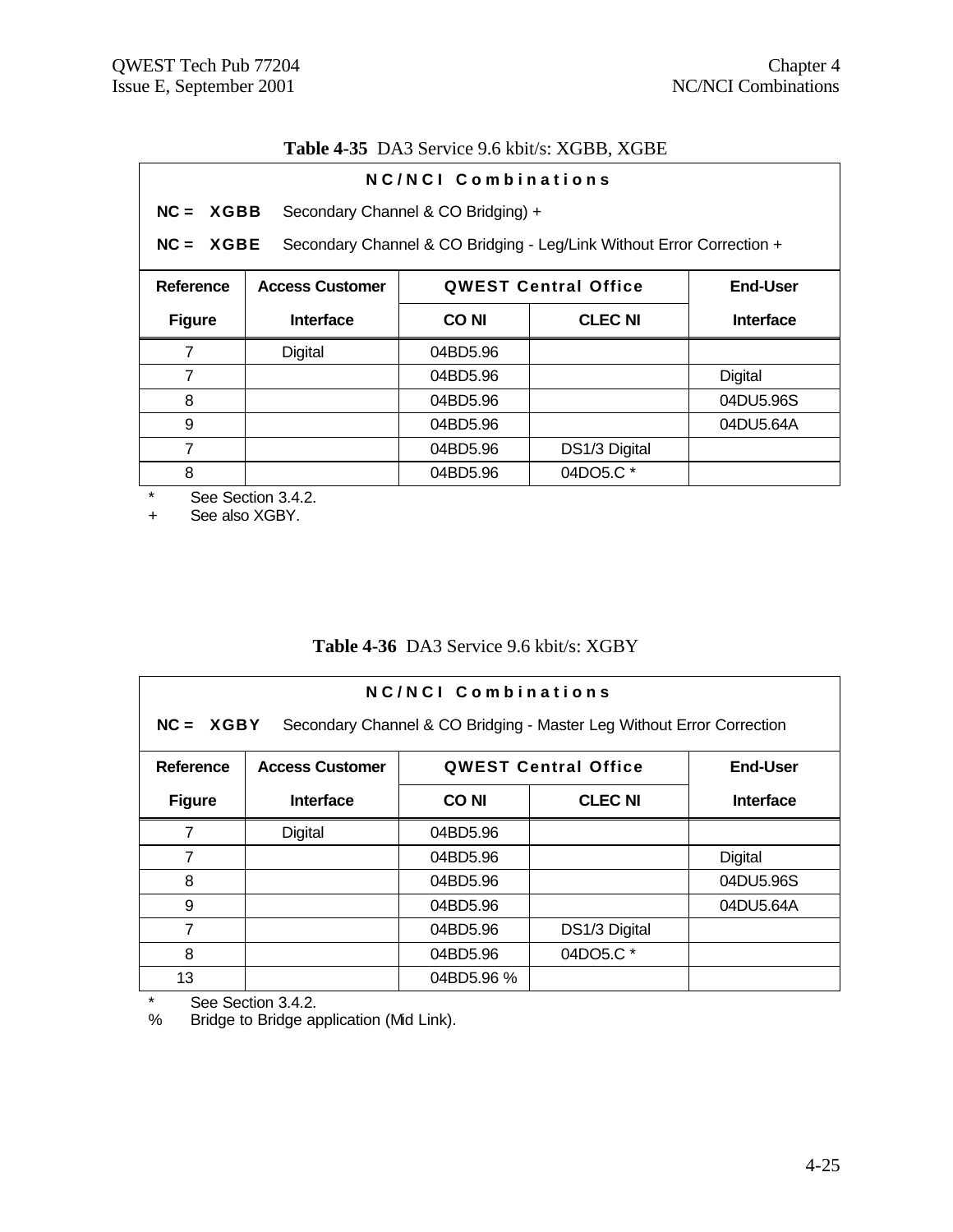**Table 4-35** DA3 Service 9.6 kbit/s: XGBB, XGBE

**N C / N C I C o m b i n a t i o n s**

**NC = XGBB** Secondary Channel & CO Bridging) +

**NC = XGBE** Secondary Channel & CO Bridging - Leg/Link Without Error Correction +

| Reference | Access Customer | QWEST Central Office | | End-User |
|---|---|---|---|---|
| Figure | Interface | CO NI | CLEC NI | Interface |
| 7 | Digital | 04BD5.96 | | |
| 7 | | 04BD5.96 | | Digital |
| 8 | | 04BD5.96 | | 04DU5.96S |
| 9 | | 04BD5.96 | | 04DU5.64A |
| 7 | | 04BD5.96 | DS1/3 Digital | |
| 8 | | 04BD5.96 | 04DO5.C * | |

\* See Section 3.4.2.
\+ See also XGBY.

**Table 4-36** DA3 Service 9.6 kbit/s: XGBY

**N C / N C I C o m b i n a t i o n s**

**NC = XGBY** Secondary Channel & CO Bridging - Master Leg Without Error Correction

| Reference | Access Customer | QWEST Central Office | | End-User |
|---|---|---|---|---|
| Figure | Interface | CO NI | CLEC NI | Interface |
| 7 | Digital | 04BD5.96 | | |
| 7 | | 04BD5.96 | | Digital |
| 8 | | 04BD5.96 | | 04DU5.96S |
| 9 | | 04BD5.96 | | 04DU5.64A |
| 7 | | 04BD5.96 | DS1/3 Digital | |
| 8 | | 04BD5.96 | 04DO5.C * | |
| 13 | | 04BD5.96 % | | |

\* See Section 3.4.2.
% Bridge to Bridge application (Mid Link).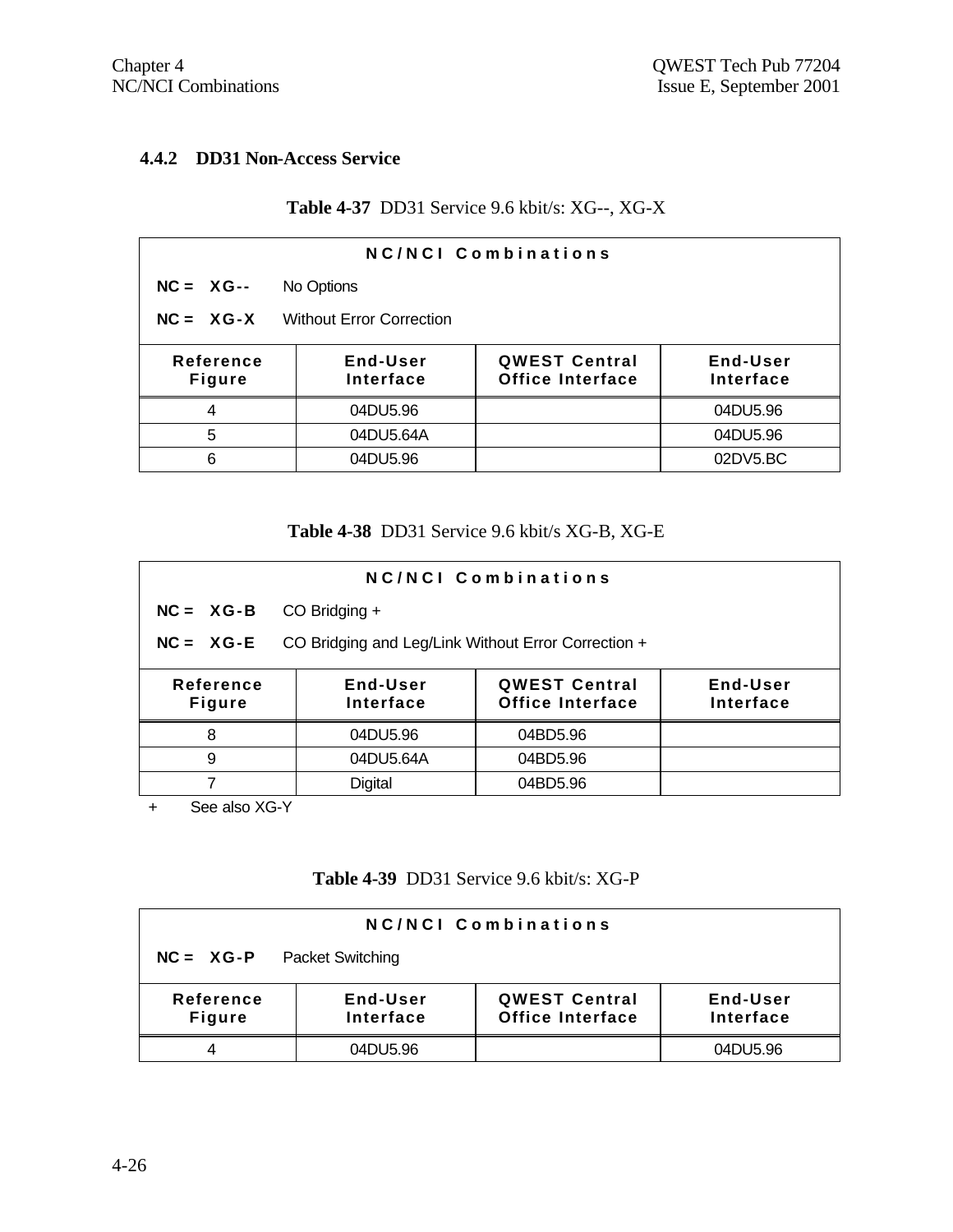### 4.4.2 DD31 Non-Access Service

**Table 4-37** DD31 Service 9.6 kbit/s: XG--, XG-X

**NC/NCI Combinations**

**NC = XG--** No Options

**NC = XG-X** Without Error Correction

| Reference Figure | End-User Interface | QWEST Central Office Interface | End-User Interface |
|---|---|---|---|
| 4 | 04DU5.96 | | 04DU5.96 |
| 5 | 04DU5.64A | | 04DU5.96 |
| 6 | 04DU5.96 | | 02DV5.BC |

**Table 4-38** DD31 Service 9.6 kbit/s XG-B, XG-E

**NC/NCI Combinations**

**NC = XG-B** CO Bridging +

**NC = XG-E** CO Bridging and Leg/Link Without Error Correction +

| Reference Figure | End-User Interface | QWEST Central Office Interface | End-User Interface |
|---|---|---|---|
| 8 | 04DU5.96 | 04BD5.96 | |
| 9 | 04DU5.64A | 04BD5.96 | |
| 7 | Digital | 04BD5.96 | |

\+ See also XG-Y

**Table 4-39** DD31 Service 9.6 kbit/s: XG-P

**NC/NCI Combinations**

**NC = XG-P** Packet Switching

| Reference Figure | End-User Interface | QWEST Central Office Interface | End-User Interface |
|---|---|---|---|
| 4 | 04DU5.96 | | 04DU5.96 |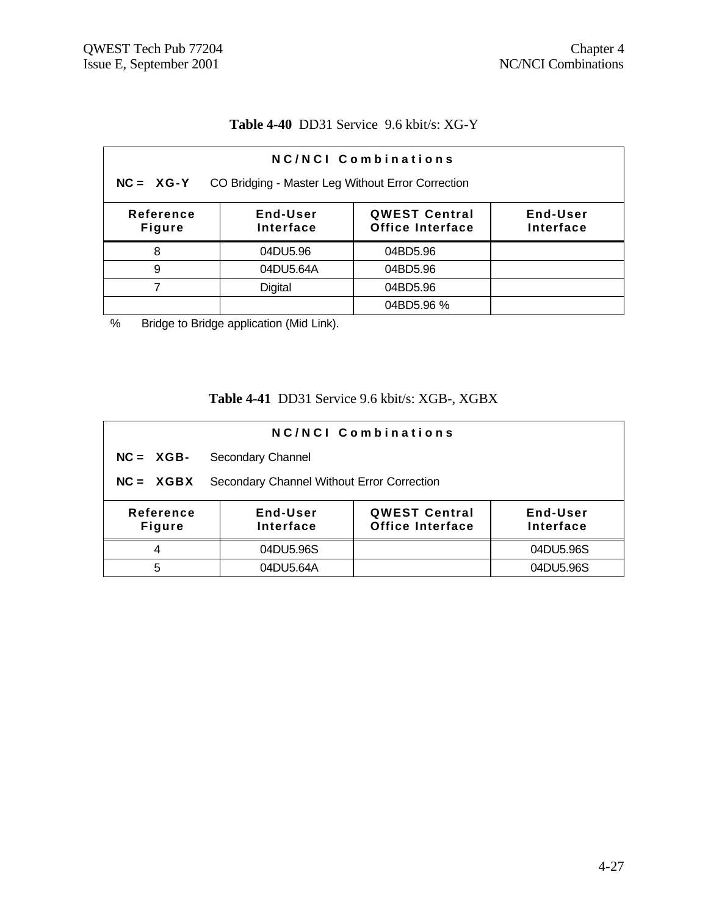**Table 4-40** DD31 Service 9.6 kbit/s: XG-Y

| NC/NCI Combinations | | | |
|---|---|---|---|
| **NC = XG-Y** CO Bridging - Master Leg Without Error Correction | | | |
| **Reference Figure** | **End-User Interface** | **QWEST Central Office Interface** | **End-User Interface** |
| 8 | 04DU5.96 | 04BD5.96 | |
| 9 | 04DU5.64A | 04BD5.96 | |
| 7 | Digital | 04BD5.96 | |
| | | 04BD5.96 % | |

% Bridge to Bridge application (Mid Link).

**Table 4-41** DD31 Service 9.6 kbit/s: XGB-, XGBX

| NC/NCI Combinations | | | |
|---|---|---|---|
| **NC = XGB-** Secondary Channel | | | |
| **NC = XGBX** Secondary Channel Without Error Correction | | | |
| **Reference Figure** | **End-User Interface** | **QWEST Central Office Interface** | **End-User Interface** |
| 4 | 04DU5.96S | | 04DU5.96S |
| 5 | 04DU5.64A | | 04DU5.96S |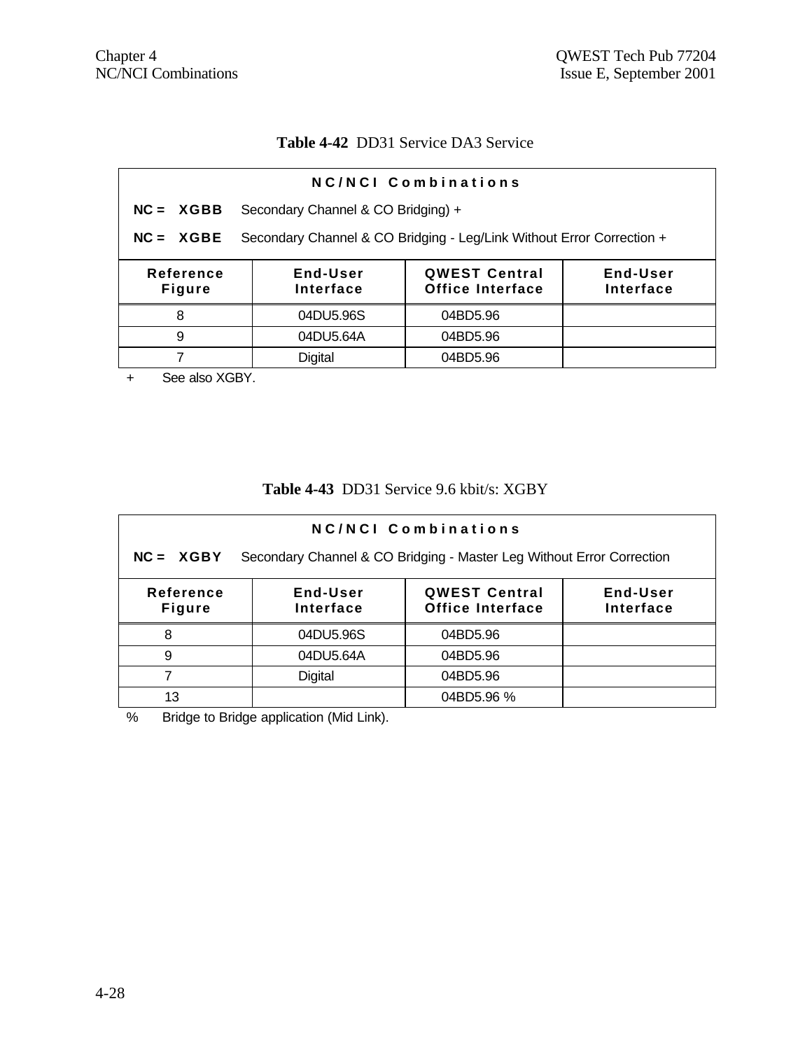**Table 4-42** DD31 Service DA3 Service

| **NC/NCI Combinations** | | | |
|---|---|---|---|
| **NC = XGBB** Secondary Channel & CO Bridging) + | | | |
| **NC = XGBE** Secondary Channel & CO Bridging - Leg/Link Without Error Correction + | | | |
| **Reference Figure** | **End-User Interface** | **QWEST Central Office Interface** | **End-User Interface** |
| 8 | 04DU5.96S | 04BD5.96 | |
| 9 | 04DU5.64A | 04BD5.96 | |
| 7 | Digital | 04BD5.96 | |

\+ See also XGBY.

**Table 4-43** DD31 Service 9.6 kbit/s: XGBY

| **NC/NCI Combinations** | | | |
|---|---|---|---|
| **NC = XGBY** Secondary Channel & CO Bridging - Master Leg Without Error Correction | | | |
| **Reference Figure** | **End-User Interface** | **QWEST Central Office Interface** | **End-User Interface** |
| 8 | 04DU5.96S | 04BD5.96 | |
| 9 | 04DU5.64A | 04BD5.96 | |
| 7 | Digital | 04BD5.96 | |
| 13 | | 04BD5.96 % | |

% Bridge to Bridge application (Mid Link).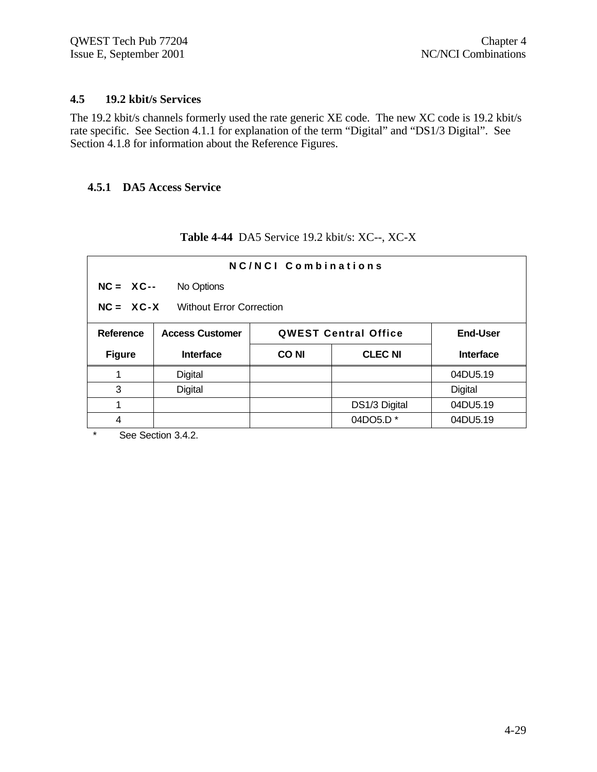## 4.5 19.2 kbit/s Services

The 19.2 kbit/s channels formerly used the rate generic XE code. The new XC code is 19.2 kbit/s rate specific. See Section 4.1.1 for explanation of the term "Digital" and "DS1/3 Digital". See Section 4.1.8 for information about the Reference Figures.

### 4.5.1 DA5 Access Service

**Table 4-44** DA5 Service 19.2 kbit/s: XC--, XC-X

**NC/NCI Combinations**

**NC = XC--** No Options

**NC = XC-X** Without Error Correction

| Reference Figure | Access Customer Interface | QWEST Central Office CO NI | QWEST Central Office CLEC NI | End-User Interface |
|---|---|---|---|---|
| 1 | Digital | | | 04DU5.19 |
| 3 | Digital | | | Digital |
| 1 | | | DS1/3 Digital | 04DU5.19 |
| 4 | | | 04DO5.D * | 04DU5.19 |

\* See Section 3.4.2.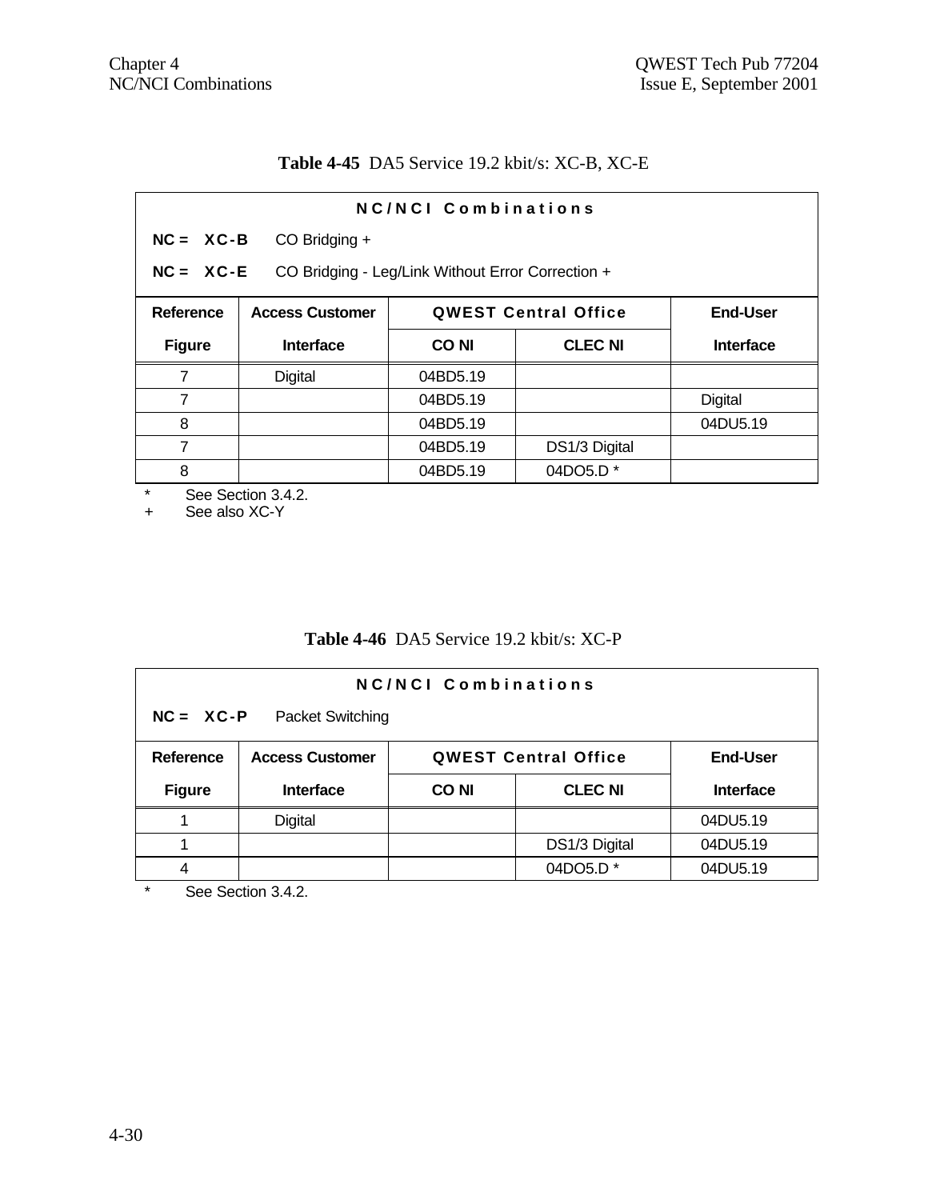**Table 4-45** DA5 Service 19.2 kbit/s: XC-B, XC-E

**NC/NCI Combinations**

**NC = XC-B** CO Bridging +

**NC = XC-E** CO Bridging - Leg/Link Without Error Correction +

| Reference Figure | Access Customer Interface | QWEST Central Office | | End-User Interface |
|---|---|---|---|---|
| | | CO NI | CLEC NI | |
| 7 | Digital | 04BD5.19 | | |
| 7 | | 04BD5.19 | | Digital |
| 8 | | 04BD5.19 | | 04DU5.19 |
| 7 | | 04BD5.19 | DS1/3 Digital | |
| 8 | | 04BD5.19 | 04DO5.D * | |

\* See Section 3.4.2.
\+ See also XC-Y

**Table 4-46** DA5 Service 19.2 kbit/s: XC-P

**NC/NCI Combinations**

**NC = XC-P** Packet Switching

| Reference Figure | Access Customer Interface | QWEST Central Office | | End-User Interface |
|---|---|---|---|---|
| | | CO NI | CLEC NI | |
| 1 | Digital | | | 04DU5.19 |
| 1 | | | DS1/3 Digital | 04DU5.19 |
| 4 | | | 04DO5.D * | 04DU5.19 |

\* See Section 3.4.2.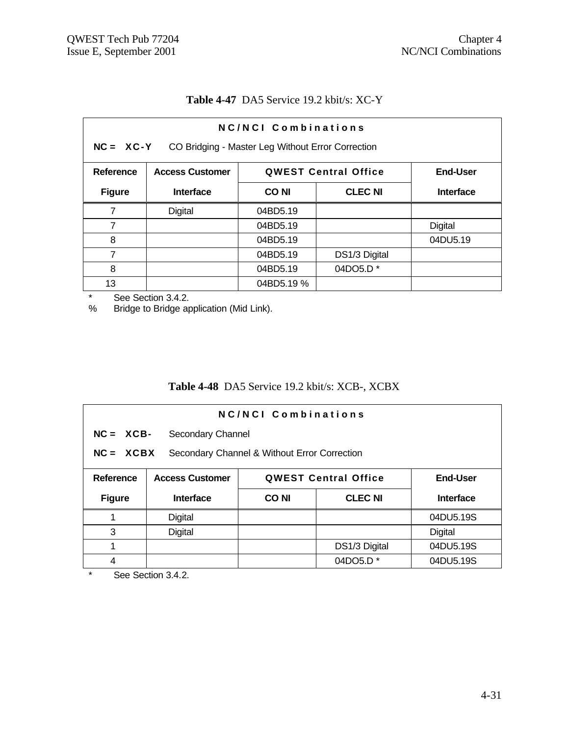**Table 4-47** DA5 Service 19.2 kbit/s: XC-Y

| NC/NCI Combinations | | | | |
|---|---|---|---|---|
| NC = XC-Y CO Bridging - Master Leg Without Error Correction | | | | |
| Reference | Access Customer | QWEST Central Office | | End-User |
| Figure | Interface | CO NI | CLEC NI | Interface |
| 7 | Digital | 04BD5.19 | | |
| 7 | | 04BD5.19 | | Digital |
| 8 | | 04BD5.19 | | 04DU5.19 |
| 7 | | 04BD5.19 | DS1/3 Digital | |
| 8 | | 04BD5.19 | 04DO5.D * | |
| 13 | | 04BD5.19 % | | |

\* See Section 3.4.2.
% Bridge to Bridge application (Mid Link).

**Table 4-48** DA5 Service 19.2 kbit/s: XCB-, XCBX

| NC/NCI Combinations | | | | |
|---|---|---|---|---|
| NC = XCB- Secondary Channel | | | | |
| NC = XCBX Secondary Channel & Without Error Correction | | | | |
| Reference | Access Customer | QWEST Central Office | | End-User |
| Figure | Interface | CO NI | CLEC NI | Interface |
| 1 | Digital | | | 04DU5.19S |
| 3 | Digital | | | Digital |
| 1 | | | DS1/3 Digital | 04DU5.19S |
| 4 | | | 04DO5.D * | 04DU5.19S |

\* See Section 3.4.2.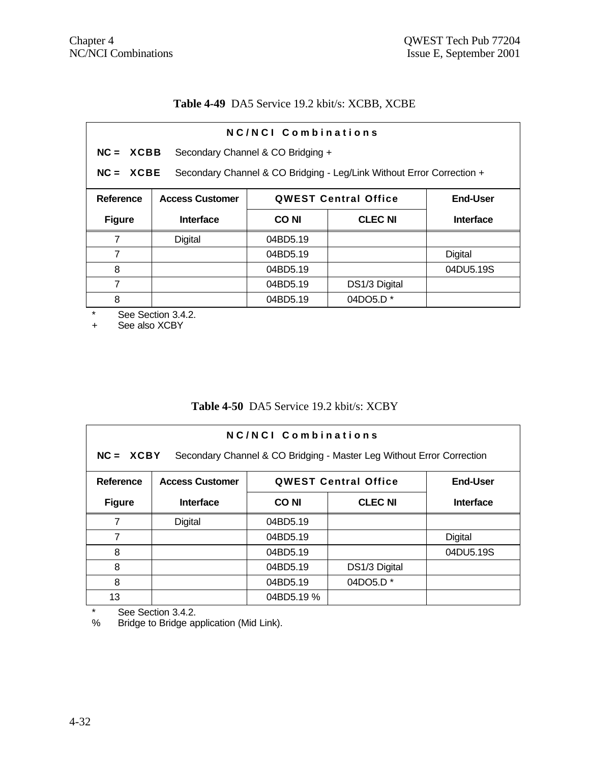**Table 4-49** DA5 Service 19.2 kbit/s: XCBB, XCBE

**NC/NCI Combinations**

**NC = XCBB** Secondary Channel & CO Bridging +

**NC = XCBE** Secondary Channel & CO Bridging - Leg/Link Without Error Correction +

| Reference | Access Customer | QWEST Central Office | | End-User |
|---|---|---|---|---|
| Figure | Interface | CO NI | CLEC NI | Interface |
| 7 | Digital | 04BD5.19 | | |
| 7 | | 04BD5.19 | | Digital |
| 8 | | 04BD5.19 | | 04DU5.19S |
| 7 | | 04BD5.19 | DS1/3 Digital | |
| 8 | | 04BD5.19 | 04DO5.D * | |

\* See Section 3.4.2.
\+ See also XCBY

**Table 4-50** DA5 Service 19.2 kbit/s: XCBY

**NC/NCI Combinations**

**NC = XCBY** Secondary Channel & CO Bridging - Master Leg Without Error Correction

| Reference | Access Customer | QWEST Central Office | | End-User |
|---|---|---|---|---|
| Figure | Interface | CO NI | CLEC NI | Interface |
| 7 | Digital | 04BD5.19 | | |
| 7 | | 04BD5.19 | | Digital |
| 8 | | 04BD5.19 | | 04DU5.19S |
| 8 | | 04BD5.19 | DS1/3 Digital | |
| 8 | | 04BD5.19 | 04DO5.D * | |
| 13 | | 04BD5.19 % | | |

\* See Section 3.4.2.
% Bridge to Bridge application (Mid Link).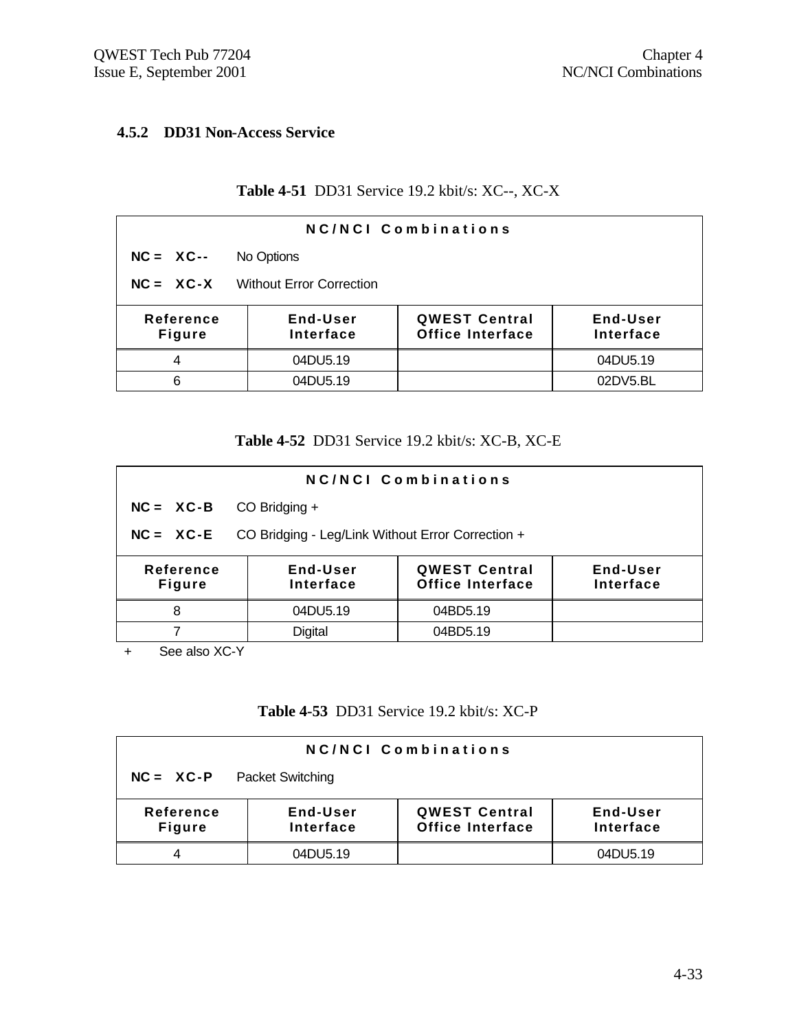### 4.5.2 DD31 Non-Access Service

**Table 4-51** DD31 Service 19.2 kbit/s: XC--, XC-X

| NC/NCI Combinations | | | |
|---|---|---|---|
| **NC = XC--** No Options | | | |
| **NC = XC-X** Without Error Correction | | | |
| **Reference Figure** | **End-User Interface** | **QWEST Central Office Interface** | **End-User Interface** |
| 4 | 04DU5.19 | | 04DU5.19 |
| 6 | 04DU5.19 | | 02DV5.BL |

**Table 4-52** DD31 Service 19.2 kbit/s: XC-B, XC-E

| NC/NCI Combinations | | | |
|---|---|---|---|
| **NC = XC-B** CO Bridging + | | | |
| **NC = XC-E** CO Bridging - Leg/Link Without Error Correction + | | | |
| **Reference Figure** | **End-User Interface** | **QWEST Central Office Interface** | **End-User Interface** |
| 8 | 04DU5.19 | 04BD5.19 | |
| 7 | Digital | 04BD5.19 | |

+ See also XC-Y

**Table 4-53** DD31 Service 19.2 kbit/s: XC-P

| NC/NCI Combinations | | | |
|---|---|---|---|
| **NC = XC-P** Packet Switching | | | |
| **Reference Figure** | **End-User Interface** | **QWEST Central Office Interface** | **End-User Interface** |
| 4 | 04DU5.19 | | 04DU5.19 |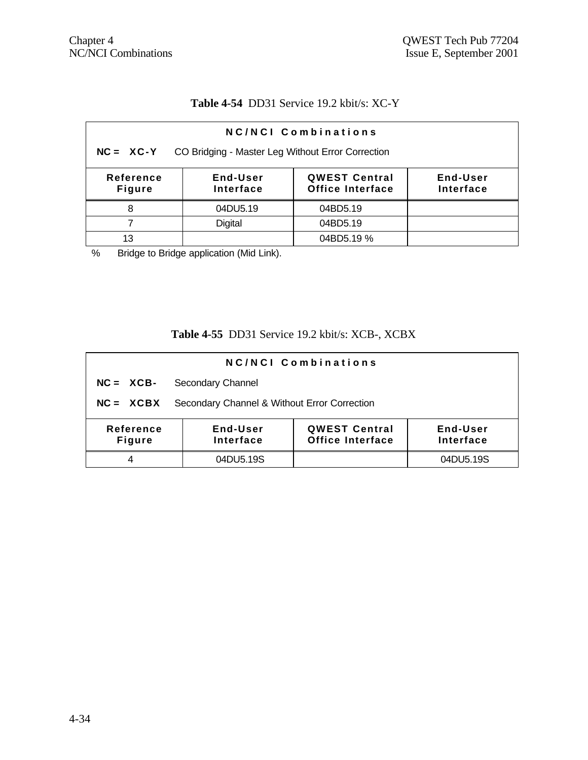**Table 4-54** DD31 Service 19.2 kbit/s: XC-Y

| NC/NCI Combinations | | | |
|---|---|---|---|
| **NC = XC-Y** CO Bridging - Master Leg Without Error Correction | | | |
| **Reference Figure** | **End-User Interface** | **QWEST Central Office Interface** | **End-User Interface** |
| 8 | 04DU5.19 | 04BD5.19 | |
| 7 | Digital | 04BD5.19 | |
| 13 | | 04BD5.19 % | |

% Bridge to Bridge application (Mid Link).

**Table 4-55** DD31 Service 19.2 kbit/s: XCB-, XCBX

| NC/NCI Combinations | | | |
|---|---|---|---|
| **NC = XCB-** Secondary Channel | | | |
| **NC = XCBX** Secondary Channel & Without Error Correction | | | |
| **Reference Figure** | **End-User Interface** | **QWEST Central Office Interface** | **End-User Interface** |
| 4 | 04DU5.19S | | 04DU5.19S |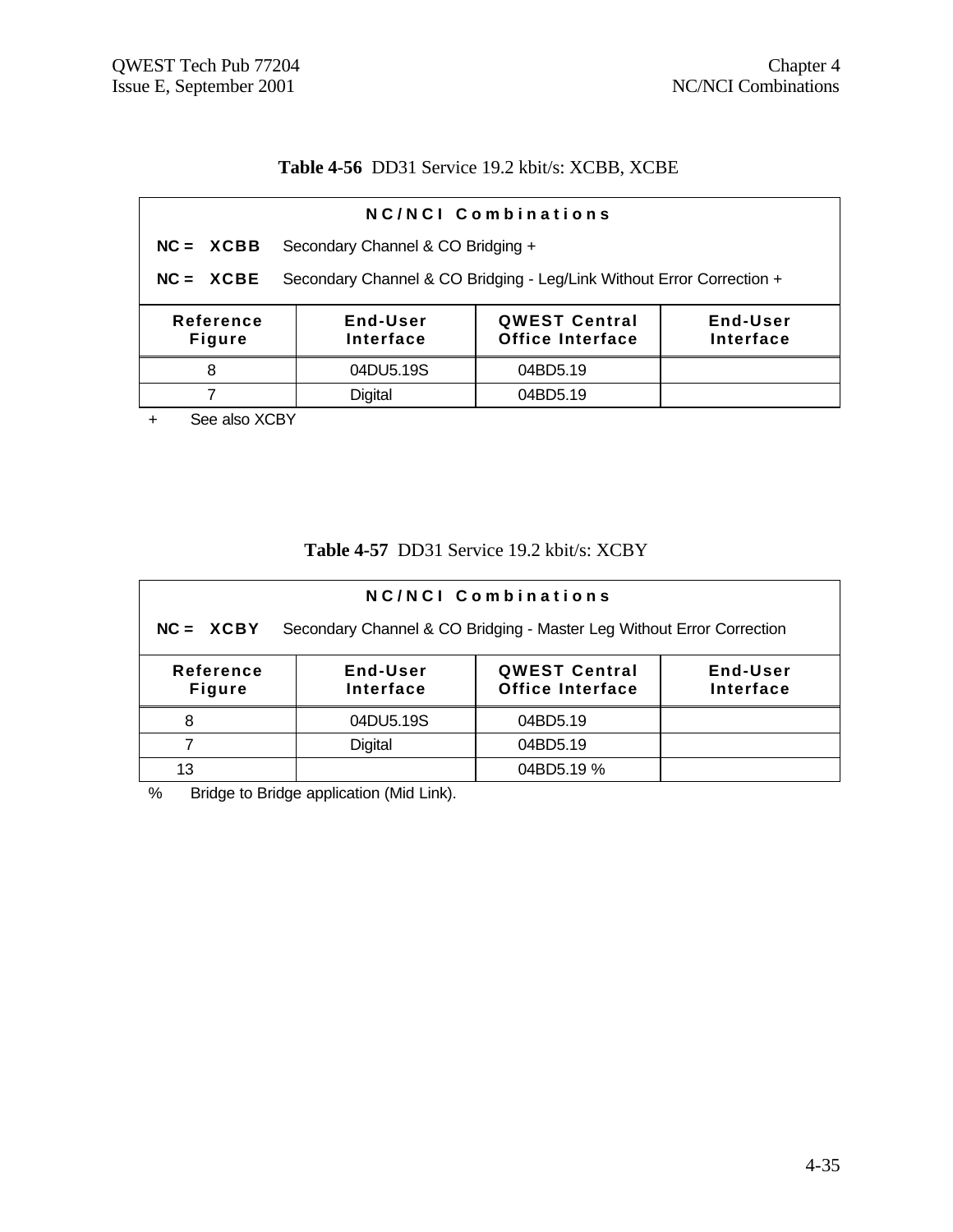**Table 4-56** DD31 Service 19.2 kbit/s: XCBB, XCBE

| NC/NCI Combinations | | | |
|---|---|---|---|
| **NC = XCBB** Secondary Channel & CO Bridging + | | | |
| **NC = XCBE** Secondary Channel & CO Bridging - Leg/Link Without Error Correction + | | | |
| **Reference Figure** | **End-User Interface** | **QWEST Central Office Interface** | **End-User Interface** |
| 8 | 04DU5.19S | 04BD5.19 | |
| 7 | Digital | 04BD5.19 | |

+ See also XCBY

**Table 4-57** DD31 Service 19.2 kbit/s: XCBY

| NC/NCI Combinations | | | |
|---|---|---|---|
| **NC = XCBY** Secondary Channel & CO Bridging - Master Leg Without Error Correction | | | |
| **Reference Figure** | **End-User Interface** | **QWEST Central Office Interface** | **End-User Interface** |
| 8 | 04DU5.19S | 04BD5.19 | |
| 7 | Digital | 04BD5.19 | |
| 13 | | 04BD5.19 % | |

% Bridge to Bridge application (Mid Link).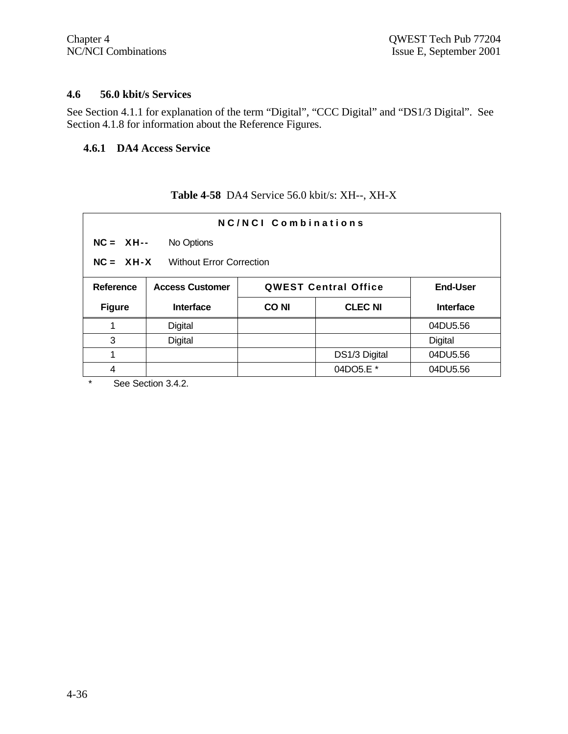## 4.6 56.0 kbit/s Services

See Section 4.1.1 for explanation of the term “Digital”, “CCC Digital” and “DS1/3 Digital”. See Section 4.1.8 for information about the Reference Figures.

### 4.6.1 DA4 Access Service

**Table 4-58** DA4 Service 56.0 kbit/s: XH--, XH-X

**N C / N C I Combinations**

**NC = XH--** No Options

**NC = XH-X** Without Error Correction

| Reference | Access Customer | QWEST Central Office | | End-User |
|---|---|---|---|---|
| **Figure** | **Interface** | **CO NI** | **CLEC NI** | **Interface** |
| 1 | Digital | | | 04DU5.56 |
| 3 | Digital | | | Digital |
| 1 | | | DS1/3 Digital | 04DU5.56 |
| 4 | | | 04DO5.E * | 04DU5.56 |

\* See Section 3.4.2.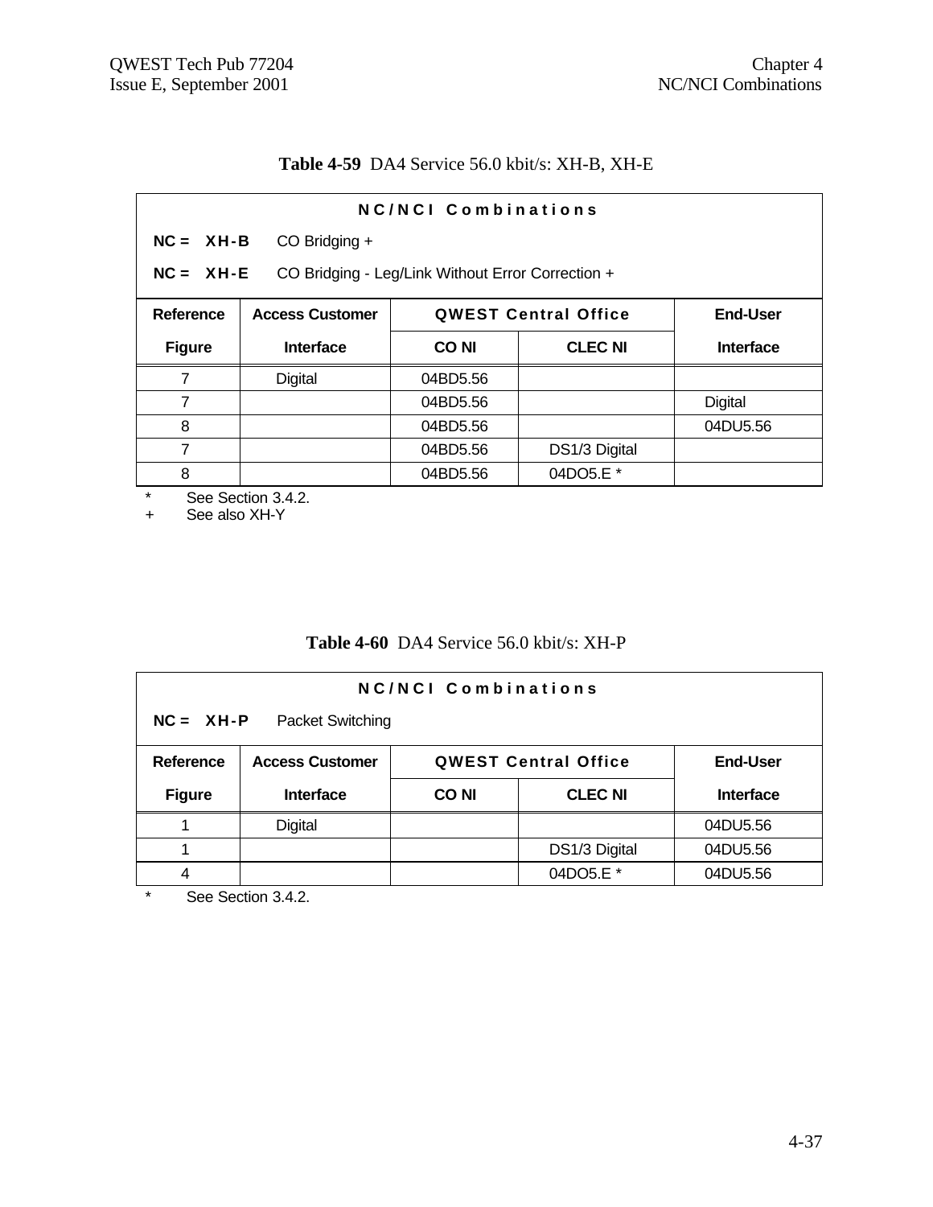**Table 4-59** DA4 Service 56.0 kbit/s: XH-B, XH-E

| NC/NCI Combinations | | | | |
|---|---|---|---|---|
| NC = XH-B CO Bridging + | | | | |
| NC = XH-E CO Bridging - Leg/Link Without Error Correction + | | | | |
| Reference | Access Customer | QWEST Central Office | | End-User |
| Figure | Interface | CO NI | CLEC NI | Interface |
| 7 | Digital | 04BD5.56 | | |
| 7 | | 04BD5.56 | | Digital |
| 8 | | 04BD5.56 | | 04DU5.56 |
| 7 | | 04BD5.56 | DS1/3 Digital | |
| 8 | | 04BD5.56 | 04DO5.E * | |

\* See Section 3.4.2.

\+ See also XH-Y

**Table 4-60** DA4 Service 56.0 kbit/s: XH-P

| NC/NCI Combinations | | | | |
|---|---|---|---|---|
| NC = XH-P Packet Switching | | | | |
| Reference | Access Customer | QWEST Central Office | | End-User |
| Figure | Interface | CO NI | CLEC NI | Interface |
| 1 | Digital | | | 04DU5.56 |
| 1 | | | DS1/3 Digital | 04DU5.56 |
| 4 | | | 04DO5.E * | 04DU5.56 |

\* See Section 3.4.2.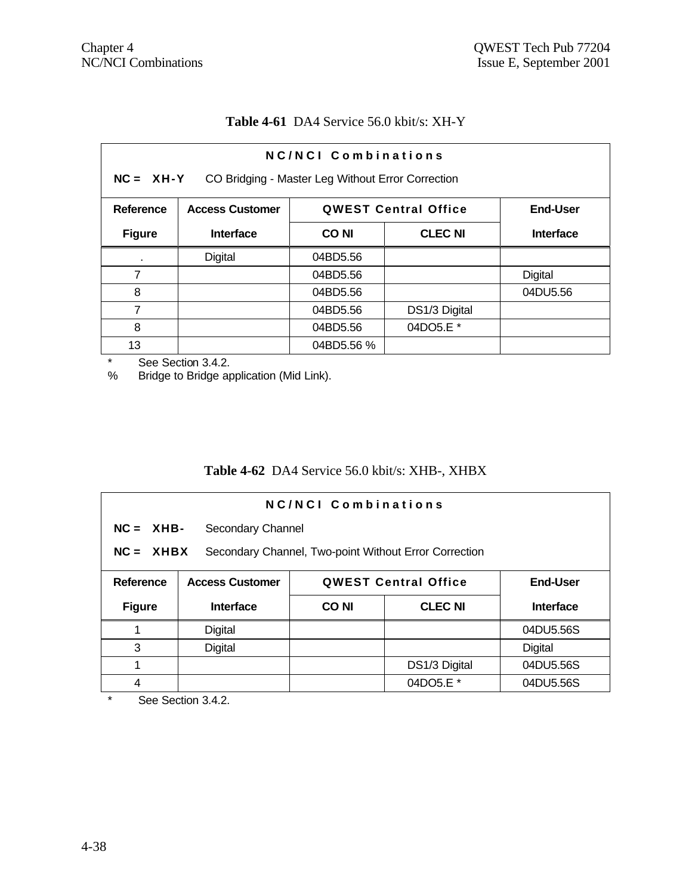**Table 4-61** DA4 Service 56.0 kbit/s: XH-Y

| NC/NCI Combinations | | | | |
|---|---|---|---|---|
| **NC = XH-Y** CO Bridging - Master Leg Without Error Correction | | | | |
| **Reference Figure** | **Access Customer Interface** | **QWEST Central Office** | | **End-User Interface** |
| | | **CO NI** | **CLEC NI** | |
| . | Digital | 04BD5.56 | | |
| 7 | | 04BD5.56 | | Digital |
| 8 | | 04BD5.56 | | 04DU5.56 |
| 7 | | 04BD5.56 | DS1/3 Digital | |
| 8 | | 04BD5.56 | 04DO5.E * | |
| 13 | | 04BD5.56 % | | |

\* See Section 3.4.2.
% Bridge to Bridge application (Mid Link).

**Table 4-62** DA4 Service 56.0 kbit/s: XHB-, XHBX

| NC/NCI Combinations | | | | |
|---|---|---|---|---|
| **NC = XHB-** Secondary Channel | | | | |
| **NC = XHBX** Secondary Channel, Two-point Without Error Correction | | | | |
| **Reference Figure** | **Access Customer Interface** | **QWEST Central Office** | | **End-User Interface** |
| | | **CO NI** | **CLEC NI** | |
| 1 | Digital | | | 04DU5.56S |
| 3 | Digital | | | Digital |
| 1 | | | DS1/3 Digital | 04DU5.56S |
| 4 | | | 04DO5.E * | 04DU5.56S |

\* See Section 3.4.2.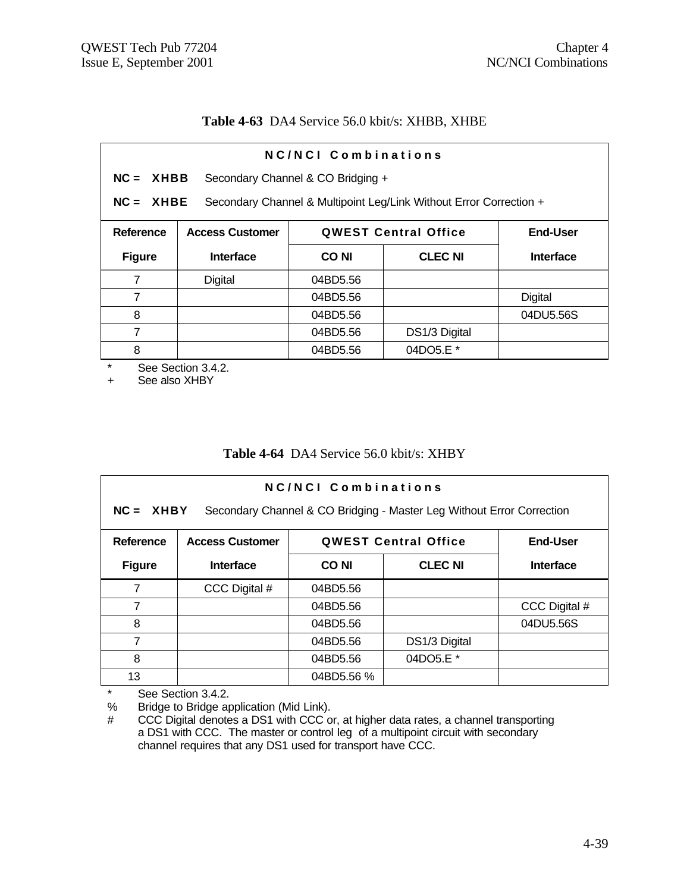**Table 4-63** DA4 Service 56.0 kbit/s: XHBB, XHBE

**N C / N C I   C o m b i n a t i o n s**

**NC = XHBB** Secondary Channel & CO Bridging +

**NC = XHBE** Secondary Channel & Multipoint Leg/Link Without Error Correction +

| Reference Figure | Access Customer Interface | QWEST Central Office CO NI | QWEST Central Office CLEC NI | End-User Interface |
|---|---|---|---|---|
| 7 | Digital | 04BD5.56 | | |
| 7 | | 04BD5.56 | | Digital |
| 8 | | 04BD5.56 | | 04DU5.56S |
| 7 | | 04BD5.56 | DS1/3 Digital | |
| 8 | | 04BD5.56 | 04DO5.E * | |

\* See Section 3.4.2.
\+ See also XHBY

**Table 4-64** DA4 Service 56.0 kbit/s: XHBY

**N C / N C I   C o m b i n a t i o n s**

**NC = XHBY** Secondary Channel & CO Bridging - Master Leg Without Error Correction

| Reference Figure | Access Customer Interface | QWEST Central Office CO NI | QWEST Central Office CLEC NI | End-User Interface |
|---|---|---|---|---|
| 7 | CCC Digital # | 04BD5.56 | | |
| 7 | | 04BD5.56 | | CCC Digital # |
| 8 | | 04BD5.56 | | 04DU5.56S |
| 7 | | 04BD5.56 | DS1/3 Digital | |
| 8 | | 04BD5.56 | 04DO5.E * | |
| 13 | | 04BD5.56 % | | |

\* See Section 3.4.2.
% Bridge to Bridge application (Mid Link).
\# CCC Digital denotes a DS1 with CCC or, at higher data rates, a channel transporting a DS1 with CCC. The master or control leg of a multipoint circuit with secondary channel requires that any DS1 used for transport have CCC.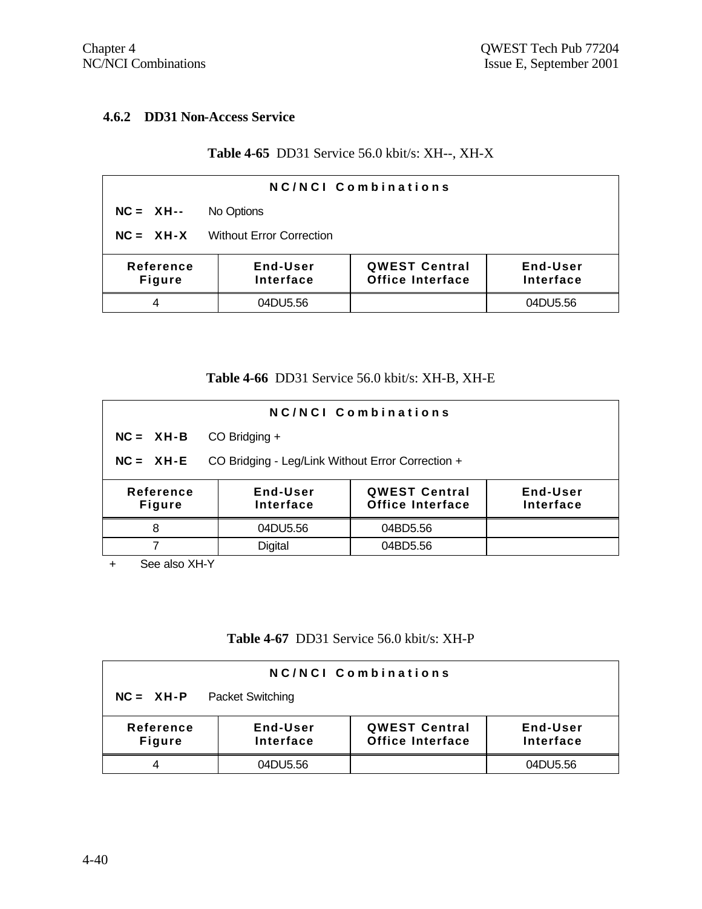### 4.6.2 DD31 Non-Access Service

**Table 4-65** DD31 Service 56.0 kbit/s: XH--, XH-X

| NC/NCI Combinations | | | |
|---|---|---|---|
| **NC = XH--** No Options | | | |
| **NC = XH-X** Without Error Correction | | | |
| **Reference Figure** | **End-User Interface** | **QWEST Central Office Interface** | **End-User Interface** |
| 4 | 04DU5.56 | | 04DU5.56 |

**Table 4-66** DD31 Service 56.0 kbit/s: XH-B, XH-E

| NC/NCI Combinations | | | |
|---|---|---|---|
| **NC = XH-B** CO Bridging + | | | |
| **NC = XH-E** CO Bridging - Leg/Link Without Error Correction + | | | |
| **Reference Figure** | **End-User Interface** | **QWEST Central Office Interface** | **End-User Interface** |
| 8 | 04DU5.56 | 04BD5.56 | |
| 7 | Digital | 04BD5.56 | |

\+ See also XH-Y

**Table 4-67** DD31 Service 56.0 kbit/s: XH-P

| NC/NCI Combinations | | | |
|---|---|---|---|
| **NC = XH-P** Packet Switching | | | |
| **Reference Figure** | **End-User Interface** | **QWEST Central Office Interface** | **End-User Interface** |
| 4 | 04DU5.56 | | 04DU5.56 |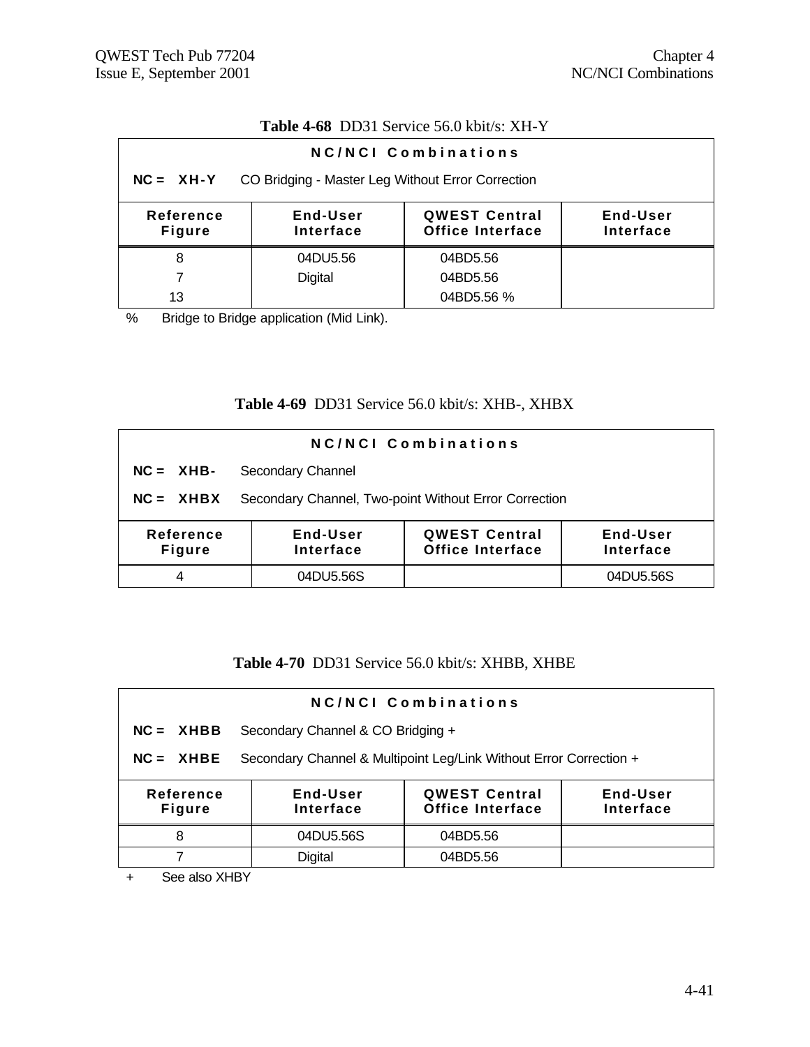**Table 4-68** DD31 Service 56.0 kbit/s: XH-Y

**NC/NCI Combinations**

NC = **XH-Y** CO Bridging - Master Leg Without Error Correction

| Reference Figure | End-User Interface | QWEST Central Office Interface | End-User Interface |
|---|---|---|---|
| 8 | 04DU5.56 | 04BD5.56 | |
| 7 | Digital | 04BD5.56 | |
| 13 | | 04BD5.56 % | |

% Bridge to Bridge application (Mid Link).

**Table 4-69** DD31 Service 56.0 kbit/s: XHB-, XHBX

**NC/NCI Combinations**

NC = **XHB-** Secondary Channel

NC = **XHBX** Secondary Channel, Two-point Without Error Correction

| Reference Figure | End-User Interface | QWEST Central Office Interface | End-User Interface |
|---|---|---|---|
| 4 | 04DU5.56S | | 04DU5.56S |

**Table 4-70** DD31 Service 56.0 kbit/s: XHBB, XHBE

**NC/NCI Combinations**

NC = **XHBB** Secondary Channel & CO Bridging +

NC = **XHBE** Secondary Channel & Multipoint Leg/Link Without Error Correction +

| Reference Figure | End-User Interface | QWEST Central Office Interface | End-User Interface |
|---|---|---|---|
| 8 | 04DU5.56S | 04BD5.56 | |
| 7 | Digital | 04BD5.56 | |

+ See also XHBY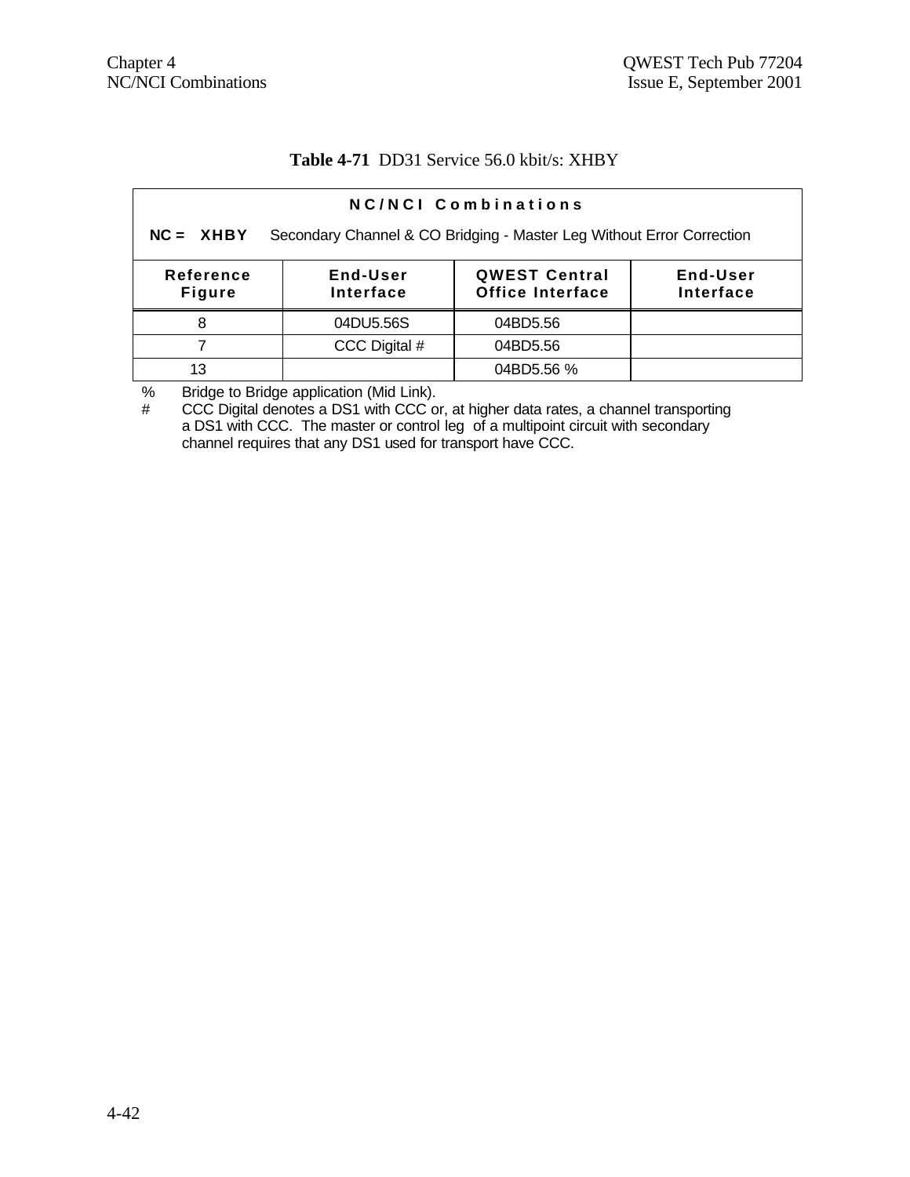**Table 4-71** DD31 Service 56.0 kbit/s: XHBY

| N C / N C I   C o m b i n a t i o n s | | | |
|---|---|---|---|
| **NC = XHBY** Secondary Channel & CO Bridging - Master Leg Without Error Correction | | | |
| **Reference Figure** | **End-User Interface** | **QWEST Central Office Interface** | **End-User Interface** |
| 8 | 04DU5.56S | 04BD5.56 | |
| 7 | CCC Digital # | 04BD5.56 | |
| 13 | | 04BD5.56 % | |

% Bridge to Bridge application (Mid Link).

# CCC Digital denotes a DS1 with CCC or, at higher data rates, a channel transporting a DS1 with CCC. The master or control leg of a multipoint circuit with secondary channel requires that any DS1 used for transport have CCC.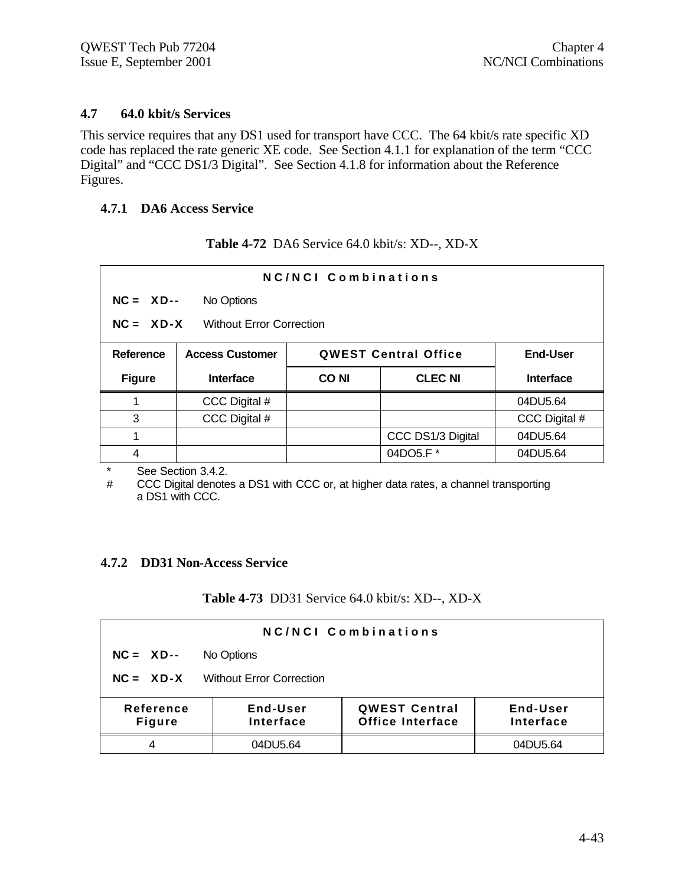## 4.7 64.0 kbit/s Services

This service requires that any DS1 used for transport have CCC. The 64 kbit/s rate specific XD code has replaced the rate generic XE code. See Section 4.1.1 for explanation of the term "CCC Digital" and "CCC DS1/3 Digital". See Section 4.1.8 for information about the Reference Figures.

### 4.7.1 DA6 Access Service

**Table 4-72** DA6 Service 64.0 kbit/s: XD--, XD-X

**NC/NCI Combinations**

**NC = XD--** No Options

**NC = XD-X** Without Error Correction

| Reference Figure | Access Customer Interface | QWEST Central Office CO NI | QWEST Central Office CLEC NI | End-User Interface |
|---|---|---|---|---|
| 1 | CCC Digital # | | | 04DU5.64 |
| 3 | CCC Digital # | | | CCC Digital # |
| 1 | | | CCC DS1/3 Digital | 04DU5.64 |
| 4 | | | 04DO5.F * | 04DU5.64 |

\* See Section 3.4.2.

\# CCC Digital denotes a DS1 with CCC or, at higher data rates, a channel transporting a DS1 with CCC.

### 4.7.2 DD31 Non-Access Service

**Table 4-73** DD31 Service 64.0 kbit/s: XD--, XD-X

**NC/NCI Combinations**

**NC = XD--** No Options

**NC = XD-X** Without Error Correction

| Reference Figure | End-User Interface | QWEST Central Office Interface | End-User Interface |
|---|---|---|---|
| 4 | 04DU5.64 | | 04DU5.64 |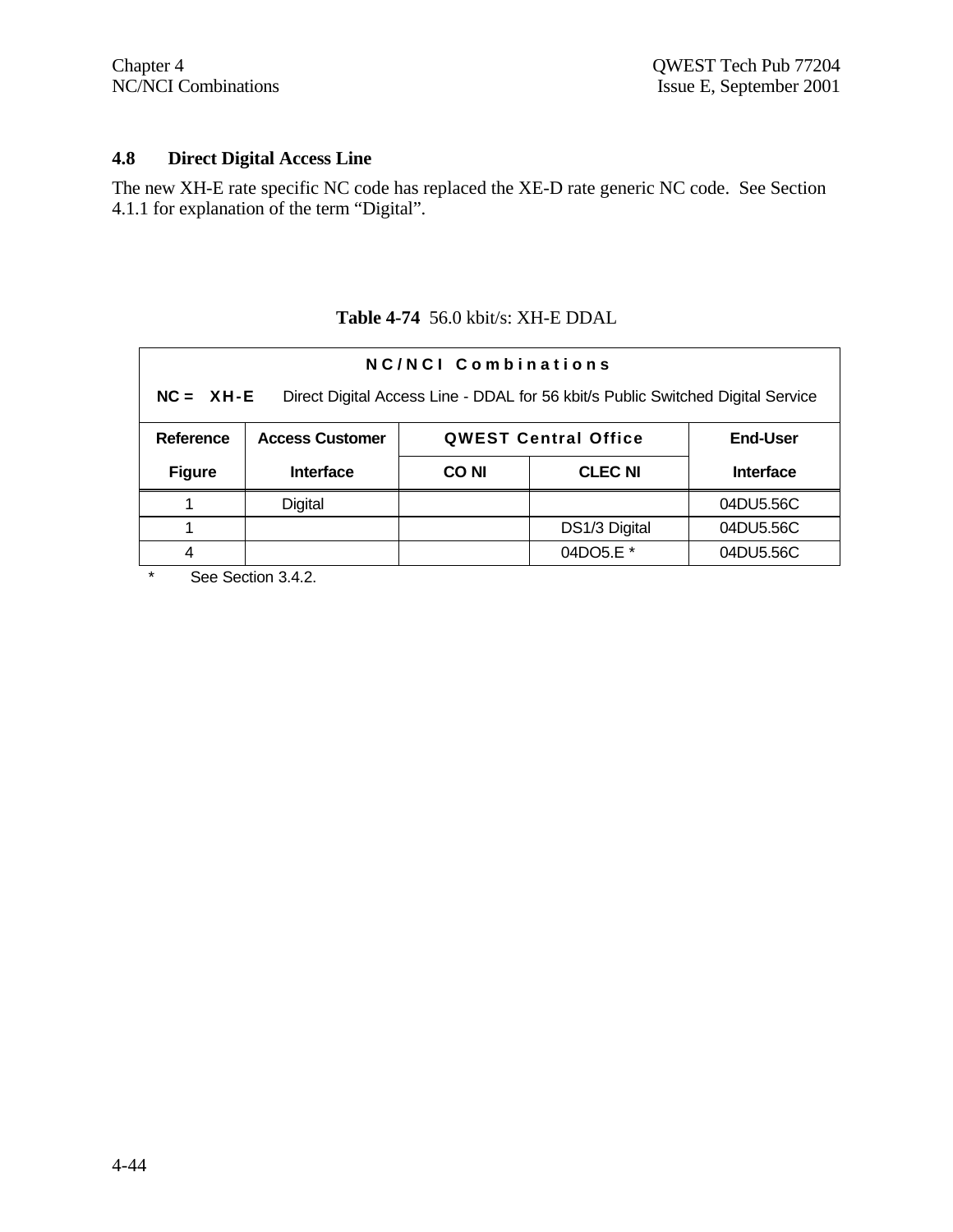## 4.8 Direct Digital Access Line

The new XH-E rate specific NC code has replaced the XE-D rate generic NC code. See Section 4.1.1 for explanation of the term "Digital".

**Table 4-74** 56.0 kbit/s: XH-E DDAL

| NC/NCI Combinations | | | | |
|---|---|---|---|---|
| **NC = XH-E** Direct Digital Access Line - DDAL for 56 kbit/s Public Switched Digital Service | | | | |
| **Reference Figure** | **Access Customer Interface** | **QWEST Central Office** | | **End-User Interface** |
| | | **CO NI** | **CLEC NI** | |
| 1 | Digital | | | 04DU5.56C |
| 1 | | | DS1/3 Digital | 04DU5.56C |
| 4 | | | 04DO5.E * | 04DU5.56C |

\* See Section 3.4.2.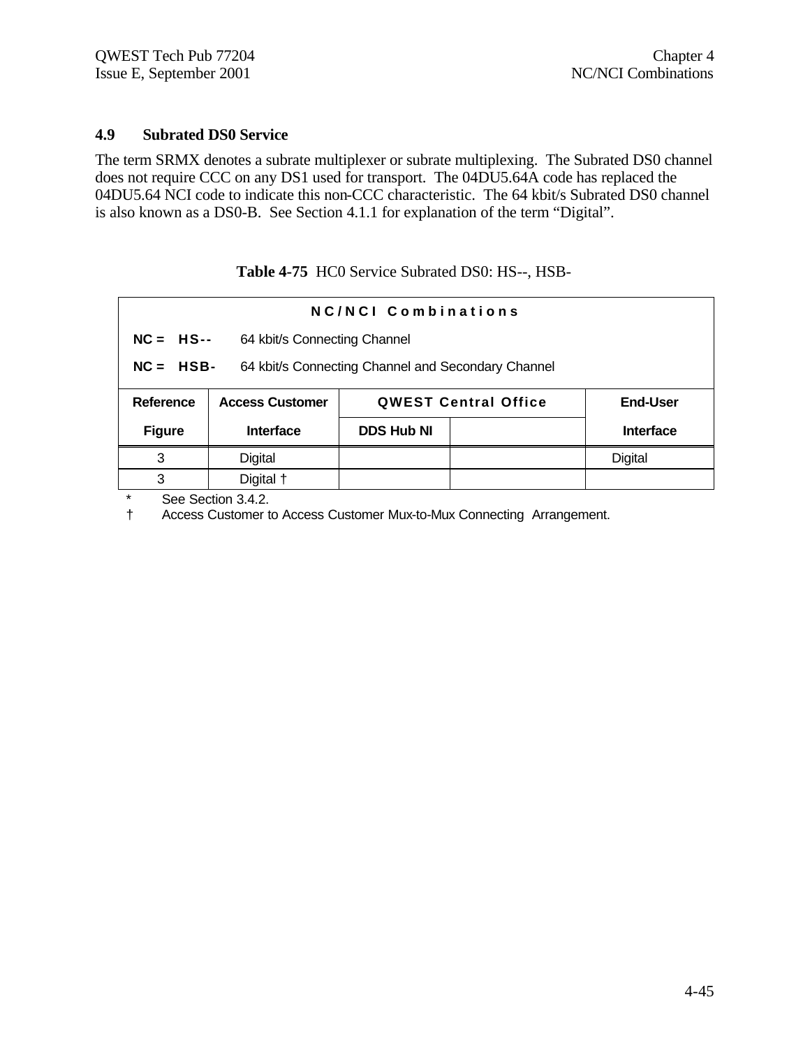### 4.9 Subrated DS0 Service

The term SRMX denotes a subrate multiplexer or subrate multiplexing. The Subrated DS0 channel does not require CCC on any DS1 used for transport. The 04DU5.64A code has replaced the 04DU5.64 NCI code to indicate this non-CCC characteristic. The 64 kbit/s Subrated DS0 channel is also known as a DS0-B. See Section 4.1.1 for explanation of the term "Digital".

**Table 4-75** HC0 Service Subrated DS0: HS--, HSB-

**N C / N C I Combinations**

**NC = HS--** 64 kbit/s Connecting Channel

**NC = HSB-** 64 kbit/s Connecting Channel and Secondary Channel

| Reference Figure | Access Customer Interface | QWEST Central Office DDS Hub NI | QWEST Central Office | End-User Interface |
|---|---|---|---|---|
| 3 | Digital | | | Digital |
| 3 | Digital † | | | |

\* See Section 3.4.2.

† Access Customer to Access Customer Mux-to-Mux Connecting Arrangement.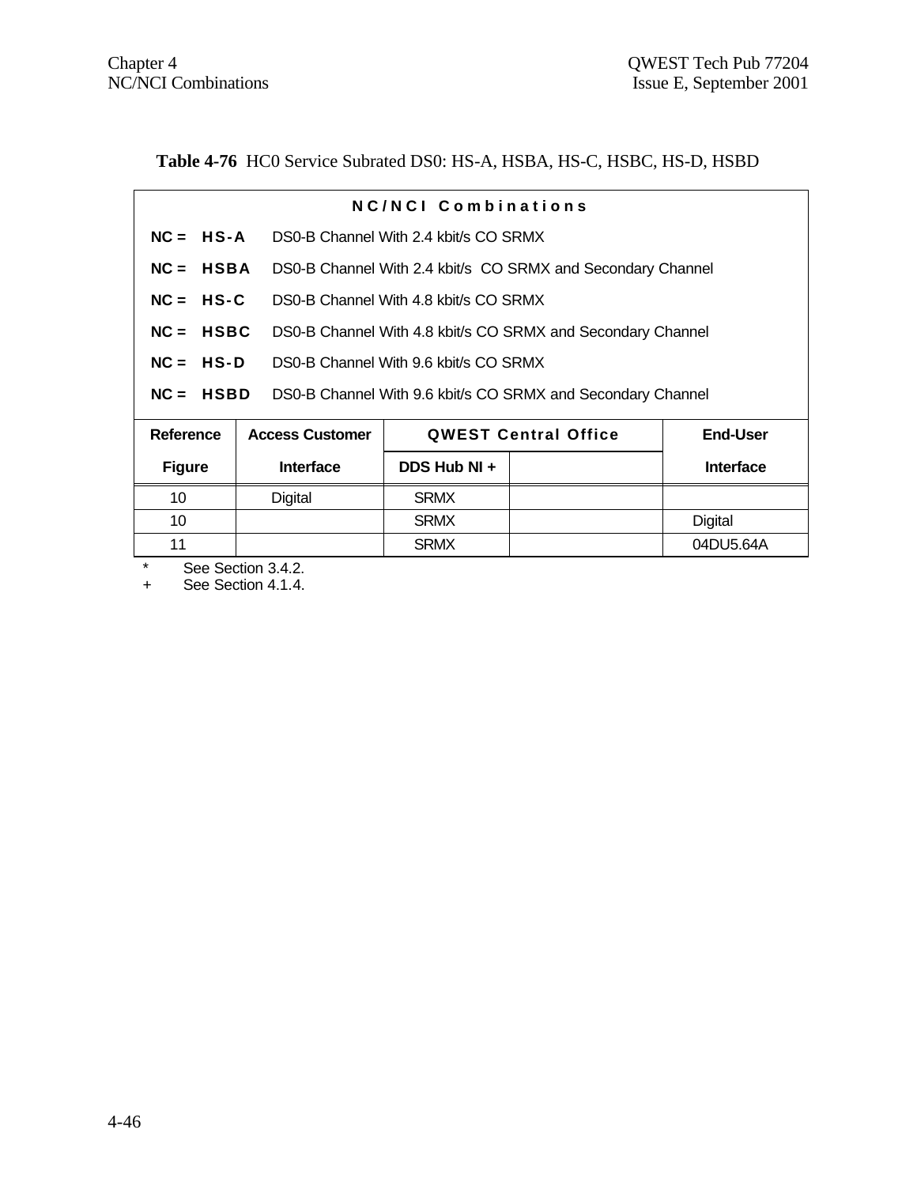**Table 4-76** HC0 Service Subrated DS0: HS-A, HSBA, HS-C, HSBC, HS-D, HSBD

**N C / N C I   C o m b i n a t i o n s**

**NC = HS-A** DS0-B Channel With 2.4 kbit/s CO SRMX

**NC = HSBA** DS0-B Channel With 2.4 kbit/s CO SRMX and Secondary Channel

**NC = HS-C** DS0-B Channel With 4.8 kbit/s CO SRMX

**NC = HSBC** DS0-B Channel With 4.8 kbit/s CO SRMX and Secondary Channel

**NC = HS-D** DS0-B Channel With 9.6 kbit/s CO SRMX

**NC = HSBD** DS0-B Channel With 9.6 kbit/s CO SRMX and Secondary Channel

| Reference Figure | Access Customer Interface | QWEST Central Office | | End-User Interface |
|---|---|---|---|---|
| | | DDS Hub NI + | | |
| 10 | Digital | SRMX | | |
| 10 | | SRMX | | Digital |
| 11 | | SRMX | | 04DU5.64A |

\* See Section 3.4.2.
+ See Section 4.1.4.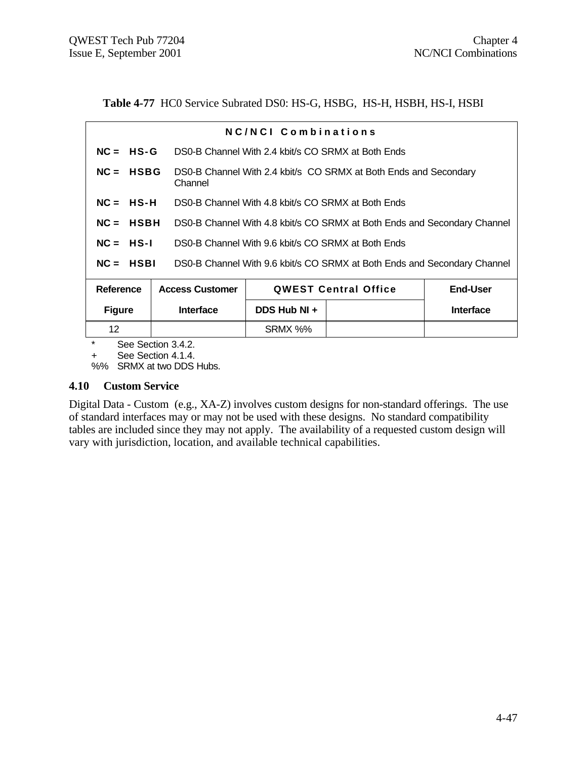**Table 4-77** HC0 Service Subrated DS0: HS-G, HSBG, HS-H, HSBH, HS-I, HSBI

| **N C / N C I   C o m b i n a t i o n s** | | | | |
|---|---|---|---|---|
| **NC = HS-G** | DS0-B Channel With 2.4 kbit/s CO SRMX at Both Ends | | | |
| **NC = HSBG** | DS0-B Channel With 2.4 kbit/s CO SRMX at Both Ends and Secondary Channel | | | |
| **NC = HS-H** | DS0-B Channel With 4.8 kbit/s CO SRMX at Both Ends | | | |
| **NC = HSBH** | DS0-B Channel With 4.8 kbit/s CO SRMX at Both Ends and Secondary Channel | | | |
| **NC = HS-I** | DS0-B Channel With 9.6 kbit/s CO SRMX at Both Ends | | | |
| **NC = HSBI** | DS0-B Channel With 9.6 kbit/s CO SRMX at Both Ends and Secondary Channel | | | |

| **Reference** | **Access Customer** | **QWEST Central Office** | | **End-User** |
|---|---|---|---|---|
| **Figure** | **Interface** | **DDS Hub NI +** | | **Interface** |
| 12 | | SRMX %% | | |

\* See Section 3.4.2.
\+ See Section 4.1.4.
%% SRMX at two DDS Hubs.

## 4.10 Custom Service

Digital Data - Custom (e.g., XA-Z) involves custom designs for non-standard offerings. The use of standard interfaces may or may not be used with these designs. No standard compatibility tables are included since they may not apply. The availability of a requested custom design will vary with jurisdiction, location, and available technical capabilities.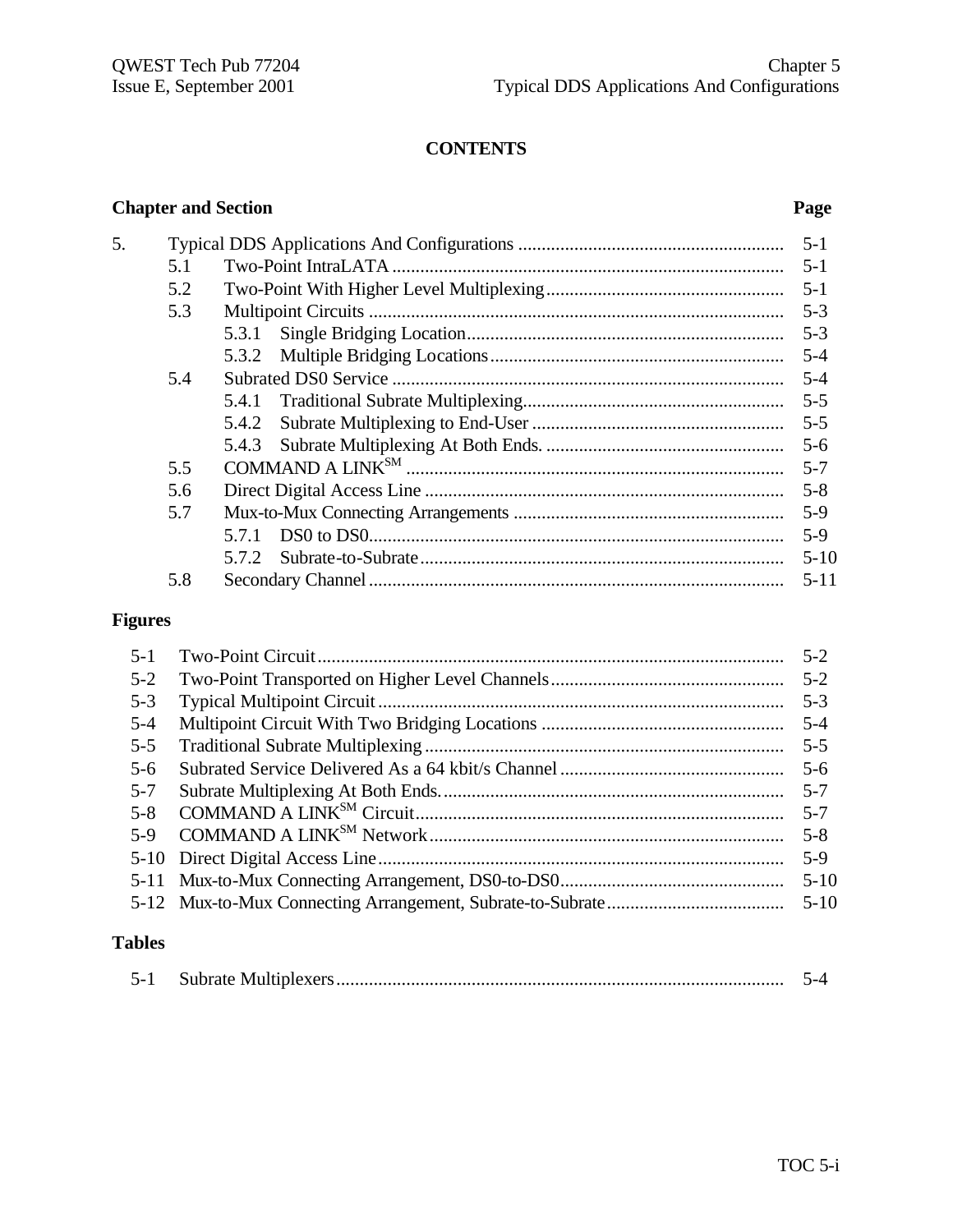# CONTENTS

| Chapter and Section | | | Page |
|---|---|---|---|
| 5. | Typical DDS Applications And Configurations | | 5-1 |
| | 5.1 | Two-Point IntraLATA | 5-1 |
| | 5.2 | Two-Point With Higher Level Multiplexing | 5-1 |
| | 5.3 | Multipoint Circuits | 5-3 |
| | | 5.3.1 Single Bridging Location | 5-3 |
| | | 5.3.2 Multiple Bridging Locations | 5-4 |
| | 5.4 | Subrated DS0 Service | 5-4 |
| | | 5.4.1 Traditional Subrate Multiplexing | 5-5 |
| | | 5.4.2 Subrate Multiplexing to End-User | 5-5 |
| | | 5.4.3 Subrate Multiplexing At Both Ends. | 5-6 |
| | 5.5 | COMMAND A LINK[SM] | 5-7 |
| | 5.6 | Direct Digital Access Line | 5-8 |
| | 5.7 | Mux-to-Mux Connecting Arrangements | 5-9 |
| | | 5.7.1 DS0 to DS0 | 5-9 |
| | | 5.7.2 Subrate-to-Subrate | 5-10 |
| | 5.8 | Secondary Channel | 5-11 |

## Figures

| | | |
|---|---|---|
| 5-1 | Two-Point Circuit | 5-2 |
| 5-2 | Two-Point Transported on Higher Level Channels | 5-2 |
| 5-3 | Typical Multipoint Circuit | 5-3 |
| 5-4 | Multipoint Circuit With Two Bridging Locations | 5-4 |
| 5-5 | Traditional Subrate Multiplexing | 5-5 |
| 5-6 | Subrated Service Delivered As a 64 kbit/s Channel | 5-6 |
| 5-7 | Subrate Multiplexing At Both Ends. | 5-7 |
| 5-8 | COMMAND A LINK[SM] Circuit | 5-7 |
| 5-9 | COMMAND A LINK[SM] Network | 5-8 |
| 5-10 | Direct Digital Access Line | 5-9 |
| 5-11 | Mux-to-Mux Connecting Arrangement, DS0-to-DS0 | 5-10 |
| 5-12 | Mux-to-Mux Connecting Arrangement, Subrate-to-Subrate | 5-10 |

## Tables

| | | |
|---|---|---|
| 5-1 | Subrate Multiplexers | 5-4 |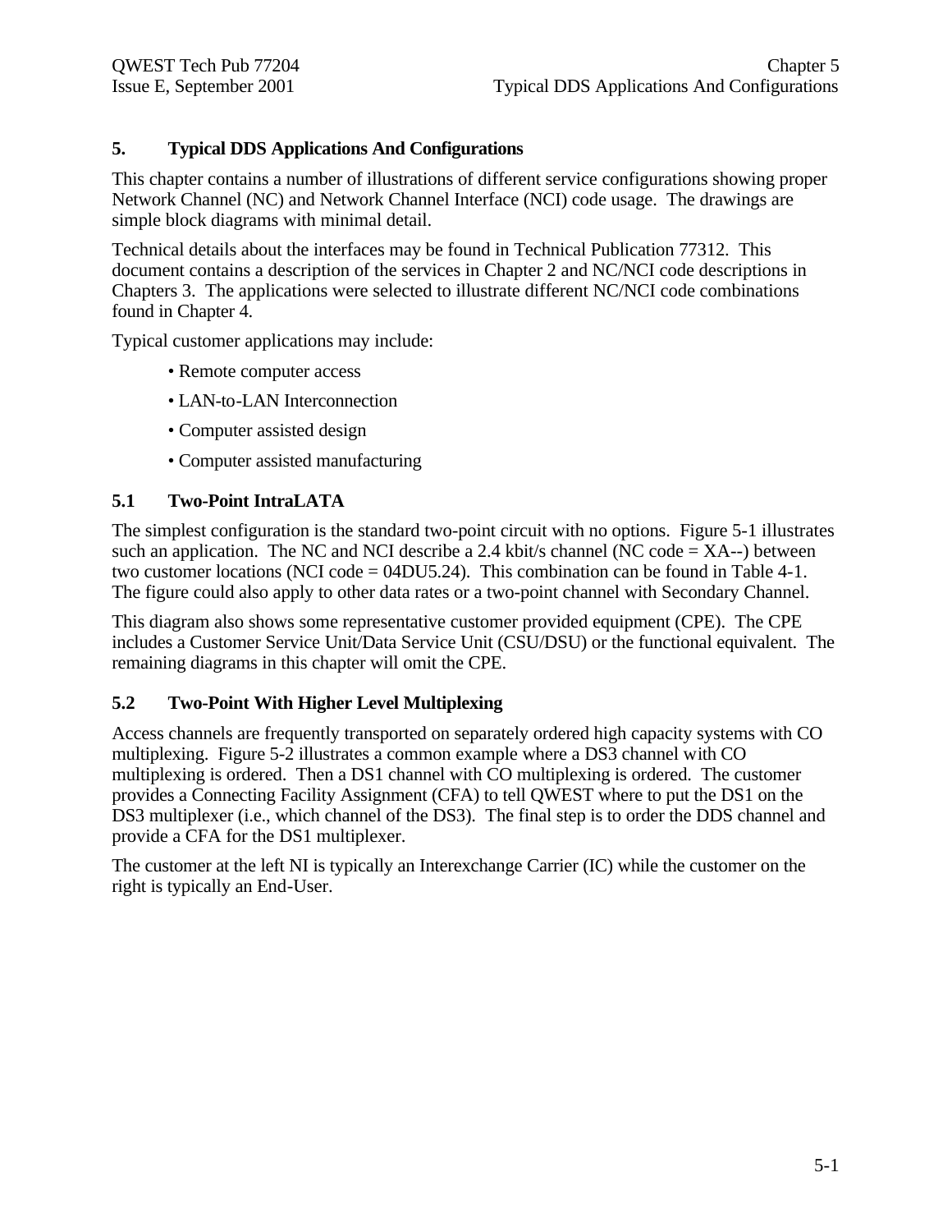# 5. Typical DDS Applications And Configurations

This chapter contains a number of illustrations of different service configurations showing proper Network Channel (NC) and Network Channel Interface (NCI) code usage. The drawings are simple block diagrams with minimal detail.

Technical details about the interfaces may be found in Technical Publication 77312. This document contains a description of the services in Chapter 2 and NC/NCI code descriptions in Chapters 3. The applications were selected to illustrate different NC/NCI code combinations found in Chapter 4.

Typical customer applications may include:

- Remote computer access
- LAN-to-LAN Interconnection
- Computer assisted design
- Computer assisted manufacturing

## 5.1 Two-Point IntraLATA

The simplest configuration is the standard two-point circuit with no options. Figure 5-1 illustrates such an application. The NC and NCI describe a 2.4 kbit/s channel (NC code = XA--) between two customer locations (NCI code = 04DU5.24). This combination can be found in Table 4-1. The figure could also apply to other data rates or a two-point channel with Secondary Channel.

This diagram also shows some representative customer provided equipment (CPE). The CPE includes a Customer Service Unit/Data Service Unit (CSU/DSU) or the functional equivalent. The remaining diagrams in this chapter will omit the CPE.

## 5.2 Two-Point With Higher Level Multiplexing

Access channels are frequently transported on separately ordered high capacity systems with CO multiplexing. Figure 5-2 illustrates a common example where a DS3 channel with CO multiplexing is ordered. Then a DS1 channel with CO multiplexing is ordered. The customer provides a Connecting Facility Assignment (CFA) to tell QWEST where to put the DS1 on the DS3 multiplexer (i.e., which channel of the DS3). The final step is to order the DDS channel and provide a CFA for the DS1 multiplexer.

The customer at the left NI is typically an Interexchange Carrier (IC) while the customer on the right is typically an End-User.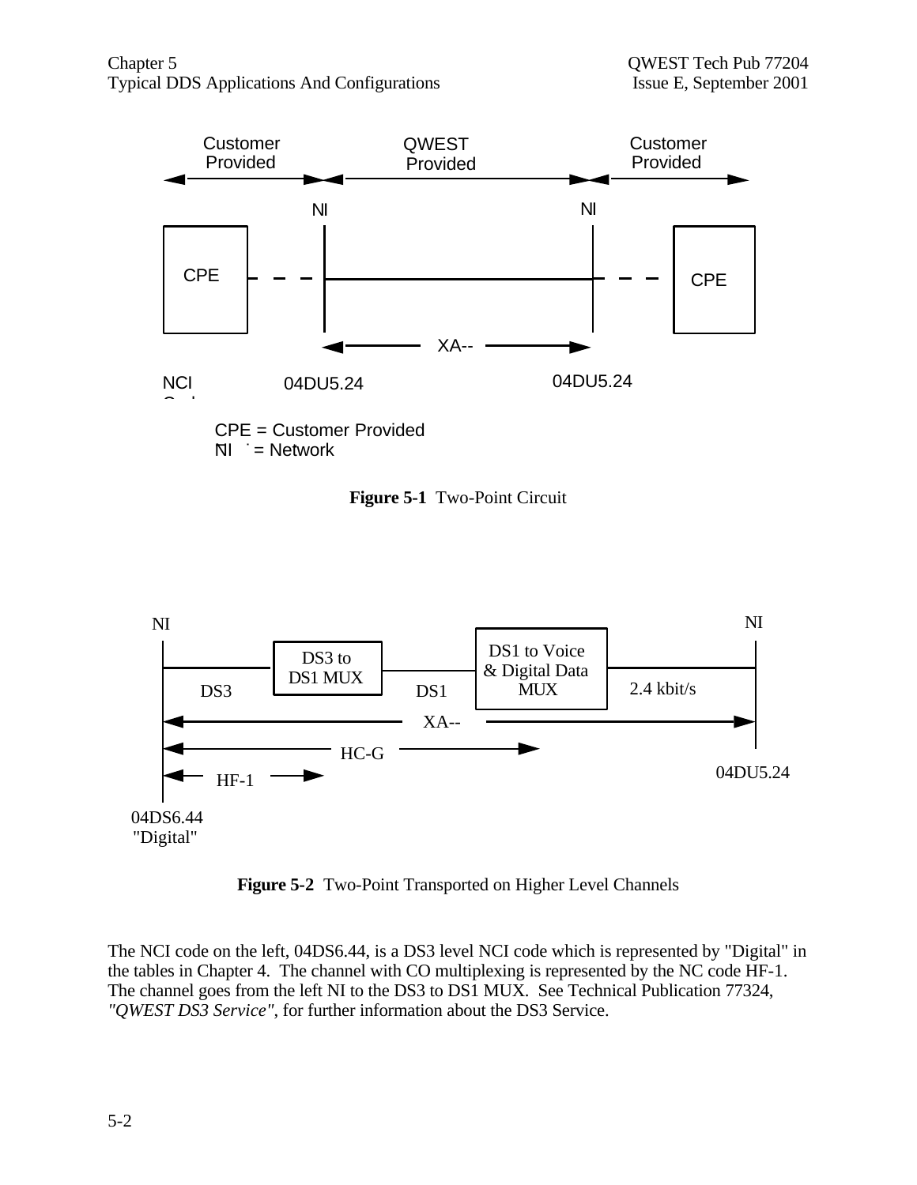Customer Provided | QWEST Provided | Customer Provided

NI | NI

CPE | CPE

XA--

NCI Code: 04DU5.24 | 04DU5.24

CPE = Customer Provided
NI = Network

**Figure 5-1** Two-Point Circuit

NI | NI

DS3 | DS3 to DS1 MUX | DS1 | DS1 to Voice & Digital Data MUX | 2.4 kbit/s

XA--

HC-G

HF-1

04DS6.44 "Digital" | 04DU5.24

**Figure 5-2** Two-Point Transported on Higher Level Channels

The NCI code on the left, 04DS6.44, is a DS3 level NCI code which is represented by "Digital" in the tables in Chapter 4. The channel with CO multiplexing is represented by the NC code HF-1. The channel goes from the left NI to the DS3 to DS1 MUX. See Technical Publication 77324, *"QWEST DS3 Service"*, for further information about the DS3 Service.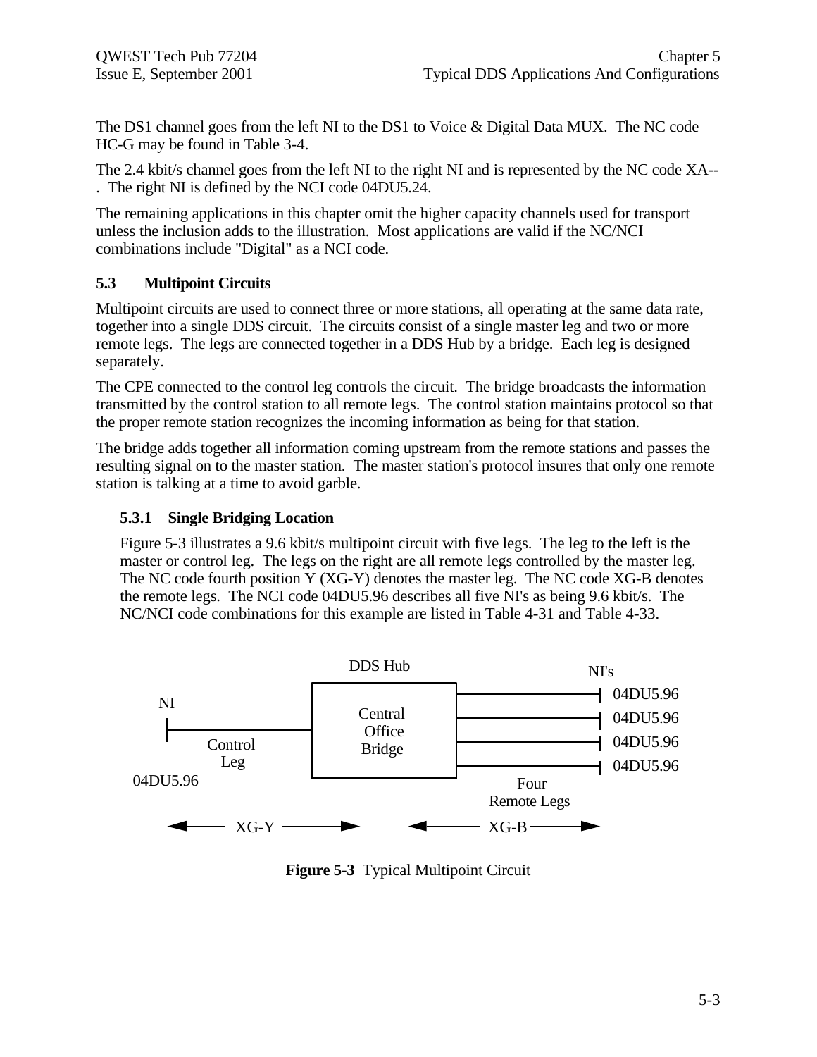The DS1 channel goes from the left NI to the DS1 to Voice & Digital Data MUX. The NC code HC-G may be found in Table 3-4.

The 2.4 kbit/s channel goes from the left NI to the right NI and is represented by the NC code XA--. The right NI is defined by the NCI code 04DU5.24.

The remaining applications in this chapter omit the higher capacity channels used for transport unless the inclusion adds to the illustration. Most applications are valid if the NC/NCI combinations include "Digital" as a NCI code.

## 5.3 Multipoint Circuits

Multipoint circuits are used to connect three or more stations, all operating at the same data rate, together into a single DDS circuit. The circuits consist of a single master leg and two or more remote legs. The legs are connected together in a DDS Hub by a bridge. Each leg is designed separately.

The CPE connected to the control leg controls the circuit. The bridge broadcasts the information transmitted by the control station to all remote legs. The control station maintains protocol so that the proper remote station recognizes the incoming information as being for that station.

The bridge adds together all information coming upstream from the remote stations and passes the resulting signal on to the master station. The master station's protocol insures that only one remote station is talking at a time to avoid garble.

### 5.3.1 Single Bridging Location

Figure 5-3 illustrates a 9.6 kbit/s multipoint circuit with five legs. The leg to the left is the master or control leg. The legs on the right are all remote legs controlled by the master leg. The NC code fourth position Y (XG-Y) denotes the master leg. The NC code XG-B denotes the remote legs. The NCI code 04DU5.96 describes all five NI's as being 9.6 kbit/s. The NC/NCI code combinations for this example are listed in Table 4-31 and Table 4-33.

DDS Hub | NI's | NI | Central Office Bridge | Control Leg | 04DU5.96 | 04DU5.96 | 04DU5.96 | 04DU5.96 | 04DU5.96 | Four Remote Legs | XG-Y | XG-B

**Figure 5-3** Typical Multipoint Circuit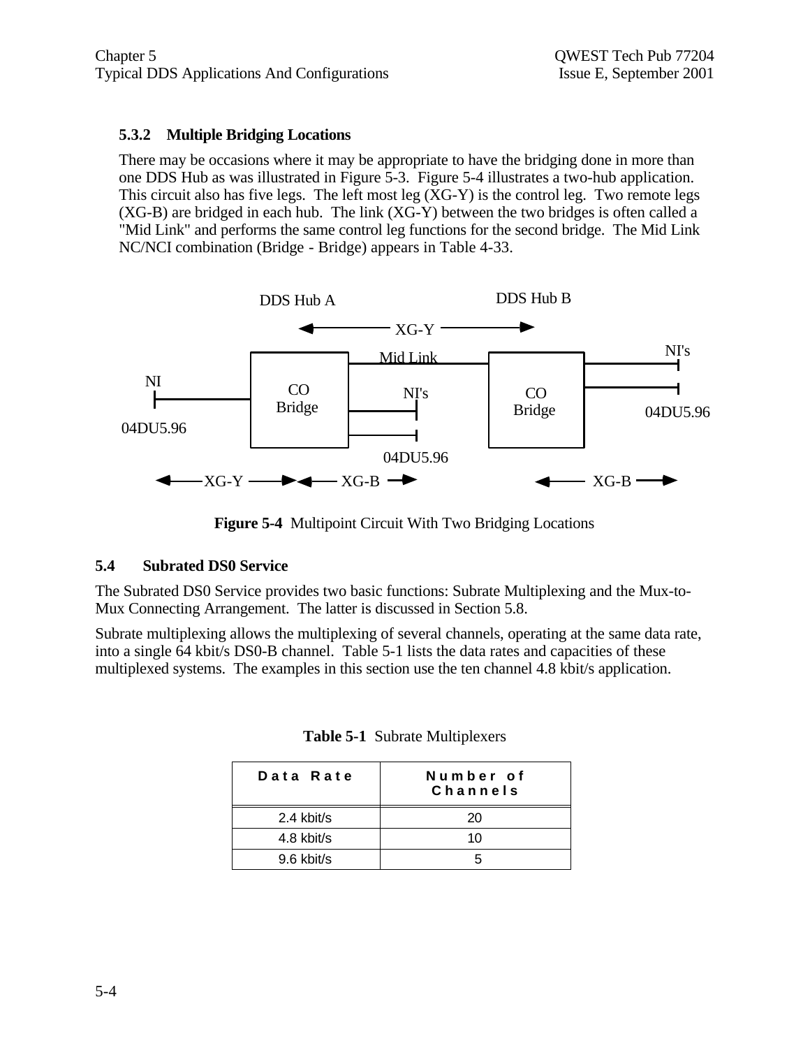### 5.3.2 Multiple Bridging Locations

There may be occasions where it may be appropriate to have the bridging done in more than one DDS Hub as was illustrated in Figure 5-3. Figure 5-4 illustrates a two-hub application. This circuit also has five legs. The left most leg (XG-Y) is the control leg. Two remote legs (XG-B) are bridged in each hub. The link (XG-Y) between the two bridges is often called a "Mid Link" and performs the same control leg functions for the second bridge. The Mid Link NC/NCI combination (Bridge - Bridge) appears in Table 4-33.

DDS Hub A    DDS Hub B

XG-Y

Mid Link

NI    CO Bridge    NI's    CO Bridge    NI's

04DU5.96    04DU5.96    04DU5.96

XG-Y    XG-B    XG-B

**Figure 5-4** Multipoint Circuit With Two Bridging Locations

## 5.4 Subrated DS0 Service

The Subrated DS0 Service provides two basic functions: Subrate Multiplexing and the Mux-to-Mux Connecting Arrangement. The latter is discussed in Section 5.8.

Subrate multiplexing allows the multiplexing of several channels, operating at the same data rate, into a single 64 kbit/s DS0-B channel. Table 5-1 lists the data rates and capacities of these multiplexed systems. The examples in this section use the ten channel 4.8 kbit/s application.

**Table 5-1** Subrate Multiplexers

| Data Rate | Number of Channels |
|---|---|
| 2.4 kbit/s | 20 |
| 4.8 kbit/s | 10 |
| 9.6 kbit/s | 5 |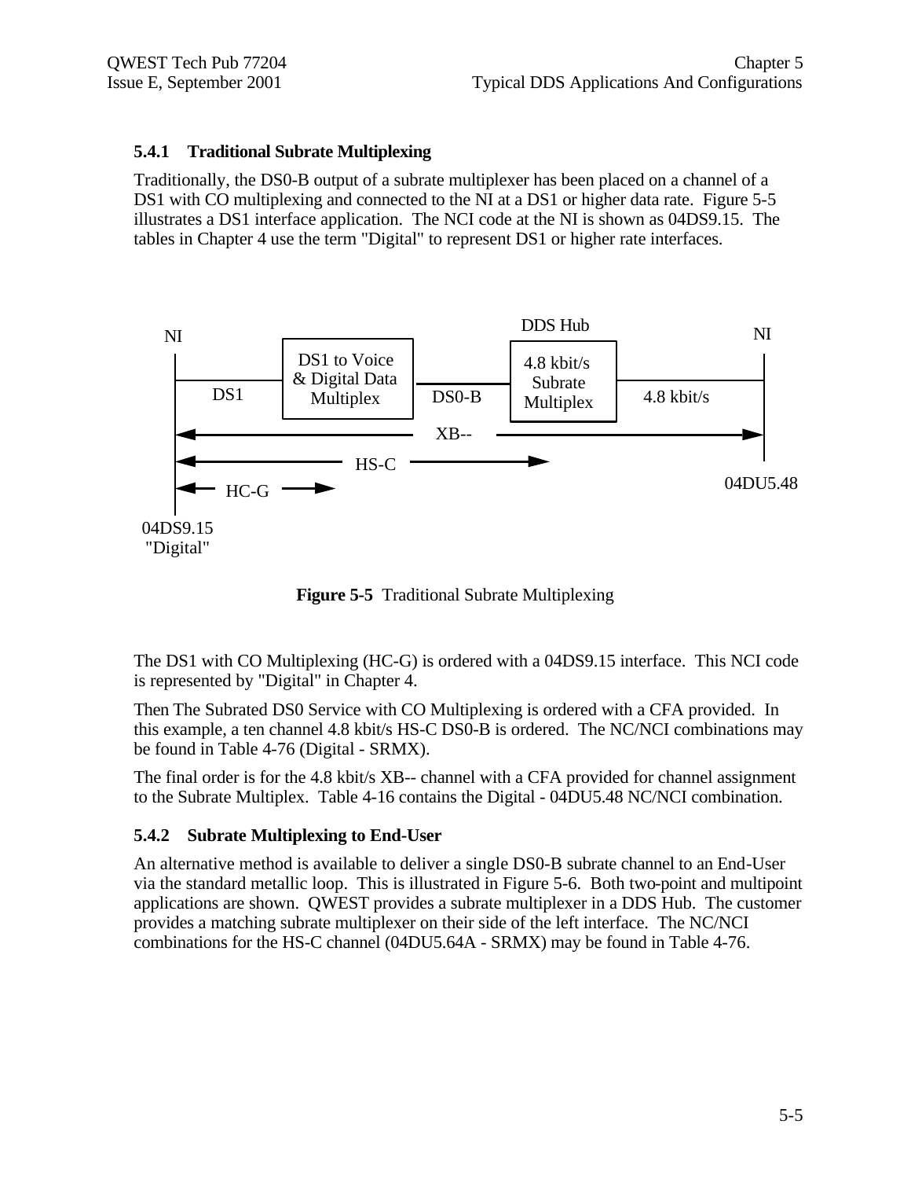### 5.4.1 Traditional Subrate Multiplexing

Traditionally, the DS0-B output of a subrate multiplexer has been placed on a channel of a DS1 with CO multiplexing and connected to the NI at a DS1 or higher data rate. Figure 5-5 illustrates a DS1 interface application. The NCI code at the NI is shown as 04DS9.15. The tables in Chapter 4 use the term "Digital" to represent DS1 or higher rate interfaces.

NI | DS1 | DS1 to Voice & Digital Data Multiplex | DS0-B | DDS Hub: 4.8 kbit/s Subrate Multiplex | 4.8 kbit/s | NI

XB--

HS-C

HC-G

04DS9.15 "Digital"

04DU5.48

**Figure 5-5** Traditional Subrate Multiplexing

The DS1 with CO Multiplexing (HC-G) is ordered with a 04DS9.15 interface. This NCI code is represented by "Digital" in Chapter 4.

Then The Subrated DS0 Service with CO Multiplexing is ordered with a CFA provided. In this example, a ten channel 4.8 kbit/s HS-C DS0-B is ordered. The NC/NCI combinations may be found in Table 4-76 (Digital - SRMX).

The final order is for the 4.8 kbit/s XB-- channel with a CFA provided for channel assignment to the Subrate Multiplex. Table 4-16 contains the Digital - 04DU5.48 NC/NCI combination.

### 5.4.2 Subrate Multiplexing to End-User

An alternative method is available to deliver a single DS0-B subrate channel to an End-User via the standard metallic loop. This is illustrated in Figure 5-6. Both two-point and multipoint applications are shown. QWEST provides a subrate multiplexer in a DDS Hub. The customer provides a matching subrate multiplexer on their side of the left interface. The NC/NCI combinations for the HS-C channel (04DU5.64A - SRMX) may be found in Table 4-76.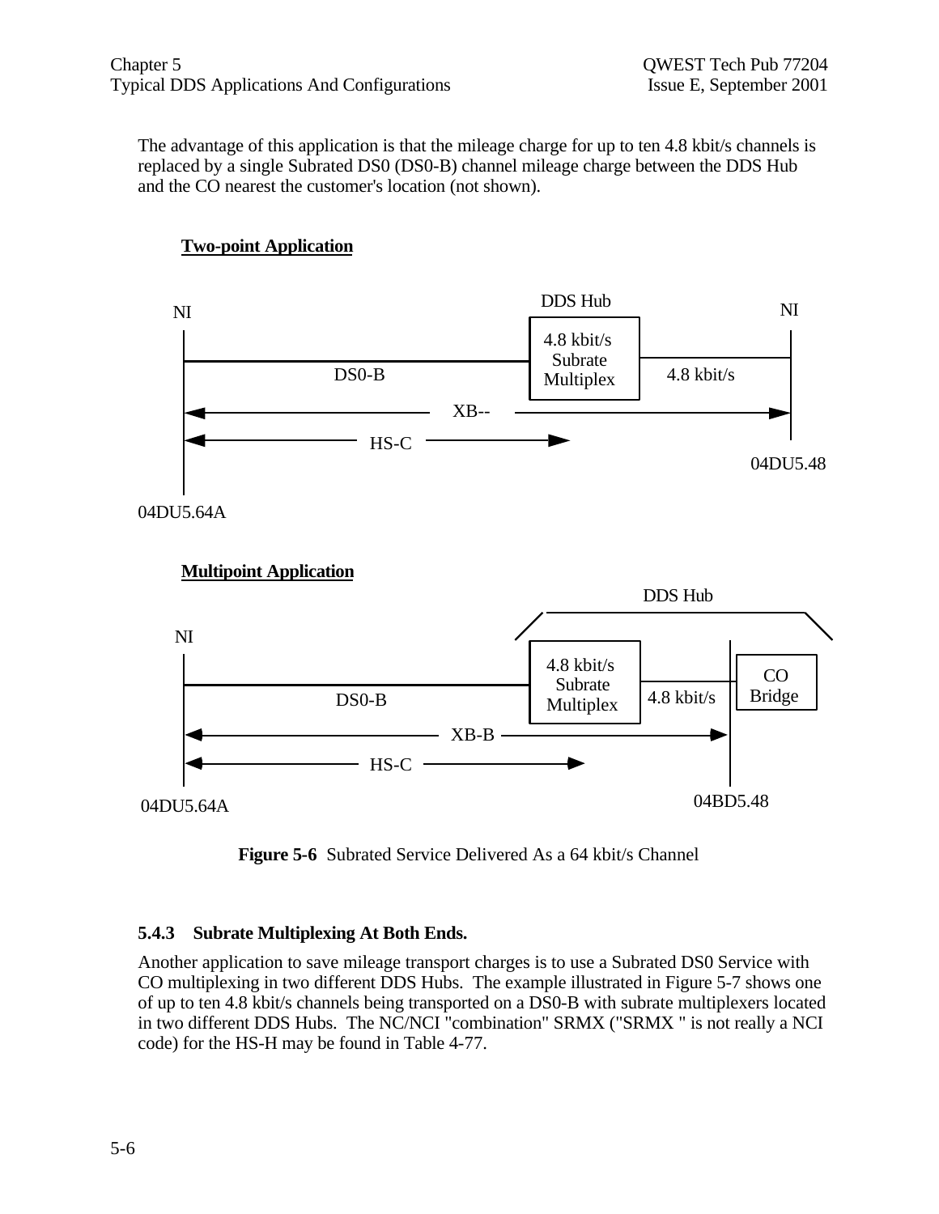The advantage of this application is that the mileage charge for up to ten 4.8 kbit/s channels is replaced by a single Subrated DS0 (DS0-B) channel mileage charge between the DDS Hub and the CO nearest the customer's location (not shown).

**Two-point Application**

NI — DS0-B — DDS Hub [4.8 kbit/s Subrate Multiplex] — 4.8 kbit/s — NI

XB--

HS-C

04DU5.64A — 04DU5.48

**Multipoint Application**

NI — DS0-B — DDS Hub [4.8 kbit/s Subrate Multiplex] — 4.8 kbit/s — [CO Bridge]

XB-B

HS-C

04DU5.64A — 04BD5.48

**Figure 5-6** Subrated Service Delivered As a 64 kbit/s Channel

### 5.4.3 Subrate Multiplexing At Both Ends.

Another application to save mileage transport charges is to use a Subrated DS0 Service with CO multiplexing in two different DDS Hubs. The example illustrated in Figure 5-7 shows one of up to ten 4.8 kbit/s channels being transported on a DS0-B with subrate multiplexers located in two different DDS Hubs. The NC/NCI "combination" SRMX ("SRMX " is not really a NCI code) for the HS-H may be found in Table 4-77.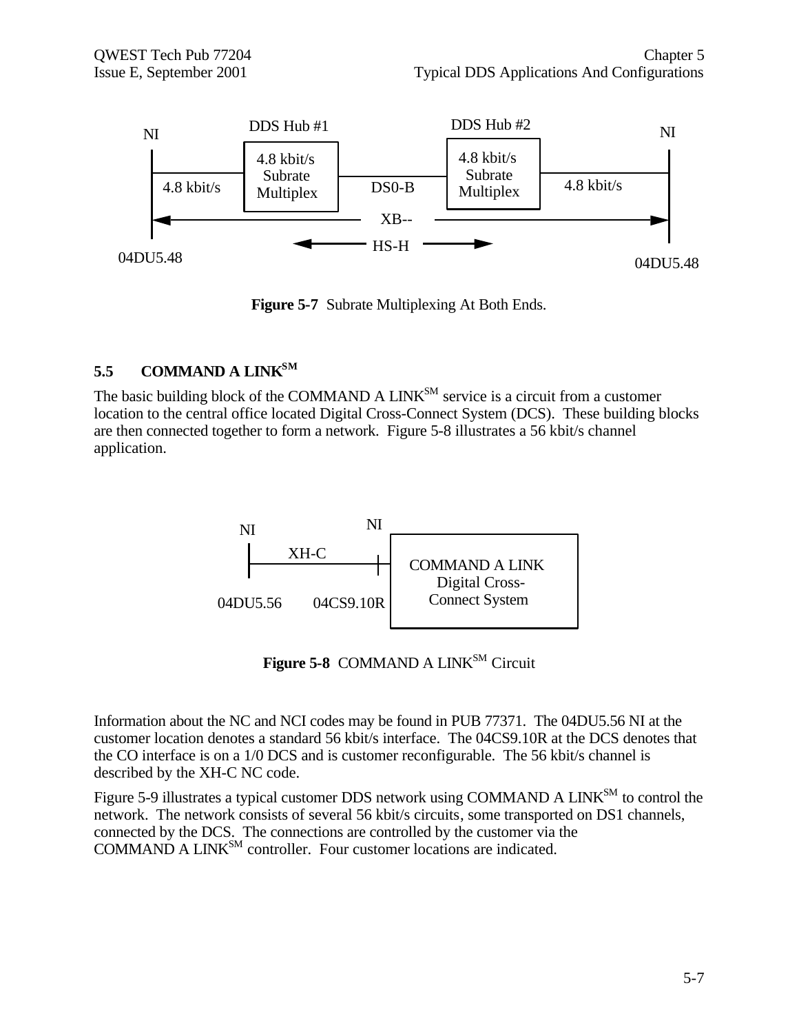NI | DDS Hub #1 | | DDS Hub #2 | NI

4.8 kbit/s — 4.8 kbit/s Subrate Multiplex — DS0-B — 4.8 kbit/s Subrate Multiplex — 4.8 kbit/s

XB--

HS-H

04DU5.48 | | | | 04DU5.48

**Figure 5-7** Subrate Multiplexing At Both Ends.

## 5.5 COMMAND A LINK[SM]

The basic building block of the COMMAND A LINK[SM] service is a circuit from a customer location to the central office located Digital Cross-Connect System (DCS). These building blocks are then connected together to form a network. Figure 5-8 illustrates a 56 kbit/s channel application.

NI — XH-C — NI — COMMAND A LINK Digital Cross-Connect System

04DU5.56 | 04CS9.10R

**Figure 5-8** COMMAND A LINK[SM] Circuit

Information about the NC and NCI codes may be found in PUB 77371. The 04DU5.56 NI at the customer location denotes a standard 56 kbit/s interface. The 04CS9.10R at the DCS denotes that the CO interface is on a 1/0 DCS and is customer reconfigurable. The 56 kbit/s channel is described by the XH-C NC code.

Figure 5-9 illustrates a typical customer DDS network using COMMAND A LINK[SM] to control the network. The network consists of several 56 kbit/s circuits, some transported on DS1 channels, connected by the DCS. The connections are controlled by the customer via the COMMAND A LINK[SM] controller. Four customer locations are indicated.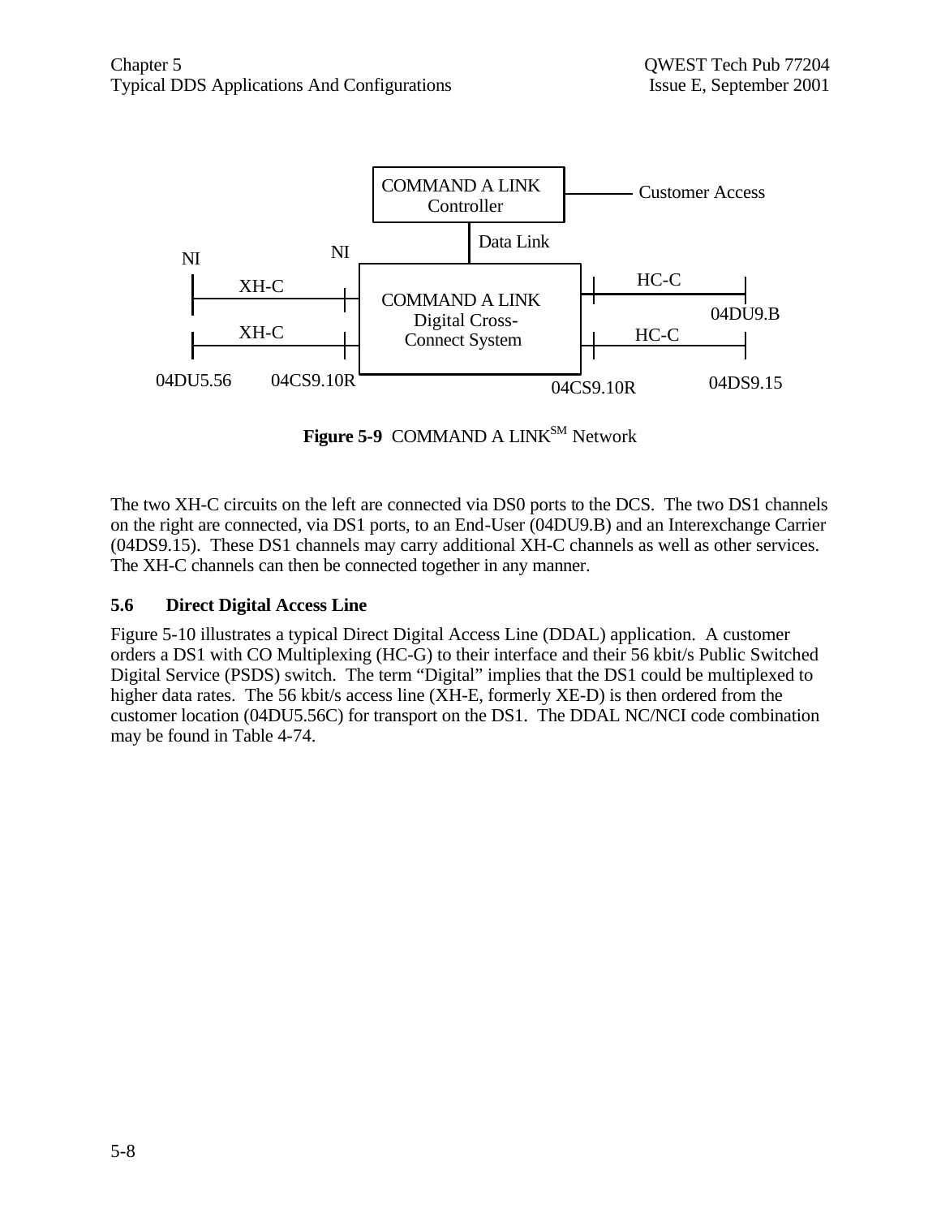Figure 5-9 COMMAND A LINK[SM] Network

The two XH-C circuits on the left are connected via DS0 ports to the DCS. The two DS1 channels on the right are connected, via DS1 ports, to an End-User (04DU9.B) and an Interexchange Carrier (04DS9.15). These DS1 channels may carry additional XH-C channels as well as other services. The XH-C channels can then be connected together in any manner.

## 5.6 Direct Digital Access Line

Figure 5-10 illustrates a typical Direct Digital Access Line (DDAL) application. A customer orders a DS1 with CO Multiplexing (HC-G) to their interface and their 56 kbit/s Public Switched Digital Service (PSDS) switch. The term “Digital” implies that the DS1 could be multiplexed to higher data rates. The 56 kbit/s access line (XH-E, formerly XE-D) is then ordered from the customer location (04DU5.56C) for transport on the DS1. The DDAL NC/NCI code combination may be found in Table 4-74.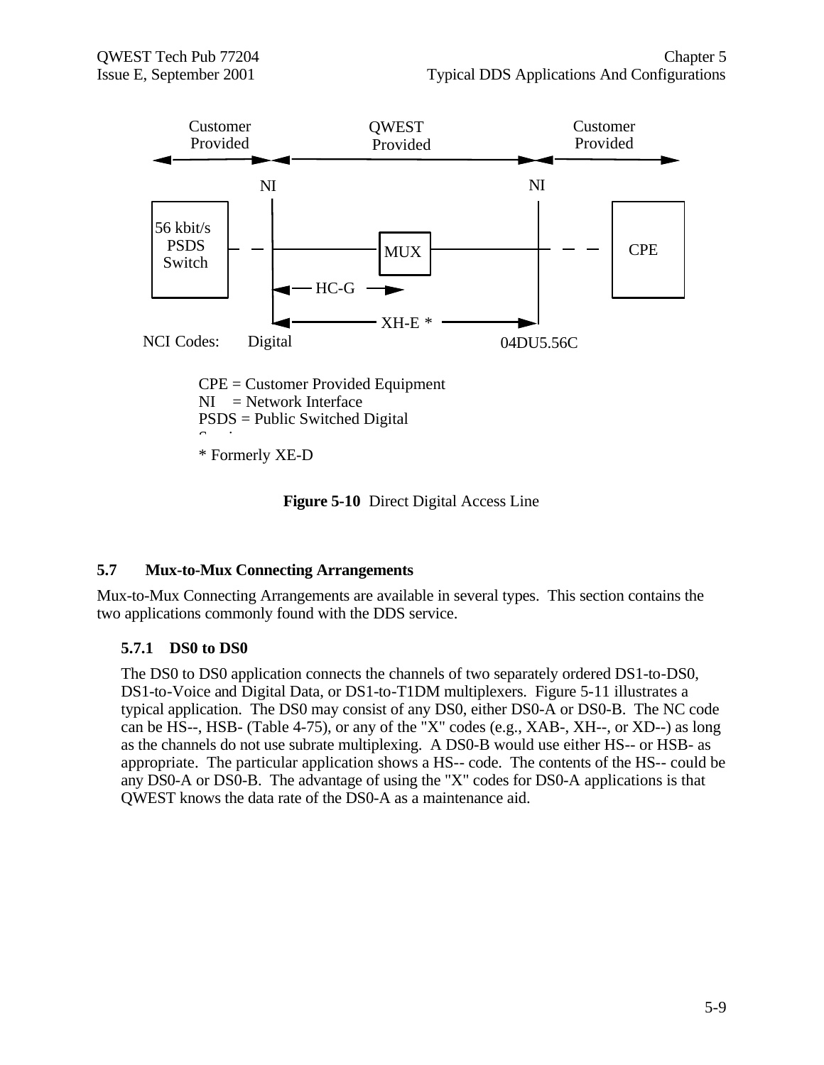Customer Provided | QWEST Provided | Customer Provided

NI | NI

56 kbit/s PSDS Switch — MUX — CPE

HC-G

XH-E *

NCI Codes: Digital | 04DU5.56C

CPE = Customer Provided Equipment
NI = Network Interface
PSDS = Public Switched Digital Service

\* Formerly XE-D

**Figure 5-10** Direct Digital Access Line

## 5.7 Mux-to-Mux Connecting Arrangements

Mux-to-Mux Connecting Arrangements are available in several types. This section contains the two applications commonly found with the DDS service.

### 5.7.1 DS0 to DS0

The DS0 to DS0 application connects the channels of two separately ordered DS1-to-DS0, DS1-to-Voice and Digital Data, or DS1-to-T1DM multiplexers. Figure 5-11 illustrates a typical application. The DS0 may consist of any DS0, either DS0-A or DS0-B. The NC code can be HS--, HSB- (Table 4-75), or any of the "X" codes (e.g., XAB-, XH--, or XD--) as long as the channels do not use subrate multiplexing. A DS0-B would use either HS-- or HSB- as appropriate. The particular application shows a HS-- code. The contents of the HS-- could be any DS0-A or DS0-B. The advantage of using the "X" codes for DS0-A applications is that QWEST knows the data rate of the DS0-A as a maintenance aid.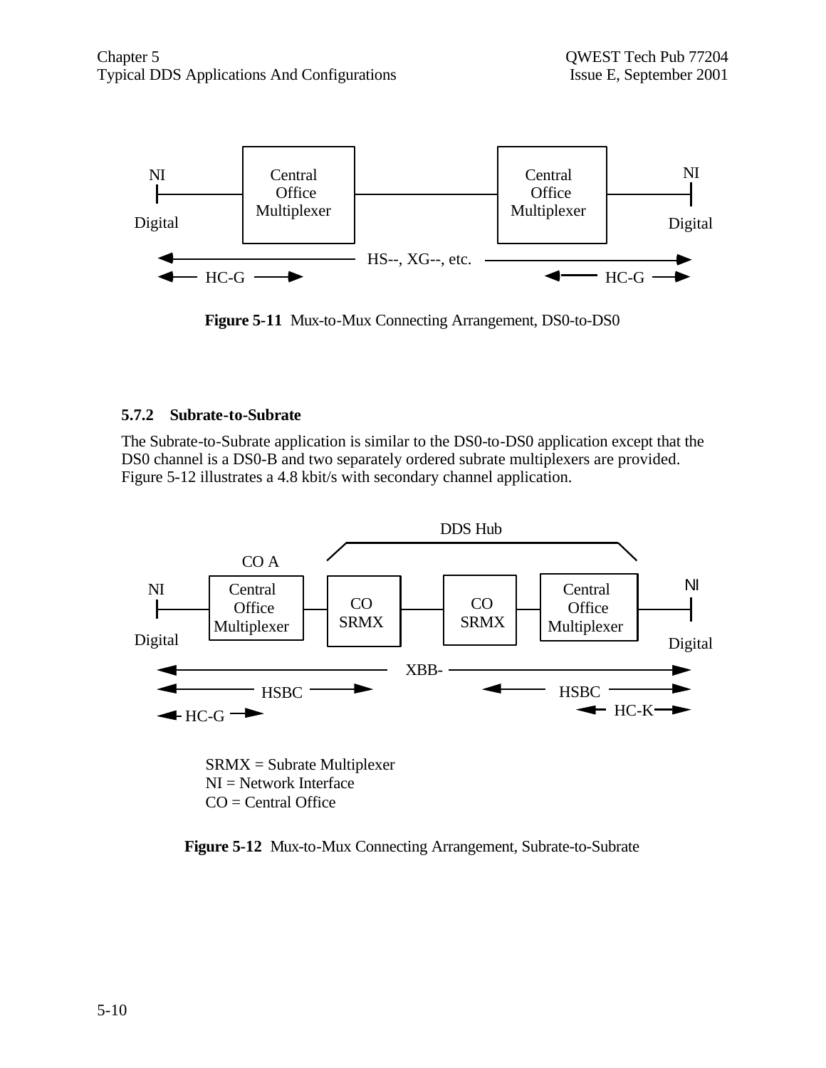**Figure 5-11** Mux-to-Mux Connecting Arrangement, DS0-to-DS0

### 5.7.2 Subrate-to-Subrate

The Subrate-to-Subrate application is similar to the DS0-to-DS0 application except that the DS0 channel is a DS0-B and two separately ordered subrate multiplexers are provided. Figure 5-12 illustrates a 4.8 kbit/s with secondary channel application.

SRMX = Subrate Multiplexer
NI = Network Interface
CO = Central Office

**Figure 5-12** Mux-to-Mux Connecting Arrangement, Subrate-to-Subrate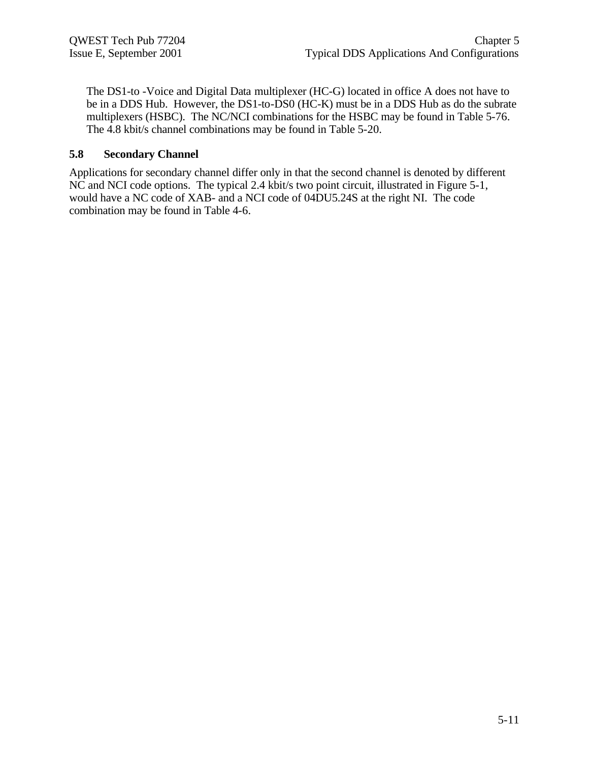The DS1-to -Voice and Digital Data multiplexer (HC-G) located in office A does not have to be in a DDS Hub. However, the DS1-to-DS0 (HC-K) must be in a DDS Hub as do the subrate multiplexers (HSBC). The NC/NCI combinations for the HSBC may be found in Table 5-76. The 4.8 kbit/s channel combinations may be found in Table 5-20.

## 5.8 Secondary Channel

Applications for secondary channel differ only in that the second channel is denoted by different NC and NCI code options. The typical 2.4 kbit/s two point circuit, illustrated in Figure 5-1, would have a NC code of XAB- and a NCI code of 04DU5.24S at the right NI. The code combination may be found in Table 4-6.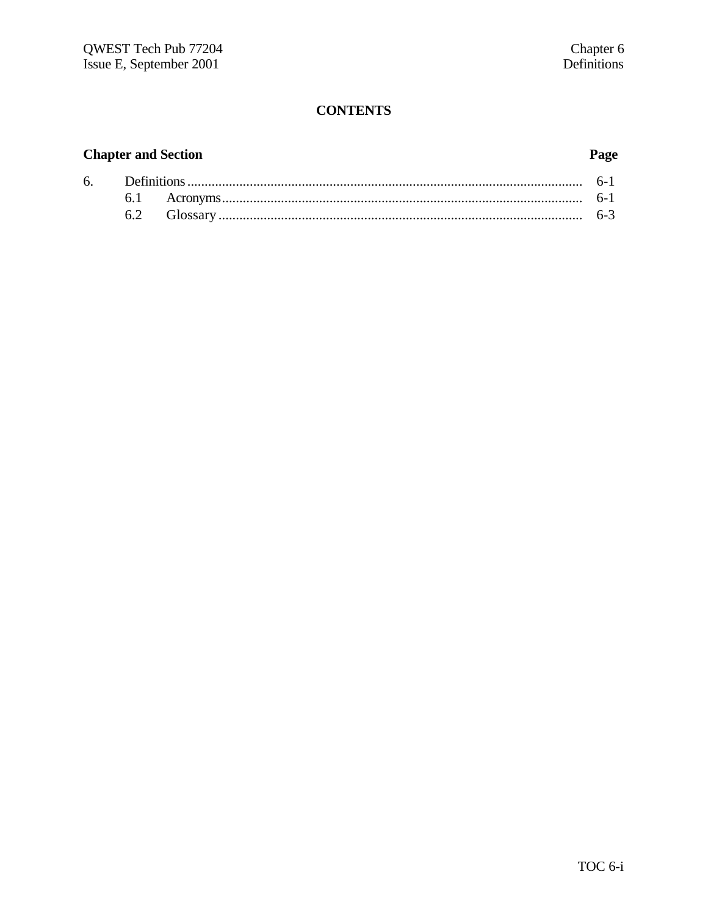# CONTENTS

| Chapter and Section | | | Page |
|---|---|---|---|
| 6. | Definitions | | 6-1 |
| | 6.1 | Acronyms | 6-1 |
| | 6.2 | Glossary | 6-3 |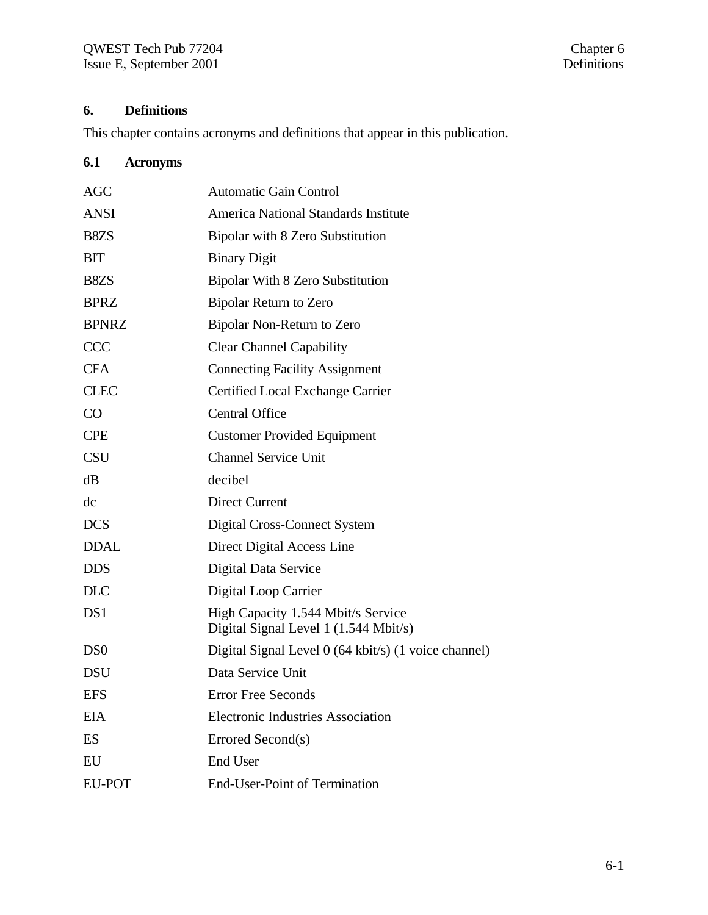# 6. Definitions

This chapter contains acronyms and definitions that appear in this publication.

## 6.1 Acronyms

| | |
|---|---|
| AGC | Automatic Gain Control |
| ANSI | America National Standards Institute |
| B8ZS | Bipolar with 8 Zero Substitution |
| BIT | Binary Digit |
| B8ZS | Bipolar With 8 Zero Substitution |
| BPRZ | Bipolar Return to Zero |
| BPNRZ | Bipolar Non-Return to Zero |
| CCC | Clear Channel Capability |
| CFA | Connecting Facility Assignment |
| CLEC | Certified Local Exchange Carrier |
| CO | Central Office |
| CPE | Customer Provided Equipment |
| CSU | Channel Service Unit |
| dB | decibel |
| dc | Direct Current |
| DCS | Digital Cross-Connect System |
| DDAL | Direct Digital Access Line |
| DDS | Digital Data Service |
| DLC | Digital Loop Carrier |
| DS1 | High Capacity 1.544 Mbit/s Service<br>Digital Signal Level 1 (1.544 Mbit/s) |
| DS0 | Digital Signal Level 0 (64 kbit/s) (1 voice channel) |
| DSU | Data Service Unit |
| EFS | Error Free Seconds |
| EIA | Electronic Industries Association |
| ES | Errored Second(s) |
| EU | End User |
| EU-POT | End-User-Point of Termination |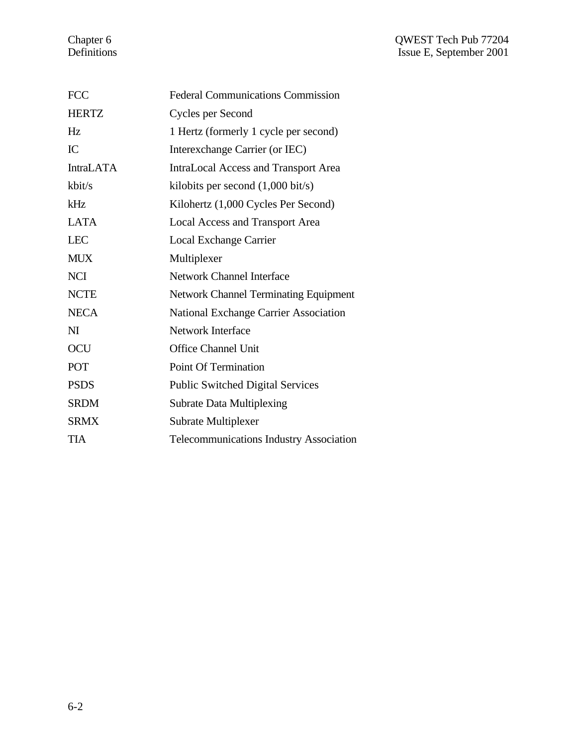| | |
|---|---|
| FCC | Federal Communications Commission |
| HERTZ | Cycles per Second |
| Hz | 1 Hertz (formerly 1 cycle per second) |
| IC | Interexchange Carrier (or IEC) |
| IntraLATA | IntraLocal Access and Transport Area |
| kbit/s | kilobits per second (1,000 bit/s) |
| kHz | Kilohertz (1,000 Cycles Per Second) |
| LATA | Local Access and Transport Area |
| LEC | Local Exchange Carrier |
| MUX | Multiplexer |
| NCI | Network Channel Interface |
| NCTE | Network Channel Terminating Equipment |
| NECA | National Exchange Carrier Association |
| NI | Network Interface |
| OCU | Office Channel Unit |
| POT | Point Of Termination |
| PSDS | Public Switched Digital Services |
| SRDM | Subrate Data Multiplexing |
| SRMX | Subrate Multiplexer |
| TIA | Telecommunications Industry Association |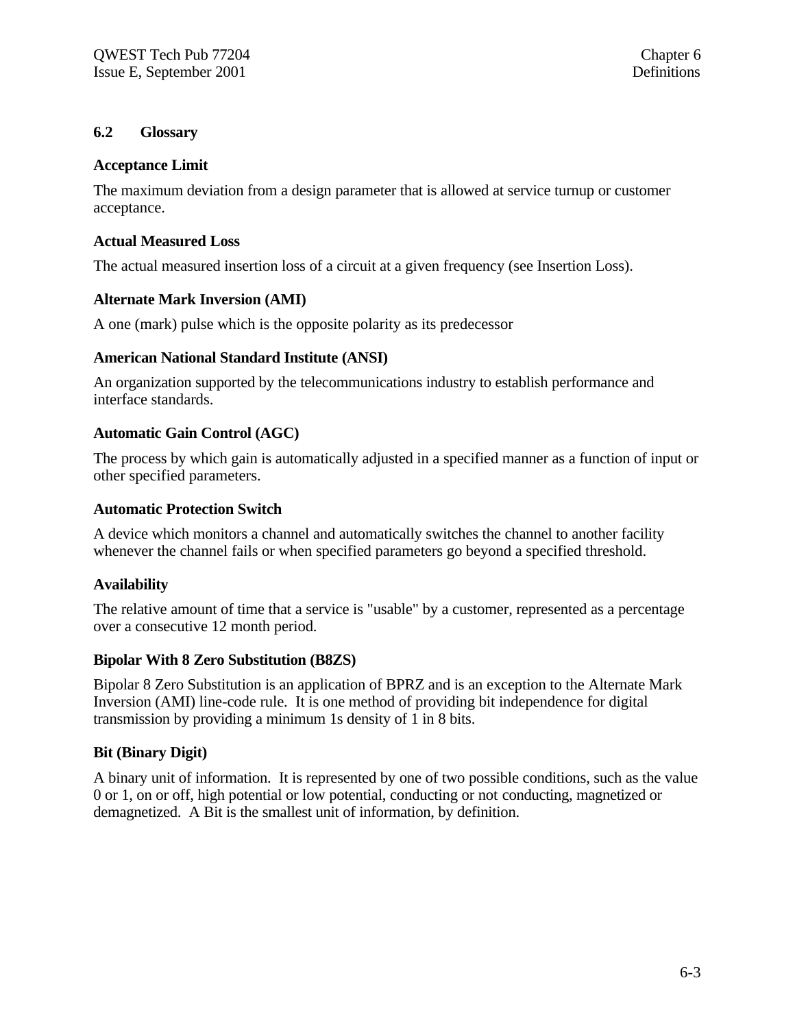## 6.2 Glossary

**Acceptance Limit**

The maximum deviation from a design parameter that is allowed at service turnup or customer acceptance.

**Actual Measured Loss**

The actual measured insertion loss of a circuit at a given frequency (see Insertion Loss).

**Alternate Mark Inversion (AMI)**

A one (mark) pulse which is the opposite polarity as its predecessor

**American National Standard Institute (ANSI)**

An organization supported by the telecommunications industry to establish performance and interface standards.

**Automatic Gain Control (AGC)**

The process by which gain is automatically adjusted in a specified manner as a function of input or other specified parameters.

**Automatic Protection Switch**

A device which monitors a channel and automatically switches the channel to another facility whenever the channel fails or when specified parameters go beyond a specified threshold.

**Availability**

The relative amount of time that a service is "usable" by a customer, represented as a percentage over a consecutive 12 month period.

**Bipolar With 8 Zero Substitution (B8ZS)**

Bipolar 8 Zero Substitution is an application of BPRZ and is an exception to the Alternate Mark Inversion (AMI) line-code rule. It is one method of providing bit independence for digital transmission by providing a minimum 1s density of 1 in 8 bits.

**Bit (Binary Digit)**

A binary unit of information. It is represented by one of two possible conditions, such as the value 0 or 1, on or off, high potential or low potential, conducting or not conducting, magnetized or demagnetized. A Bit is the smallest unit of information, by definition.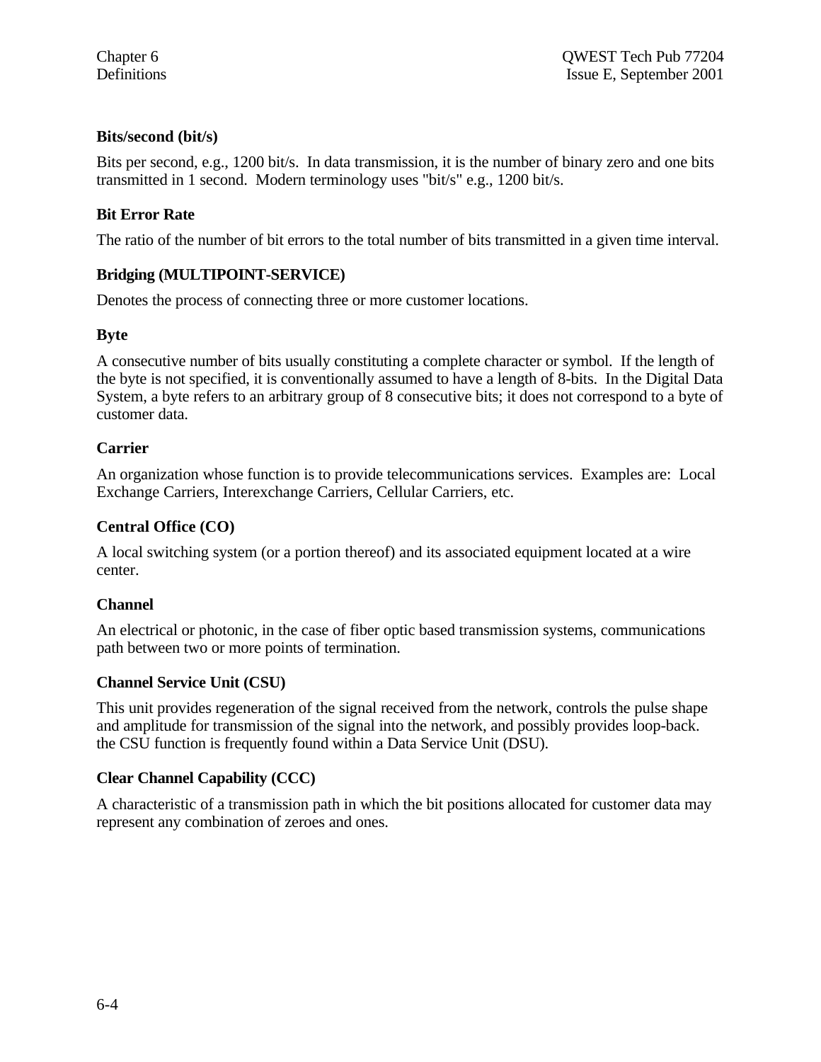**Bits/second (bit/s)**

Bits per second, e.g., 1200 bit/s. In data transmission, it is the number of binary zero and one bits transmitted in 1 second. Modern terminology uses "bit/s" e.g., 1200 bit/s.

**Bit Error Rate**

The ratio of the number of bit errors to the total number of bits transmitted in a given time interval.

**Bridging (MULTIPOINT-SERVICE)**

Denotes the process of connecting three or more customer locations.

**Byte**

A consecutive number of bits usually constituting a complete character or symbol. If the length of the byte is not specified, it is conventionally assumed to have a length of 8-bits. In the Digital Data System, a byte refers to an arbitrary group of 8 consecutive bits; it does not correspond to a byte of customer data.

**Carrier**

An organization whose function is to provide telecommunications services. Examples are: Local Exchange Carriers, Interexchange Carriers, Cellular Carriers, etc.

**Central Office (CO)**

A local switching system (or a portion thereof) and its associated equipment located at a wire center.

**Channel**

An electrical or photonic, in the case of fiber optic based transmission systems, communications path between two or more points of termination.

**Channel Service Unit (CSU)**

This unit provides regeneration of the signal received from the network, controls the pulse shape and amplitude for transmission of the signal into the network, and possibly provides loop-back. the CSU function is frequently found within a Data Service Unit (DSU).

**Clear Channel Capability (CCC)**

A characteristic of a transmission path in which the bit positions allocated for customer data may represent any combination of zeroes and ones.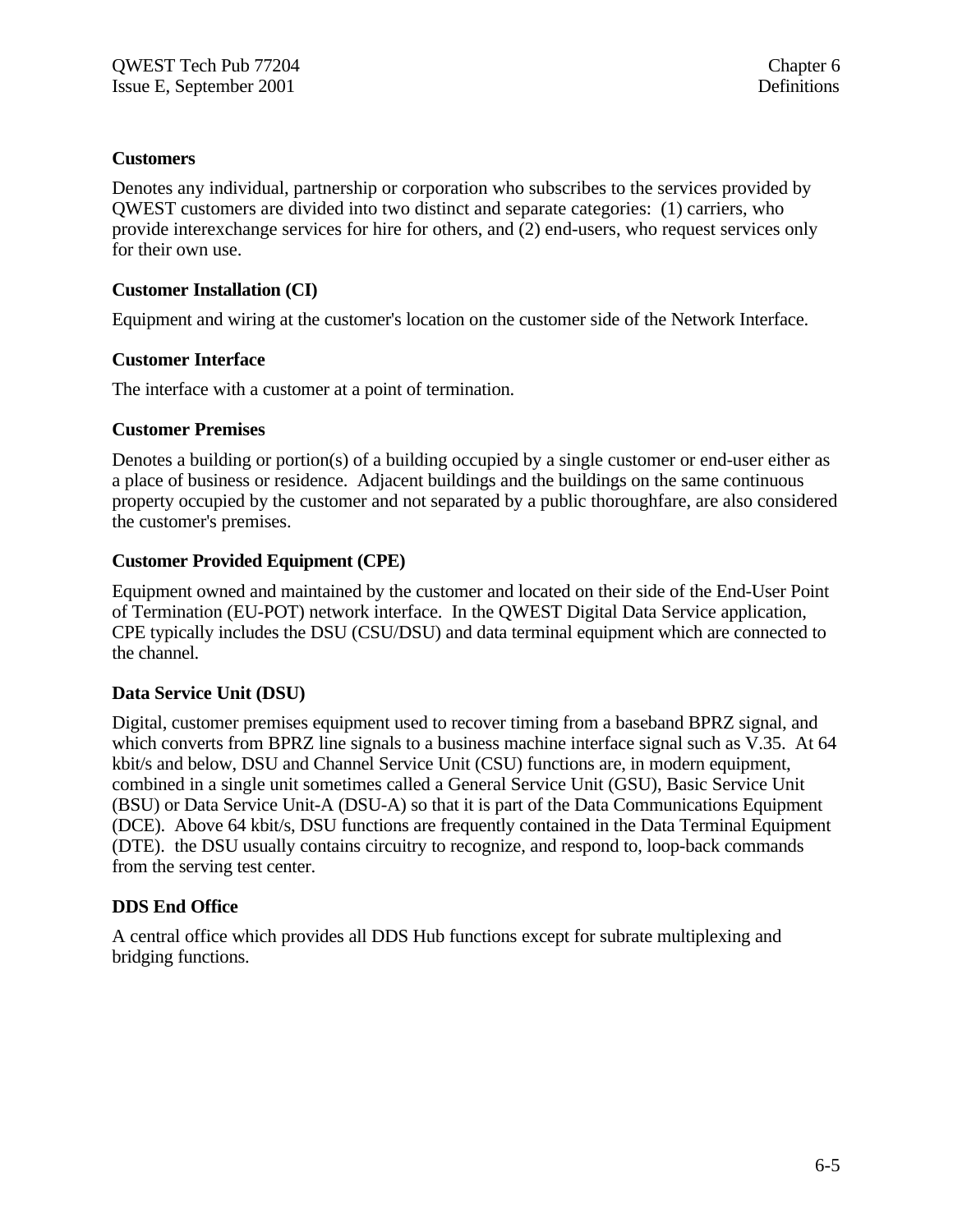**Customers**

Denotes any individual, partnership or corporation who subscribes to the services provided by QWEST customers are divided into two distinct and separate categories: (1) carriers, who provide interexchange services for hire for others, and (2) end-users, who request services only for their own use.

**Customer Installation (CI)**

Equipment and wiring at the customer's location on the customer side of the Network Interface.

**Customer Interface**

The interface with a customer at a point of termination.

**Customer Premises**

Denotes a building or portion(s) of a building occupied by a single customer or end-user either as a place of business or residence. Adjacent buildings and the buildings on the same continuous property occupied by the customer and not separated by a public thoroughfare, are also considered the customer's premises.

**Customer Provided Equipment (CPE)**

Equipment owned and maintained by the customer and located on their side of the End-User Point of Termination (EU-POT) network interface. In the QWEST Digital Data Service application, CPE typically includes the DSU (CSU/DSU) and data terminal equipment which are connected to the channel.

**Data Service Unit (DSU)**

Digital, customer premises equipment used to recover timing from a baseband BPRZ signal, and which converts from BPRZ line signals to a business machine interface signal such as V.35. At 64 kbit/s and below, DSU and Channel Service Unit (CSU) functions are, in modern equipment, combined in a single unit sometimes called a General Service Unit (GSU), Basic Service Unit (BSU) or Data Service Unit-A (DSU-A) so that it is part of the Data Communications Equipment (DCE). Above 64 kbit/s, DSU functions are frequently contained in the Data Terminal Equipment (DTE). the DSU usually contains circuitry to recognize, and respond to, loop-back commands from the serving test center.

**DDS End Office**

A central office which provides all DDS Hub functions except for subrate multiplexing and bridging functions.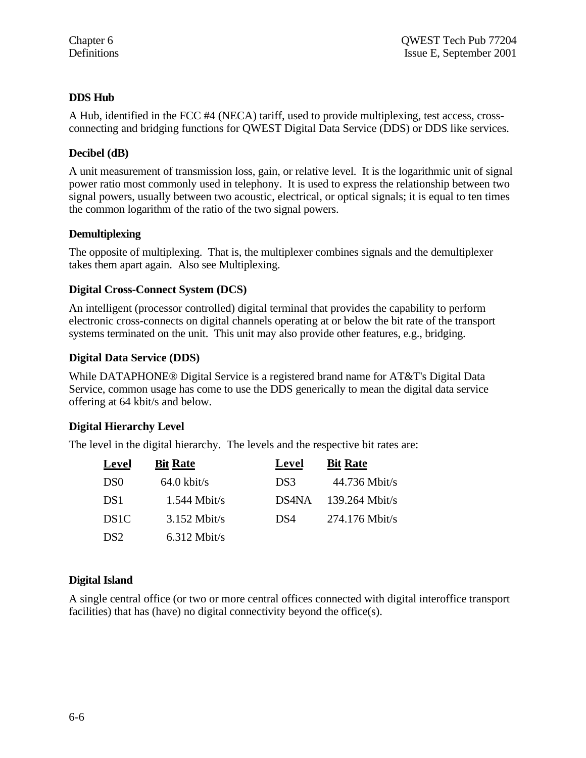### DDS Hub

A Hub, identified in the FCC #4 (NECA) tariff, used to provide multiplexing, test access, cross-connecting and bridging functions for QWEST Digital Data Service (DDS) or DDS like services.

### Decibel (dB)

A unit measurement of transmission loss, gain, or relative level. It is the logarithmic unit of signal power ratio most commonly used in telephony. It is used to express the relationship between two signal powers, usually between two acoustic, electrical, or optical signals; it is equal to ten times the common logarithm of the ratio of the two signal powers.

### Demultiplexing

The opposite of multiplexing. That is, the multiplexer combines signals and the demultiplexer takes them apart again. Also see Multiplexing.

### Digital Cross-Connect System (DCS)

An intelligent (processor controlled) digital terminal that provides the capability to perform electronic cross-connects on digital channels operating at or below the bit rate of the transport systems terminated on the unit. This unit may also provide other features, e.g., bridging.

### Digital Data Service (DDS)

While DATAPHONE® Digital Service is a registered brand name for AT&T's Digital Data Service, common usage has come to use the DDS generically to mean the digital data service offering at 64 kbit/s and below.

### Digital Hierarchy Level

The level in the digital hierarchy. The levels and the respective bit rates are:

| Level | Bit Rate | Level | Bit Rate |
|---|---|---|---|
| DS0 | 64.0 kbit/s | DS3 | 44.736 Mbit/s |
| DS1 | 1.544 Mbit/s | DS4NA | 139.264 Mbit/s |
| DS1C | 3.152 Mbit/s | DS4 | 274.176 Mbit/s |
| DS2 | 6.312 Mbit/s | | |

### Digital Island

A single central office (or two or more central offices connected with digital interoffice transport facilities) that has (have) no digital connectivity beyond the office(s).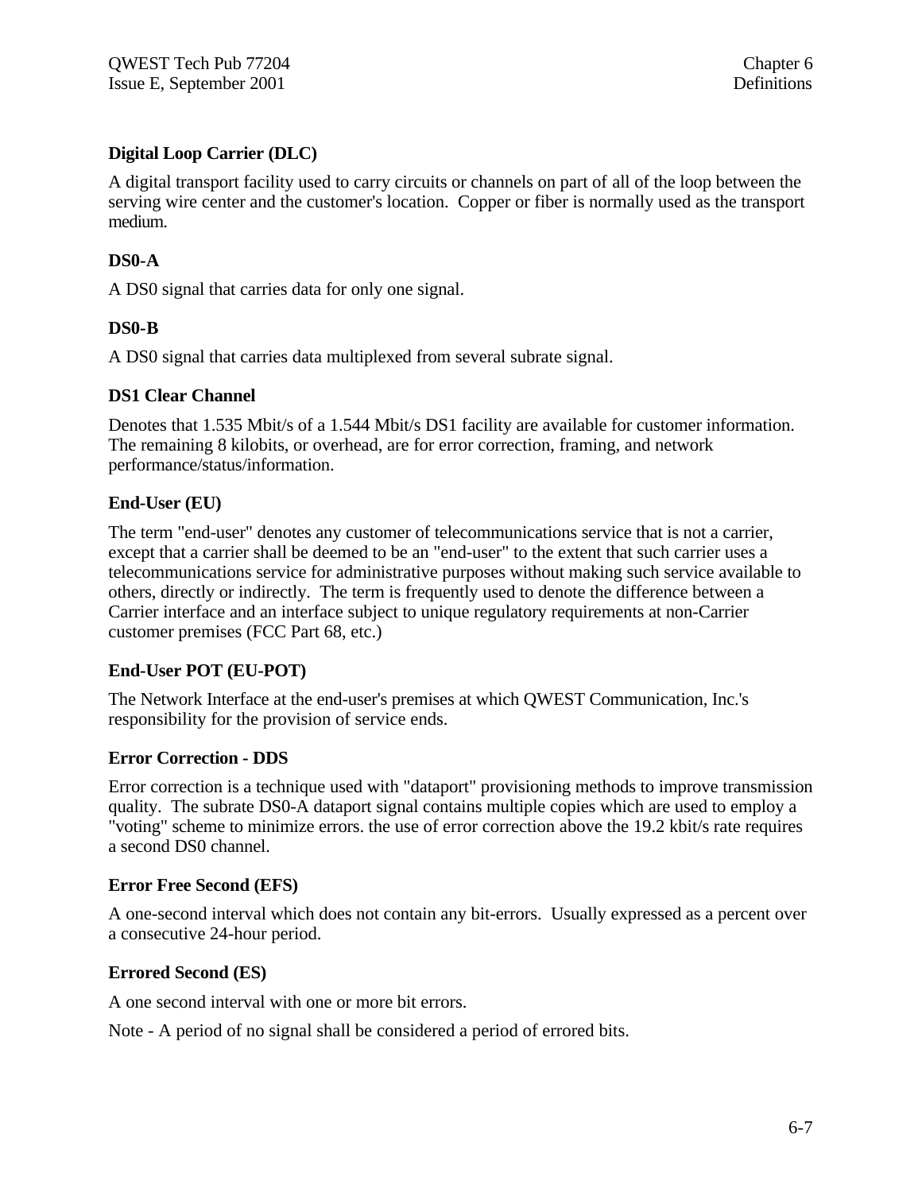### Digital Loop Carrier (DLC)

A digital transport facility used to carry circuits or channels on part of all of the loop between the serving wire center and the customer's location. Copper or fiber is normally used as the transport medium.

### DS0-A

A DS0 signal that carries data for only one signal.

### DS0-B

A DS0 signal that carries data multiplexed from several subrate signal.

### DS1 Clear Channel

Denotes that 1.535 Mbit/s of a 1.544 Mbit/s DS1 facility are available for customer information. The remaining 8 kilobits, or overhead, are for error correction, framing, and network performance/status/information.

### End-User (EU)

The term "end-user" denotes any customer of telecommunications service that is not a carrier, except that a carrier shall be deemed to be an "end-user" to the extent that such carrier uses a telecommunications service for administrative purposes without making such service available to others, directly or indirectly. The term is frequently used to denote the difference between a Carrier interface and an interface subject to unique regulatory requirements at non-Carrier customer premises (FCC Part 68, etc.)

### End-User POT (EU-POT)

The Network Interface at the end-user's premises at which QWEST Communication, Inc.'s responsibility for the provision of service ends.

### Error Correction - DDS

Error correction is a technique used with "dataport" provisioning methods to improve transmission quality. The subrate DS0-A dataport signal contains multiple copies which are used to employ a "voting" scheme to minimize errors. the use of error correction above the 19.2 kbit/s rate requires a second DS0 channel.

### Error Free Second (EFS)

A one-second interval which does not contain any bit-errors. Usually expressed as a percent over a consecutive 24-hour period.

### Errored Second (ES)

A one second interval with one or more bit errors.

Note - A period of no signal shall be considered a period of errored bits.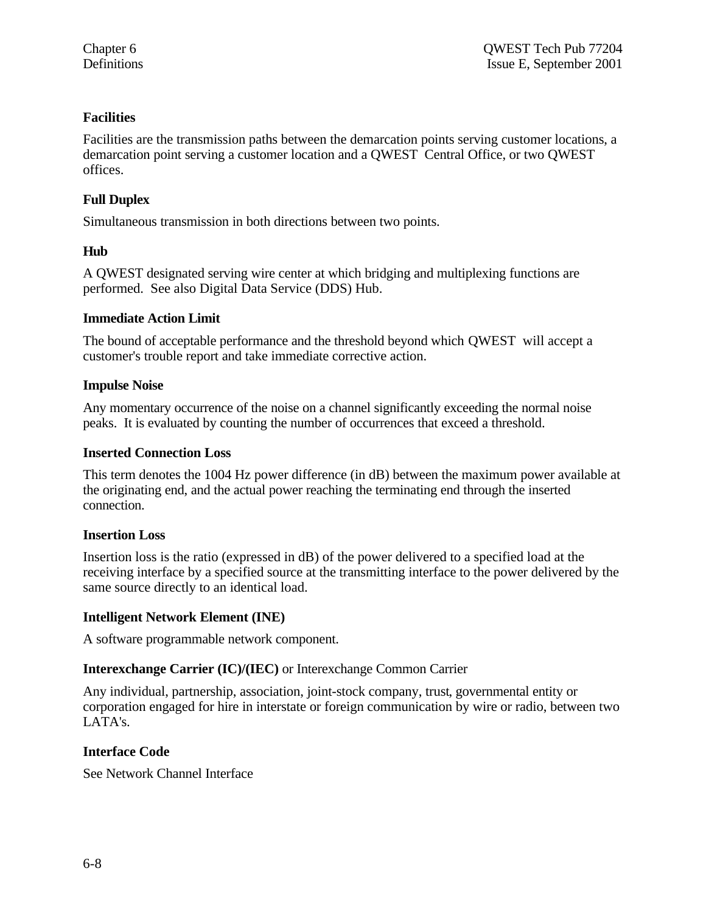**Facilities**

Facilities are the transmission paths between the demarcation points serving customer locations, a demarcation point serving a customer location and a QWEST Central Office, or two QWEST offices.

**Full Duplex**

Simultaneous transmission in both directions between two points.

**Hub**

A QWEST designated serving wire center at which bridging and multiplexing functions are performed. See also Digital Data Service (DDS) Hub.

**Immediate Action Limit**

The bound of acceptable performance and the threshold beyond which QWEST will accept a customer's trouble report and take immediate corrective action.

**Impulse Noise**

Any momentary occurrence of the noise on a channel significantly exceeding the normal noise peaks. It is evaluated by counting the number of occurrences that exceed a threshold.

**Inserted Connection Loss**

This term denotes the 1004 Hz power difference (in dB) between the maximum power available at the originating end, and the actual power reaching the terminating end through the inserted connection.

**Insertion Loss**

Insertion loss is the ratio (expressed in dB) of the power delivered to a specified load at the receiving interface by a specified source at the transmitting interface to the power delivered by the same source directly to an identical load.

**Intelligent Network Element (INE)**

A software programmable network component.

**Interexchange Carrier (IC)/(IEC)** or Interexchange Common Carrier

Any individual, partnership, association, joint-stock company, trust, governmental entity or corporation engaged for hire in interstate or foreign communication by wire or radio, between two LATA's.

**Interface Code**

See Network Channel Interface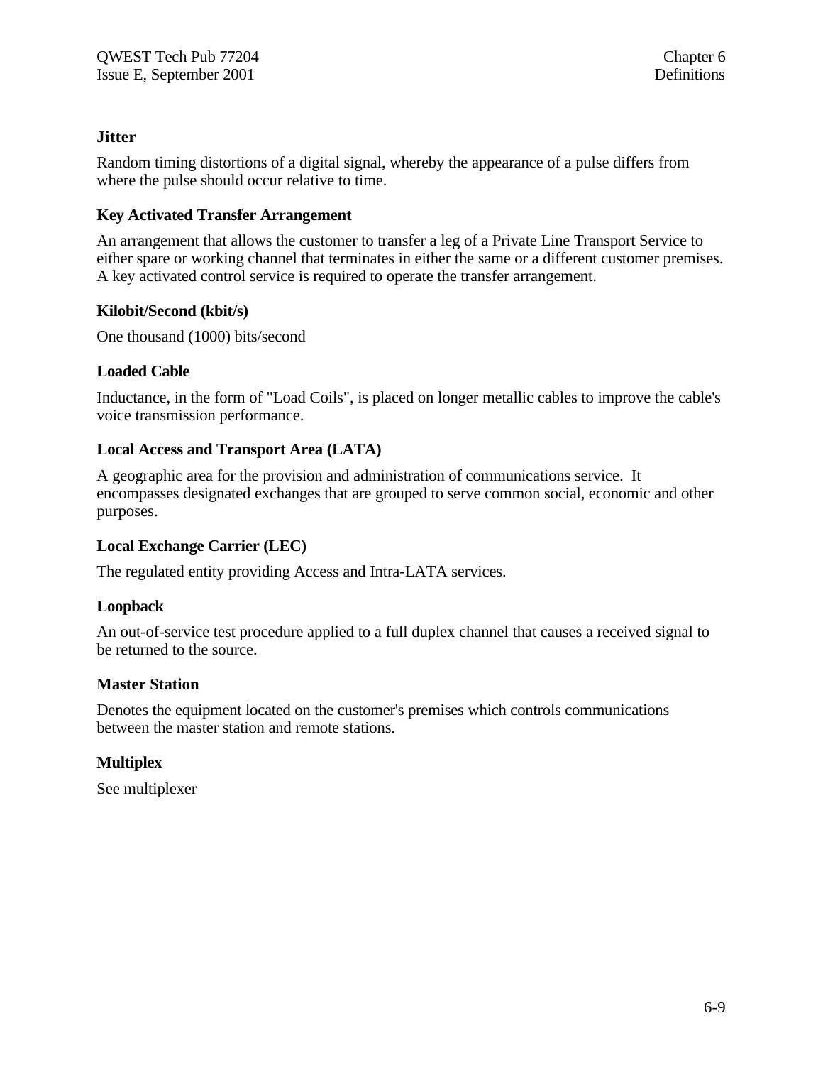**Jitter**

Random timing distortions of a digital signal, whereby the appearance of a pulse differs from where the pulse should occur relative to time.

**Key Activated Transfer Arrangement**

An arrangement that allows the customer to transfer a leg of a Private Line Transport Service to either spare or working channel that terminates in either the same or a different customer premises. A key activated control service is required to operate the transfer arrangement.

**Kilobit/Second (kbit/s)**

One thousand (1000) bits/second

**Loaded Cable**

Inductance, in the form of "Load Coils", is placed on longer metallic cables to improve the cable's voice transmission performance.

**Local Access and Transport Area (LATA)**

A geographic area for the provision and administration of communications service. It encompasses designated exchanges that are grouped to serve common social, economic and other purposes.

**Local Exchange Carrier (LEC)**

The regulated entity providing Access and Intra-LATA services.

**Loopback**

An out-of-service test procedure applied to a full duplex channel that causes a received signal to be returned to the source.

**Master Station**

Denotes the equipment located on the customer's premises which controls communications between the master station and remote stations.

**Multiplex**

See multiplexer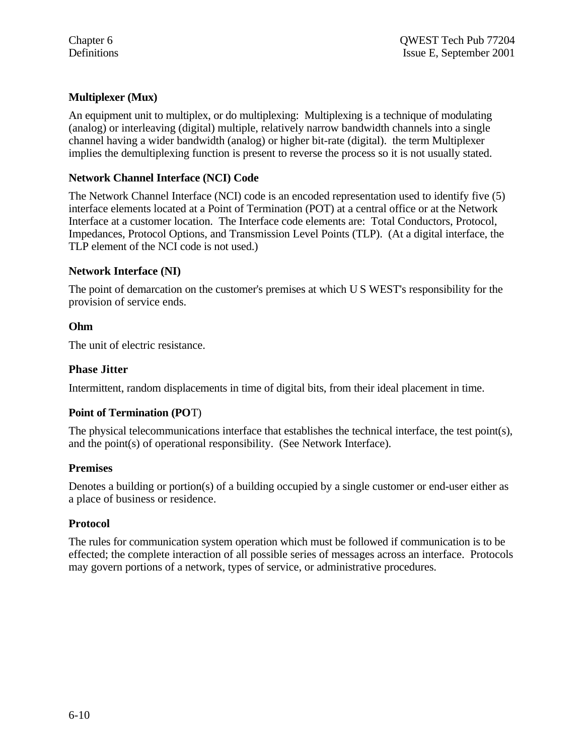**Multiplexer (Mux)**

An equipment unit to multiplex, or do multiplexing: Multiplexing is a technique of modulating (analog) or interleaving (digital) multiple, relatively narrow bandwidth channels into a single channel having a wider bandwidth (analog) or higher bit-rate (digital). the term Multiplexer implies the demultiplexing function is present to reverse the process so it is not usually stated.

**Network Channel Interface (NCI) Code**

The Network Channel Interface (NCI) code is an encoded representation used to identify five (5) interface elements located at a Point of Termination (POT) at a central office or at the Network Interface at a customer location. The Interface code elements are: Total Conductors, Protocol, Impedances, Protocol Options, and Transmission Level Points (TLP). (At a digital interface, the TLP element of the NCI code is not used.)

**Network Interface (NI)**

The point of demarcation on the customer's premises at which U S WEST's responsibility for the provision of service ends.

**Ohm**

The unit of electric resistance.

**Phase Jitter**

Intermittent, random displacements in time of digital bits, from their ideal placement in time.

**Point of Termination (POT)**

The physical telecommunications interface that establishes the technical interface, the test point(s), and the point(s) of operational responsibility. (See Network Interface).

**Premises**

Denotes a building or portion(s) of a building occupied by a single customer or end-user either as a place of business or residence.

**Protocol**

The rules for communication system operation which must be followed if communication is to be effected; the complete interaction of all possible series of messages across an interface. Protocols may govern portions of a network, types of service, or administrative procedures.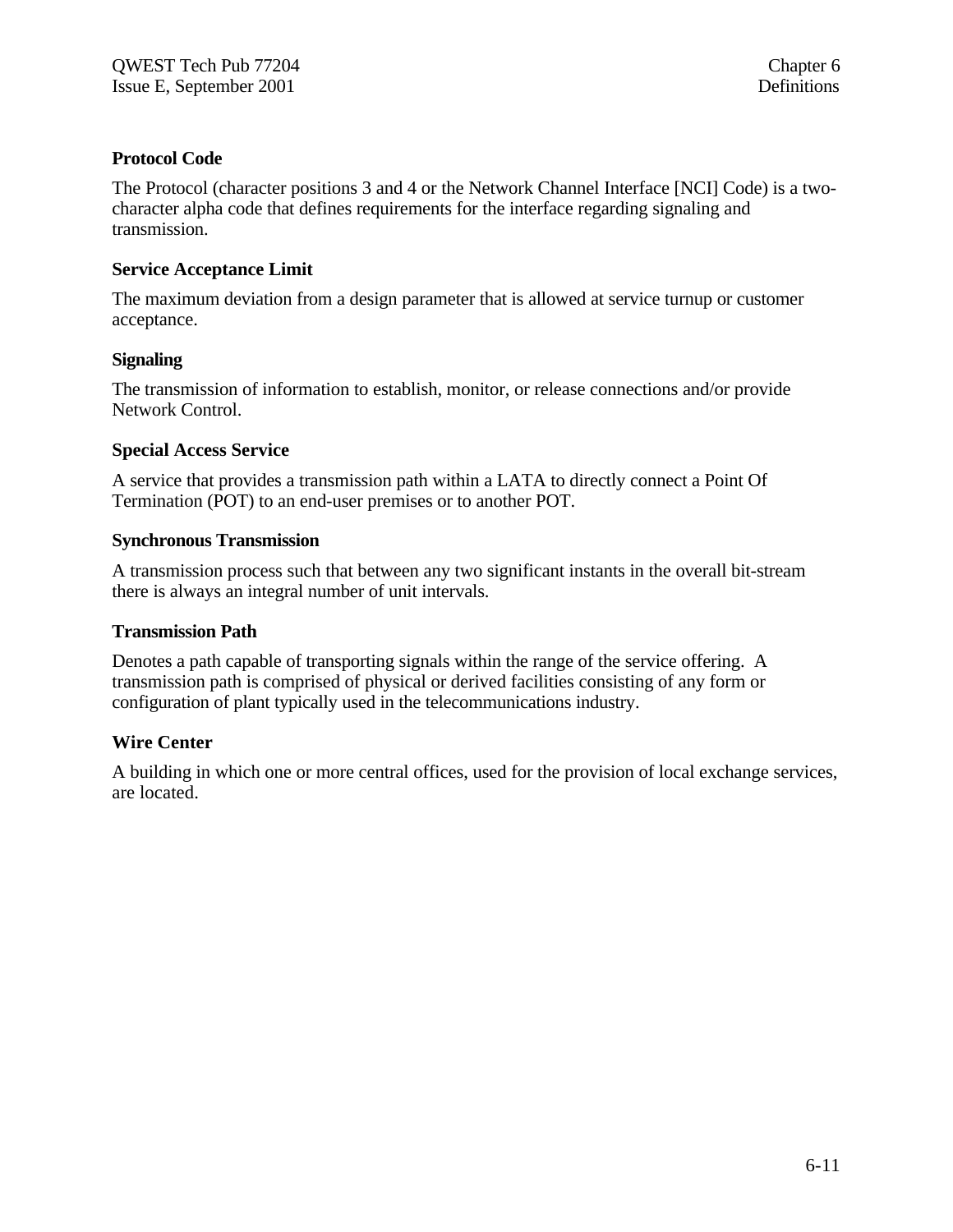**Protocol Code**

The Protocol (character positions 3 and 4 or the Network Channel Interface [NCI] Code) is a two-character alpha code that defines requirements for the interface regarding signaling and transmission.

**Service Acceptance Limit**

The maximum deviation from a design parameter that is allowed at service turnup or customer acceptance.

**Signaling**

The transmission of information to establish, monitor, or release connections and/or provide Network Control.

**Special Access Service**

A service that provides a transmission path within a LATA to directly connect a Point Of Termination (POT) to an end-user premises or to another POT.

**Synchronous Transmission**

A transmission process such that between any two significant instants in the overall bit-stream there is always an integral number of unit intervals.

**Transmission Path**

Denotes a path capable of transporting signals within the range of the service offering. A transmission path is comprised of physical or derived facilities consisting of any form or configuration of plant typically used in the telecommunications industry.

**Wire Center**

A building in which one or more central offices, used for the provision of local exchange services, are located.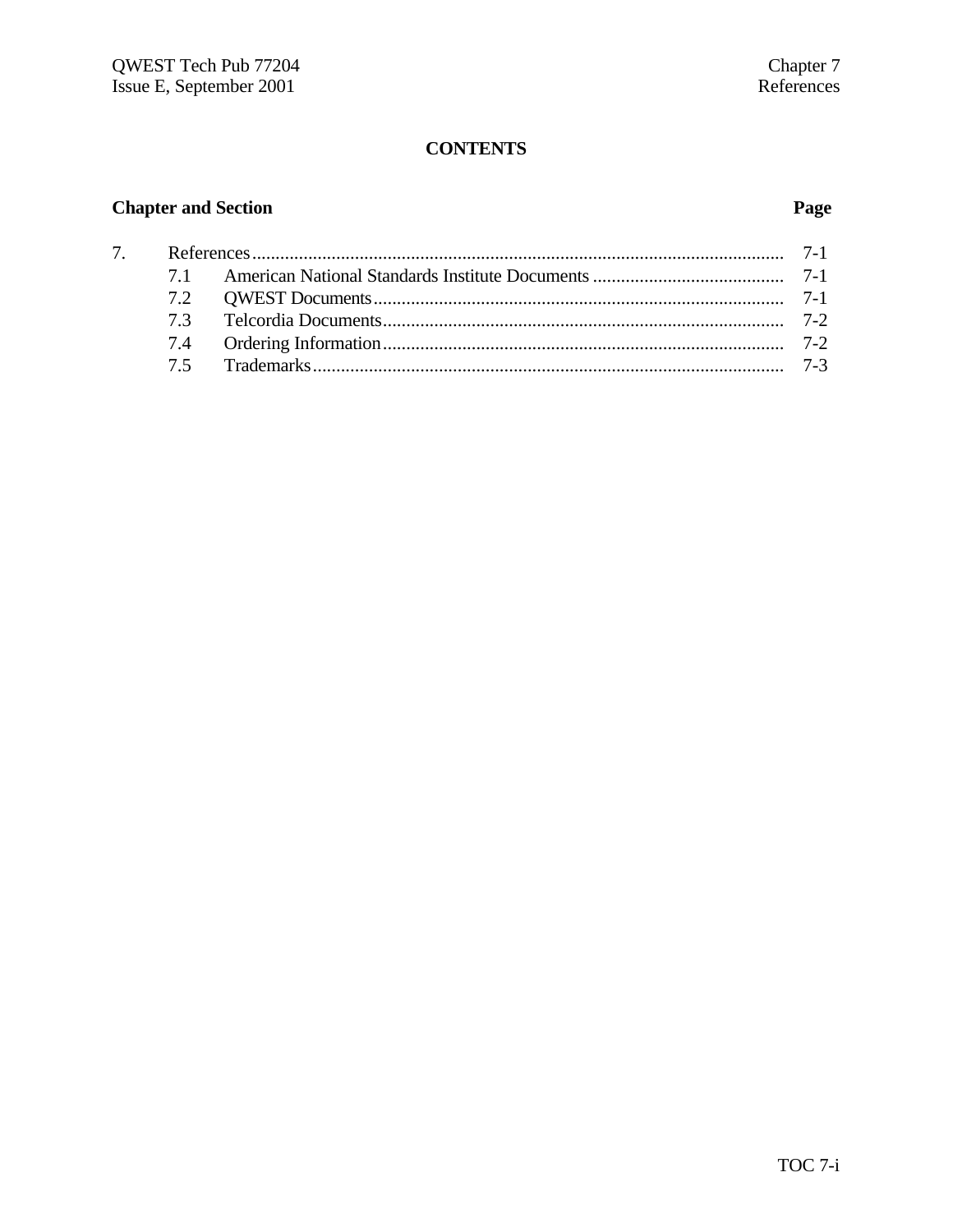# CONTENTS

| Chapter and Section | | Page |
|---|---|---|
| 7. | References | 7-1 |
| 7.1 | American National Standards Institute Documents | 7-1 |
| 7.2 | QWEST Documents | 7-1 |
| 7.3 | Telcordia Documents | 7-2 |
| 7.4 | Ordering Information | 7-2 |
| 7.5 | Trademarks | 7-3 |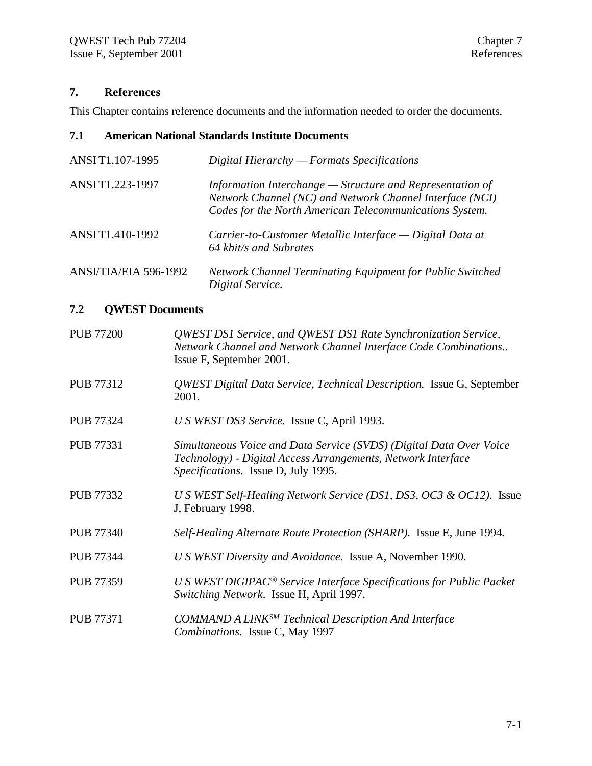# 7. References

This Chapter contains reference documents and the information needed to order the documents.

## 7.1 American National Standards Institute Documents

| | |
|---|---|
| ANSI T1.107-1995 | *Digital Hierarchy — Formats Specifications* |
| ANSI T1.223-1997 | *Information Interchange — Structure and Representation of Network Channel (NC) and Network Channel Interface (NCI) Codes for the North American Telecommunications System.* |
| ANSI T1.410-1992 | *Carrier-to-Customer Metallic Interface — Digital Data at 64 kbit/s and Subrates* |
| ANSI/TIA/EIA 596-1992 | *Network Channel Terminating Equipment for Public Switched Digital Service.* |

## 7.2 QWEST Documents

| | |
|---|---|
| PUB 77200 | *QWEST DS1 Service, and QWEST DS1 Rate Synchronization Service, Network Channel and Network Channel Interface Code Combinations..* Issue F, September 2001. |
| PUB 77312 | *QWEST Digital Data Service, Technical Description.* Issue G, September 2001. |
| PUB 77324 | *U S WEST DS3 Service.* Issue C, April 1993. |
| PUB 77331 | *Simultaneous Voice and Data Service (SVDS) (Digital Data Over Voice Technology) - Digital Access Arrangements, Network Interface Specifications.* Issue D, July 1995. |
| PUB 77332 | *U S WEST Self-Healing Network Service (DS1, DS3, OC3 & OC12).* Issue J, February 1998. |
| PUB 77340 | *Self-Healing Alternate Route Protection (SHARP).* Issue E, June 1994. |
| PUB 77344 | *U S WEST Diversity and Avoidance.* Issue A, November 1990. |
| PUB 77359 | *U S WEST DIGIPAC® Service Interface Specifications for Public Packet Switching Network.* Issue H, April 1997. |
| PUB 77371 | *COMMAND A LINK℠ Technical Description And Interface Combinations.* Issue C, May 1997 |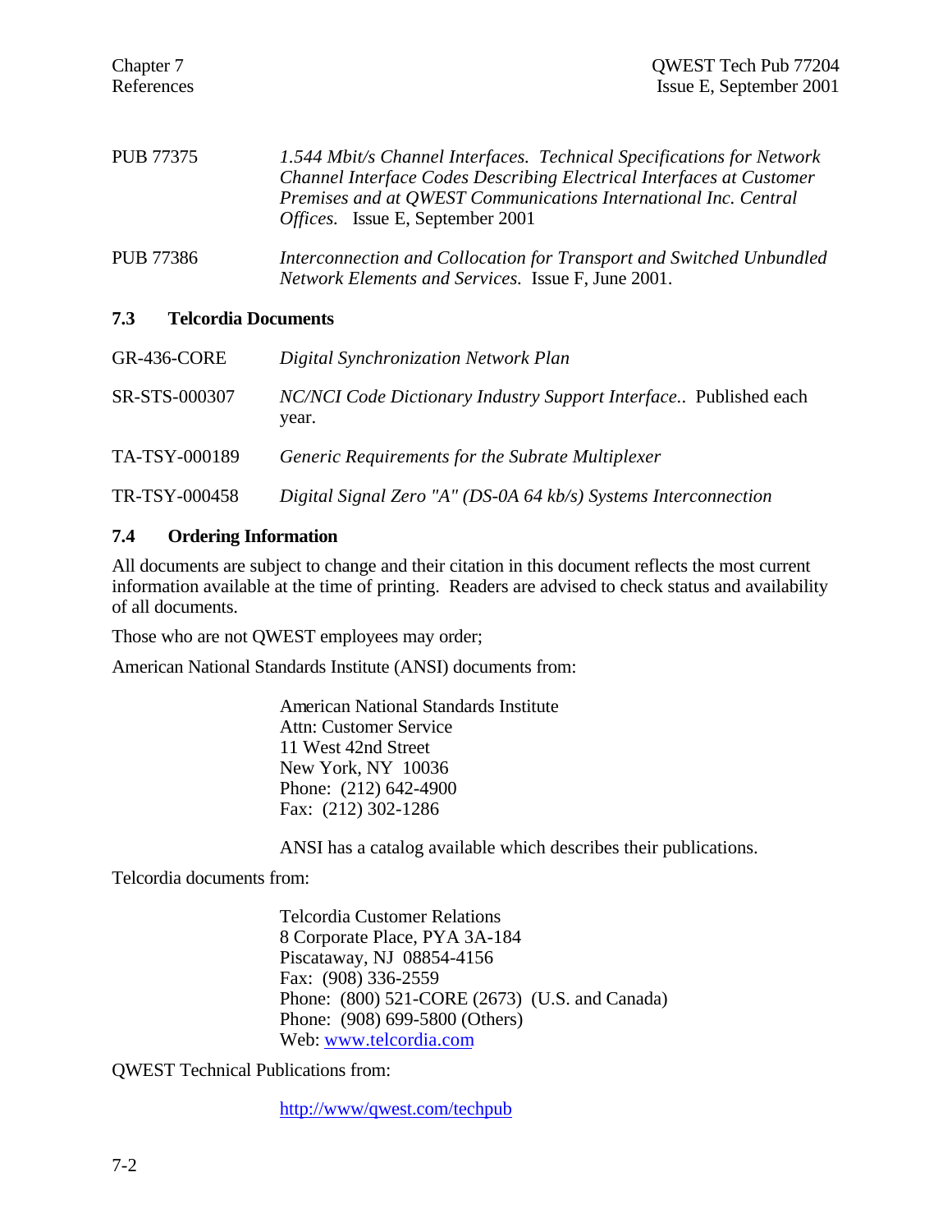| | |
|---|---|
| PUB 77375 | *1.544 Mbit/s Channel Interfaces. Technical Specifications for Network Channel Interface Codes Describing Electrical Interfaces at Customer Premises and at QWEST Communications International Inc. Central Offices.* Issue E, September 2001 |
| PUB 77386 | *Interconnection and Collocation for Transport and Switched Unbundled Network Elements and Services.* Issue F, June 2001. |

### 7.3 Telcordia Documents

| | |
|---|---|
| GR-436-CORE | *Digital Synchronization Network Plan* |
| SR-STS-000307 | *NC/NCI Code Dictionary Industry Support Interface..* Published each year. |
| TA-TSY-000189 | *Generic Requirements for the Subrate Multiplexer* |
| TR-TSY-000458 | *Digital Signal Zero "A" (DS-0A 64 kb/s) Systems Interconnection* |

### 7.4 Ordering Information

All documents are subject to change and their citation in this document reflects the most current information available at the time of printing. Readers are advised to check status and availability of all documents.

Those who are not QWEST employees may order;

American National Standards Institute (ANSI) documents from:

> American National Standards Institute
> Attn: Customer Service
> 11 West 42nd Street
> New York, NY 10036
> Phone: (212) 642-4900
> Fax: (212) 302-1286
>
> ANSI has a catalog available which describes their publications.

Telcordia documents from:

> Telcordia Customer Relations
> 8 Corporate Place, PYA 3A-184
> Piscataway, NJ 08854-4156
> Fax: (908) 336-2559
> Phone: (800) 521-CORE (2673) (U.S. and Canada)
> Phone: (908) 699-5800 (Others)
> Web: www.telcordia.com

QWEST Technical Publications from:

> http://www/qwest.com/techpub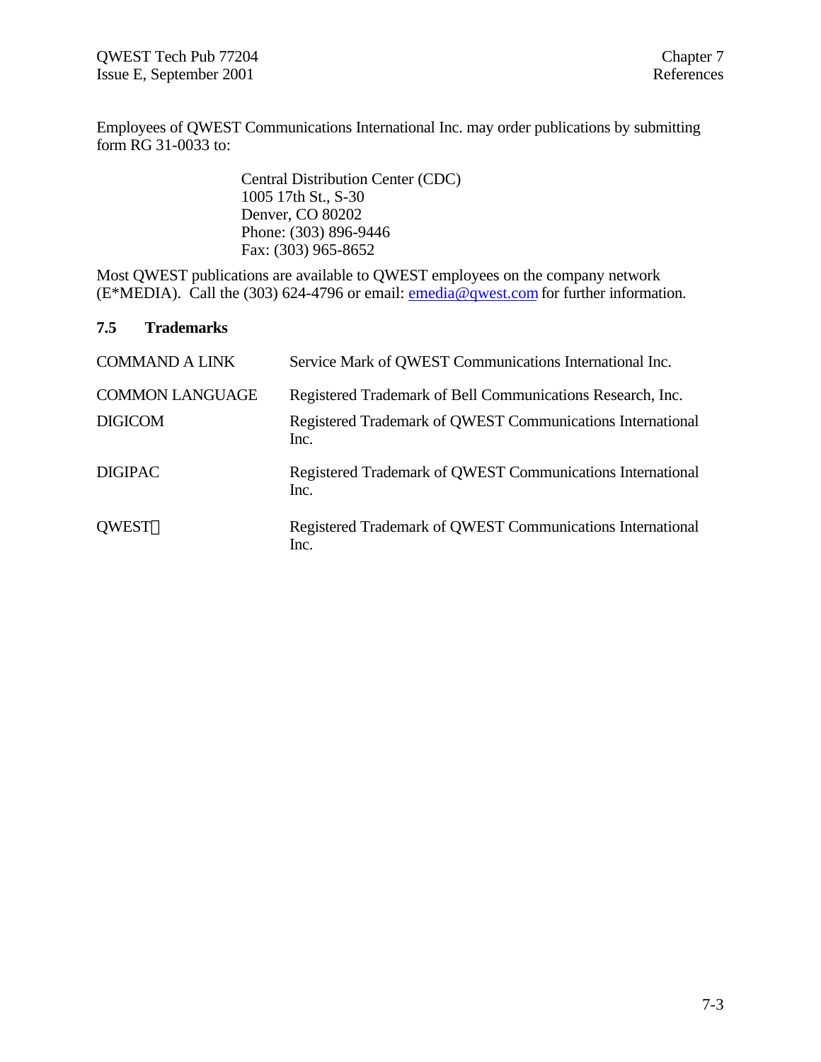Employees of QWEST Communications International Inc. may order publications by submitting form RG 31-0033 to:

> Central Distribution Center (CDC)
> 1005 17th St., S-30
> Denver, CO 80202
> Phone: (303) 896-9446
> Fax: (303) 965-8652

Most QWEST publications are available to QWEST employees on the company network (E*MEDIA). Call the (303) 624-4796 or email: emedia@qwest.com for further information.

## 7.5 Trademarks

| | |
|---|---|
| COMMAND A LINK | Service Mark of QWEST Communications International Inc. |
| COMMON LANGUAGE | Registered Trademark of Bell Communications Research, Inc. |
| DIGICOM | Registered Trademark of QWEST Communications International Inc. |
| DIGIPAC | Registered Trademark of QWEST Communications International Inc. |
| QWEST® | Registered Trademark of QWEST Communications International Inc. |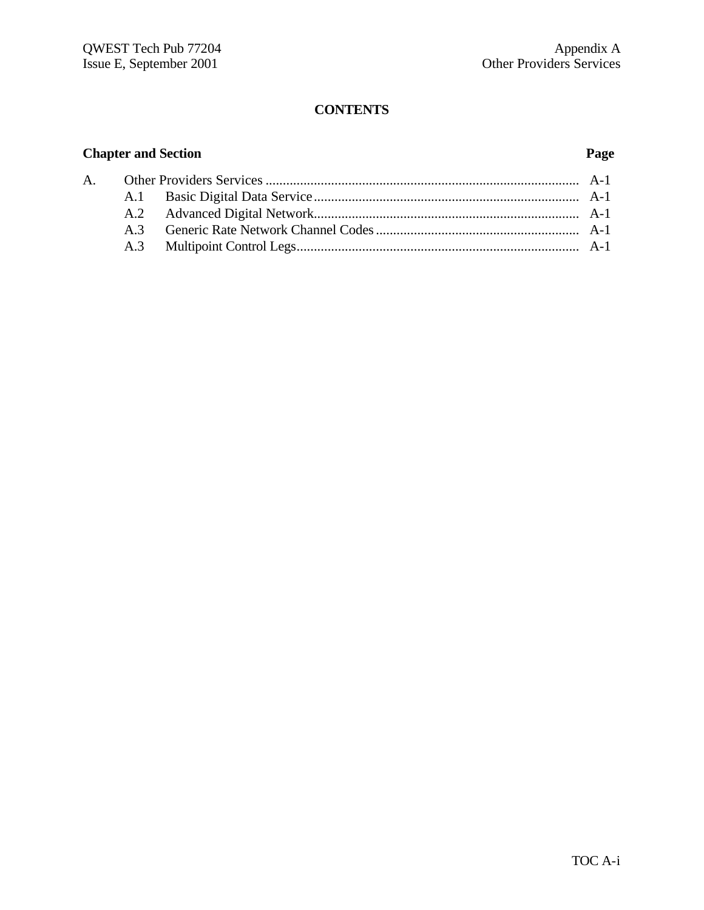# CONTENTS

| Chapter and Section | | Page |
| --- | --- | --- |
| A. | Other Providers Services | A-1 |
| A.1 | Basic Digital Data Service | A-1 |
| A.2 | Advanced Digital Network | A-1 |
| A.3 | Generic Rate Network Channel Codes | A-1 |
| A.3 | Multipoint Control Legs | A-1 |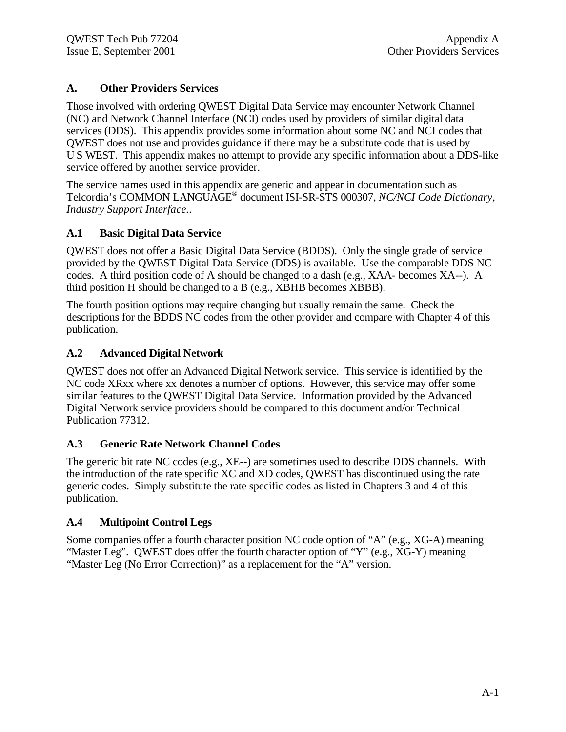## A. Other Providers Services

Those involved with ordering QWEST Digital Data Service may encounter Network Channel (NC) and Network Channel Interface (NCI) codes used by providers of similar digital data services (DDS). This appendix provides some information about some NC and NCI codes that QWEST does not use and provides guidance if there may be a substitute code that is used by U S WEST. This appendix makes no attempt to provide any specific information about a DDS-like service offered by another service provider.

The service names used in this appendix are generic and appear in documentation such as Telcordia's COMMON LANGUAGE® document ISI-SR-STS 000307, *NC/NCI Code Dictionary, Industry Support Interface.*.

### A.1 Basic Digital Data Service

QWEST does not offer a Basic Digital Data Service (BDDS). Only the single grade of service provided by the QWEST Digital Data Service (DDS) is available. Use the comparable DDS NC codes. A third position code of A should be changed to a dash (e.g., XAA- becomes XA--). A third position H should be changed to a B (e.g., XBHB becomes XBBB).

The fourth position options may require changing but usually remain the same. Check the descriptions for the BDDS NC codes from the other provider and compare with Chapter 4 of this publication.

### A.2 Advanced Digital Network

QWEST does not offer an Advanced Digital Network service. This service is identified by the NC code XRxx where xx denotes a number of options. However, this service may offer some similar features to the QWEST Digital Data Service. Information provided by the Advanced Digital Network service providers should be compared to this document and/or Technical Publication 77312.

### A.3 Generic Rate Network Channel Codes

The generic bit rate NC codes (e.g., XE--) are sometimes used to describe DDS channels. With the introduction of the rate specific XC and XD codes, QWEST has discontinued using the rate generic codes. Simply substitute the rate specific codes as listed in Chapters 3 and 4 of this publication.

### A.4 Multipoint Control Legs

Some companies offer a fourth character position NC code option of "A" (e.g., XG-A) meaning "Master Leg". QWEST does offer the fourth character option of "Y" (e.g., XG-Y) meaning "Master Leg (No Error Correction)" as a replacement for the "A" version.